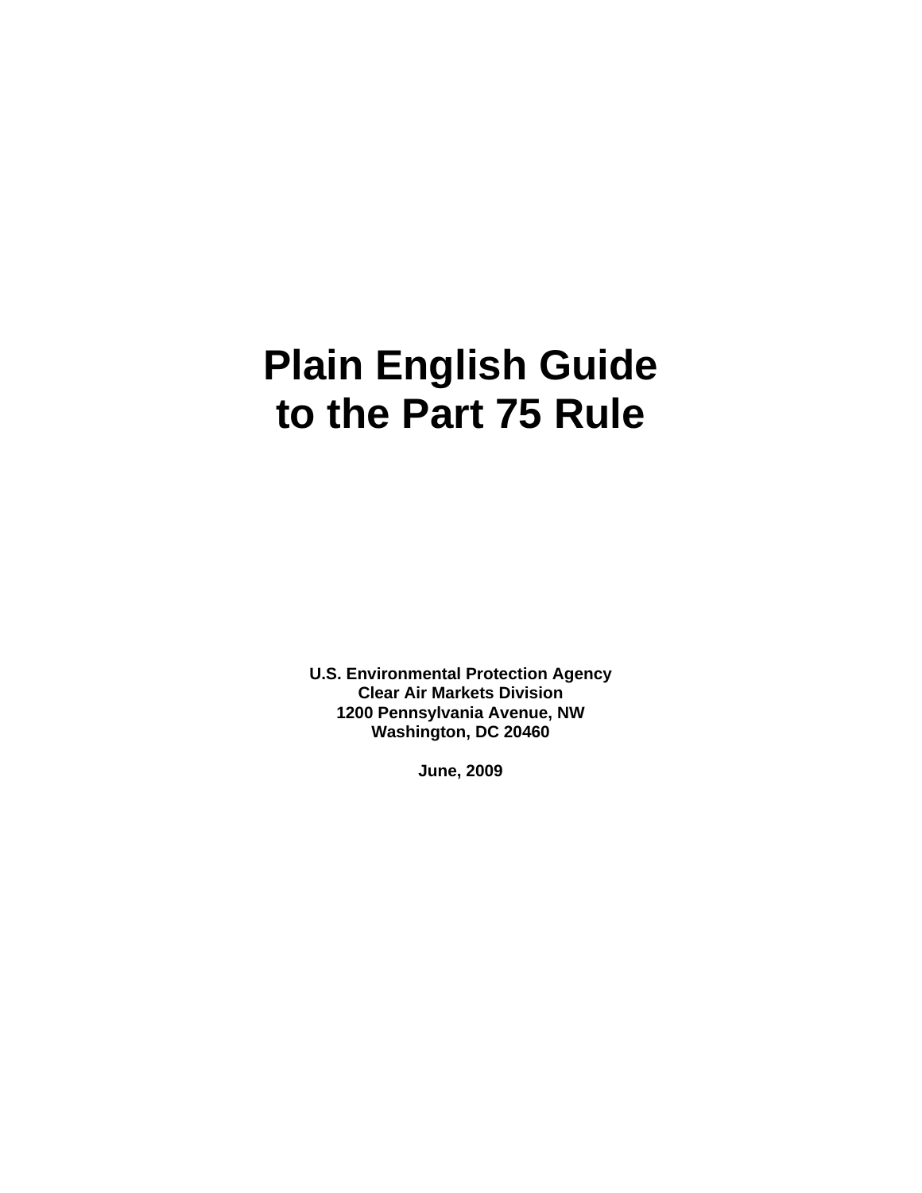# Plain English Guide to the Part 75 Rule

**U.S. Environmental Protection Agency**
**Clear Air Markets Division**
**1200 Pennsylvania Avenue, NW**
**Washington, DC 20460**

**June, 2009**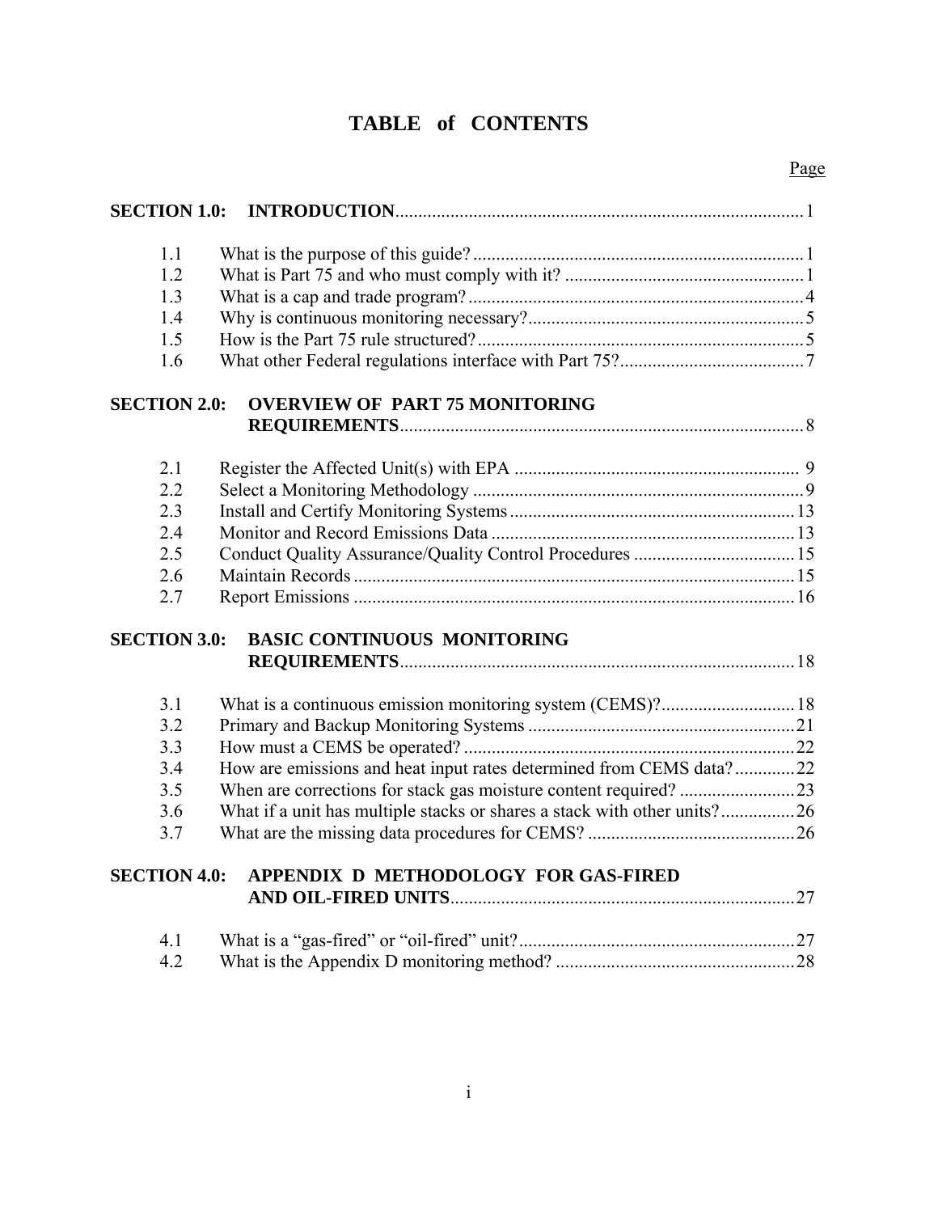# TABLE of CONTENTS

| | | Page |
|---|---|---|
| **SECTION 1.0:** | **INTRODUCTION** | 1 |
| 1.1 | What is the purpose of this guide? | 1 |
| 1.2 | What is Part 75 and who must comply with it? | 1 |
| 1.3 | What is a cap and trade program? | 4 |
| 1.4 | Why is continuous monitoring necessary? | 5 |
| 1.5 | How is the Part 75 rule structured? | 5 |
| 1.6 | What other Federal regulations interface with Part 75? | 7 |
| **SECTION 2.0:** | **OVERVIEW OF PART 75 MONITORING REQUIREMENTS** | 8 |
| 2.1 | Register the Affected Unit(s) with EPA | 9 |
| 2.2 | Select a Monitoring Methodology | 9 |
| 2.3 | Install and Certify Monitoring Systems | 13 |
| 2.4 | Monitor and Record Emissions Data | 13 |
| 2.5 | Conduct Quality Assurance/Quality Control Procedures | 15 |
| 2.6 | Maintain Records | 15 |
| 2.7 | Report Emissions | 16 |
| **SECTION 3.0:** | **BASIC CONTINUOUS MONITORING REQUIREMENTS** | 18 |
| 3.1 | What is a continuous emission monitoring system (CEMS)? | 18 |
| 3.2 | Primary and Backup Monitoring Systems | 21 |
| 3.3 | How must a CEMS be operated? | 22 |
| 3.4 | How are emissions and heat input rates determined from CEMS data? | 22 |
| 3.5 | When are corrections for stack gas moisture content required? | 23 |
| 3.6 | What if a unit has multiple stacks or shares a stack with other units? | 26 |
| 3.7 | What are the missing data procedures for CEMS? | 26 |
| **SECTION 4.0:** | **APPENDIX D METHODOLOGY FOR GAS-FIRED AND OIL-FIRED UNITS** | 27 |
| 4.1 | What is a "gas-fired" or "oil-fired" unit? | 27 |
| 4.2 | What is the Appendix D monitoring method? | 28 |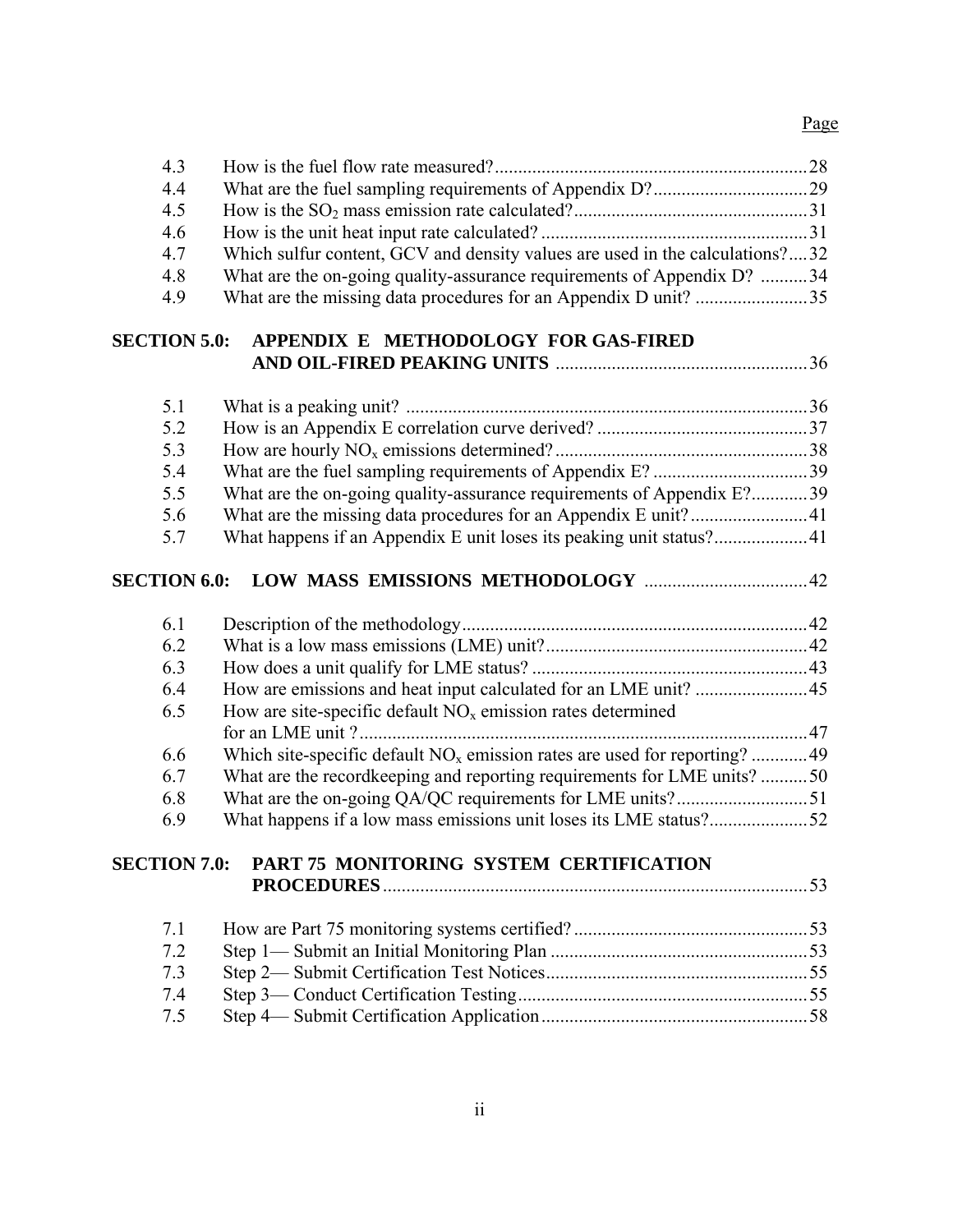Page

| | | |
|---|---|---|
| 4.3 | How is the fuel flow rate measured? | 28 |
| 4.4 | What are the fuel sampling requirements of Appendix D? | 29 |
| 4.5 | How is the $SO_2$ mass emission rate calculated? | 31 |
| 4.6 | How is the unit heat input rate calculated? | 31 |
| 4.7 | Which sulfur content, GCV and density values are used in the calculations? | 32 |
| 4.8 | What are the on-going quality-assurance requirements of Appendix D? | 34 |
| 4.9 | What are the missing data procedures for an Appendix D unit? | 35 |

**SECTION 5.0: APPENDIX E METHODOLOGY FOR GAS-FIRED AND OIL-FIRED PEAKING UNITS** ..... 36

| | | |
|---|---|---|
| 5.1 | What is a peaking unit? | 36 |
| 5.2 | How is an Appendix E correlation curve derived? | 37 |
| 5.3 | How are hourly $NO_x$ emissions determined? | 38 |
| 5.4 | What are the fuel sampling requirements of Appendix E? | 39 |
| 5.5 | What are the on-going quality-assurance requirements of Appendix E? | 39 |
| 5.6 | What are the missing data procedures for an Appendix E unit? | 41 |
| 5.7 | What happens if an Appendix E unit loses its peaking unit status? | 41 |

**SECTION 6.0: LOW MASS EMISSIONS METHODOLOGY** ..... 42

| | | |
|---|---|---|
| 6.1 | Description of the methodology | 42 |
| 6.2 | What is a low mass emissions (LME) unit? | 42 |
| 6.3 | How does a unit qualify for LME status? | 43 |
| 6.4 | How are emissions and heat input calculated for an LME unit? | 45 |
| 6.5 | How are site-specific default $NO_x$ emission rates determined for an LME unit ? | 47 |
| 6.6 | Which site-specific default $NO_x$ emission rates are used for reporting? | 49 |
| 6.7 | What are the recordkeeping and reporting requirements for LME units? | 50 |
| 6.8 | What are the on-going QA/QC requirements for LME units? | 51 |
| 6.9 | What happens if a low mass emissions unit loses its LME status? | 52 |

**SECTION 7.0: PART 75 MONITORING SYSTEM CERTIFICATION PROCEDURES** ..... 53

| | | |
|---|---|---|
| 7.1 | How are Part 75 monitoring systems certified? | 53 |
| 7.2 | Step 1— Submit an Initial Monitoring Plan | 53 |
| 7.3 | Step 2— Submit Certification Test Notices | 55 |
| 7.4 | Step 3— Conduct Certification Testing | 55 |
| 7.5 | Step 4— Submit Certification Application | 58 |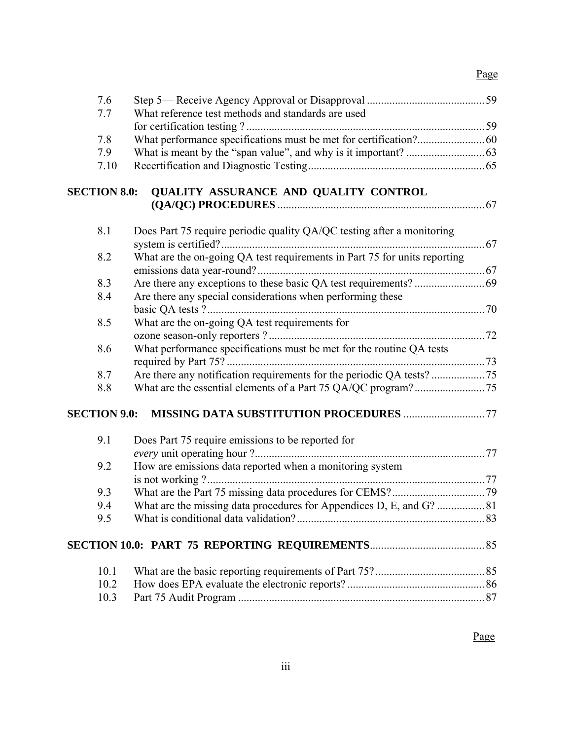| | | Page |
|---|---|---|
| 7.6 | Step 5— Receive Agency Approval or Disapproval | 59 |
| 7.7 | What reference test methods and standards are used for certification testing ? | 59 |
| 7.8 | What performance specifications must be met for certification? | 60 |
| 7.9 | What is meant by the “span value”, and why is it important? | 63 |
| 7.10 | Recertification and Diagnostic Testing | 65 |
| **SECTION 8.0:** | **QUALITY ASSURANCE AND QUALITY CONTROL (QA/QC) PROCEDURES** | 67 |
| 8.1 | Does Part 75 require periodic quality QA/QC testing after a monitoring system is certified? | 67 |
| 8.2 | What are the on-going QA test requirements in Part 75 for units reporting emissions data year-round? | 67 |
| 8.3 | Are there any exceptions to these basic QA test requirements? | 69 |
| 8.4 | Are there any special considerations when performing these basic QA tests ? | 70 |
| 8.5 | What are the on-going QA test requirements for ozone season-only reporters ? | 72 |
| 8.6 | What performance specifications must be met for the routine QA tests required by Part 75? | 73 |
| 8.7 | Are there any notification requirements for the periodic QA tests? | 75 |
| 8.8 | What are the essential elements of a Part 75 QA/QC program? | 75 |
| **SECTION 9.0:** | **MISSING DATA SUBSTITUTION PROCEDURES** | 77 |
| 9.1 | Does Part 75 require emissions to be reported for *every* unit operating hour ? | 77 |
| 9.2 | How are emissions data reported when a monitoring system is not working ? | 77 |
| 9.3 | What are the Part 75 missing data procedures for CEMS? | 79 |
| 9.4 | What are the missing data procedures for Appendices D, E, and G? | 81 |
| 9.5 | What is conditional data validation? | 83 |
| **SECTION 10.0:** | **PART 75 REPORTING REQUIREMENTS** | 85 |
| 10.1 | What are the basic reporting requirements of Part 75? | 85 |
| 10.2 | How does EPA evaluate the electronic reports? | 86 |
| 10.3 | Part 75 Audit Program | 87 |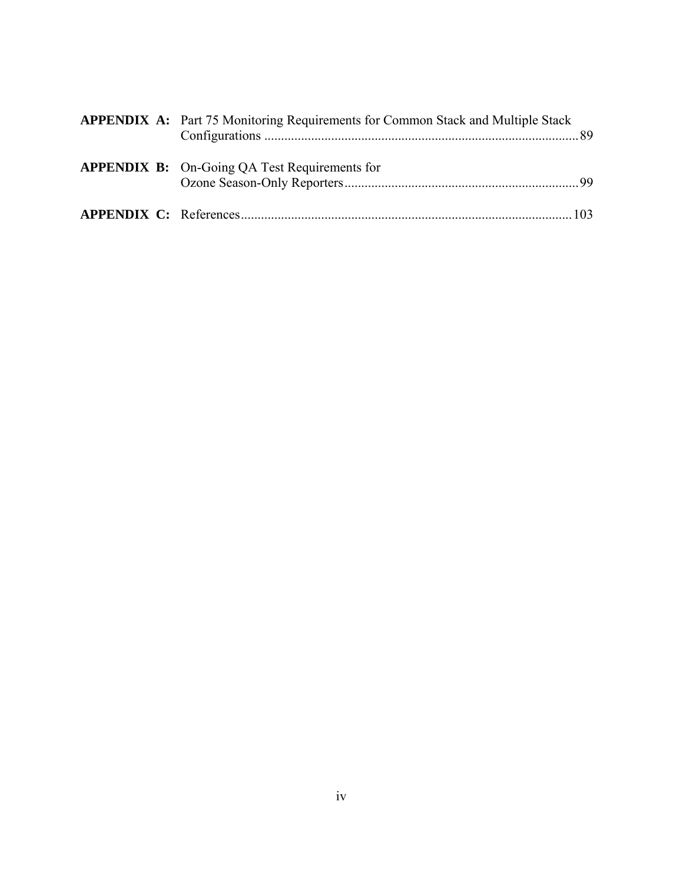**APPENDIX A:** Part 75 Monitoring Requirements for Common Stack and Multiple Stack Configurations ............................................................................................ 89

**APPENDIX B:** On-Going QA Test Requirements for Ozone Season-Only Reporters..................................................................... 99

**APPENDIX C:** References................................................................................................. 103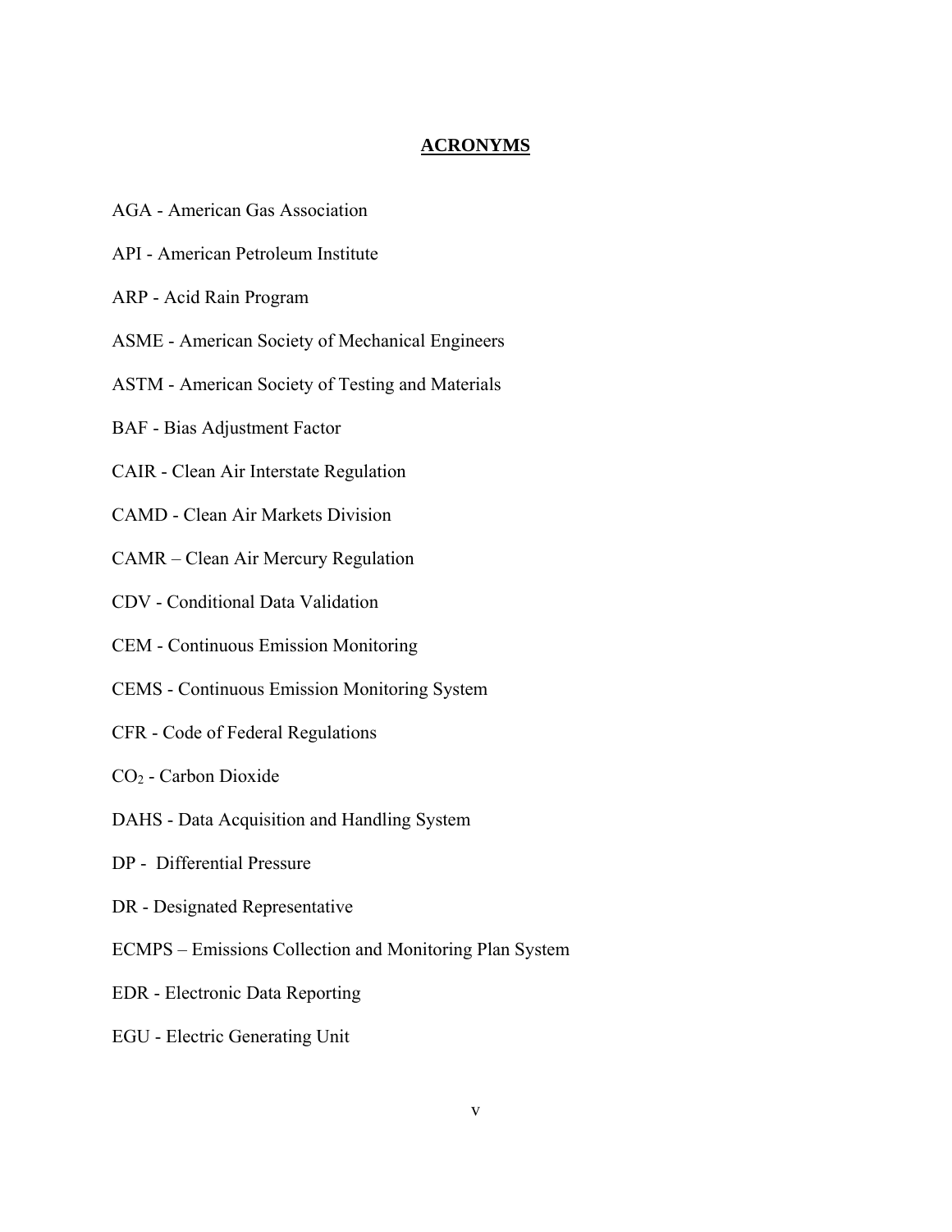# ACRONYMS

AGA - American Gas Association

API - American Petroleum Institute

ARP - Acid Rain Program

ASME - American Society of Mechanical Engineers

ASTM - American Society of Testing and Materials

BAF - Bias Adjustment Factor

CAIR - Clean Air Interstate Regulation

CAMD - Clean Air Markets Division

CAMR – Clean Air Mercury Regulation

CDV - Conditional Data Validation

CEM - Continuous Emission Monitoring

CEMS - Continuous Emission Monitoring System

CFR - Code of Federal Regulations

$CO_2$ - Carbon Dioxide

DAHS - Data Acquisition and Handling System

DP - Differential Pressure

DR - Designated Representative

ECMPS – Emissions Collection and Monitoring Plan System

EDR - Electronic Data Reporting

EGU - Electric Generating Unit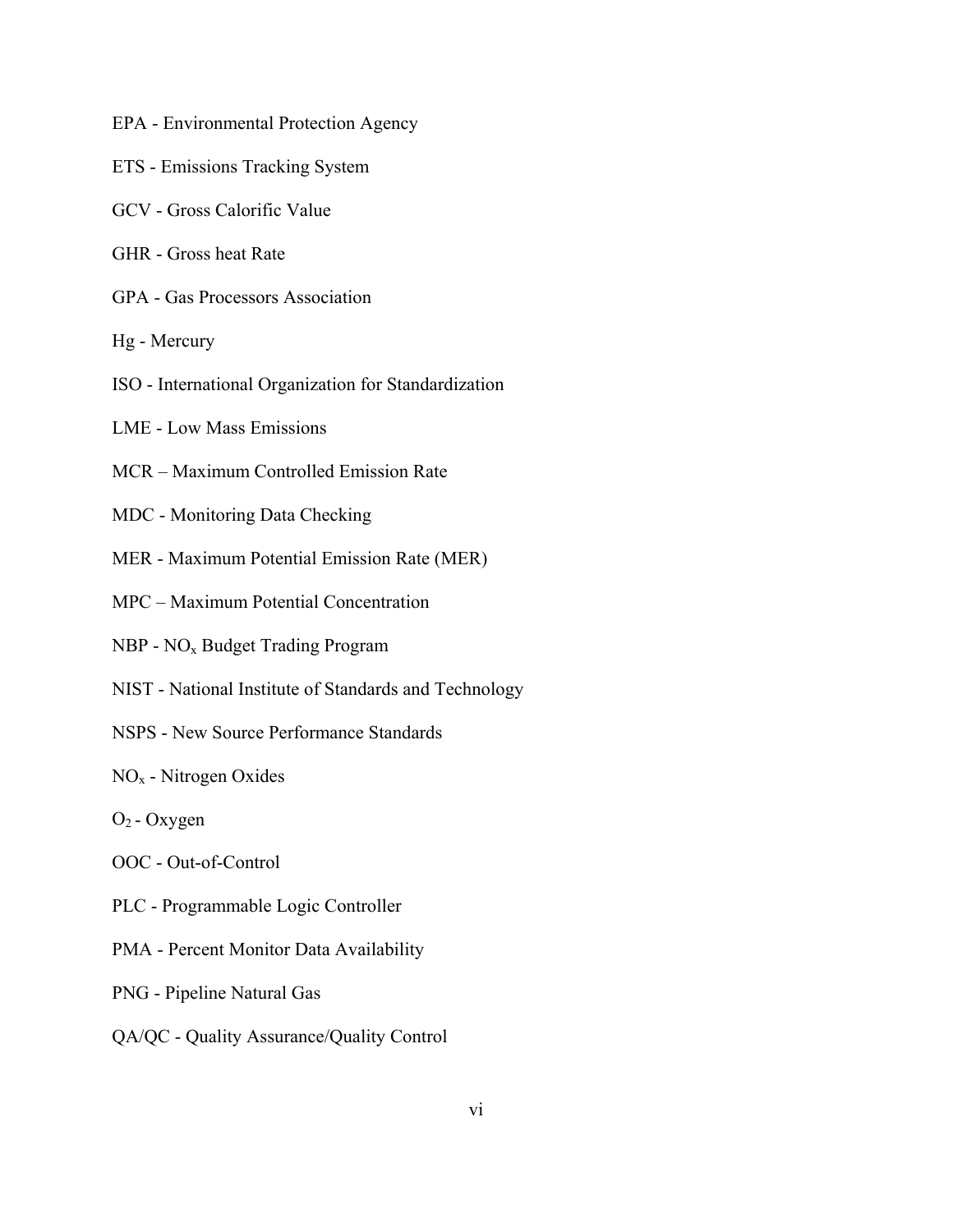EPA - Environmental Protection Agency

ETS - Emissions Tracking System

GCV - Gross Calorific Value

GHR - Gross heat Rate

GPA - Gas Processors Association

Hg - Mercury

ISO - International Organization for Standardization

LME - Low Mass Emissions

MCR – Maximum Controlled Emission Rate

MDC - Monitoring Data Checking

MER - Maximum Potential Emission Rate (MER)

MPC – Maximum Potential Concentration

NBP - $NO_x$ Budget Trading Program

NIST - National Institute of Standards and Technology

NSPS - New Source Performance Standards

$NO_x$ - Nitrogen Oxides

$O_2$ - Oxygen

OOC - Out-of-Control

PLC - Programmable Logic Controller

PMA - Percent Monitor Data Availability

PNG - Pipeline Natural Gas

QA/QC - Quality Assurance/Quality Control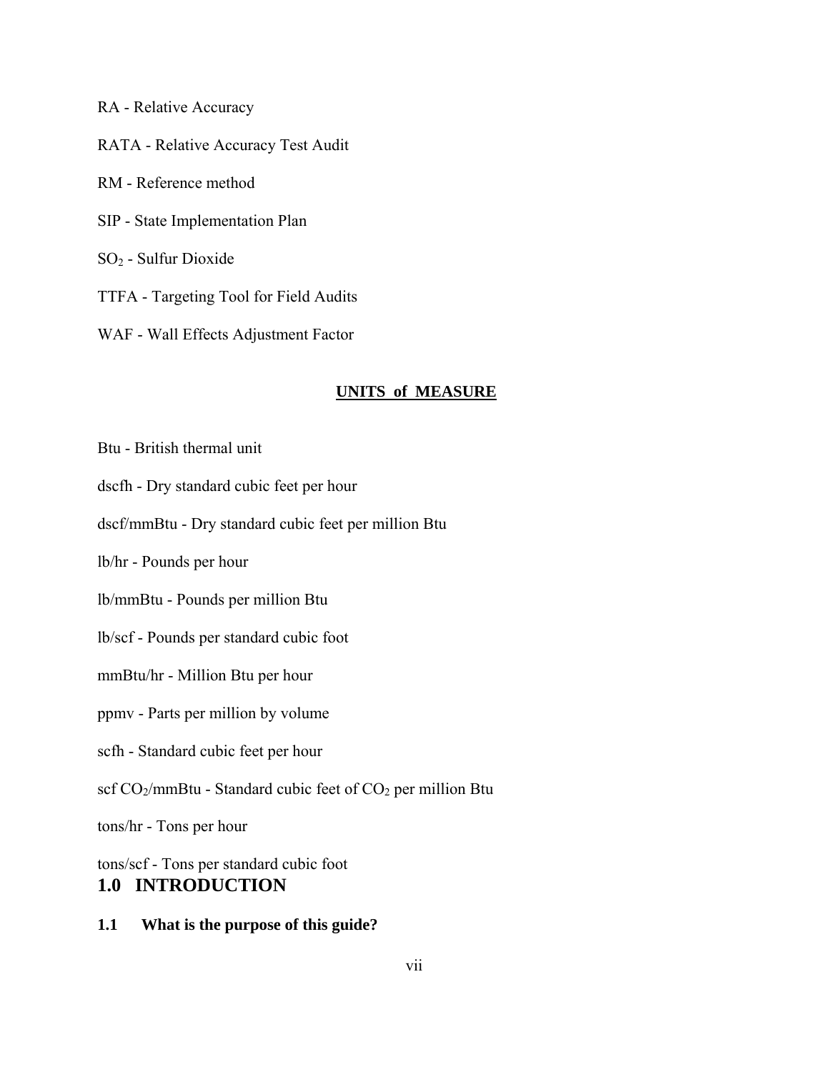RA - Relative Accuracy

RATA - Relative Accuracy Test Audit

RM - Reference method

SIP - State Implementation Plan

$SO_2$ - Sulfur Dioxide

TTFA - Targeting Tool for Field Audits

WAF - Wall Effects Adjustment Factor

**UNITS of MEASURE**

Btu - British thermal unit

dscfh - Dry standard cubic feet per hour

dscf/mmBtu - Dry standard cubic feet per million Btu

lb/hr - Pounds per hour

lb/mmBtu - Pounds per million Btu

lb/scf - Pounds per standard cubic foot

mmBtu/hr - Million Btu per hour

ppmv - Parts per million by volume

scfh - Standard cubic feet per hour

scf $CO_2$/mmBtu - Standard cubic feet of $CO_2$ per million Btu

tons/hr - Tons per hour

tons/scf - Tons per standard cubic foot

# 1.0 INTRODUCTION

## 1.1 What is the purpose of this guide?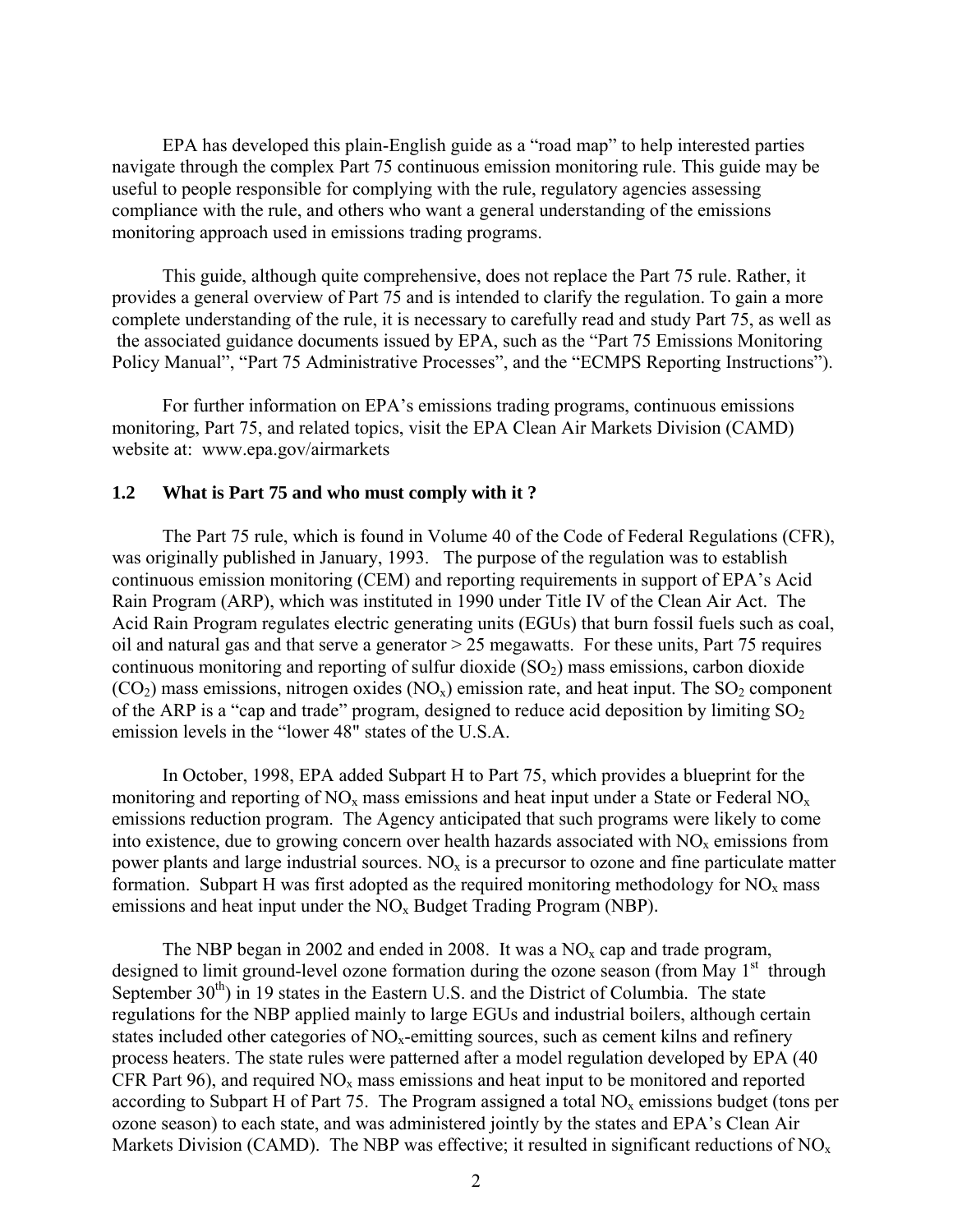EPA has developed this plain-English guide as a "road map" to help interested parties navigate through the complex Part 75 continuous emission monitoring rule. This guide may be useful to people responsible for complying with the rule, regulatory agencies assessing compliance with the rule, and others who want a general understanding of the emissions monitoring approach used in emissions trading programs.

This guide, although quite comprehensive, does not replace the Part 75 rule. Rather, it provides a general overview of Part 75 and is intended to clarify the regulation. To gain a more complete understanding of the rule, it is necessary to carefully read and study Part 75, as well as the associated guidance documents issued by EPA, such as the "Part 75 Emissions Monitoring Policy Manual", "Part 75 Administrative Processes", and the "ECMPS Reporting Instructions").

For further information on EPA's emissions trading programs, continuous emissions monitoring, Part 75, and related topics, visit the EPA Clean Air Markets Division (CAMD) website at: www.epa.gov/airmarkets

### 1.2 What is Part 75 and who must comply with it ?

The Part 75 rule, which is found in Volume 40 of the Code of Federal Regulations (CFR), was originally published in January, 1993. The purpose of the regulation was to establish continuous emission monitoring (CEM) and reporting requirements in support of EPA's Acid Rain Program (ARP), which was instituted in 1990 under Title IV of the Clean Air Act. The Acid Rain Program regulates electric generating units (EGUs) that burn fossil fuels such as coal, oil and natural gas and that serve a generator > 25 megawatts. For these units, Part 75 requires continuous monitoring and reporting of sulfur dioxide ($SO_2$) mass emissions, carbon dioxide ($CO_2$) mass emissions, nitrogen oxides ($NO_x$) emission rate, and heat input. The $SO_2$ component of the ARP is a "cap and trade" program, designed to reduce acid deposition by limiting $SO_2$ emission levels in the "lower 48" states of the U.S.A.

In October, 1998, EPA added Subpart H to Part 75, which provides a blueprint for the monitoring and reporting of $NO_x$ mass emissions and heat input under a State or Federal $NO_x$ emissions reduction program. The Agency anticipated that such programs were likely to come into existence, due to growing concern over health hazards associated with $NO_x$ emissions from power plants and large industrial sources. $NO_x$ is a precursor to ozone and fine particulate matter formation. Subpart H was first adopted as the required monitoring methodology for $NO_x$ mass emissions and heat input under the $NO_x$ Budget Trading Program (NBP).

The NBP began in 2002 and ended in 2008. It was a $NO_x$ cap and trade program, designed to limit ground-level ozone formation during the ozone season (from May 1st through September 30th) in 19 states in the Eastern U.S. and the District of Columbia. The state regulations for the NBP applied mainly to large EGUs and industrial boilers, although certain states included other categories of $NO_x$-emitting sources, such as cement kilns and refinery process heaters. The state rules were patterned after a model regulation developed by EPA (40 CFR Part 96), and required $NO_x$ mass emissions and heat input to be monitored and reported according to Subpart H of Part 75. The Program assigned a total $NO_x$ emissions budget (tons per ozone season) to each state, and was administered jointly by the states and EPA's Clean Air Markets Division (CAMD). The NBP was effective; it resulted in significant reductions of $NO_x$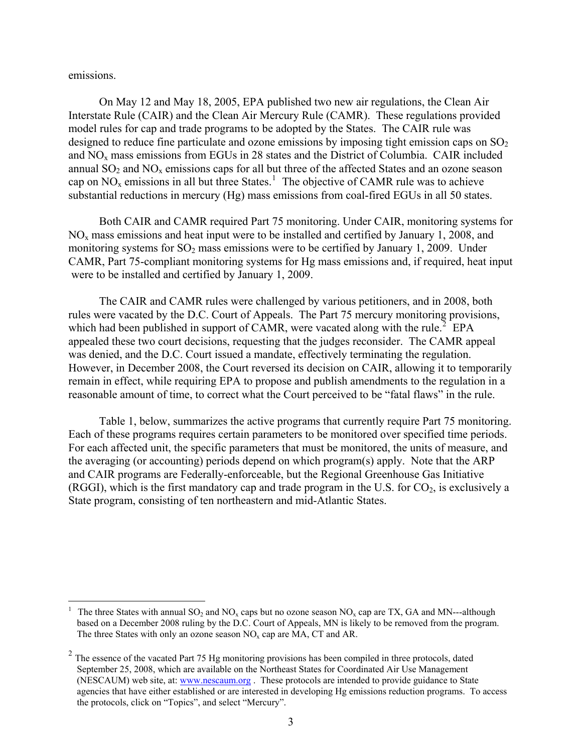emissions.

On May 12 and May 18, 2005, EPA published two new air regulations, the Clean Air Interstate Rule (CAIR) and the Clean Air Mercury Rule (CAMR). These regulations provided model rules for cap and trade programs to be adopted by the States. The CAIR rule was designed to reduce fine particulate and ozone emissions by imposing tight emission caps on $SO_2$ and $NO_x$ mass emissions from EGUs in 28 states and the District of Columbia. CAIR included annual $SO_2$ and $NO_x$ emissions caps for all but three of the affected States and an ozone season cap on $NO_x$ emissions in all but three States.[1] The objective of CAMR rule was to achieve substantial reductions in mercury (Hg) mass emissions from coal-fired EGUs in all 50 states.

Both CAIR and CAMR required Part 75 monitoring. Under CAIR, monitoring systems for $NO_x$ mass emissions and heat input were to be installed and certified by January 1, 2008, and monitoring systems for $SO_2$ mass emissions were to be certified by January 1, 2009. Under CAMR, Part 75-compliant monitoring systems for Hg mass emissions and, if required, heat input were to be installed and certified by January 1, 2009.

The CAIR and CAMR rules were challenged by various petitioners, and in 2008, both rules were vacated by the D.C. Court of Appeals. The Part 75 mercury monitoring provisions, which had been published in support of CAMR, were vacated along with the rule.[2] EPA appealed these two court decisions, requesting that the judges reconsider. The CAMR appeal was denied, and the D.C. Court issued a mandate, effectively terminating the regulation. However, in December 2008, the Court reversed its decision on CAIR, allowing it to temporarily remain in effect, while requiring EPA to propose and publish amendments to the regulation in a reasonable amount of time, to correct what the Court perceived to be "fatal flaws" in the rule.

Table 1, below, summarizes the active programs that currently require Part 75 monitoring. Each of these programs requires certain parameters to be monitored over specified time periods. For each affected unit, the specific parameters that must be monitored, the units of measure, and the averaging (or accounting) periods depend on which program(s) apply. Note that the ARP and CAIR programs are Federally-enforceable, but the Regional Greenhouse Gas Initiative (RGGI), which is the first mandatory cap and trade program in the U.S. for $CO_2$, is exclusively a State program, consisting of ten northeastern and mid-Atlantic States.

---

[1] The three States with annual $SO_2$ and $NO_x$ caps but no ozone season $NO_x$ cap are TX, GA and MN---although based on a December 2008 ruling by the D.C. Court of Appeals, MN is likely to be removed from the program. The three States with only an ozone season $NO_x$ cap are MA, CT and AR.

[2] The essence of the vacated Part 75 Hg monitoring provisions has been compiled in three protocols, dated September 25, 2008, which are available on the Northeast States for Coordinated Air Use Management (NESCAUM) web site, at: www.nescaum.org . These protocols are intended to provide guidance to State agencies that have either established or are interested in developing Hg emissions reduction programs. To access the protocols, click on "Topics", and select "Mercury".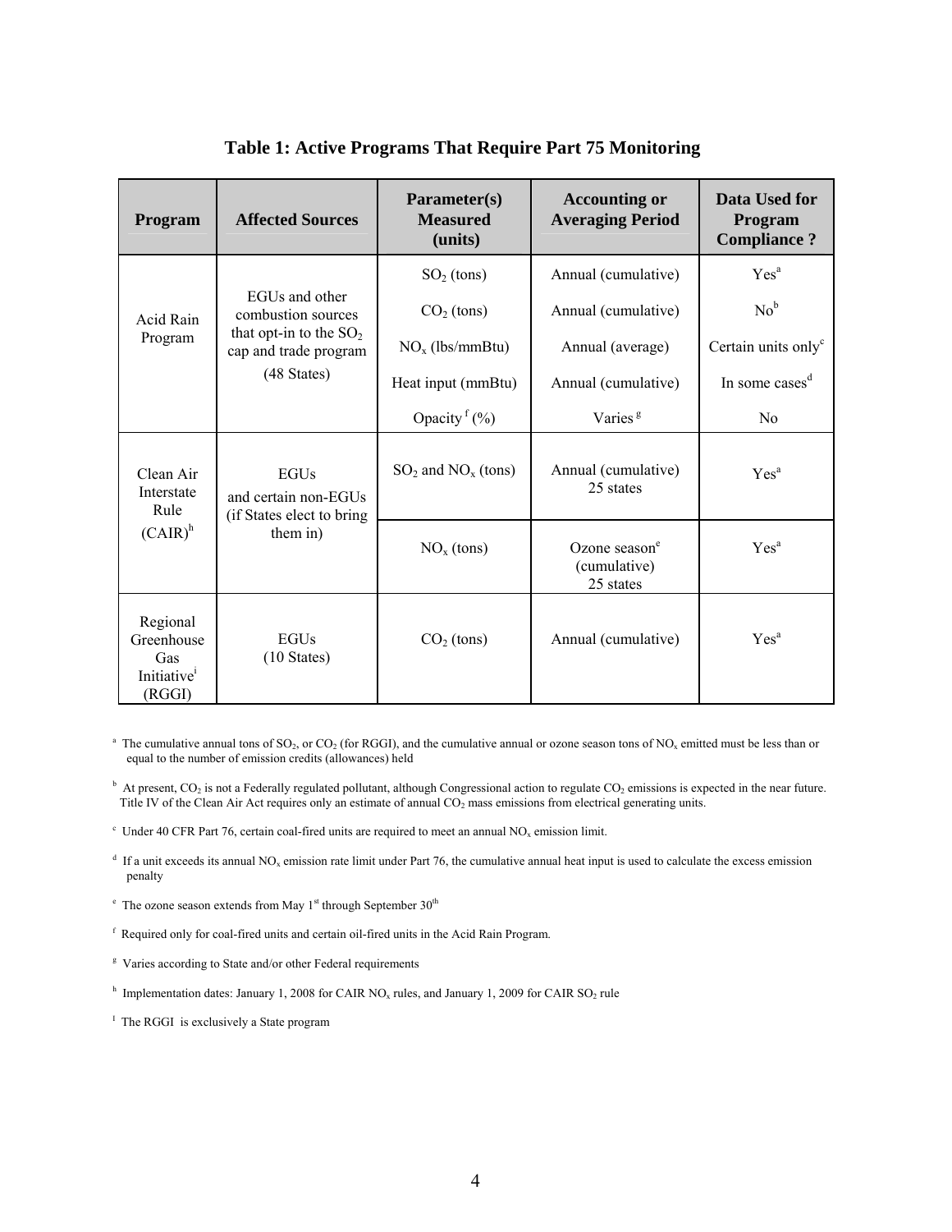### Table 1: Active Programs That Require Part 75 Monitoring

| Program | Affected Sources | Parameter(s) Measured (units) | Accounting or Averaging Period | Data Used for Program Compliance ? |
|---|---|---|---|---|
| Acid Rain Program | EGUs and other combustion sources that opt-in to the $SO_2$ cap and trade program (48 States) | $SO_2$ (tons) | Annual (cumulative) | Yes[a] |
| | | $CO_2$ (tons) | Annual (cumulative) | No[b] |
| | | $NO_x$ (lbs/mmBtu) | Annual (average) | Certain units only[c] |
| | | Heat input (mmBtu) | Annual (cumulative) | In some cases[d] |
| | | Opacity[f] (%) | Varies[g] | No |
| Clean Air Interstate Rule (CAIR)[h] | EGUs and certain non-EGUs (if States elect to bring them in) | $SO_2$ and $NO_x$ (tons) | Annual (cumulative) 25 states | Yes[a] |
| | | $NO_x$ (tons) | Ozone season[e] (cumulative) 25 states | Yes[a] |
| Regional Greenhouse Gas Initiative[i] (RGGI) | EGUs (10 States) | $CO_2$ (tons) | Annual (cumulative) | Yes[a] |

[a] The cumulative annual tons of $SO_2$, or $CO_2$ (for RGGI), and the cumulative annual or ozone season tons of $NO_x$ emitted must be less than or equal to the number of emission credits (allowances) held

[b] At present, $CO_2$ is not a Federally regulated pollutant, although Congressional action to regulate $CO_2$ emissions is expected in the near future. Title IV of the Clean Air Act requires only an estimate of annual $CO_2$ mass emissions from electrical generating units.

[c] Under 40 CFR Part 76, certain coal-fired units are required to meet an annual $NO_x$ emission limit.

[d] If a unit exceeds its annual $NO_x$ emission rate limit under Part 76, the cumulative annual heat input is used to calculate the excess emission penalty

[e] The ozone season extends from May 1st through September 30th

[f] Required only for coal-fired units and certain oil-fired units in the Acid Rain Program.

[g] Varies according to State and/or other Federal requirements

[h] Implementation dates: January 1, 2008 for CAIR $NO_x$ rules, and January 1, 2009 for CAIR $SO_2$ rule

[i] The RGGI is exclusively a State program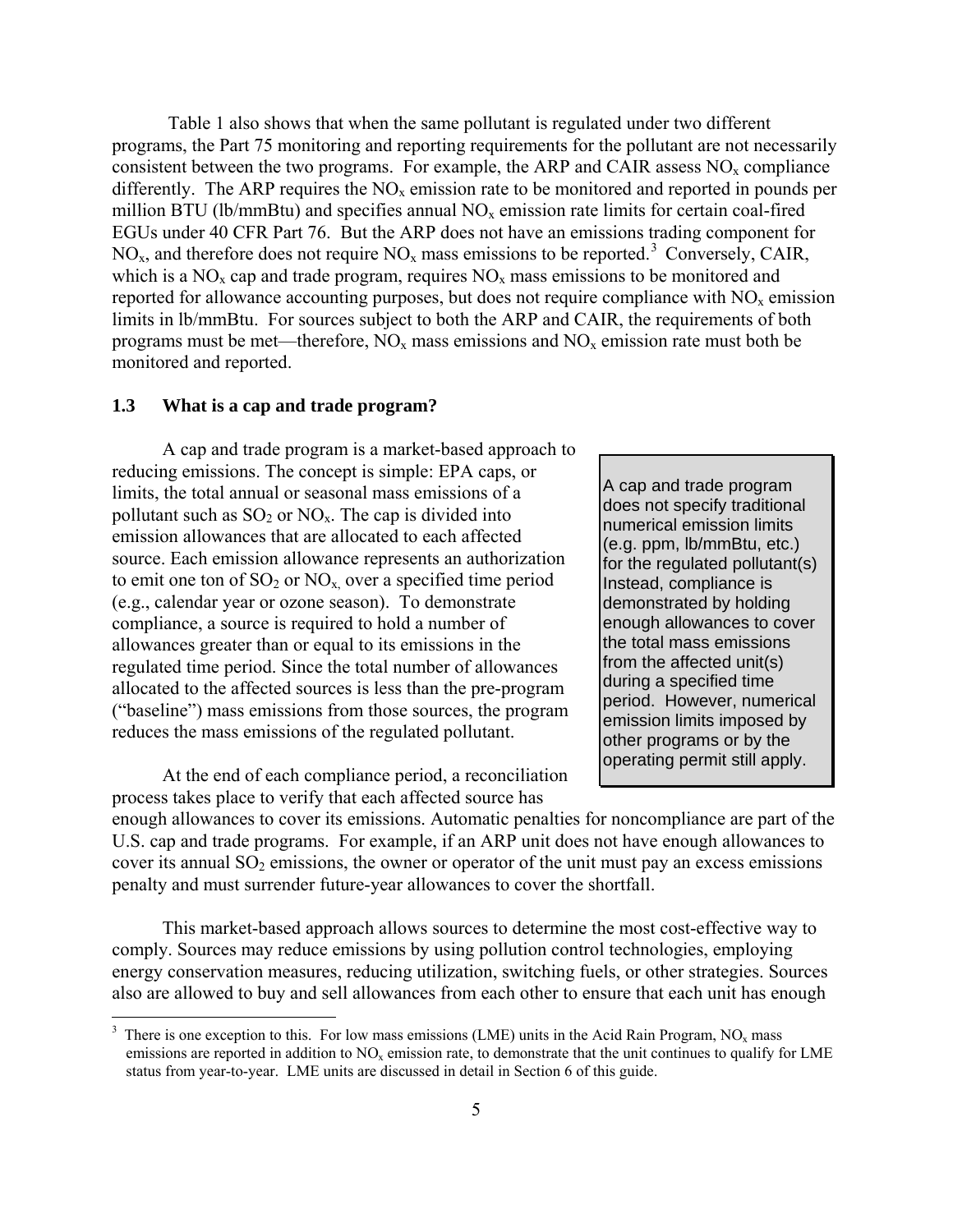Table 1 also shows that when the same pollutant is regulated under two different programs, the Part 75 monitoring and reporting requirements for the pollutant are not necessarily consistent between the two programs. For example, the ARP and CAIR assess $NO_x$ compliance differently. The ARP requires the $NO_x$ emission rate to be monitored and reported in pounds per million BTU (lb/mmBtu) and specifies annual $NO_x$ emission rate limits for certain coal-fired EGUs under 40 CFR Part 76. But the ARP does not have an emissions trading component for $NO_x$, and therefore does not require $NO_x$ mass emissions to be reported.[3] Conversely, CAIR, which is a $NO_x$ cap and trade program, requires $NO_x$ mass emissions to be monitored and reported for allowance accounting purposes, but does not require compliance with $NO_x$ emission limits in lb/mmBtu. For sources subject to both the ARP and CAIR, the requirements of both programs must be met—therefore, $NO_x$ mass emissions and $NO_x$ emission rate must both be monitored and reported.

### 1.3 What is a cap and trade program?

A cap and trade program is a market-based approach to reducing emissions. The concept is simple: EPA caps, or limits, the total annual or seasonal mass emissions of a pollutant such as $SO_2$ or $NO_x$. The cap is divided into emission allowances that are allocated to each affected source. Each emission allowance represents an authorization to emit one ton of $SO_2$ or $NO_x$, over a specified time period (e.g., calendar year or ozone season). To demonstrate compliance, a source is required to hold a number of allowances greater than or equal to its emissions in the regulated time period. Since the total number of allowances allocated to the affected sources is less than the pre-program ("baseline") mass emissions from those sources, the program reduces the mass emissions of the regulated pollutant.

> A cap and trade program does not specify traditional numerical emission limits (e.g. ppm, lb/mmBtu, etc.) for the regulated pollutant(s) Instead, compliance is demonstrated by holding enough allowances to cover the total mass emissions from the affected unit(s) during a specified time period. However, numerical emission limits imposed by other programs or by the operating permit still apply.

At the end of each compliance period, a reconciliation process takes place to verify that each affected source has enough allowances to cover its emissions. Automatic penalties for noncompliance are part of the U.S. cap and trade programs. For example, if an ARP unit does not have enough allowances to cover its annual $SO_2$ emissions, the owner or operator of the unit must pay an excess emissions penalty and must surrender future-year allowances to cover the shortfall.

This market-based approach allows sources to determine the most cost-effective way to comply. Sources may reduce emissions by using pollution control technologies, employing energy conservation measures, reducing utilization, switching fuels, or other strategies. Sources also are allowed to buy and sell allowances from each other to ensure that each unit has enough

[3] There is one exception to this. For low mass emissions (LME) units in the Acid Rain Program, $NO_x$ mass emissions are reported in addition to $NO_x$ emission rate, to demonstrate that the unit continues to qualify for LME status from year-to-year. LME units are discussed in detail in Section 6 of this guide.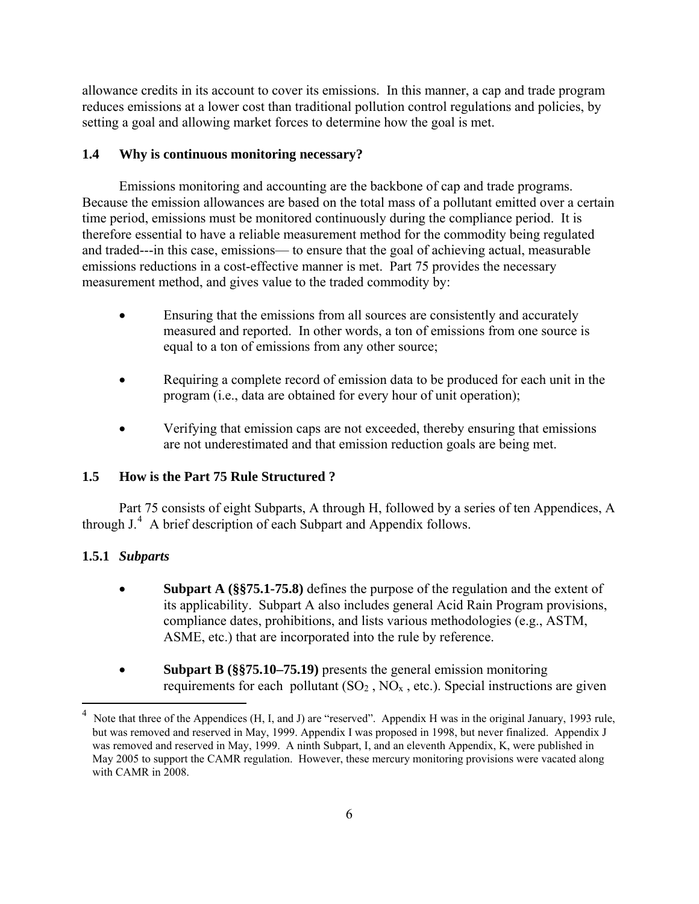allowance credits in its account to cover its emissions. In this manner, a cap and trade program reduces emissions at a lower cost than traditional pollution control regulations and policies, by setting a goal and allowing market forces to determine how the goal is met.

### 1.4 Why is continuous monitoring necessary?

Emissions monitoring and accounting are the backbone of cap and trade programs. Because the emission allowances are based on the total mass of a pollutant emitted over a certain time period, emissions must be monitored continuously during the compliance period. It is therefore essential to have a reliable measurement method for the commodity being regulated and traded---in this case, emissions— to ensure that the goal of achieving actual, measurable emissions reductions in a cost-effective manner is met. Part 75 provides the necessary measurement method, and gives value to the traded commodity by:

- Ensuring that the emissions from all sources are consistently and accurately measured and reported. In other words, a ton of emissions from one source is equal to a ton of emissions from any other source;
- Requiring a complete record of emission data to be produced for each unit in the program (i.e., data are obtained for every hour of unit operation);
- Verifying that emission caps are not exceeded, thereby ensuring that emissions are not underestimated and that emission reduction goals are being met.

### 1.5 How is the Part 75 Rule Structured ?

Part 75 consists of eight Subparts, A through H, followed by a series of ten Appendices, A through J.[4] A brief description of each Subpart and Appendix follows.

#### 1.5.1 *Subparts*

- **Subpart A (§§75.1-75.8)** defines the purpose of the regulation and the extent of its applicability. Subpart A also includes general Acid Rain Program provisions, compliance dates, prohibitions, and lists various methodologies (e.g., ASTM, ASME, etc.) that are incorporated into the rule by reference.
- **Subpart B (§§75.10–75.19)** presents the general emission monitoring requirements for each pollutant ($SO_2$ , $NO_x$ , etc.). Special instructions are given

[4] Note that three of the Appendices (H, I, and J) are "reserved". Appendix H was in the original January, 1993 rule, but was removed and reserved in May, 1999. Appendix I was proposed in 1998, but never finalized. Appendix J was removed and reserved in May, 1999. A ninth Subpart, I, and an eleventh Appendix, K, were published in May 2005 to support the CAMR regulation. However, these mercury monitoring provisions were vacated along with CAMR in 2008.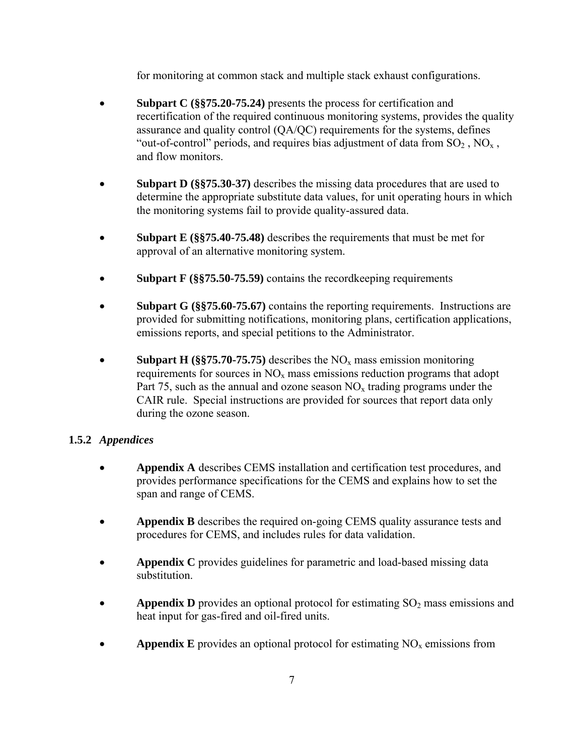for monitoring at common stack and multiple stack exhaust configurations.

- **Subpart C (§§75.20-75.24)** presents the process for certification and recertification of the required continuous monitoring systems, provides the quality assurance and quality control (QA/QC) requirements for the systems, defines "out-of-control" periods, and requires bias adjustment of data from $SO_2$ , $NO_x$ , and flow monitors.

- **Subpart D (§§75.30-37)** describes the missing data procedures that are used to determine the appropriate substitute data values, for unit operating hours in which the monitoring systems fail to provide quality-assured data.

- **Subpart E (§§75.40-75.48)** describes the requirements that must be met for approval of an alternative monitoring system.

- **Subpart F (§§75.50-75.59)** contains the recordkeeping requirements

- **Subpart G (§§75.60-75.67)** contains the reporting requirements. Instructions are provided for submitting notifications, monitoring plans, certification applications, emissions reports, and special petitions to the Administrator.

- **Subpart H (§§75.70-75.75)** describes the $NO_x$ mass emission monitoring requirements for sources in $NO_x$ mass emissions reduction programs that adopt Part 75, such as the annual and ozone season $NO_x$ trading programs under the CAIR rule. Special instructions are provided for sources that report data only during the ozone season.

### 1.5.2 *Appendices*

- **Appendix A** describes CEMS installation and certification test procedures, and provides performance specifications for the CEMS and explains how to set the span and range of CEMS.

- **Appendix B** describes the required on-going CEMS quality assurance tests and procedures for CEMS, and includes rules for data validation.

- **Appendix C** provides guidelines for parametric and load-based missing data substitution.

- **Appendix D** provides an optional protocol for estimating $SO_2$ mass emissions and heat input for gas-fired and oil-fired units.

- **Appendix E** provides an optional protocol for estimating $NO_x$ emissions from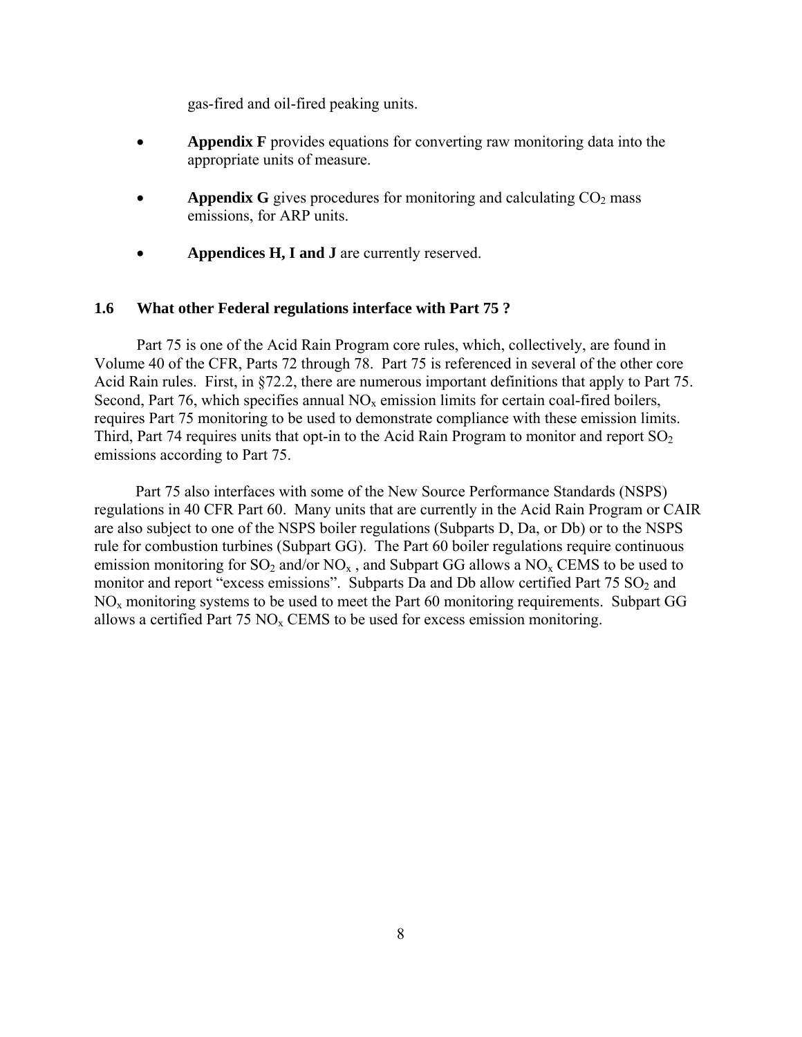gas-fired and oil-fired peaking units.

- **Appendix F** provides equations for converting raw monitoring data into the appropriate units of measure.
- **Appendix G** gives procedures for monitoring and calculating $CO_2$ mass emissions, for ARP units.
- **Appendices H, I and J** are currently reserved.

### 1.6 What other Federal regulations interface with Part 75 ?

Part 75 is one of the Acid Rain Program core rules, which, collectively, are found in Volume 40 of the CFR, Parts 72 through 78. Part 75 is referenced in several of the other core Acid Rain rules. First, in §72.2, there are numerous important definitions that apply to Part 75. Second, Part 76, which specifies annual $NO_x$ emission limits for certain coal-fired boilers, requires Part 75 monitoring to be used to demonstrate compliance with these emission limits. Third, Part 74 requires units that opt-in to the Acid Rain Program to monitor and report $SO_2$ emissions according to Part 75.

Part 75 also interfaces with some of the New Source Performance Standards (NSPS) regulations in 40 CFR Part 60. Many units that are currently in the Acid Rain Program or CAIR are also subject to one of the NSPS boiler regulations (Subparts D, Da, or Db) or to the NSPS rule for combustion turbines (Subpart GG). The Part 60 boiler regulations require continuous emission monitoring for $SO_2$ and/or $NO_x$ , and Subpart GG allows a $NO_x$ CEMS to be used to monitor and report "excess emissions". Subparts Da and Db allow certified Part 75 $SO_2$ and $NO_x$ monitoring systems to be used to meet the Part 60 monitoring requirements. Subpart GG allows a certified Part 75 $NO_x$ CEMS to be used for excess emission monitoring.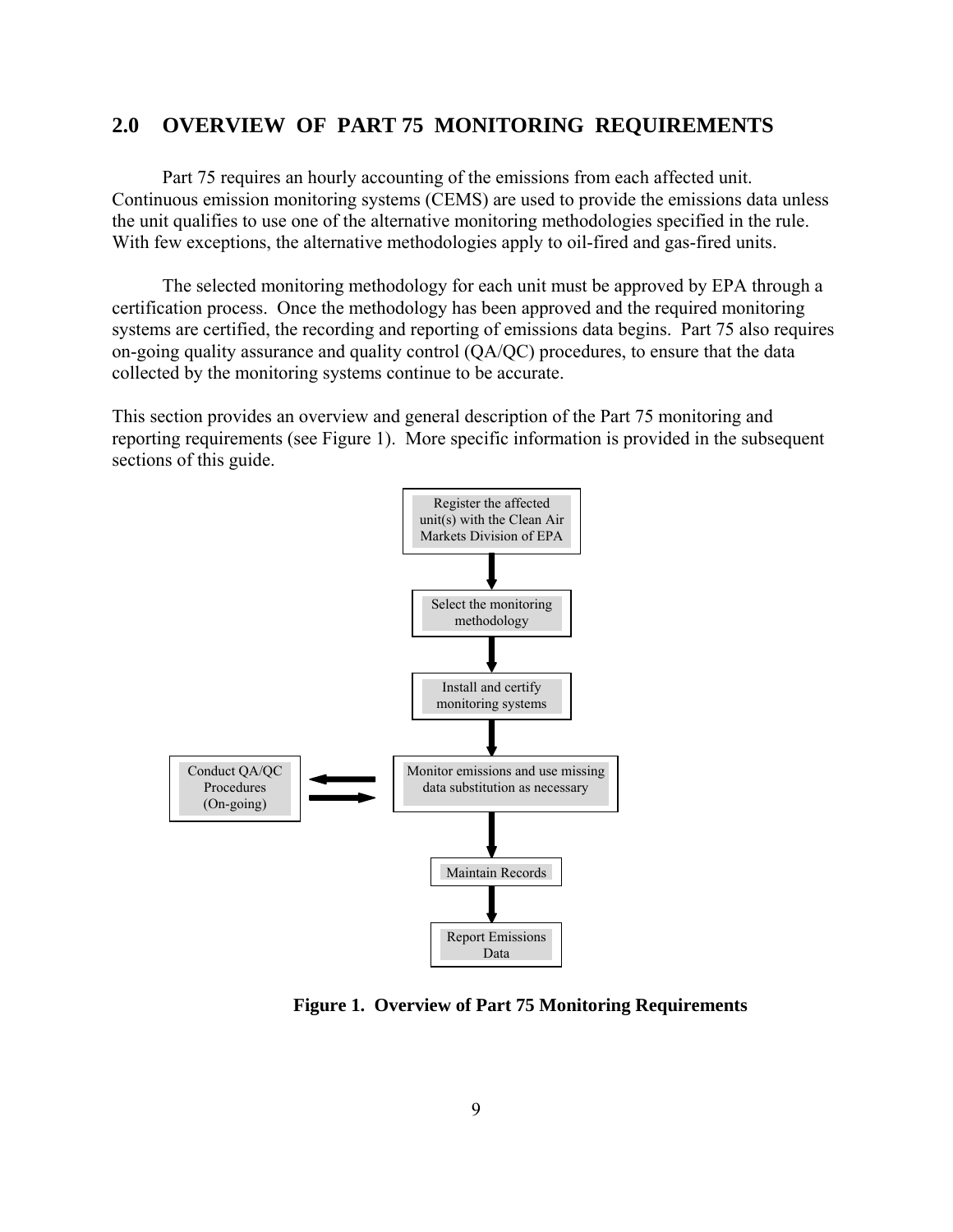## 2.0 OVERVIEW OF PART 75 MONITORING REQUIREMENTS

Part 75 requires an hourly accounting of the emissions from each affected unit. Continuous emission monitoring systems (CEMS) are used to provide the emissions data unless the unit qualifies to use one of the alternative monitoring methodologies specified in the rule. With few exceptions, the alternative methodologies apply to oil-fired and gas-fired units.

The selected monitoring methodology for each unit must be approved by EPA through a certification process. Once the methodology has been approved and the required monitoring systems are certified, the recording and reporting of emissions data begins. Part 75 also requires on-going quality assurance and quality control (QA/QC) procedures, to ensure that the data collected by the monitoring systems continue to be accurate.

This section provides an overview and general description of the Part 75 monitoring and reporting requirements (see Figure 1). More specific information is provided in the subsequent sections of this guide.

Register the affected unit(s) with the Clean Air Markets Division of EPA

↓

Select the monitoring methodology

↓

Install and certify monitoring systems

↓

Monitor emissions and use missing data substitution as necessary ⇄ Conduct QA/QC Procedures (On-going)

↓

Maintain Records

↓

Report Emissions Data

**Figure 1. Overview of Part 75 Monitoring Requirements**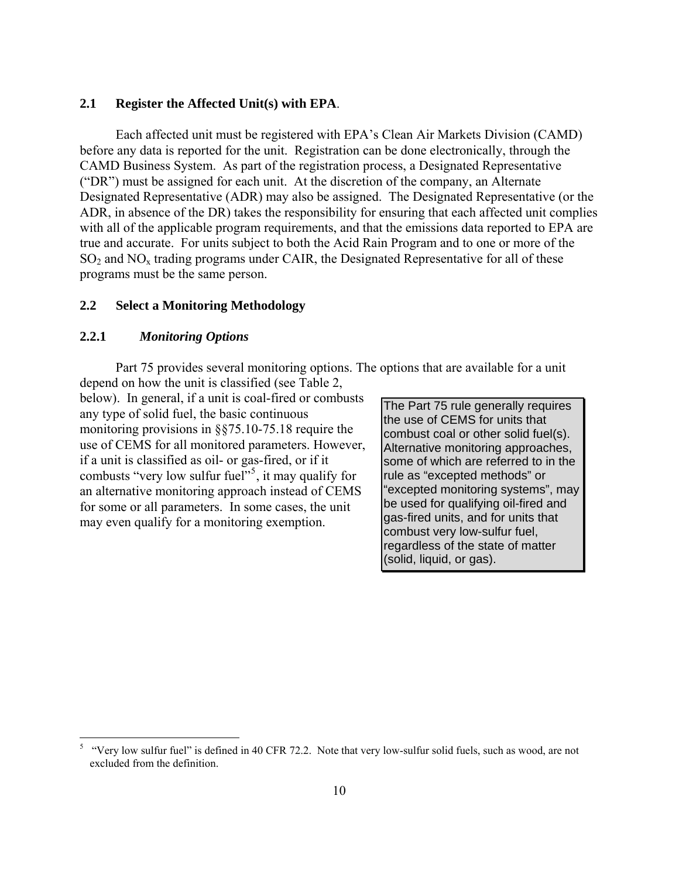## 2.1 Register the Affected Unit(s) with EPA.

Each affected unit must be registered with EPA's Clean Air Markets Division (CAMD) before any data is reported for the unit. Registration can be done electronically, through the CAMD Business System. As part of the registration process, a Designated Representative ("DR") must be assigned for each unit. At the discretion of the company, an Alternate Designated Representative (ADR) may also be assigned. The Designated Representative (or the ADR, in absence of the DR) takes the responsibility for ensuring that each affected unit complies with all of the applicable program requirements, and that the emissions data reported to EPA are true and accurate. For units subject to both the Acid Rain Program and to one or more of the $SO_2$ and $NO_x$ trading programs under CAIR, the Designated Representative for all of these programs must be the same person.

## 2.2 Select a Monitoring Methodology

### 2.2.1 *Monitoring Options*

Part 75 provides several monitoring options. The options that are available for a unit depend on how the unit is classified (see Table 2, below). In general, if a unit is coal-fired or combusts any type of solid fuel, the basic continuous monitoring provisions in §§75.10-75.18 require the use of CEMS for all monitored parameters. However, if a unit is classified as oil- or gas-fired, or if it combusts "very low sulfur fuel"[5], it may qualify for an alternative monitoring approach instead of CEMS for some or all parameters. In some cases, the unit may even qualify for a monitoring exemption.

> The Part 75 rule generally requires the use of CEMS for units that combust coal or other solid fuel(s). Alternative monitoring approaches, some of which are referred to in the rule as "excepted methods" or "excepted monitoring systems", may be used for qualifying oil-fired and gas-fired units, and for units that combust very low-sulfur fuel, regardless of the state of matter (solid, liquid, or gas).

[5] "Very low sulfur fuel" is defined in 40 CFR 72.2. Note that very low-sulfur solid fuels, such as wood, are not excluded from the definition.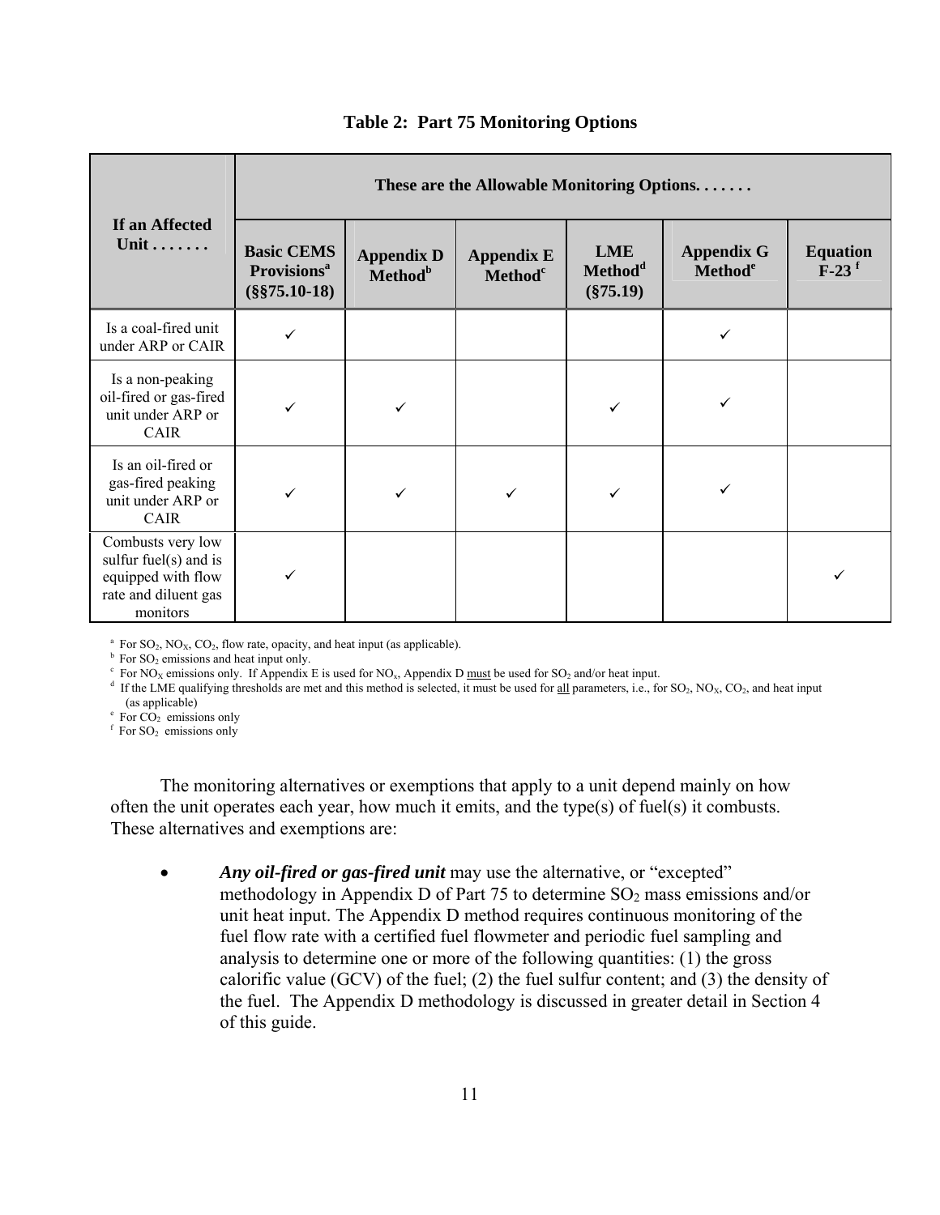**Table 2: Part 75 Monitoring Options**

| If an Affected Unit . . . . . . . | These are the Allowable Monitoring Options. . . . . . . | | | | | |
|---|---|---|---|---|---|---|
| | **Basic CEMS Provisions[a] (§§75.10-18)** | **Appendix D Method[b]** | **Appendix E Method[c]** | **LME Method[d] (§75.19)** | **Appendix G Method[e]** | **Equation F-23 [f]** |
| Is a coal-fired unit under ARP or CAIR | ✓ | | | | ✓ | |
| Is a non-peaking oil-fired or gas-fired unit under ARP or CAIR | ✓ | ✓ | | ✓ | ✓ | |
| Is an oil-fired or gas-fired peaking unit under ARP or CAIR | ✓ | ✓ | ✓ | ✓ | ✓ | |
| Combusts very low sulfur fuel(s) and is equipped with flow rate and diluent gas monitors | ✓ | | | | | ✓ |

[a] For $SO_2$, $NO_X$, $CO_2$, flow rate, opacity, and heat input (as applicable).
[b] For $SO_2$ emissions and heat input only.
[c] For $NO_X$ emissions only. If Appendix E is used for $NO_x$, Appendix D must be used for $SO_2$ and/or heat input.
[d] If the LME qualifying thresholds are met and this method is selected, it must be used for all parameters, i.e., for $SO_2$, $NO_X$, $CO_2$, and heat input (as applicable)
[e] For $CO_2$ emissions only
[f] For $SO_2$ emissions only

The monitoring alternatives or exemptions that apply to a unit depend mainly on how often the unit operates each year, how much it emits, and the type(s) of fuel(s) it combusts. These alternatives and exemptions are:

- ***Any oil-fired or gas-fired unit*** may use the alternative, or "excepted" methodology in Appendix D of Part 75 to determine $SO_2$ mass emissions and/or unit heat input. The Appendix D method requires continuous monitoring of the fuel flow rate with a certified fuel flowmeter and periodic fuel sampling and analysis to determine one or more of the following quantities: (1) the gross calorific value (GCV) of the fuel; (2) the fuel sulfur content; and (3) the density of the fuel. The Appendix D methodology is discussed in greater detail in Section 4 of this guide.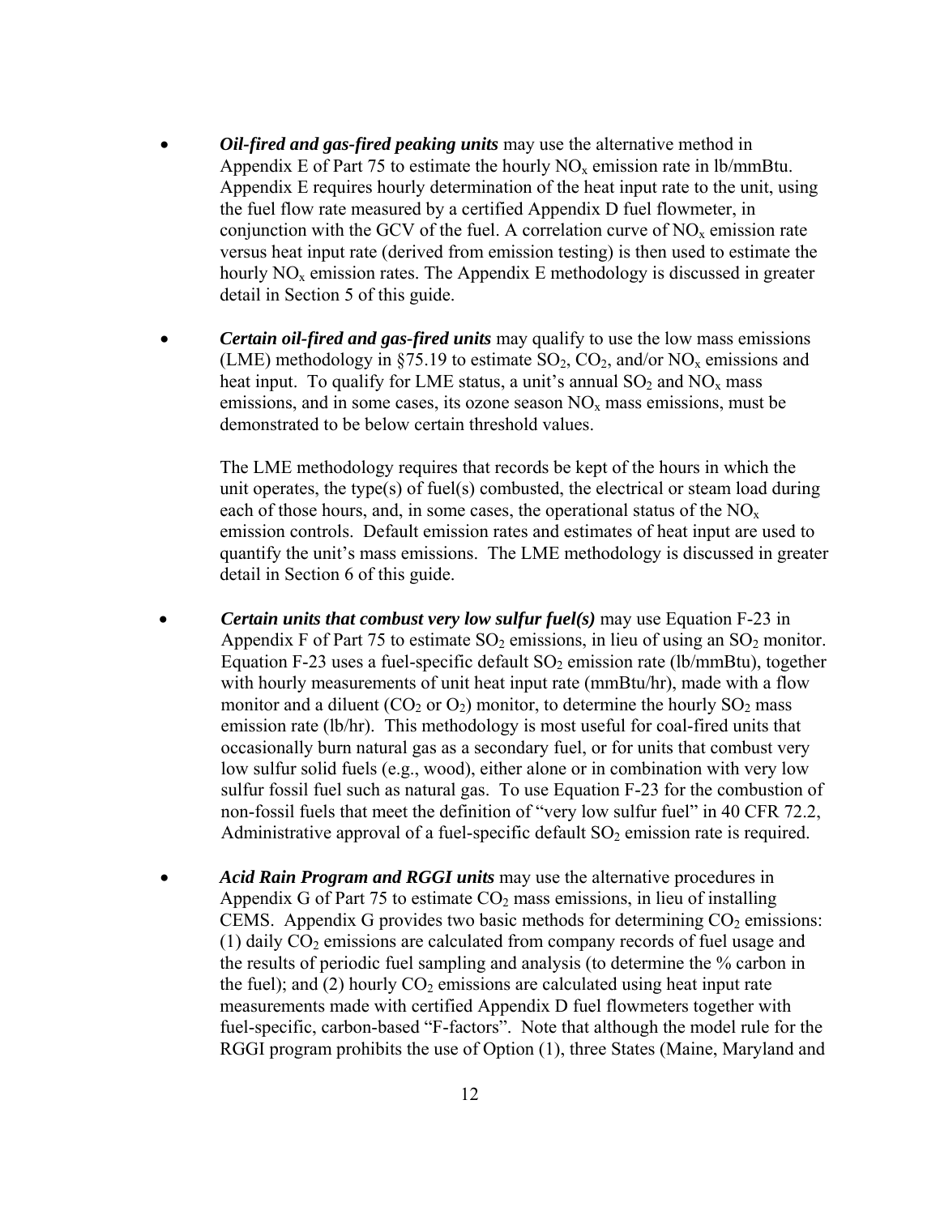- ***Oil-fired and gas-fired peaking units*** may use the alternative method in Appendix E of Part 75 to estimate the hourly $NO_x$ emission rate in lb/mmBtu. Appendix E requires hourly determination of the heat input rate to the unit, using the fuel flow rate measured by a certified Appendix D fuel flowmeter, in conjunction with the GCV of the fuel. A correlation curve of $NO_x$ emission rate versus heat input rate (derived from emission testing) is then used to estimate the hourly $NO_x$ emission rates. The Appendix E methodology is discussed in greater detail in Section 5 of this guide.

- ***Certain oil-fired and gas-fired units*** may qualify to use the low mass emissions (LME) methodology in §75.19 to estimate $SO_2$, $CO_2$, and/or $NO_x$ emissions and heat input. To qualify for LME status, a unit's annual $SO_2$ and $NO_x$ mass emissions, and in some cases, its ozone season $NO_x$ mass emissions, must be demonstrated to be below certain threshold values.

  The LME methodology requires that records be kept of the hours in which the unit operates, the type(s) of fuel(s) combusted, the electrical or steam load during each of those hours, and, in some cases, the operational status of the $NO_x$ emission controls. Default emission rates and estimates of heat input are used to quantify the unit's mass emissions. The LME methodology is discussed in greater detail in Section 6 of this guide.

- ***Certain units that combust very low sulfur fuel(s)*** may use Equation F-23 in Appendix F of Part 75 to estimate $SO_2$ emissions, in lieu of using an $SO_2$ monitor. Equation F-23 uses a fuel-specific default $SO_2$ emission rate (lb/mmBtu), together with hourly measurements of unit heat input rate (mmBtu/hr), made with a flow monitor and a diluent ($CO_2$ or $O_2$) monitor, to determine the hourly $SO_2$ mass emission rate (lb/hr). This methodology is most useful for coal-fired units that occasionally burn natural gas as a secondary fuel, or for units that combust very low sulfur solid fuels (e.g., wood), either alone or in combination with very low sulfur fossil fuel such as natural gas. To use Equation F-23 for the combustion of non-fossil fuels that meet the definition of "very low sulfur fuel" in 40 CFR 72.2, Administrative approval of a fuel-specific default $SO_2$ emission rate is required.

- ***Acid Rain Program and RGGI units*** may use the alternative procedures in Appendix G of Part 75 to estimate $CO_2$ mass emissions, in lieu of installing CEMS. Appendix G provides two basic methods for determining $CO_2$ emissions: (1) daily $CO_2$ emissions are calculated from company records of fuel usage and the results of periodic fuel sampling and analysis (to determine the % carbon in the fuel); and (2) hourly $CO_2$ emissions are calculated using heat input rate measurements made with certified Appendix D fuel flowmeters together with fuel-specific, carbon-based "F-factors". Note that although the model rule for the RGGI program prohibits the use of Option (1), three States (Maine, Maryland and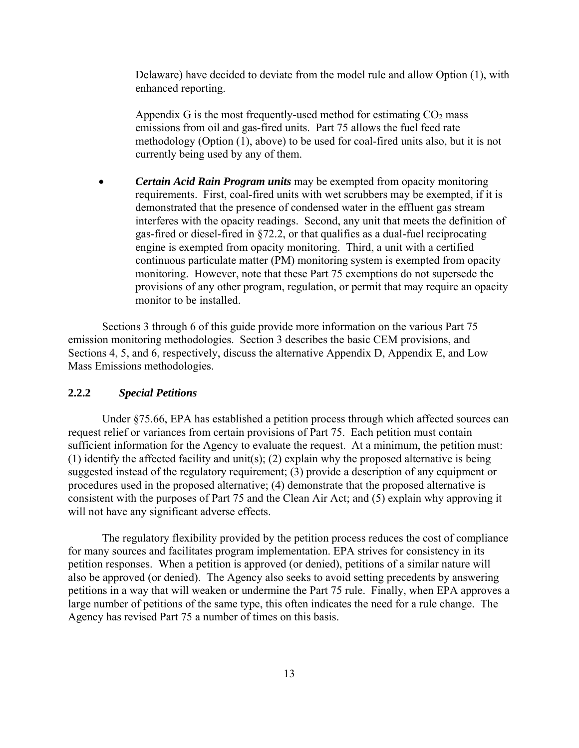Delaware) have decided to deviate from the model rule and allow Option (1), with enhanced reporting.

Appendix G is the most frequently-used method for estimating $CO_2$ mass emissions from oil and gas-fired units. Part 75 allows the fuel feed rate methodology (Option (1), above) to be used for coal-fired units also, but it is not currently being used by any of them.

- ***Certain Acid Rain Program units*** may be exempted from opacity monitoring requirements. First, coal-fired units with wet scrubbers may be exempted, if it is demonstrated that the presence of condensed water in the effluent gas stream interferes with the opacity readings. Second, any unit that meets the definition of gas-fired or diesel-fired in §72.2, or that qualifies as a dual-fuel reciprocating engine is exempted from opacity monitoring. Third, a unit with a certified continuous particulate matter (PM) monitoring system is exempted from opacity monitoring. However, note that these Part 75 exemptions do not supersede the provisions of any other program, regulation, or permit that may require an opacity monitor to be installed.

Sections 3 through 6 of this guide provide more information on the various Part 75 emission monitoring methodologies. Section 3 describes the basic CEM provisions, and Sections 4, 5, and 6, respectively, discuss the alternative Appendix D, Appendix E, and Low Mass Emissions methodologies.

### 2.2.2 *Special Petitions*

Under §75.66, EPA has established a petition process through which affected sources can request relief or variances from certain provisions of Part 75. Each petition must contain sufficient information for the Agency to evaluate the request. At a minimum, the petition must: (1) identify the affected facility and unit(s); (2) explain why the proposed alternative is being suggested instead of the regulatory requirement; (3) provide a description of any equipment or procedures used in the proposed alternative; (4) demonstrate that the proposed alternative is consistent with the purposes of Part 75 and the Clean Air Act; and (5) explain why approving it will not have any significant adverse effects.

The regulatory flexibility provided by the petition process reduces the cost of compliance for many sources and facilitates program implementation. EPA strives for consistency in its petition responses. When a petition is approved (or denied), petitions of a similar nature will also be approved (or denied). The Agency also seeks to avoid setting precedents by answering petitions in a way that will weaken or undermine the Part 75 rule. Finally, when EPA approves a large number of petitions of the same type, this often indicates the need for a rule change. The Agency has revised Part 75 a number of times on this basis.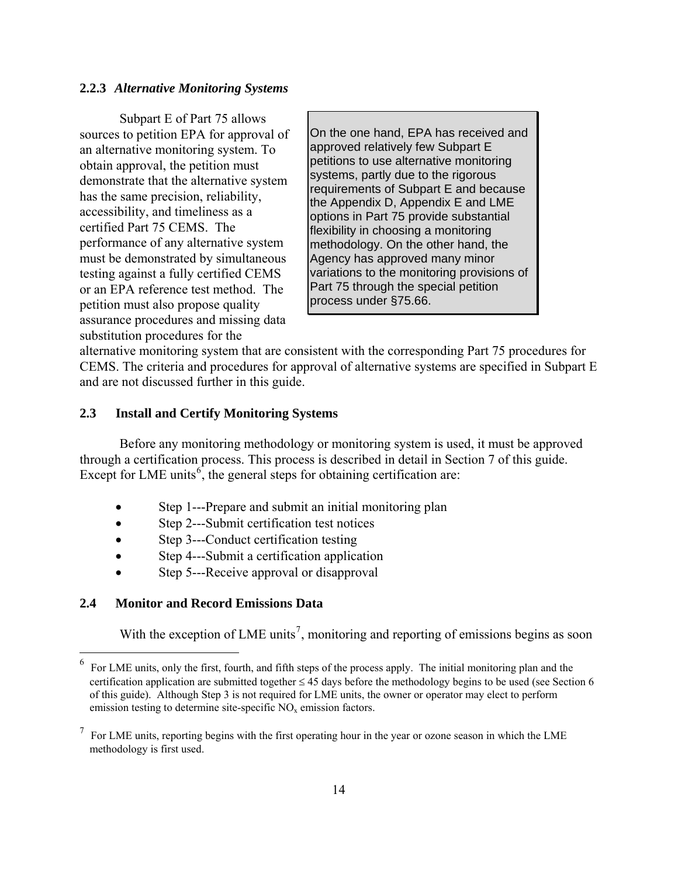### 2.2.3 *Alternative Monitoring Systems*

Subpart E of Part 75 allows sources to petition EPA for approval of an alternative monitoring system. To obtain approval, the petition must demonstrate that the alternative system has the same precision, reliability, accessibility, and timeliness as a certified Part 75 CEMS. The performance of any alternative system must be demonstrated by simultaneous testing against a fully certified CEMS or an EPA reference test method. The petition must also propose quality assurance procedures and missing data substitution procedures for the alternative monitoring system that are consistent with the corresponding Part 75 procedures for CEMS. The criteria and procedures for approval of alternative systems are specified in Subpart E and are not discussed further in this guide.

> On the one hand, EPA has received and approved relatively few Subpart E petitions to use alternative monitoring systems, partly due to the rigorous requirements of Subpart E and because the Appendix D, Appendix E and LME options in Part 75 provide substantial flexibility in choosing a monitoring methodology. On the other hand, the Agency has approved many minor variations to the monitoring provisions of Part 75 through the special petition process under §75.66.

## 2.3 Install and Certify Monitoring Systems

Before any monitoring methodology or monitoring system is used, it must be approved through a certification process. This process is described in detail in Section 7 of this guide. Except for LME units[6], the general steps for obtaining certification are:

- Step 1---Prepare and submit an initial monitoring plan
- Step 2---Submit certification test notices
- Step 3---Conduct certification testing
- Step 4---Submit a certification application
- Step 5---Receive approval or disapproval

## 2.4 Monitor and Record Emissions Data

With the exception of LME units[7], monitoring and reporting of emissions begins as soon

---

[6] For LME units, only the first, fourth, and fifth steps of the process apply. The initial monitoring plan and the certification application are submitted together ≤ 45 days before the methodology begins to be used (see Section 6 of this guide). Although Step 3 is not required for LME units, the owner or operator may elect to perform emission testing to determine site-specific $NO_x$ emission factors.

[7] For LME units, reporting begins with the first operating hour in the year or ozone season in which the LME methodology is first used.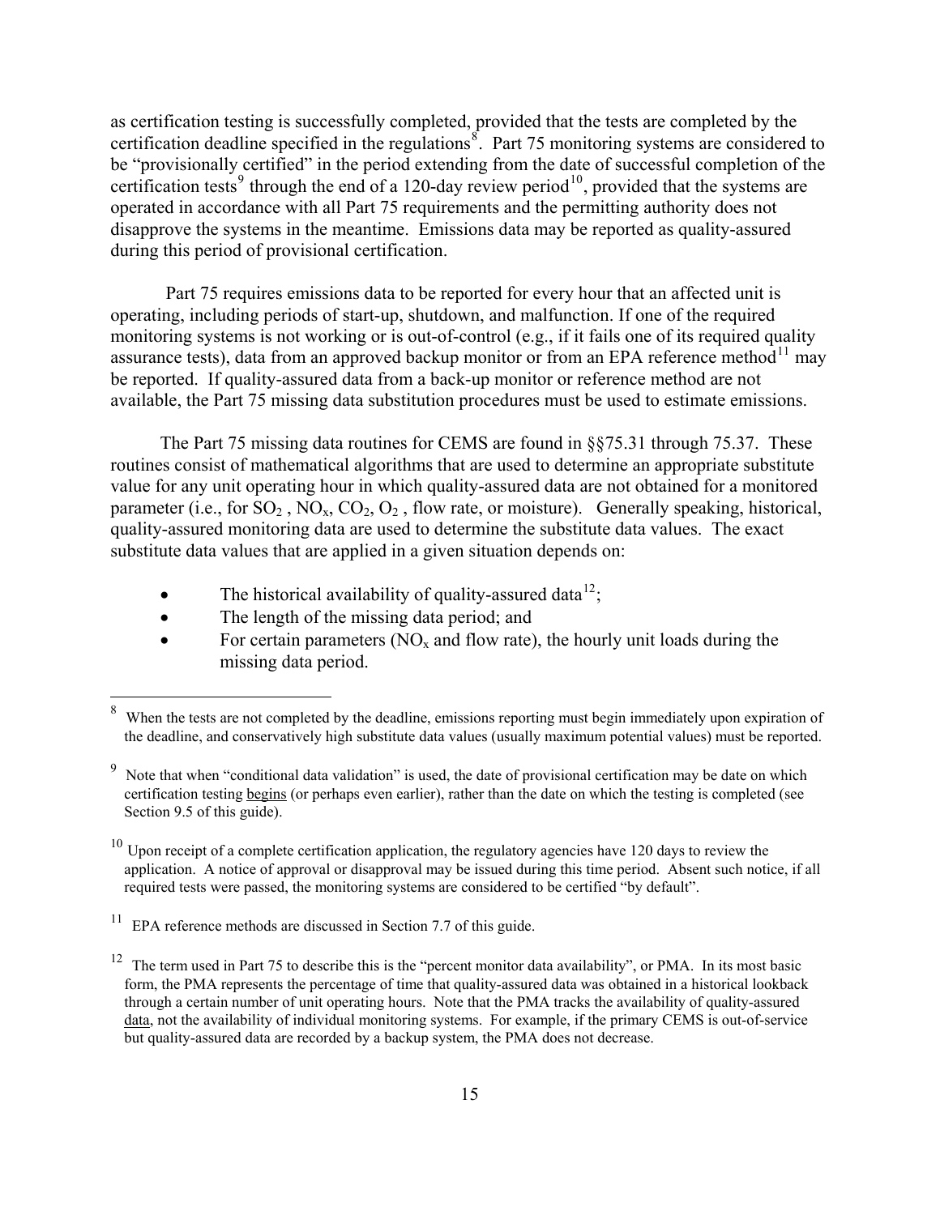as certification testing is successfully completed, provided that the tests are completed by the certification deadline specified in the regulations[8]. Part 75 monitoring systems are considered to be "provisionally certified" in the period extending from the date of successful completion of the certification tests[9] through the end of a 120-day review period[10], provided that the systems are operated in accordance with all Part 75 requirements and the permitting authority does not disapprove the systems in the meantime. Emissions data may be reported as quality-assured during this period of provisional certification.

Part 75 requires emissions data to be reported for every hour that an affected unit is operating, including periods of start-up, shutdown, and malfunction. If one of the required monitoring systems is not working or is out-of-control (e.g., if it fails one of its required quality assurance tests), data from an approved backup monitor or from an EPA reference method[11] may be reported. If quality-assured data from a back-up monitor or reference method are not available, the Part 75 missing data substitution procedures must be used to estimate emissions.

The Part 75 missing data routines for CEMS are found in §§75.31 through 75.37. These routines consist of mathematical algorithms that are used to determine an appropriate substitute value for any unit operating hour in which quality-assured data are not obtained for a monitored parameter (i.e., for $SO_2$, $NO_x$, $CO_2$, $O_2$, flow rate, or moisture). Generally speaking, historical, quality-assured monitoring data are used to determine the substitute data values. The exact substitute data values that are applied in a given situation depends on:

- The historical availability of quality-assured data[12];
- The length of the missing data period; and
- For certain parameters ($NO_x$ and flow rate), the hourly unit loads during the missing data period.

---

[8] When the tests are not completed by the deadline, emissions reporting must begin immediately upon expiration of the deadline, and conservatively high substitute data values (usually maximum potential values) must be reported.

[9] Note that when "conditional data validation" is used, the date of provisional certification may be date on which certification testing begins (or perhaps even earlier), rather than the date on which the testing is completed (see Section 9.5 of this guide).

[10] Upon receipt of a complete certification application, the regulatory agencies have 120 days to review the application. A notice of approval or disapproval may be issued during this time period. Absent such notice, if all required tests were passed, the monitoring systems are considered to be certified "by default".

[11] EPA reference methods are discussed in Section 7.7 of this guide.

[12] The term used in Part 75 to describe this is the "percent monitor data availability", or PMA. In its most basic form, the PMA represents the percentage of time that quality-assured data was obtained in a historical lookback through a certain number of unit operating hours. Note that the PMA tracks the availability of quality-assured data, not the availability of individual monitoring systems. For example, if the primary CEMS is out-of-service but quality-assured data are recorded by a backup system, the PMA does not decrease.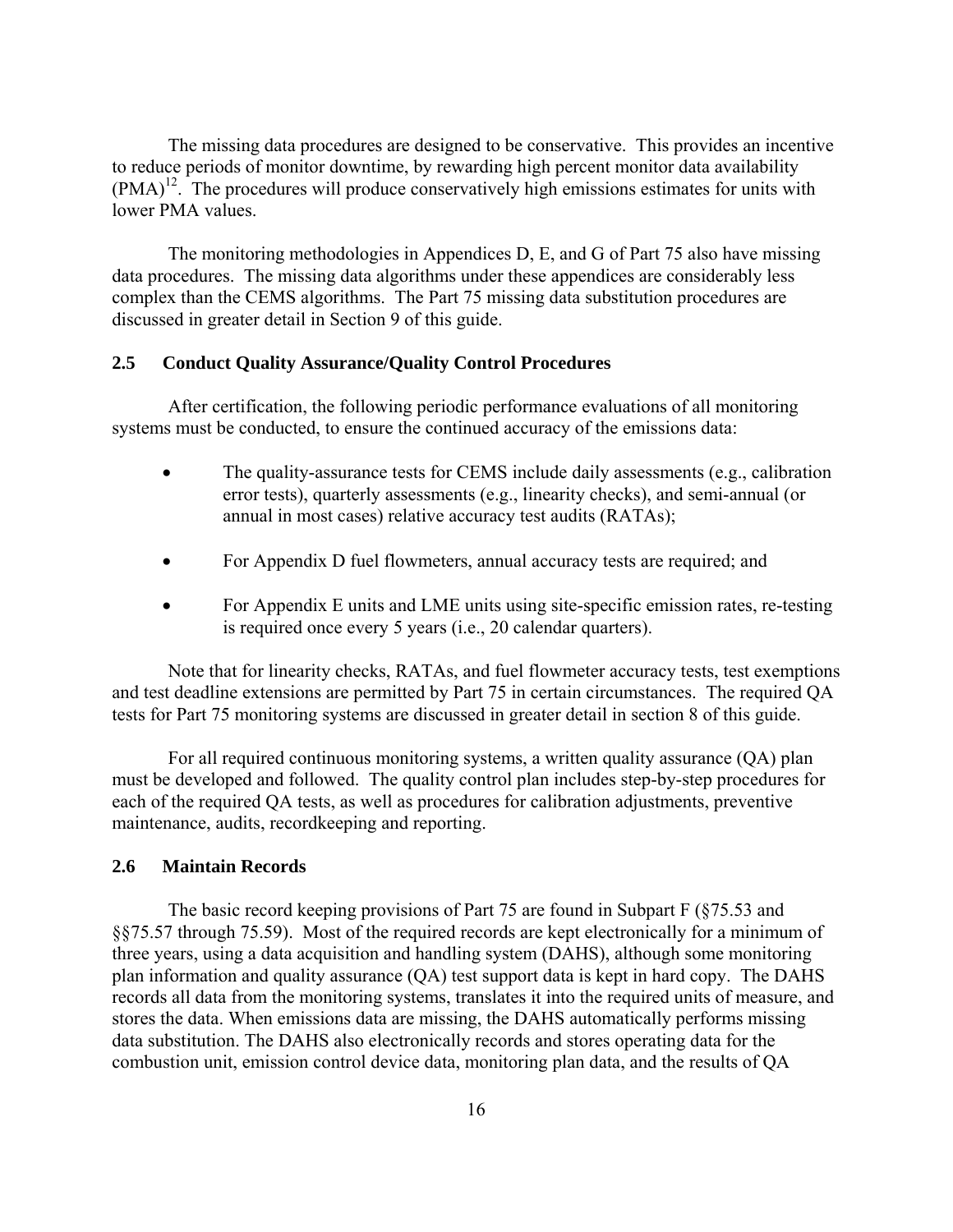The missing data procedures are designed to be conservative. This provides an incentive to reduce periods of monitor downtime, by rewarding high percent monitor data availability (PMA)[12]. The procedures will produce conservatively high emissions estimates for units with lower PMA values.

The monitoring methodologies in Appendices D, E, and G of Part 75 also have missing data procedures. The missing data algorithms under these appendices are considerably less complex than the CEMS algorithms. The Part 75 missing data substitution procedures are discussed in greater detail in Section 9 of this guide.

### 2.5 Conduct Quality Assurance/Quality Control Procedures

After certification, the following periodic performance evaluations of all monitoring systems must be conducted, to ensure the continued accuracy of the emissions data:

- The quality-assurance tests for CEMS include daily assessments (e.g., calibration error tests), quarterly assessments (e.g., linearity checks), and semi-annual (or annual in most cases) relative accuracy test audits (RATAs);

- For Appendix D fuel flowmeters, annual accuracy tests are required; and

- For Appendix E units and LME units using site-specific emission rates, re-testing is required once every 5 years (i.e., 20 calendar quarters).

Note that for linearity checks, RATAs, and fuel flowmeter accuracy tests, test exemptions and test deadline extensions are permitted by Part 75 in certain circumstances. The required QA tests for Part 75 monitoring systems are discussed in greater detail in section 8 of this guide.

For all required continuous monitoring systems, a written quality assurance (QA) plan must be developed and followed. The quality control plan includes step-by-step procedures for each of the required QA tests, as well as procedures for calibration adjustments, preventive maintenance, audits, recordkeeping and reporting.

### 2.6 Maintain Records

The basic record keeping provisions of Part 75 are found in Subpart F (§75.53 and §§75.57 through 75.59). Most of the required records are kept electronically for a minimum of three years, using a data acquisition and handling system (DAHS), although some monitoring plan information and quality assurance (QA) test support data is kept in hard copy. The DAHS records all data from the monitoring systems, translates it into the required units of measure, and stores the data. When emissions data are missing, the DAHS automatically performs missing data substitution. The DAHS also electronically records and stores operating data for the combustion unit, emission control device data, monitoring plan data, and the results of QA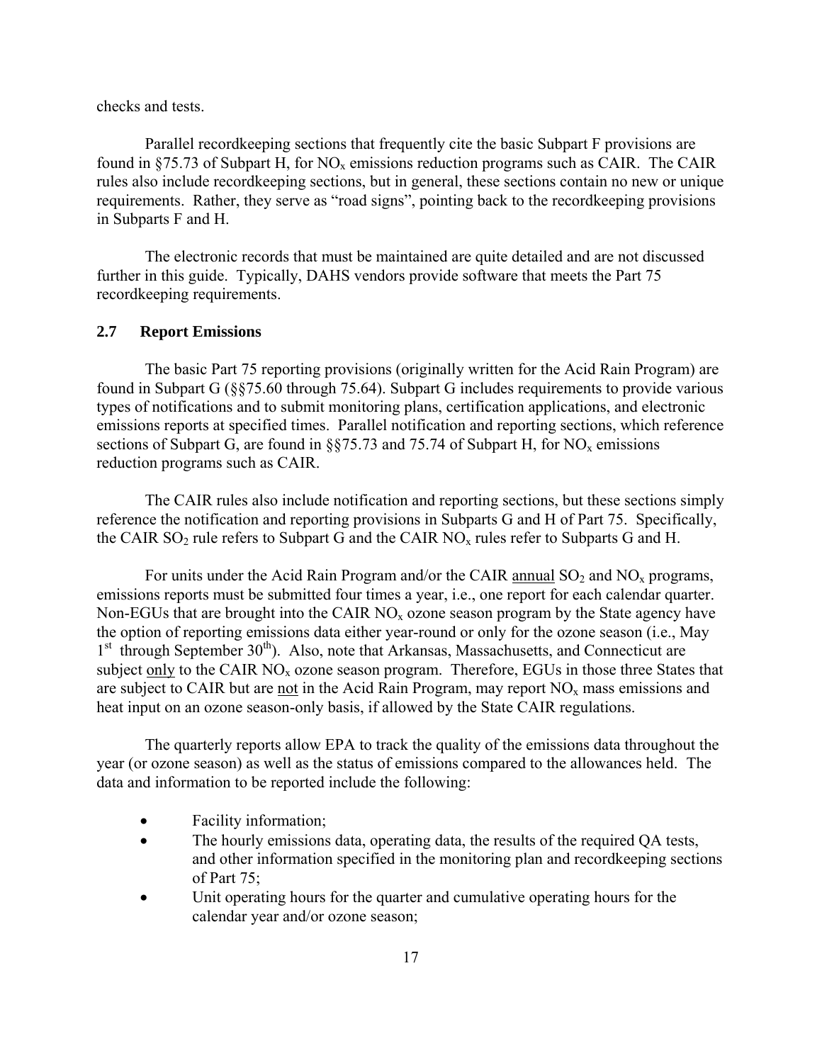checks and tests.

Parallel recordkeeping sections that frequently cite the basic Subpart F provisions are found in §75.73 of Subpart H, for $NO_x$ emissions reduction programs such as CAIR. The CAIR rules also include recordkeeping sections, but in general, these sections contain no new or unique requirements. Rather, they serve as "road signs", pointing back to the recordkeeping provisions in Subparts F and H.

The electronic records that must be maintained are quite detailed and are not discussed further in this guide. Typically, DAHS vendors provide software that meets the Part 75 recordkeeping requirements.

## 2.7 Report Emissions

The basic Part 75 reporting provisions (originally written for the Acid Rain Program) are found in Subpart G (§§75.60 through 75.64). Subpart G includes requirements to provide various types of notifications and to submit monitoring plans, certification applications, and electronic emissions reports at specified times. Parallel notification and reporting sections, which reference sections of Subpart G, are found in §§75.73 and 75.74 of Subpart H, for $NO_x$ emissions reduction programs such as CAIR.

The CAIR rules also include notification and reporting sections, but these sections simply reference the notification and reporting provisions in Subparts G and H of Part 75. Specifically, the CAIR $SO_2$ rule refers to Subpart G and the CAIR $NO_x$ rules refer to Subparts G and H.

For units under the Acid Rain Program and/or the CAIR <u>annual</u> $SO_2$ and $NO_x$ programs, emissions reports must be submitted four times a year, i.e., one report for each calendar quarter. Non-EGUs that are brought into the CAIR $NO_x$ ozone season program by the State agency have the option of reporting emissions data either year-round or only for the ozone season (i.e., May 1st through September 30th). Also, note that Arkansas, Massachusetts, and Connecticut are subject <u>only</u> to the CAIR $NO_x$ ozone season program. Therefore, EGUs in those three States that are subject to CAIR but are <u>not</u> in the Acid Rain Program, may report $NO_x$ mass emissions and heat input on an ozone season-only basis, if allowed by the State CAIR regulations.

The quarterly reports allow EPA to track the quality of the emissions data throughout the year (or ozone season) as well as the status of emissions compared to the allowances held. The data and information to be reported include the following:

- Facility information;
- The hourly emissions data, operating data, the results of the required QA tests, and other information specified in the monitoring plan and recordkeeping sections of Part 75;
- Unit operating hours for the quarter and cumulative operating hours for the calendar year and/or ozone season;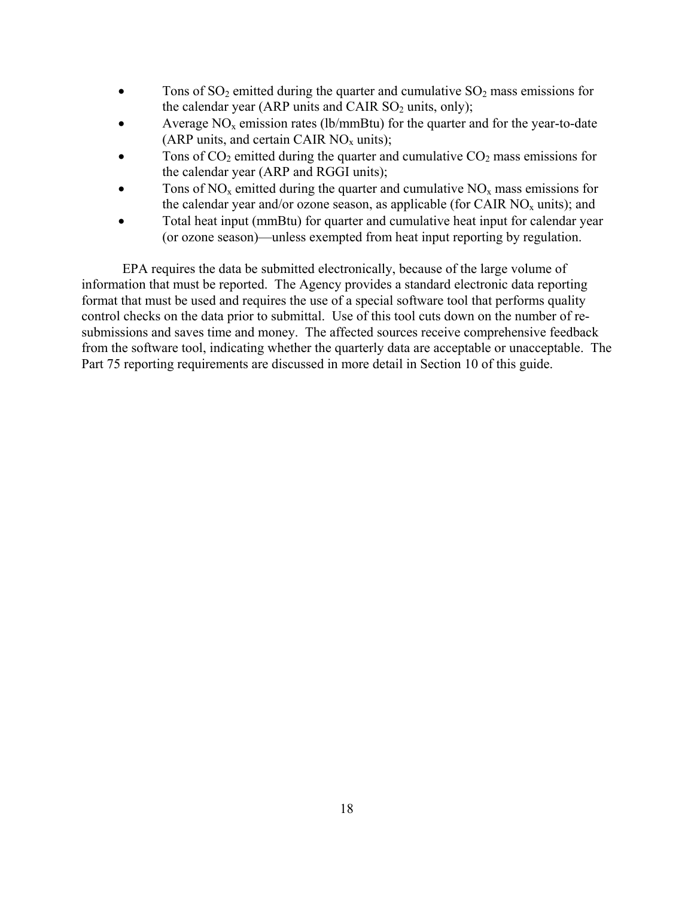- Tons of $SO_2$ emitted during the quarter and cumulative $SO_2$ mass emissions for the calendar year (ARP units and CAIR $SO_2$ units, only);
- Average $NO_x$ emission rates (lb/mmBtu) for the quarter and for the year-to-date (ARP units, and certain CAIR $NO_x$ units);
- Tons of $CO_2$ emitted during the quarter and cumulative $CO_2$ mass emissions for the calendar year (ARP and RGGI units);
- Tons of $NO_x$ emitted during the quarter and cumulative $NO_x$ mass emissions for the calendar year and/or ozone season, as applicable (for CAIR $NO_x$ units); and
- Total heat input (mmBtu) for quarter and cumulative heat input for calendar year (or ozone season)—unless exempted from heat input reporting by regulation.

EPA requires the data be submitted electronically, because of the large volume of information that must be reported. The Agency provides a standard electronic data reporting format that must be used and requires the use of a special software tool that performs quality control checks on the data prior to submittal. Use of this tool cuts down on the number of re-submissions and saves time and money. The affected sources receive comprehensive feedback from the software tool, indicating whether the quarterly data are acceptable or unacceptable. The Part 75 reporting requirements are discussed in more detail in Section 10 of this guide.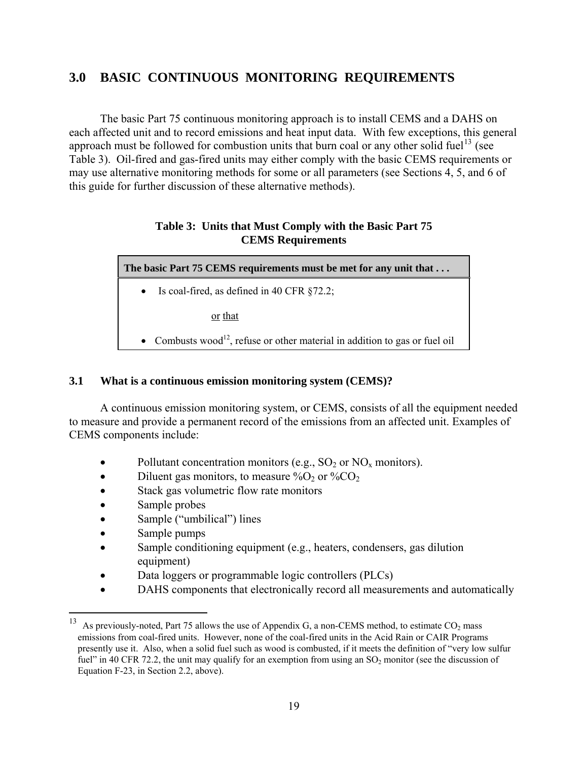## 3.0 BASIC CONTINUOUS MONITORING REQUIREMENTS

The basic Part 75 continuous monitoring approach is to install CEMS and a DAHS on each affected unit and to record emissions and heat input data. With few exceptions, this general approach must be followed for combustion units that burn coal or any other solid fuel[13] (see Table 3). Oil-fired and gas-fired units may either comply with the basic CEMS requirements or may use alternative monitoring methods for some or all parameters (see Sections 4, 5, and 6 of this guide for further discussion of these alternative methods).

**Table 3: Units that Must Comply with the Basic Part 75 CEMS Requirements**

| The basic Part 75 CEMS requirements must be met for any unit that . . . |
|---|
| • Is coal-fired, as defined in 40 CFR §72.2;<br><br>or that<br><br>• Combusts wood[12], refuse or other material in addition to gas or fuel oil |

### 3.1 What is a continuous emission monitoring system (CEMS)?

A continuous emission monitoring system, or CEMS, consists of all the equipment needed to measure and provide a permanent record of the emissions from an affected unit. Examples of CEMS components include:

- Pollutant concentration monitors (e.g., $SO_2$ or $NO_x$ monitors).
- Diluent gas monitors, to measure $\%O_2$ or $\%CO_2$
- Stack gas volumetric flow rate monitors
- Sample probes
- Sample ("umbilical") lines
- Sample pumps
- Sample conditioning equipment (e.g., heaters, condensers, gas dilution equipment)
- Data loggers or programmable logic controllers (PLCs)
- DAHS components that electronically record all measurements and automatically

[13] As previously-noted, Part 75 allows the use of Appendix G, a non-CEMS method, to estimate $CO_2$ mass emissions from coal-fired units. However, none of the coal-fired units in the Acid Rain or CAIR Programs presently use it. Also, when a solid fuel such as wood is combusted, if it meets the definition of "very low sulfur fuel" in 40 CFR 72.2, the unit may qualify for an exemption from using an $SO_2$ monitor (see the discussion of Equation F-23, in Section 2.2, above).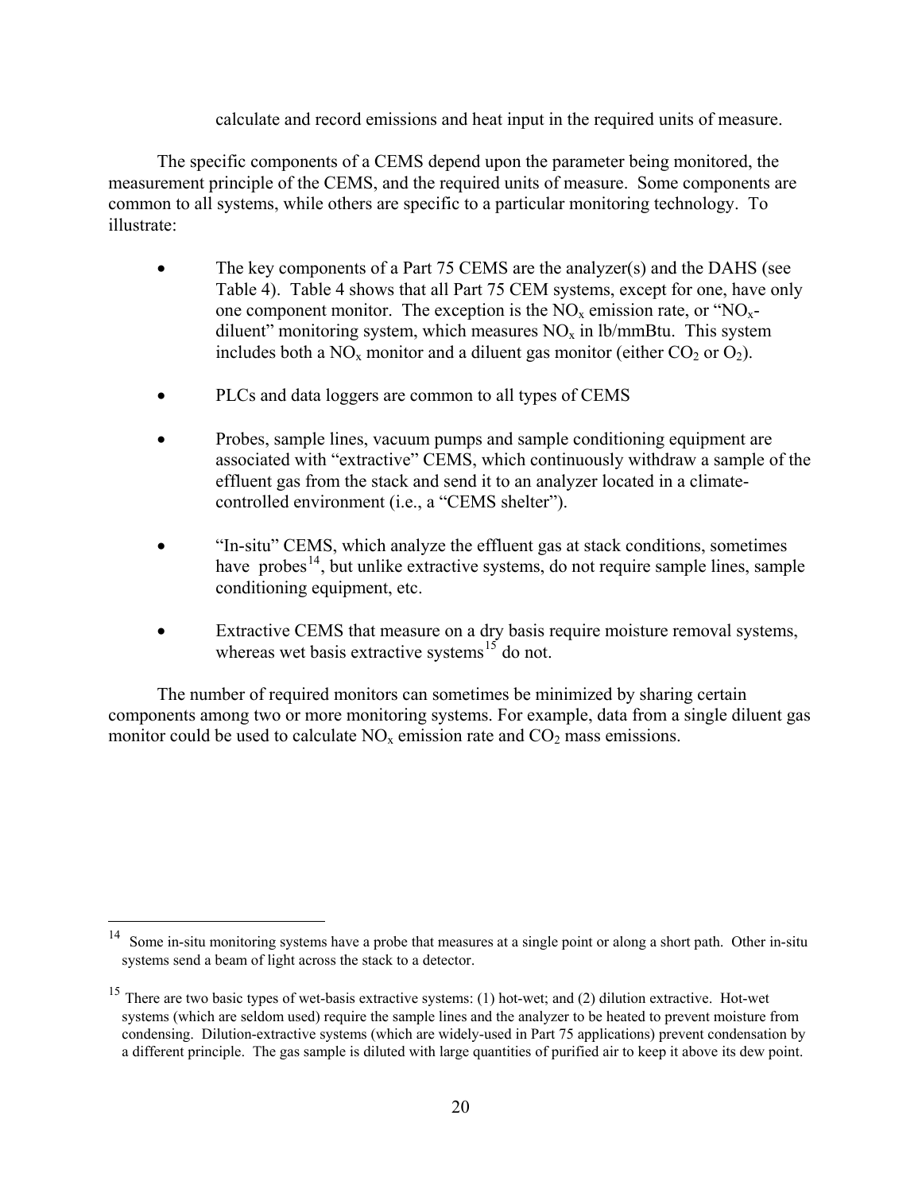calculate and record emissions and heat input in the required units of measure.

The specific components of a CEMS depend upon the parameter being monitored, the measurement principle of the CEMS, and the required units of measure. Some components are common to all systems, while others are specific to a particular monitoring technology. To illustrate:

- The key components of a Part 75 CEMS are the analyzer(s) and the DAHS (see Table 4). Table 4 shows that all Part 75 CEM systems, except for one, have only one component monitor. The exception is the $NO_x$ emission rate, or "$NO_x$-diluent" monitoring system, which measures $NO_x$ in lb/mmBtu. This system includes both a $NO_x$ monitor and a diluent gas monitor (either $CO_2$ or $O_2$).
- PLCs and data loggers are common to all types of CEMS
- Probes, sample lines, vacuum pumps and sample conditioning equipment are associated with "extractive" CEMS, which continuously withdraw a sample of the effluent gas from the stack and send it to an analyzer located in a climate-controlled environment (i.e., a "CEMS shelter").
- "In-situ" CEMS, which analyze the effluent gas at stack conditions, sometimes have probes[14], but unlike extractive systems, do not require sample lines, sample conditioning equipment, etc.
- Extractive CEMS that measure on a dry basis require moisture removal systems, whereas wet basis extractive systems[15] do not.

The number of required monitors can sometimes be minimized by sharing certain components among two or more monitoring systems. For example, data from a single diluent gas monitor could be used to calculate $NO_x$ emission rate and $CO_2$ mass emissions.

---

[14] Some in-situ monitoring systems have a probe that measures at a single point or along a short path. Other in-situ systems send a beam of light across the stack to a detector.

[15] There are two basic types of wet-basis extractive systems: (1) hot-wet; and (2) dilution extractive. Hot-wet systems (which are seldom used) require the sample lines and the analyzer to be heated to prevent moisture from condensing. Dilution-extractive systems (which are widely-used in Part 75 applications) prevent condensation by a different principle. The gas sample is diluted with large quantities of purified air to keep it above its dew point.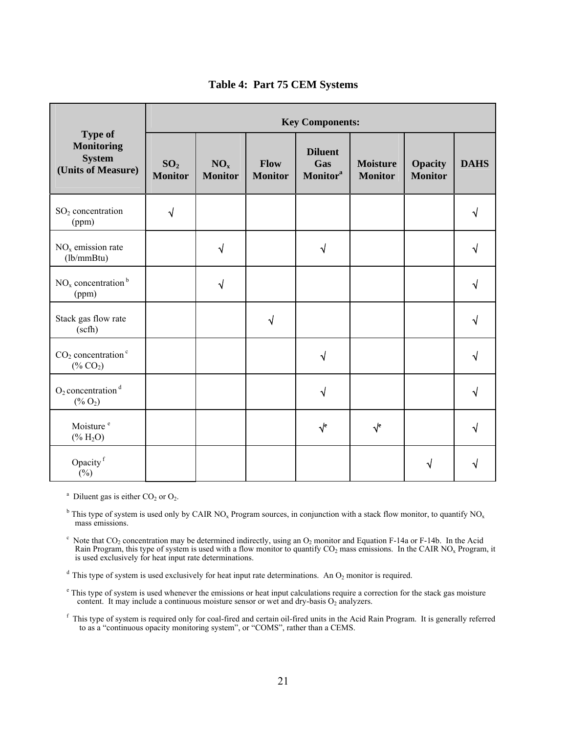**Table 4: Part 75 CEM Systems**

| Type of Monitoring System (Units of Measure) | Key Components: | | | | | | |
|---|---|---|---|---|---|---|---|
| | $SO_2$ Monitor | $NO_x$ Monitor | Flow Monitor | Diluent Gas Monitor[a] | Moisture Monitor | Opacity Monitor | DAHS |
| $SO_2$ concentration (ppm) | √ | | | | | | √ |
| $NO_x$ emission rate (lb/mmBtu) | | √ | | √ | | | √ |
| $NO_x$ concentration[b] (ppm) | | √ | | | | | √ |
| Stack gas flow rate (scfh) | | | √ | | | | √ |
| $CO_2$ concentration[c] (% $CO_2$) | | | | √ | | | √ |
| $O_2$ concentration[d] (% $O_2$) | | | | √ | | | √ |
| Moisture[e] (% $H_2O$) | | | | √[e] | √[e] | | √ |
| Opacity[f] (%) | | | | | | √ | √ |

[a] Diluent gas is either $CO_2$ or $O_2$.

[b] This type of system is used only by CAIR $NO_x$ Program sources, in conjunction with a stack flow monitor, to quantify $NO_x$ mass emissions.

[c] Note that $CO_2$ concentration may be determined indirectly, using an $O_2$ monitor and Equation F-14a or F-14b. In the Acid Rain Program, this type of system is used with a flow monitor to quantify $CO_2$ mass emissions. In the CAIR $NO_x$ Program, it is used exclusively for heat input rate determinations.

[d] This type of system is used exclusively for heat input rate determinations. An $O_2$ monitor is required.

[e] This type of system is used whenever the emissions or heat input calculations require a correction for the stack gas moisture content. It may include a continuous moisture sensor or wet and dry-basis $O_2$ analyzers.

[f] This type of system is required only for coal-fired and certain oil-fired units in the Acid Rain Program. It is generally referred to as a "continuous opacity monitoring system", or "COMS", rather than a CEMS.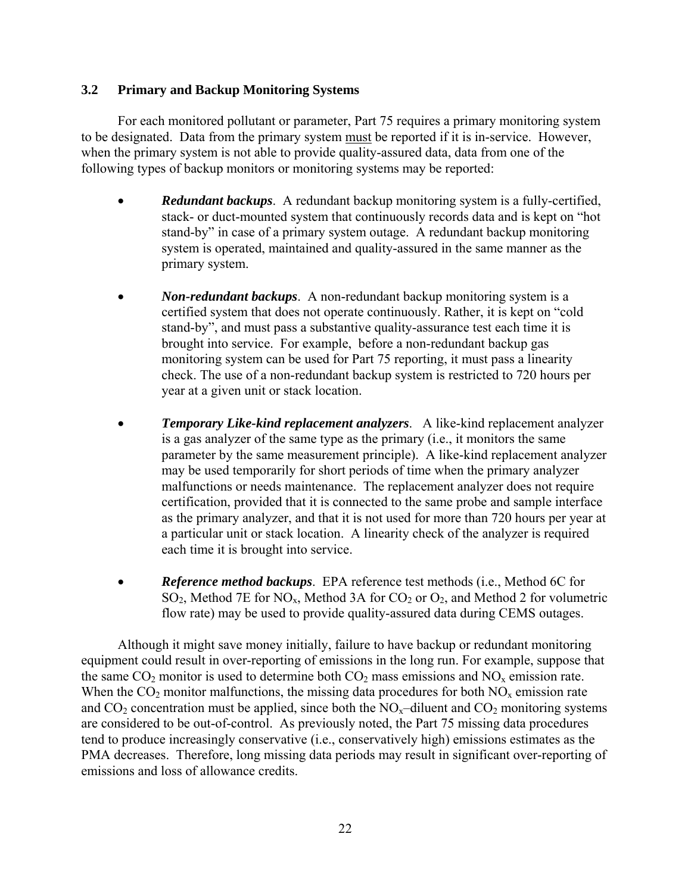### 3.2 Primary and Backup Monitoring Systems

For each monitored pollutant or parameter, Part 75 requires a primary monitoring system to be designated. Data from the primary system must be reported if it is in-service. However, when the primary system is not able to provide quality-assured data, data from one of the following types of backup monitors or monitoring systems may be reported:

- ***Redundant backups***. A redundant backup monitoring system is a fully-certified, stack- or duct-mounted system that continuously records data and is kept on "hot stand-by" in case of a primary system outage. A redundant backup monitoring system is operated, maintained and quality-assured in the same manner as the primary system.

- ***Non-redundant backups***. A non-redundant backup monitoring system is a certified system that does not operate continuously. Rather, it is kept on "cold stand-by", and must pass a substantive quality-assurance test each time it is brought into service. For example, before a non-redundant backup gas monitoring system can be used for Part 75 reporting, it must pass a linearity check. The use of a non-redundant backup system is restricted to 720 hours per year at a given unit or stack location.

- ***Temporary Like-kind replacement analyzers***. A like-kind replacement analyzer is a gas analyzer of the same type as the primary (i.e., it monitors the same parameter by the same measurement principle). A like-kind replacement analyzer may be used temporarily for short periods of time when the primary analyzer malfunctions or needs maintenance. The replacement analyzer does not require certification, provided that it is connected to the same probe and sample interface as the primary analyzer, and that it is not used for more than 720 hours per year at a particular unit or stack location. A linearity check of the analyzer is required each time it is brought into service.

- ***Reference method backups***. EPA reference test methods (i.e., Method 6C for $SO_2$, Method 7E for $NO_x$, Method 3A for $CO_2$ or $O_2$, and Method 2 for volumetric flow rate) may be used to provide quality-assured data during CEMS outages.

Although it might save money initially, failure to have backup or redundant monitoring equipment could result in over-reporting of emissions in the long run. For example, suppose that the same $CO_2$ monitor is used to determine both $CO_2$ mass emissions and $NO_x$ emission rate. When the $CO_2$ monitor malfunctions, the missing data procedures for both $NO_x$ emission rate and $CO_2$ concentration must be applied, since both the $NO_x$–diluent and $CO_2$ monitoring systems are considered to be out-of-control. As previously noted, the Part 75 missing data procedures tend to produce increasingly conservative (i.e., conservatively high) emissions estimates as the PMA decreases. Therefore, long missing data periods may result in significant over-reporting of emissions and loss of allowance credits.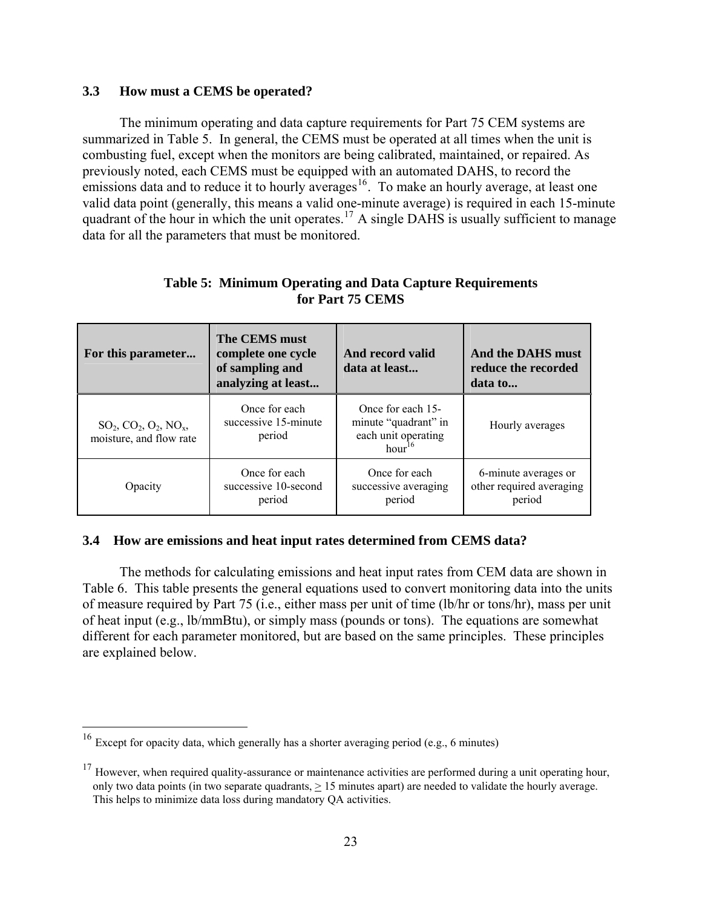### 3.3 How must a CEMS be operated?

The minimum operating and data capture requirements for Part 75 CEM systems are summarized in Table 5. In general, the CEMS must be operated at all times when the unit is combusting fuel, except when the monitors are being calibrated, maintained, or repaired. As previously noted, each CEMS must be equipped with an automated DAHS, to record the emissions data and to reduce it to hourly averages[16]. To make an hourly average, at least one valid data point (generally, this means a valid one-minute average) is required in each 15-minute quadrant of the hour in which the unit operates.[17] A single DAHS is usually sufficient to manage data for all the parameters that must be monitored.

**Table 5: Minimum Operating and Data Capture Requirements for Part 75 CEMS**

| For this parameter... | The CEMS must complete one cycle of sampling and analyzing at least... | And record valid data at least... | And the DAHS must reduce the recorded data to... |
|---|---|---|---|
| $SO_2$, $CO_2$, $O_2$, $NO_x$, moisture, and flow rate | Once for each successive 15-minute period | Once for each 15-minute "quadrant" in each unit operating hour[16] | Hourly averages |
| Opacity | Once for each successive 10-second period | Once for each successive averaging period | 6-minute averages or other required averaging period |

### 3.4 How are emissions and heat input rates determined from CEMS data?

The methods for calculating emissions and heat input rates from CEM data are shown in Table 6. This table presents the general equations used to convert monitoring data into the units of measure required by Part 75 (i.e., either mass per unit of time (lb/hr or tons/hr), mass per unit of heat input (e.g., lb/mmBtu), or simply mass (pounds or tons). The equations are somewhat different for each parameter monitored, but are based on the same principles. These principles are explained below.

---

[16] Except for opacity data, which generally has a shorter averaging period (e.g., 6 minutes)

[17] However, when required quality-assurance or maintenance activities are performed during a unit operating hour, only two data points (in two separate quadrants, $\geq$ 15 minutes apart) are needed to validate the hourly average. This helps to minimize data loss during mandatory QA activities.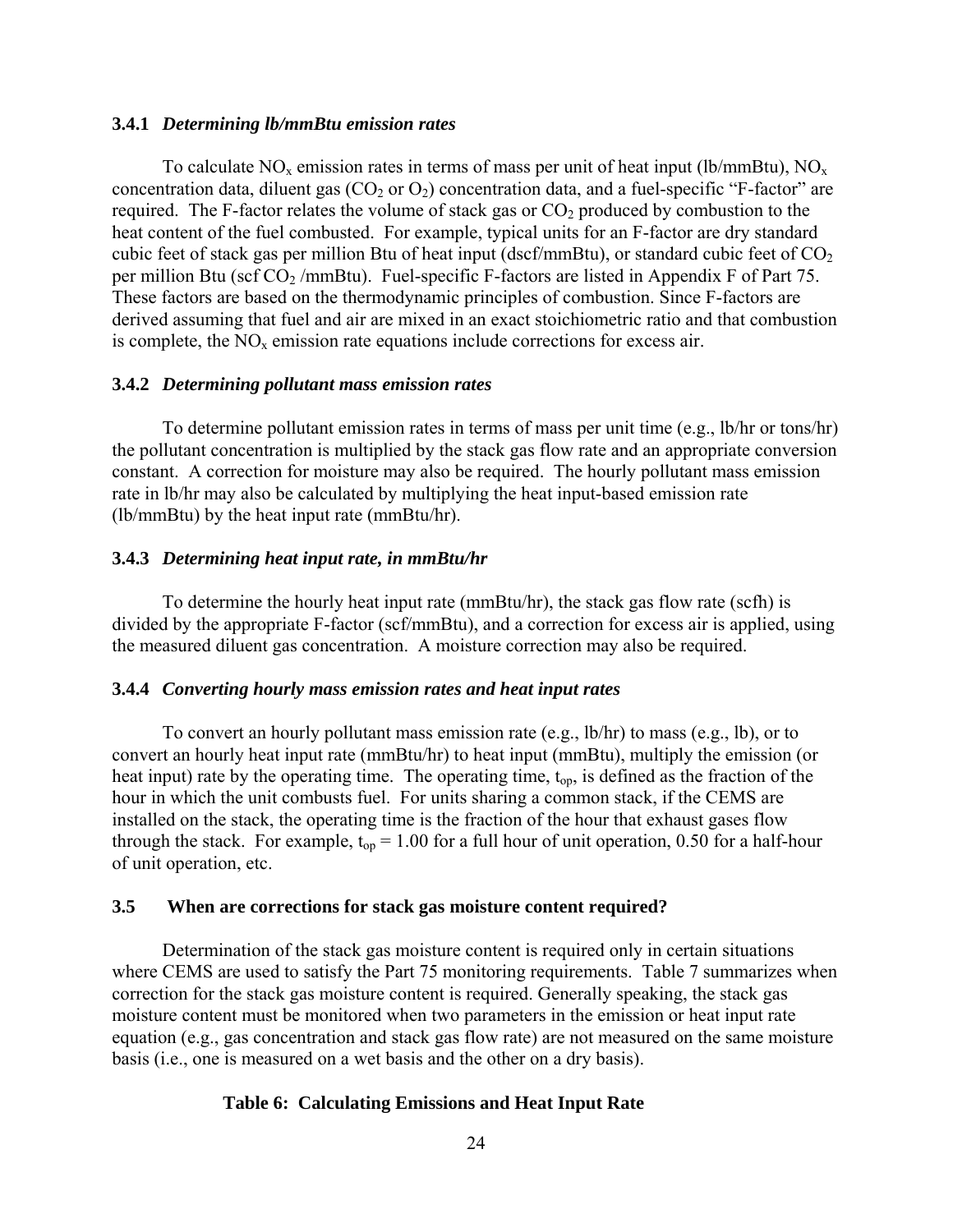#### 3.4.1 *Determining lb/mmBtu emission rates*

To calculate $NO_x$ emission rates in terms of mass per unit of heat input (lb/mmBtu), $NO_x$ concentration data, diluent gas ($CO_2$ or $O_2$) concentration data, and a fuel-specific "F-factor" are required. The F-factor relates the volume of stack gas or $CO_2$ produced by combustion to the heat content of the fuel combusted. For example, typical units for an F-factor are dry standard cubic feet of stack gas per million Btu of heat input (dscf/mmBtu), or standard cubic feet of $CO_2$ per million Btu (scf $CO_2$ /mmBtu). Fuel-specific F-factors are listed in Appendix F of Part 75. These factors are based on the thermodynamic principles of combustion. Since F-factors are derived assuming that fuel and air are mixed in an exact stoichiometric ratio and that combustion is complete, the $NO_x$ emission rate equations include corrections for excess air.

#### 3.4.2 *Determining pollutant mass emission rates*

To determine pollutant emission rates in terms of mass per unit time (e.g., lb/hr or tons/hr) the pollutant concentration is multiplied by the stack gas flow rate and an appropriate conversion constant. A correction for moisture may also be required. The hourly pollutant mass emission rate in lb/hr may also be calculated by multiplying the heat input-based emission rate (lb/mmBtu) by the heat input rate (mmBtu/hr).

#### 3.4.3 *Determining heat input rate, in mmBtu/hr*

To determine the hourly heat input rate (mmBtu/hr), the stack gas flow rate (scfh) is divided by the appropriate F-factor (scf/mmBtu), and a correction for excess air is applied, using the measured diluent gas concentration. A moisture correction may also be required.

#### 3.4.4 *Converting hourly mass emission rates and heat input rates*

To convert an hourly pollutant mass emission rate (e.g., lb/hr) to mass (e.g., lb), or to convert an hourly heat input rate (mmBtu/hr) to heat input (mmBtu), multiply the emission (or heat input) rate by the operating time. The operating time, $t_{op}$, is defined as the fraction of the hour in which the unit combusts fuel. For units sharing a common stack, if the CEMS are installed on the stack, the operating time is the fraction of the hour that exhaust gases flow through the stack. For example, $t_{op}$ = 1.00 for a full hour of unit operation, 0.50 for a half-hour of unit operation, etc.

### 3.5 When are corrections for stack gas moisture content required?

Determination of the stack gas moisture content is required only in certain situations where CEMS are used to satisfy the Part 75 monitoring requirements. Table 7 summarizes when correction for the stack gas moisture content is required. Generally speaking, the stack gas moisture content must be monitored when two parameters in the emission or heat input rate equation (e.g., gas concentration and stack gas flow rate) are not measured on the same moisture basis (i.e., one is measured on a wet basis and the other on a dry basis).

**Table 6: Calculating Emissions and Heat Input Rate**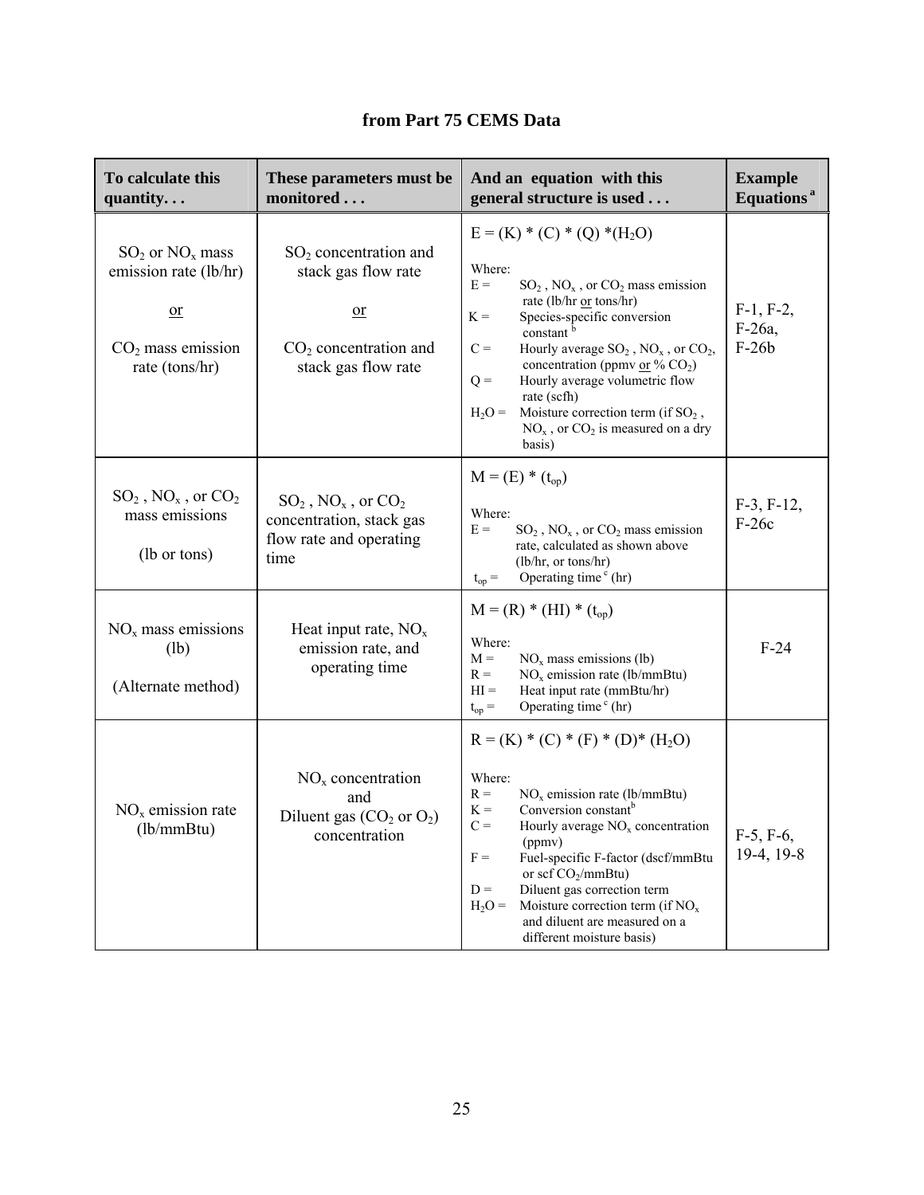## from Part 75 CEMS Data

| To calculate this quantity. . . | These parameters must be monitored . . . | And an equation with this general structure is used . . . | Example Equations [a] |
|---|---|---|---|
| $SO_2$ or $NO_x$ mass emission rate (lb/hr)<br><br>or<br><br>$CO_2$ mass emission rate (tons/hr) | $SO_2$ concentration and stack gas flow rate<br><br>or<br><br>$CO_2$ concentration and stack gas flow rate | $E = (K) * (C) * (Q) * (H_2O)$<br><br>Where:<br>E = $SO_2$, $NO_x$, or $CO_2$ mass emission rate (lb/hr or tons/hr)<br>K = Species-specific conversion constant [b]<br>C = Hourly average $SO_2$, $NO_x$, or $CO_2$, concentration (ppmv or % $CO_2$)<br>Q = Hourly average volumetric flow rate (scfh)<br>$H_2O$ = Moisture correction term (if $SO_2$, $NO_x$, or $CO_2$ is measured on a dry basis) | F-1, F-2, F-26a, F-26b |
| $SO_2$, $NO_x$, or $CO_2$ mass emissions<br><br>(lb or tons) | $SO_2$, $NO_x$, or $CO_2$ concentration, stack gas flow rate and operating time | $M = (E) * (t_{op})$<br><br>Where:<br>E = $SO_2$, $NO_x$, or $CO_2$ mass emission rate, calculated as shown above (lb/hr, or tons/hr)<br>$t_{op}$ = Operating time [c] (hr) | F-3, F-12, F-26c |
| $NO_x$ mass emissions (lb)<br><br>(Alternate method) | Heat input rate, $NO_x$ emission rate, and operating time | $M = (R) * (HI) * (t_{op})$<br><br>Where:<br>M = $NO_x$ mass emissions (lb)<br>R = $NO_x$ emission rate (lb/mmBtu)<br>HI = Heat input rate (mmBtu/hr)<br>$t_{op}$ = Operating time [c] (hr) | F-24 |
| $NO_x$ emission rate (lb/mmBtu) | $NO_x$ concentration and Diluent gas ($CO_2$ or $O_2$) concentration | $R = (K) * (C) * (F) * (D) * (H_2O)$<br><br>Where:<br>R = $NO_x$ emission rate (lb/mmBtu)<br>K = Conversion constant[b]<br>C = Hourly average $NO_x$ concentration (ppmv)<br>F = Fuel-specific F-factor (dscf/mmBtu or scf $CO_2$/mmBtu)<br>D = Diluent gas correction term<br>$H_2O$ = Moisture correction term (if $NO_x$ and diluent are measured on a different moisture basis) | F-5, F-6, 19-4, 19-8 |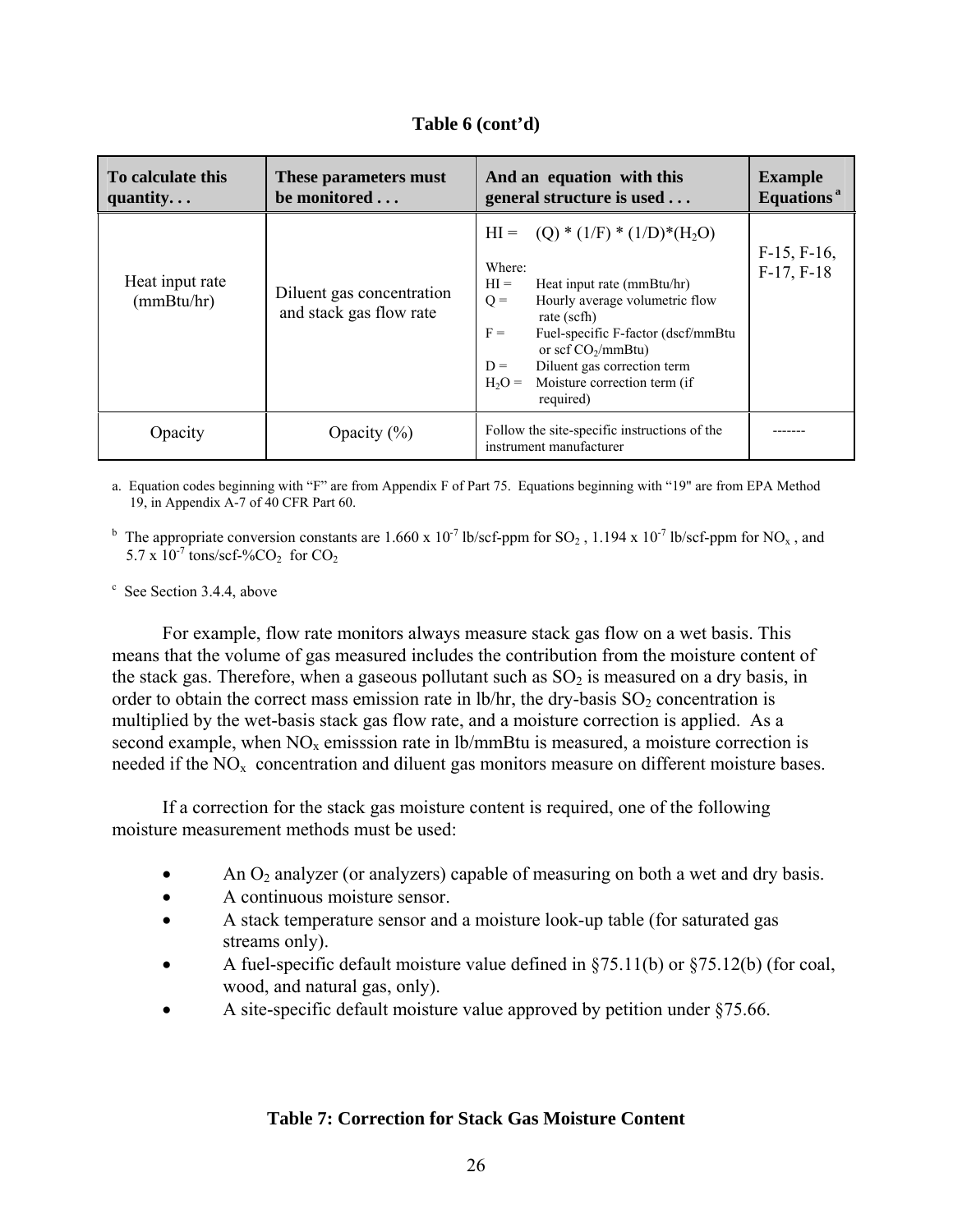**Table 6 (cont'd)**

| To calculate this quantity. . . | These parameters must be monitored . . . | And an equation with this general structure is used . . . | Example Equations [a] |
|---|---|---|---|
| Heat input rate (mmBtu/hr) | Diluent gas concentration and stack gas flow rate | HI = (Q) * (1/F) * (1/D)*($H_2O$)<br><br>Where:<br>HI = Heat input rate (mmBtu/hr)<br>Q = Hourly average volumetric flow rate (scfh)<br>F = Fuel-specific F-factor (dscf/mmBtu or scf $CO_2$/mmBtu)<br>D = Diluent gas correction term<br>$H_2O$ = Moisture correction term (if required) | F-15, F-16, F-17, F-18 |
| Opacity | Opacity (%) | Follow the site-specific instructions of the instrument manufacturer | ------- |

a. Equation codes beginning with "F" are from Appendix F of Part 75. Equations beginning with "19" are from EPA Method 19, in Appendix A-7 of 40 CFR Part 60.

[b] The appropriate conversion constants are $1.660 \times 10^{-7}$ lb/scf-ppm for $SO_2$, $1.194 \times 10^{-7}$ lb/scf-ppm for $NO_x$, and $5.7 \times 10^{-7}$ tons/scf-%$CO_2$ for $CO_2$

[c] See Section 3.4.4, above

For example, flow rate monitors always measure stack gas flow on a wet basis. This means that the volume of gas measured includes the contribution from the moisture content of the stack gas. Therefore, when a gaseous pollutant such as $SO_2$ is measured on a dry basis, in order to obtain the correct mass emission rate in lb/hr, the dry-basis $SO_2$ concentration is multiplied by the wet-basis stack gas flow rate, and a moisture correction is applied. As a second example, when $NO_x$ emisssion rate in lb/mmBtu is measured, a moisture correction is needed if the $NO_x$ concentration and diluent gas monitors measure on different moisture bases.

If a correction for the stack gas moisture content is required, one of the following moisture measurement methods must be used:

- An $O_2$ analyzer (or analyzers) capable of measuring on both a wet and dry basis.
- A continuous moisture sensor.
- A stack temperature sensor and a moisture look-up table (for saturated gas streams only).
- A fuel-specific default moisture value defined in §75.11(b) or §75.12(b) (for coal, wood, and natural gas, only).
- A site-specific default moisture value approved by petition under §75.66.

**Table 7: Correction for Stack Gas Moisture Content**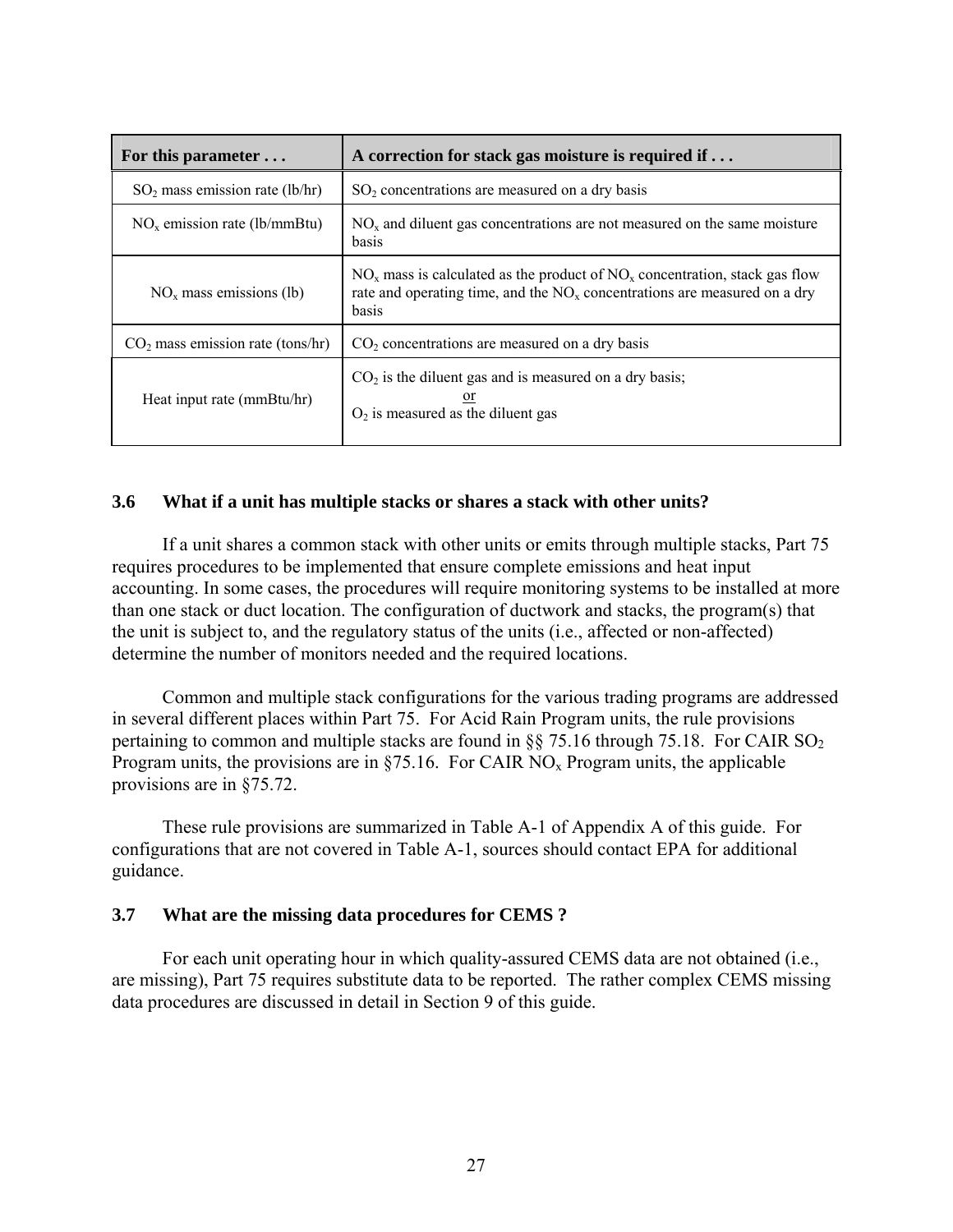| For this parameter . . . | A correction for stack gas moisture is required if . . . |
|---|---|
| $SO_2$ mass emission rate (lb/hr) | $SO_2$ concentrations are measured on a dry basis |
| $NO_x$ emission rate (lb/mmBtu) | $NO_x$ and diluent gas concentrations are not measured on the same moisture basis |
| $NO_x$ mass emissions (lb) | $NO_x$ mass is calculated as the product of $NO_x$ concentration, stack gas flow rate and operating time, and the $NO_x$ concentrations are measured on a dry basis |
| $CO_2$ mass emission rate (tons/hr) | $CO_2$ concentrations are measured on a dry basis |
| Heat input rate (mmBtu/hr) | $CO_2$ is the diluent gas and is measured on a dry basis; or $O_2$ is measured as the diluent gas |

### 3.6 What if a unit has multiple stacks or shares a stack with other units?

If a unit shares a common stack with other units or emits through multiple stacks, Part 75 requires procedures to be implemented that ensure complete emissions and heat input accounting. In some cases, the procedures will require monitoring systems to be installed at more than one stack or duct location. The configuration of ductwork and stacks, the program(s) that the unit is subject to, and the regulatory status of the units (i.e., affected or non-affected) determine the number of monitors needed and the required locations.

Common and multiple stack configurations for the various trading programs are addressed in several different places within Part 75. For Acid Rain Program units, the rule provisions pertaining to common and multiple stacks are found in §§ 75.16 through 75.18. For CAIR $SO_2$ Program units, the provisions are in §75.16. For CAIR $NO_x$ Program units, the applicable provisions are in §75.72.

These rule provisions are summarized in Table A-1 of Appendix A of this guide. For configurations that are not covered in Table A-1, sources should contact EPA for additional guidance.

### 3.7 What are the missing data procedures for CEMS ?

For each unit operating hour in which quality-assured CEMS data are not obtained (i.e., are missing), Part 75 requires substitute data to be reported. The rather complex CEMS missing data procedures are discussed in detail in Section 9 of this guide.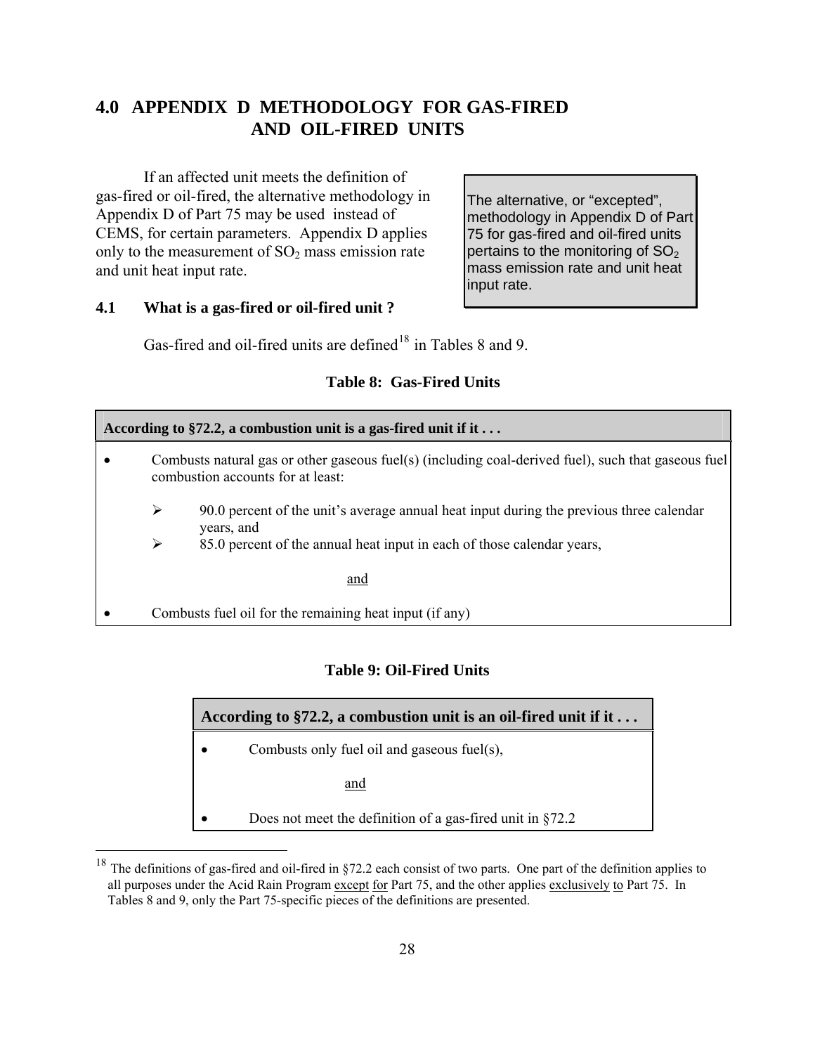## 4.0 APPENDIX D METHODOLOGY FOR GAS-FIRED AND OIL-FIRED UNITS

If an affected unit meets the definition of gas-fired or oil-fired, the alternative methodology in Appendix D of Part 75 may be used instead of CEMS, for certain parameters. Appendix D applies only to the measurement of $SO_2$ mass emission rate and unit heat input rate.

> The alternative, or "excepted", methodology in Appendix D of Part 75 for gas-fired and oil-fired units pertains to the monitoring of $SO_2$ mass emission rate and unit heat input rate.

### 4.1 What is a gas-fired or oil-fired unit ?

Gas-fired and oil-fired units are defined[18] in Tables 8 and 9.

**Table 8: Gas-Fired Units**

| According to §72.2, a combustion unit is a gas-fired unit if it . . . |
|---|
| • Combusts natural gas or other gaseous fuel(s) (including coal-derived fuel), such that gaseous fuel combustion accounts for at least:<br>➢ 90.0 percent of the unit's average annual heat input during the previous three calendar years, and<br>➢ 85.0 percent of the annual heat input in each of those calendar years,<br><br>and<br><br>• Combusts fuel oil for the remaining heat input (if any) |

**Table 9: Oil-Fired Units**

| According to §72.2, a combustion unit is an oil-fired unit if it . . . |
|---|
| • Combusts only fuel oil and gaseous fuel(s),<br><br>and<br><br>• Does not meet the definition of a gas-fired unit in §72.2 |

[18] The definitions of gas-fired and oil-fired in §72.2 each consist of two parts. One part of the definition applies to all purposes under the Acid Rain Program except for Part 75, and the other applies exclusively to Part 75. In Tables 8 and 9, only the Part 75-specific pieces of the definitions are presented.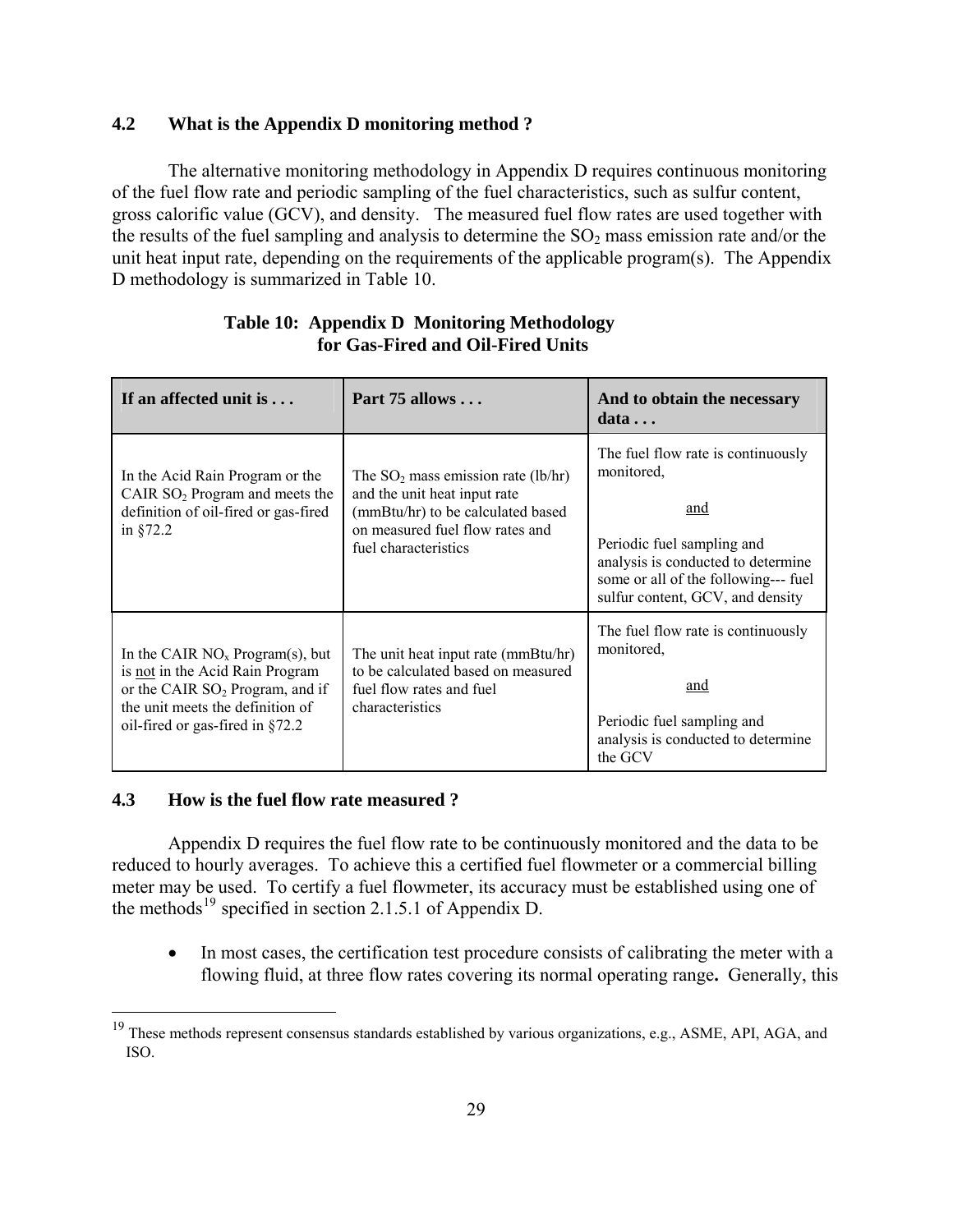### 4.2 What is the Appendix D monitoring method ?

The alternative monitoring methodology in Appendix D requires continuous monitoring of the fuel flow rate and periodic sampling of the fuel characteristics, such as sulfur content, gross calorific value (GCV), and density. The measured fuel flow rates are used together with the results of the fuel sampling and analysis to determine the $SO_2$ mass emission rate and/or the unit heat input rate, depending on the requirements of the applicable program(s). The Appendix D methodology is summarized in Table 10.

**Table 10: Appendix D Monitoring Methodology for Gas-Fired and Oil-Fired Units**

| If an affected unit is . . . | Part 75 allows . . . | And to obtain the necessary data . . . |
|---|---|---|
| In the Acid Rain Program or the CAIR $SO_2$ Program and meets the definition of oil-fired or gas-fired in §72.2 | The $SO_2$ mass emission rate (lb/hr) and the unit heat input rate (mmBtu/hr) to be calculated based on measured fuel flow rates and fuel characteristics | The fuel flow rate is continuously monitored, <br> and <br> Periodic fuel sampling and analysis is conducted to determine some or all of the following--- fuel sulfur content, GCV, and density |
| In the CAIR $NO_x$ Program(s), but is not in the Acid Rain Program or the CAIR $SO_2$ Program, and if the unit meets the definition of oil-fired or gas-fired in §72.2 | The unit heat input rate (mmBtu/hr) to be calculated based on measured fuel flow rates and fuel characteristics | The fuel flow rate is continuously monitored, <br> and <br> Periodic fuel sampling and analysis is conducted to determine the GCV |

### 4.3 How is the fuel flow rate measured ?

Appendix D requires the fuel flow rate to be continuously monitored and the data to be reduced to hourly averages. To achieve this a certified fuel flowmeter or a commercial billing meter may be used. To certify a fuel flowmeter, its accuracy must be established using one of the methods[19] specified in section 2.1.5.1 of Appendix D.

- In most cases, the certification test procedure consists of calibrating the meter with a flowing fluid, at three flow rates covering its normal operating range**.** Generally, this

[19] These methods represent consensus standards established by various organizations, e.g., ASME, API, AGA, and ISO.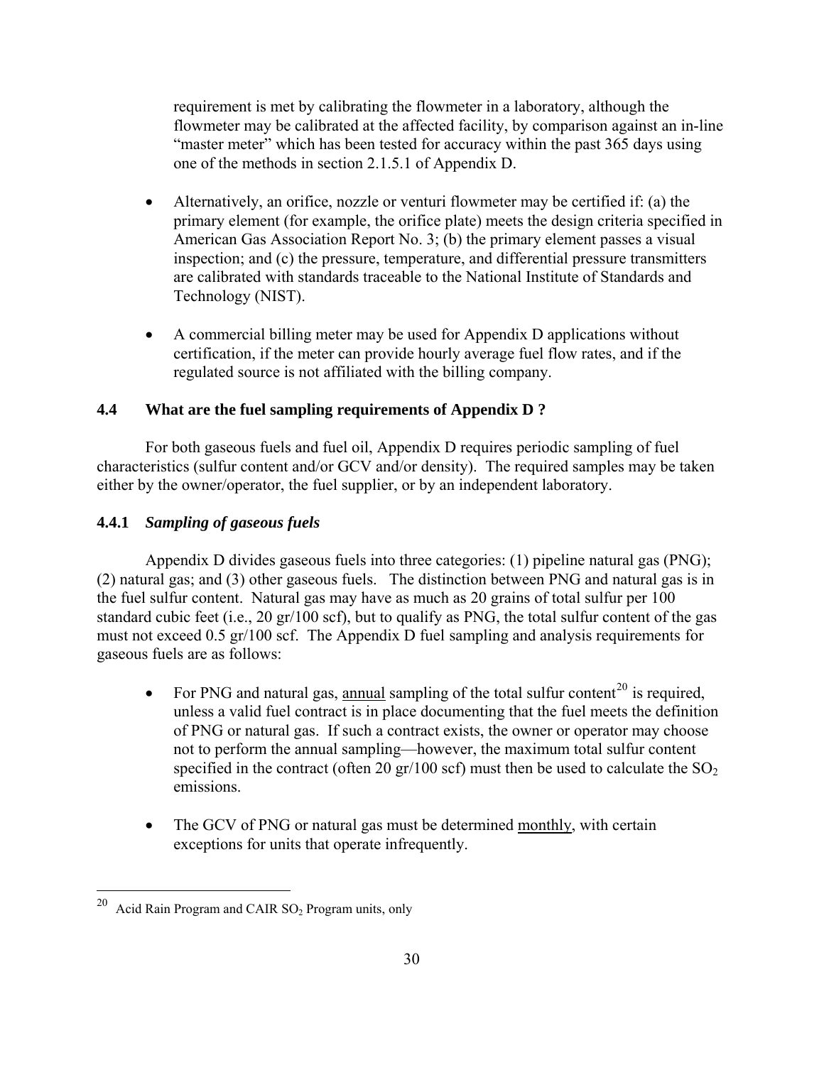requirement is met by calibrating the flowmeter in a laboratory, although the flowmeter may be calibrated at the affected facility, by comparison against an in-line "master meter" which has been tested for accuracy within the past 365 days using one of the methods in section 2.1.5.1 of Appendix D.

- Alternatively, an orifice, nozzle or venturi flowmeter may be certified if: (a) the primary element (for example, the orifice plate) meets the design criteria specified in American Gas Association Report No. 3; (b) the primary element passes a visual inspection; and (c) the pressure, temperature, and differential pressure transmitters are calibrated with standards traceable to the National Institute of Standards and Technology (NIST).

- A commercial billing meter may be used for Appendix D applications without certification, if the meter can provide hourly average fuel flow rates, and if the regulated source is not affiliated with the billing company.

### 4.4 What are the fuel sampling requirements of Appendix D ?

For both gaseous fuels and fuel oil, Appendix D requires periodic sampling of fuel characteristics (sulfur content and/or GCV and/or density). The required samples may be taken either by the owner/operator, the fuel supplier, or by an independent laboratory.

#### 4.4.1 *Sampling of gaseous fuels*

Appendix D divides gaseous fuels into three categories: (1) pipeline natural gas (PNG); (2) natural gas; and (3) other gaseous fuels. The distinction between PNG and natural gas is in the fuel sulfur content. Natural gas may have as much as 20 grains of total sulfur per 100 standard cubic feet (i.e., 20 gr/100 scf), but to qualify as PNG, the total sulfur content of the gas must not exceed 0.5 gr/100 scf. The Appendix D fuel sampling and analysis requirements for gaseous fuels are as follows:

- For PNG and natural gas, annual sampling of the total sulfur content[20] is required, unless a valid fuel contract is in place documenting that the fuel meets the definition of PNG or natural gas. If such a contract exists, the owner or operator may choose not to perform the annual sampling—however, the maximum total sulfur content specified in the contract (often 20 gr/100 scf) must then be used to calculate the $SO_2$ emissions.

- The GCV of PNG or natural gas must be determined monthly, with certain exceptions for units that operate infrequently.

[20] Acid Rain Program and CAIR $SO_2$ Program units, only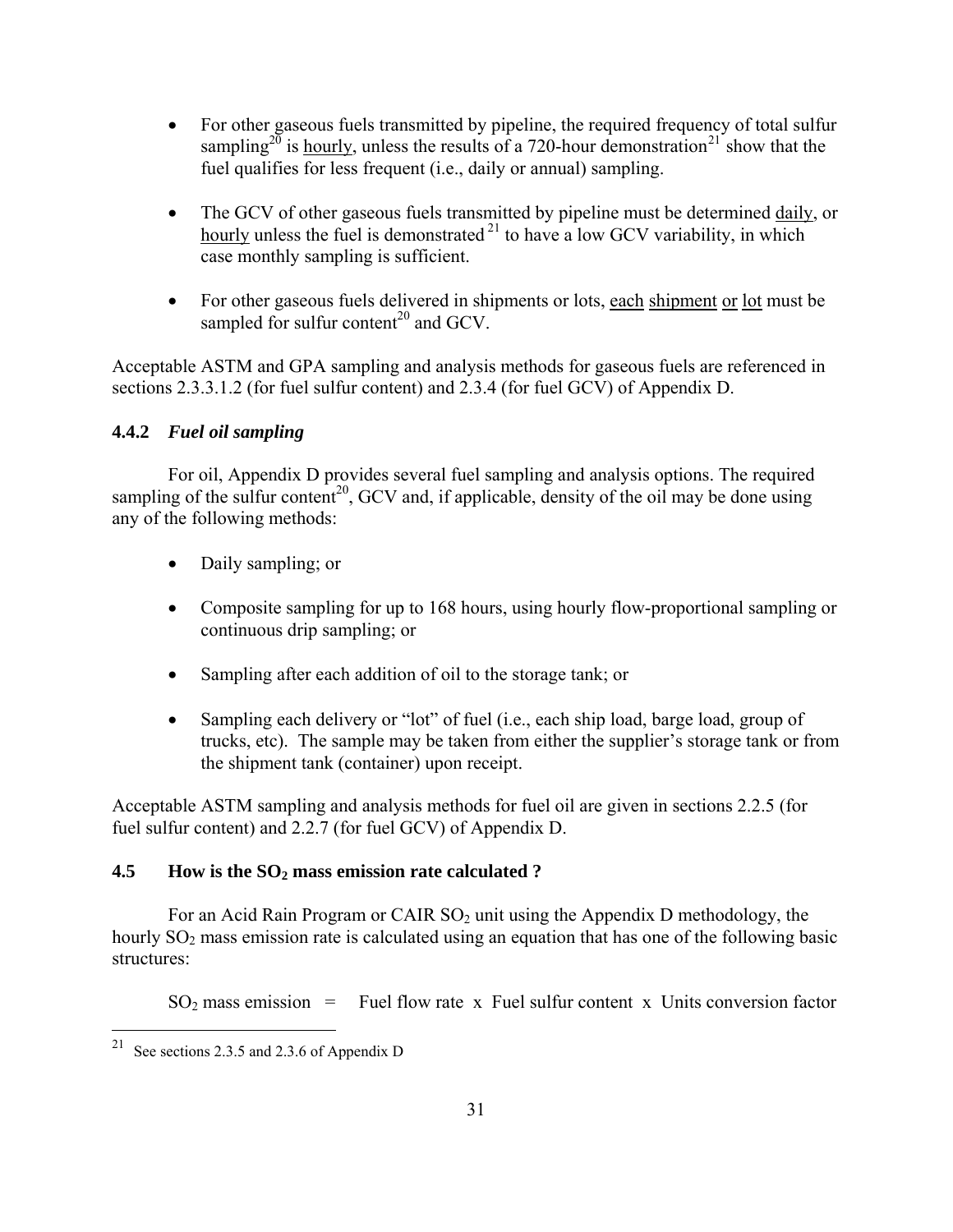- For other gaseous fuels transmitted by pipeline, the required frequency of total sulfur sampling[20] is hourly, unless the results of a 720-hour demonstration[21] show that the fuel qualifies for less frequent (i.e., daily or annual) sampling.

- The GCV of other gaseous fuels transmitted by pipeline must be determined daily, or hourly unless the fuel is demonstrated[21] to have a low GCV variability, in which case monthly sampling is sufficient.

- For other gaseous fuels delivered in shipments or lots, each shipment or lot must be sampled for sulfur content[20] and GCV.

Acceptable ASTM and GPA sampling and analysis methods for gaseous fuels are referenced in sections 2.3.3.1.2 (for fuel sulfur content) and 2.3.4 (for fuel GCV) of Appendix D.

### 4.4.2 *Fuel oil sampling*

For oil, Appendix D provides several fuel sampling and analysis options. The required sampling of the sulfur content[20], GCV and, if applicable, density of the oil may be done using any of the following methods:

- Daily sampling; or

- Composite sampling for up to 168 hours, using hourly flow-proportional sampling or continuous drip sampling; or

- Sampling after each addition of oil to the storage tank; or

- Sampling each delivery or "lot" of fuel (i.e., each ship load, barge load, group of trucks, etc). The sample may be taken from either the supplier's storage tank or from the shipment tank (container) upon receipt.

Acceptable ASTM sampling and analysis methods for fuel oil are given in sections 2.2.5 (for fuel sulfur content) and 2.2.7 (for fuel GCV) of Appendix D.

## 4.5 How is the $SO_2$ mass emission rate calculated ?

For an Acid Rain Program or CAIR $SO_2$ unit using the Appendix D methodology, the hourly $SO_2$ mass emission rate is calculated using an equation that has one of the following basic structures:

$SO_2$ mass emission = Fuel flow rate x Fuel sulfur content x Units conversion factor

[21] See sections 2.3.5 and 2.3.6 of Appendix D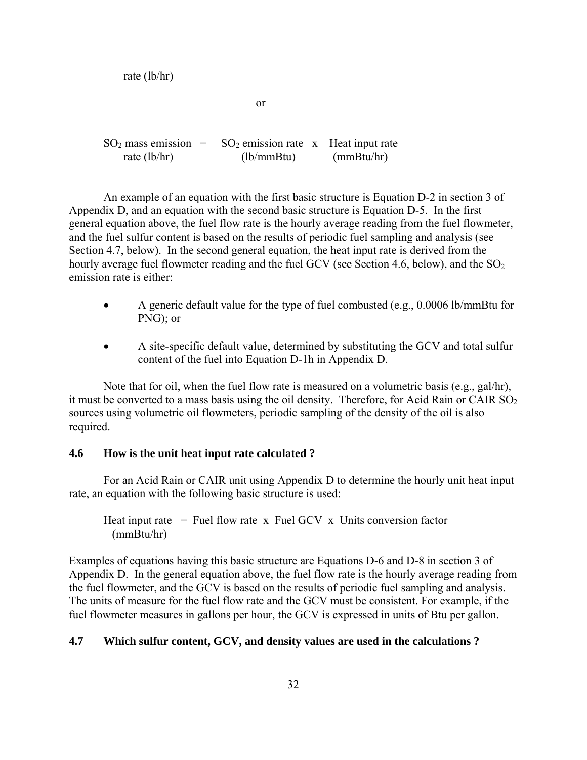rate (lb/hr)

or

$SO_2$ mass emission rate (lb/hr) = $SO_2$ emission rate (lb/mmBtu) x Heat input rate (mmBtu/hr)

An example of an equation with the first basic structure is Equation D-2 in section 3 of Appendix D, and an equation with the second basic structure is Equation D-5. In the first general equation above, the fuel flow rate is the hourly average reading from the fuel flowmeter, and the fuel sulfur content is based on the results of periodic fuel sampling and analysis (see Section 4.7, below). In the second general equation, the heat input rate is derived from the hourly average fuel flowmeter reading and the fuel GCV (see Section 4.6, below), and the $SO_2$ emission rate is either:

- A generic default value for the type of fuel combusted (e.g., 0.0006 lb/mmBtu for PNG); or
- A site-specific default value, determined by substituting the GCV and total sulfur content of the fuel into Equation D-1h in Appendix D.

Note that for oil, when the fuel flow rate is measured on a volumetric basis (e.g., gal/hr), it must be converted to a mass basis using the oil density. Therefore, for Acid Rain or CAIR $SO_2$ sources using volumetric oil flowmeters, periodic sampling of the density of the oil is also required.

### 4.6 How is the unit heat input rate calculated ?

For an Acid Rain or CAIR unit using Appendix D to determine the hourly unit heat input rate, an equation with the following basic structure is used:

Heat input rate (mmBtu/hr) = Fuel flow rate x Fuel GCV x Units conversion factor

Examples of equations having this basic structure are Equations D-6 and D-8 in section 3 of Appendix D. In the general equation above, the fuel flow rate is the hourly average reading from the fuel flowmeter, and the GCV is based on the results of periodic fuel sampling and analysis. The units of measure for the fuel flow rate and the GCV must be consistent. For example, if the fuel flowmeter measures in gallons per hour, the GCV is expressed in units of Btu per gallon.

### 4.7 Which sulfur content, GCV, and density values are used in the calculations ?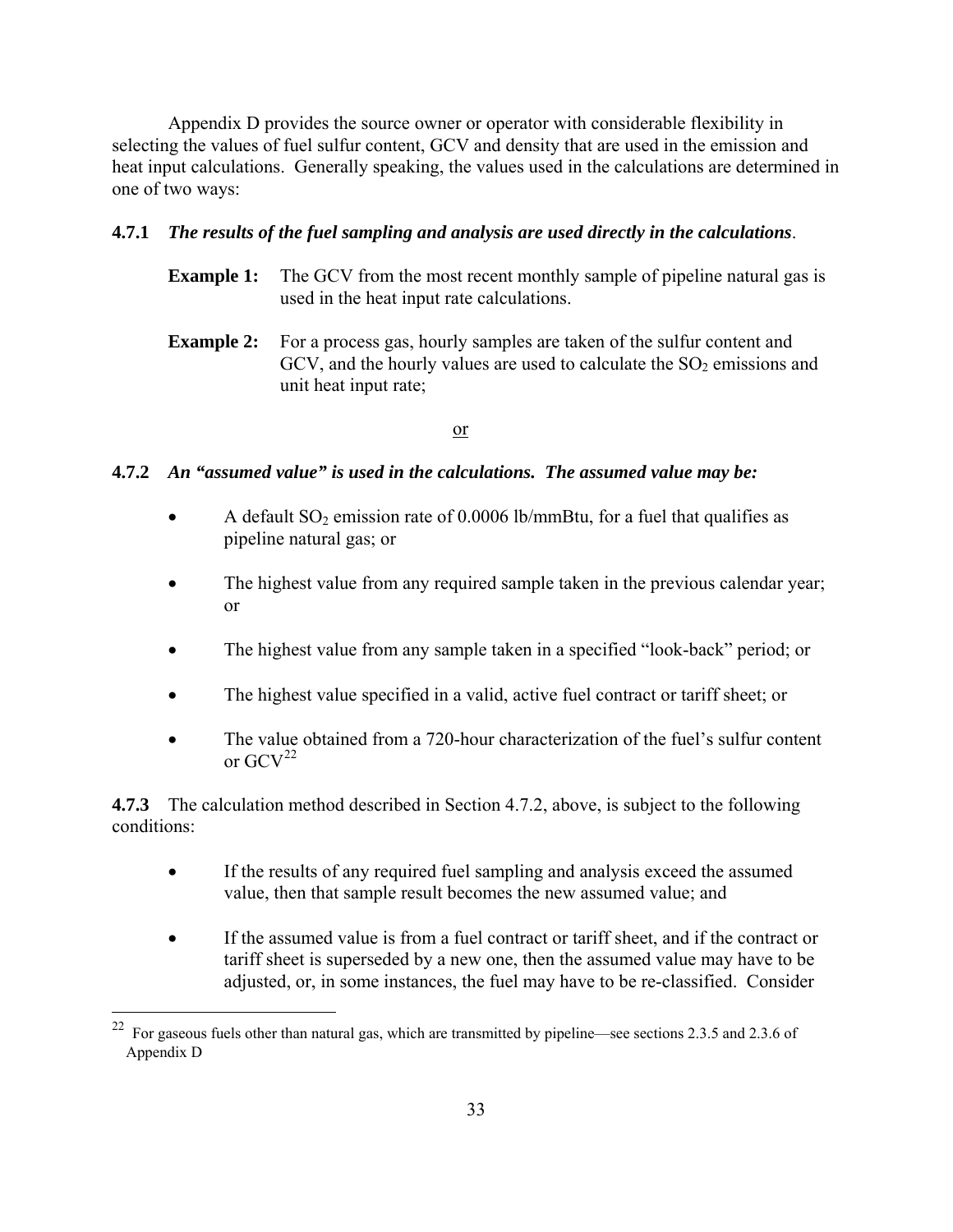Appendix D provides the source owner or operator with considerable flexibility in selecting the values of fuel sulfur content, GCV and density that are used in the emission and heat input calculations. Generally speaking, the values used in the calculations are determined in one of two ways:

**4.7.1** ***The results of the fuel sampling and analysis are used directly in the calculations***.

**Example 1:** The GCV from the most recent monthly sample of pipeline natural gas is used in the heat input rate calculations.

**Example 2:** For a process gas, hourly samples are taken of the sulfur content and GCV, and the hourly values are used to calculate the $SO_2$ emissions and unit heat input rate;

or

**4.7.2** ***An "assumed value" is used in the calculations. The assumed value may be:***

- A default $SO_2$ emission rate of 0.0006 lb/mmBtu, for a fuel that qualifies as pipeline natural gas; or
- The highest value from any required sample taken in the previous calendar year; or
- The highest value from any sample taken in a specified "look-back" period; or
- The highest value specified in a valid, active fuel contract or tariff sheet; or
- The value obtained from a 720-hour characterization of the fuel's sulfur content or GCV[22]

**4.7.3** The calculation method described in Section 4.7.2, above, is subject to the following conditions:

- If the results of any required fuel sampling and analysis exceed the assumed value, then that sample result becomes the new assumed value; and
- If the assumed value is from a fuel contract or tariff sheet, and if the contract or tariff sheet is superseded by a new one, then the assumed value may have to be adjusted, or, in some instances, the fuel may have to be re-classified. Consider

[22] For gaseous fuels other than natural gas, which are transmitted by pipeline—see sections 2.3.5 and 2.3.6 of Appendix D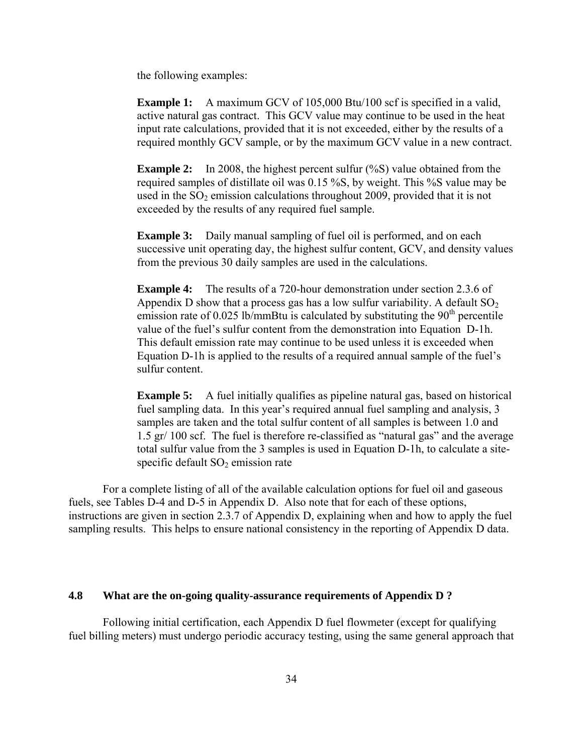the following examples:

**Example 1:** A maximum GCV of 105,000 Btu/100 scf is specified in a valid, active natural gas contract. This GCV value may continue to be used in the heat input rate calculations, provided that it is not exceeded, either by the results of a required monthly GCV sample, or by the maximum GCV value in a new contract.

**Example 2:** In 2008, the highest percent sulfur (%S) value obtained from the required samples of distillate oil was 0.15 %S, by weight. This %S value may be used in the $SO_2$ emission calculations throughout 2009, provided that it is not exceeded by the results of any required fuel sample.

**Example 3:** Daily manual sampling of fuel oil is performed, and on each successive unit operating day, the highest sulfur content, GCV, and density values from the previous 30 daily samples are used in the calculations.

**Example 4:** The results of a 720-hour demonstration under section 2.3.6 of Appendix D show that a process gas has a low sulfur variability. A default $SO_2$ emission rate of 0.025 lb/mmBtu is calculated by substituting the $90^{th}$ percentile value of the fuel's sulfur content from the demonstration into Equation D-1h. This default emission rate may continue to be used unless it is exceeded when Equation D-1h is applied to the results of a required annual sample of the fuel's sulfur content.

**Example 5:** A fuel initially qualifies as pipeline natural gas, based on historical fuel sampling data. In this year's required annual fuel sampling and analysis, 3 samples are taken and the total sulfur content of all samples is between 1.0 and 1.5 gr/ 100 scf. The fuel is therefore re-classified as "natural gas" and the average total sulfur value from the 3 samples is used in Equation D-1h, to calculate a site-specific default $SO_2$ emission rate

For a complete listing of all of the available calculation options for fuel oil and gaseous fuels, see Tables D-4 and D-5 in Appendix D. Also note that for each of these options, instructions are given in section 2.3.7 of Appendix D, explaining when and how to apply the fuel sampling results. This helps to ensure national consistency in the reporting of Appendix D data.

### 4.8 What are the on-going quality-assurance requirements of Appendix D ?

Following initial certification, each Appendix D fuel flowmeter (except for qualifying fuel billing meters) must undergo periodic accuracy testing, using the same general approach that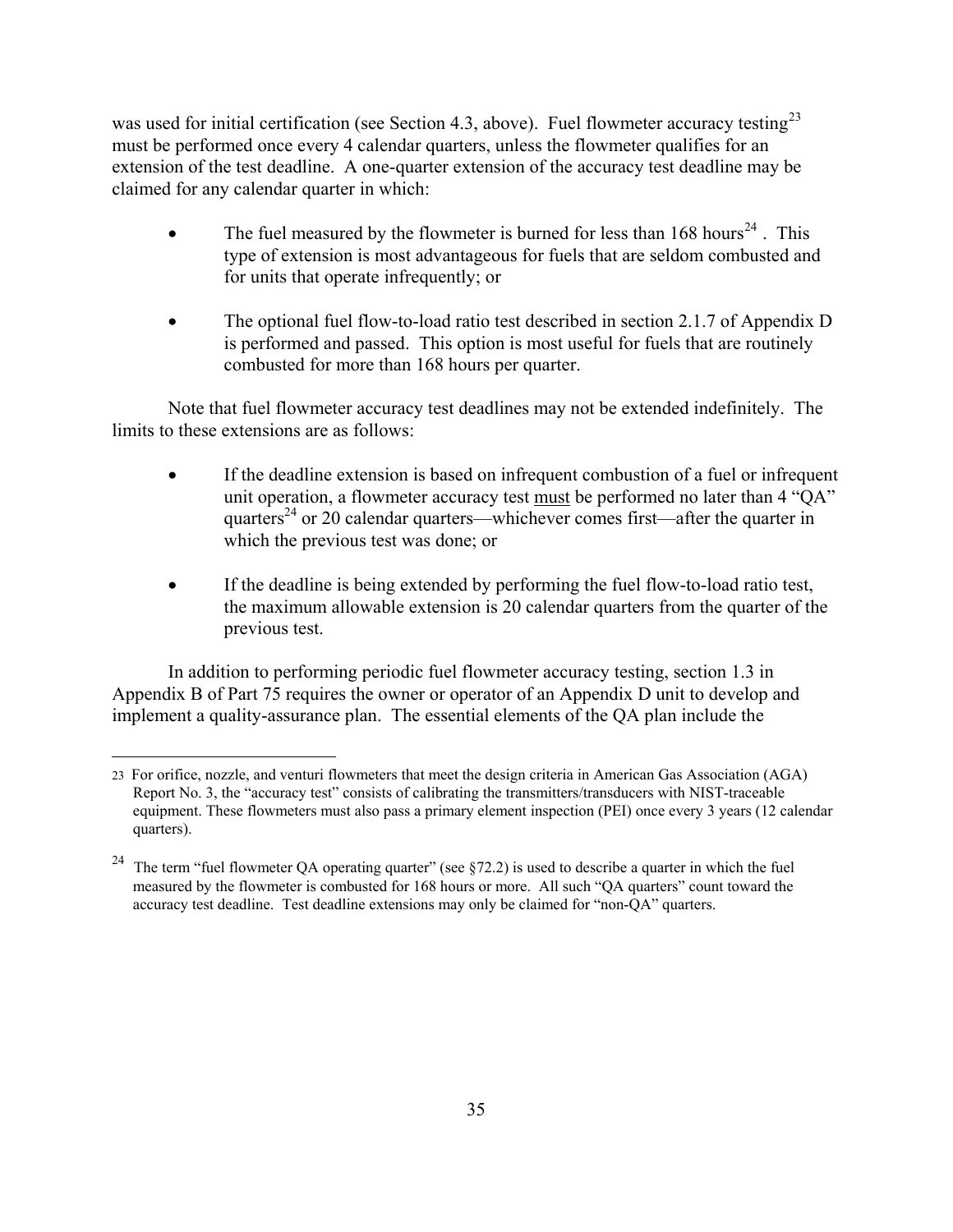was used for initial certification (see Section 4.3, above). Fuel flowmeter accuracy testing[23] must be performed once every 4 calendar quarters, unless the flowmeter qualifies for an extension of the test deadline. A one-quarter extension of the accuracy test deadline may be claimed for any calendar quarter in which:

- The fuel measured by the flowmeter is burned for less than 168 hours[24]. This type of extension is most advantageous for fuels that are seldom combusted and for units that operate infrequently; or

- The optional fuel flow-to-load ratio test described in section 2.1.7 of Appendix D is performed and passed. This option is most useful for fuels that are routinely combusted for more than 168 hours per quarter.

Note that fuel flowmeter accuracy test deadlines may not be extended indefinitely. The limits to these extensions are as follows:

- If the deadline extension is based on infrequent combustion of a fuel or infrequent unit operation, a flowmeter accuracy test must be performed no later than 4 "QA" quarters[24] or 20 calendar quarters—whichever comes first—after the quarter in which the previous test was done; or

- If the deadline is being extended by performing the fuel flow-to-load ratio test, the maximum allowable extension is 20 calendar quarters from the quarter of the previous test.

In addition to performing periodic fuel flowmeter accuracy testing, section 1.3 in Appendix B of Part 75 requires the owner or operator of an Appendix D unit to develop and implement a quality-assurance plan. The essential elements of the QA plan include the

---

23 For orifice, nozzle, and venturi flowmeters that meet the design criteria in American Gas Association (AGA) Report No. 3, the "accuracy test" consists of calibrating the transmitters/transducers with NIST-traceable equipment. These flowmeters must also pass a primary element inspection (PEI) once every 3 years (12 calendar quarters).

24 The term "fuel flowmeter QA operating quarter" (see §72.2) is used to describe a quarter in which the fuel measured by the flowmeter is combusted for 168 hours or more. All such "QA quarters" count toward the accuracy test deadline. Test deadline extensions may only be claimed for "non-QA" quarters.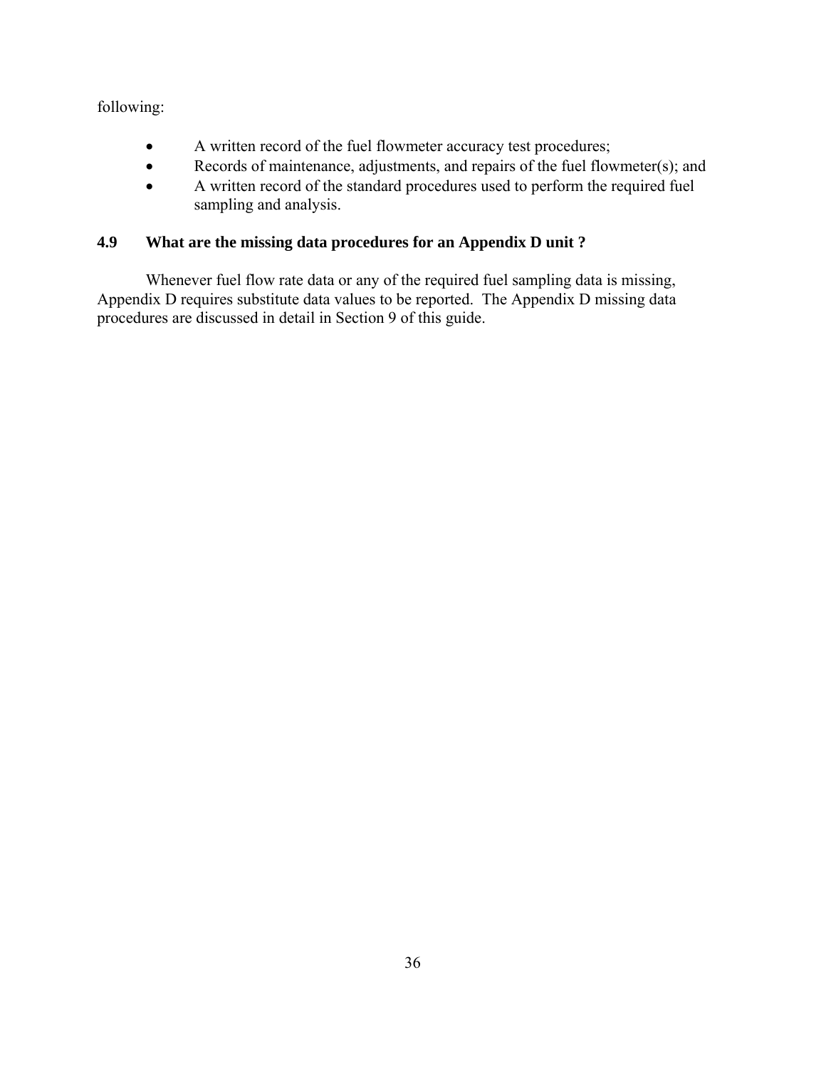following:

- A written record of the fuel flowmeter accuracy test procedures;
- Records of maintenance, adjustments, and repairs of the fuel flowmeter(s); and
- A written record of the standard procedures used to perform the required fuel sampling and analysis.

### 4.9 What are the missing data procedures for an Appendix D unit ?

Whenever fuel flow rate data or any of the required fuel sampling data is missing, Appendix D requires substitute data values to be reported. The Appendix D missing data procedures are discussed in detail in Section 9 of this guide.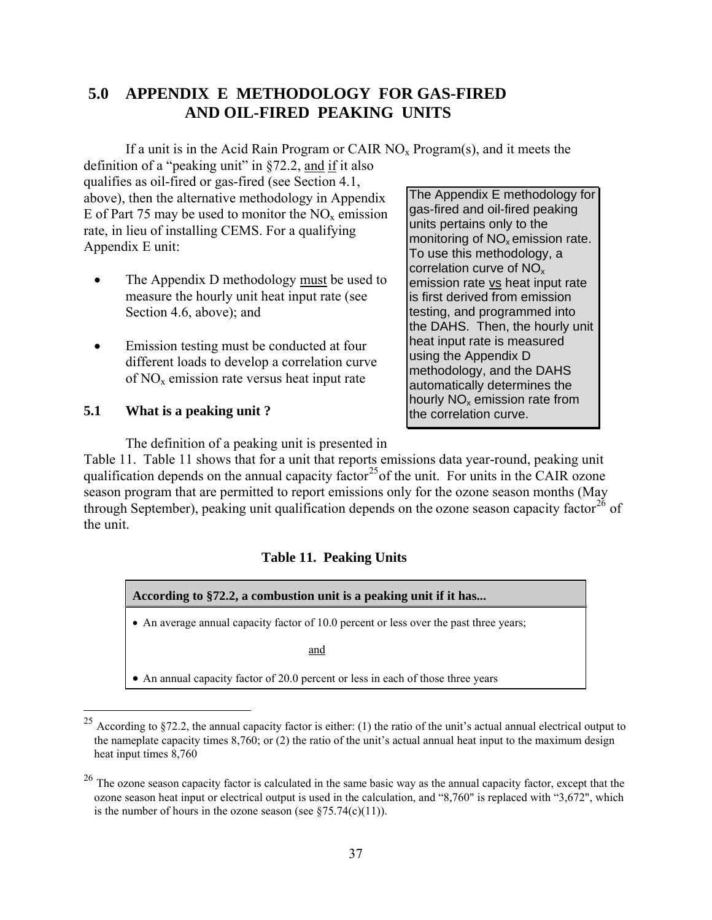## 5.0 APPENDIX E METHODOLOGY FOR GAS-FIRED AND OIL-FIRED PEAKING UNITS

If a unit is in the Acid Rain Program or CAIR $NO_x$ Program(s), and it meets the definition of a "peaking unit" in §72.2, and if it also qualifies as oil-fired or gas-fired (see Section 4.1, above), then the alternative methodology in Appendix E of Part 75 may be used to monitor the $NO_x$ emission rate, in lieu of installing CEMS. For a qualifying Appendix E unit:

- The Appendix D methodology must be used to measure the hourly unit heat input rate (see Section 4.6, above); and
- Emission testing must be conducted at four different loads to develop a correlation curve of $NO_x$ emission rate versus heat input rate

> The Appendix E methodology for gas-fired and oil-fired peaking units pertains only to the monitoring of $NO_x$ emission rate. To use this methodology, a correlation curve of $NO_x$ emission rate vs heat input rate is first derived from emission testing, and programmed into the DAHS. Then, the hourly unit heat input rate is measured using the Appendix D methodology, and the DAHS automatically determines the hourly $NO_x$ emission rate from the correlation curve.

### 5.1 What is a peaking unit ?

The definition of a peaking unit is presented in Table 11. Table 11 shows that for a unit that reports emissions data year-round, peaking unit qualification depends on the annual capacity factor[25] of the unit. For units in the CAIR ozone season program that are permitted to report emissions only for the ozone season months (May through September), peaking unit qualification depends on the ozone season capacity factor[26] of the unit.

**Table 11. Peaking Units**

| According to §72.2, a combustion unit is a peaking unit if it has... |
|---|
| • An average annual capacity factor of 10.0 percent or less over the past three years; |
| and |
| • An annual capacity factor of 20.0 percent or less in each of those three years |

[25] According to §72.2, the annual capacity factor is either: (1) the ratio of the unit's actual annual electrical output to the nameplate capacity times 8,760; or (2) the ratio of the unit's actual annual heat input to the maximum design heat input times 8,760

[26] The ozone season capacity factor is calculated in the same basic way as the annual capacity factor, except that the ozone season heat input or electrical output is used in the calculation, and "8,760" is replaced with "3,672", which is the number of hours in the ozone season (see §75.74(c)(11)).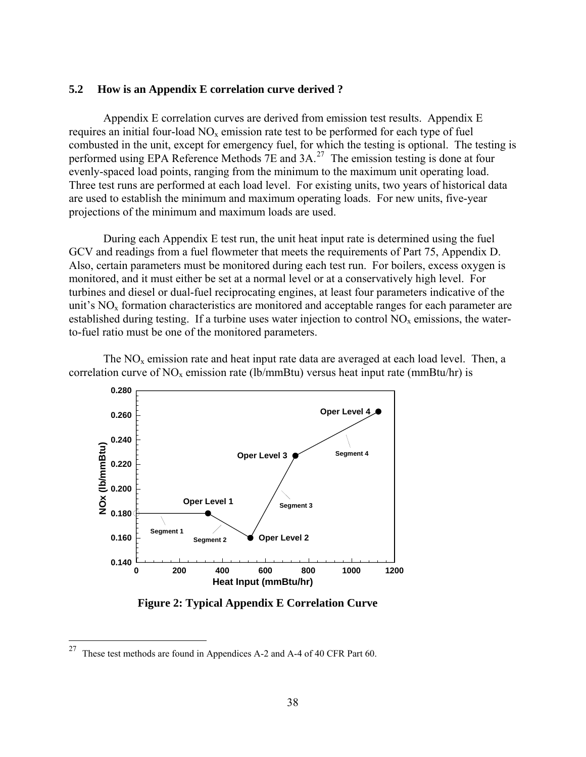### 5.2 How is an Appendix E correlation curve derived ?

Appendix E correlation curves are derived from emission test results. Appendix E requires an initial four-load $NO_x$ emission rate test to be performed for each type of fuel combusted in the unit, except for emergency fuel, for which the testing is optional. The testing is performed using EPA Reference Methods 7E and 3A.[27] The emission testing is done at four evenly-spaced load points, ranging from the minimum to the maximum unit operating load. Three test runs are performed at each load level. For existing units, two years of historical data are used to establish the minimum and maximum operating loads. For new units, five-year projections of the minimum and maximum loads are used.

During each Appendix E test run, the unit heat input rate is determined using the fuel GCV and readings from a fuel flowmeter that meets the requirements of Part 75, Appendix D. Also, certain parameters must be monitored during each test run. For boilers, excess oxygen is monitored, and it must either be set at a normal level or at a conservatively high level. For turbines and diesel or dual-fuel reciprocating engines, at least four parameters indicative of the unit's $NO_x$ formation characteristics are monitored and acceptable ranges for each parameter are established during testing. If a turbine uses water injection to control $NO_x$ emissions, the water-to-fuel ratio must be one of the monitored parameters.

The $NO_x$ emission rate and heat input rate data are averaged at each load level. Then, a correlation curve of $NO_x$ emission rate (lb/mmBtu) versus heat input rate (mmBtu/hr) is

**Figure 2: Typical Appendix E Correlation Curve**

[27] These test methods are found in Appendices A-2 and A-4 of 40 CFR Part 60.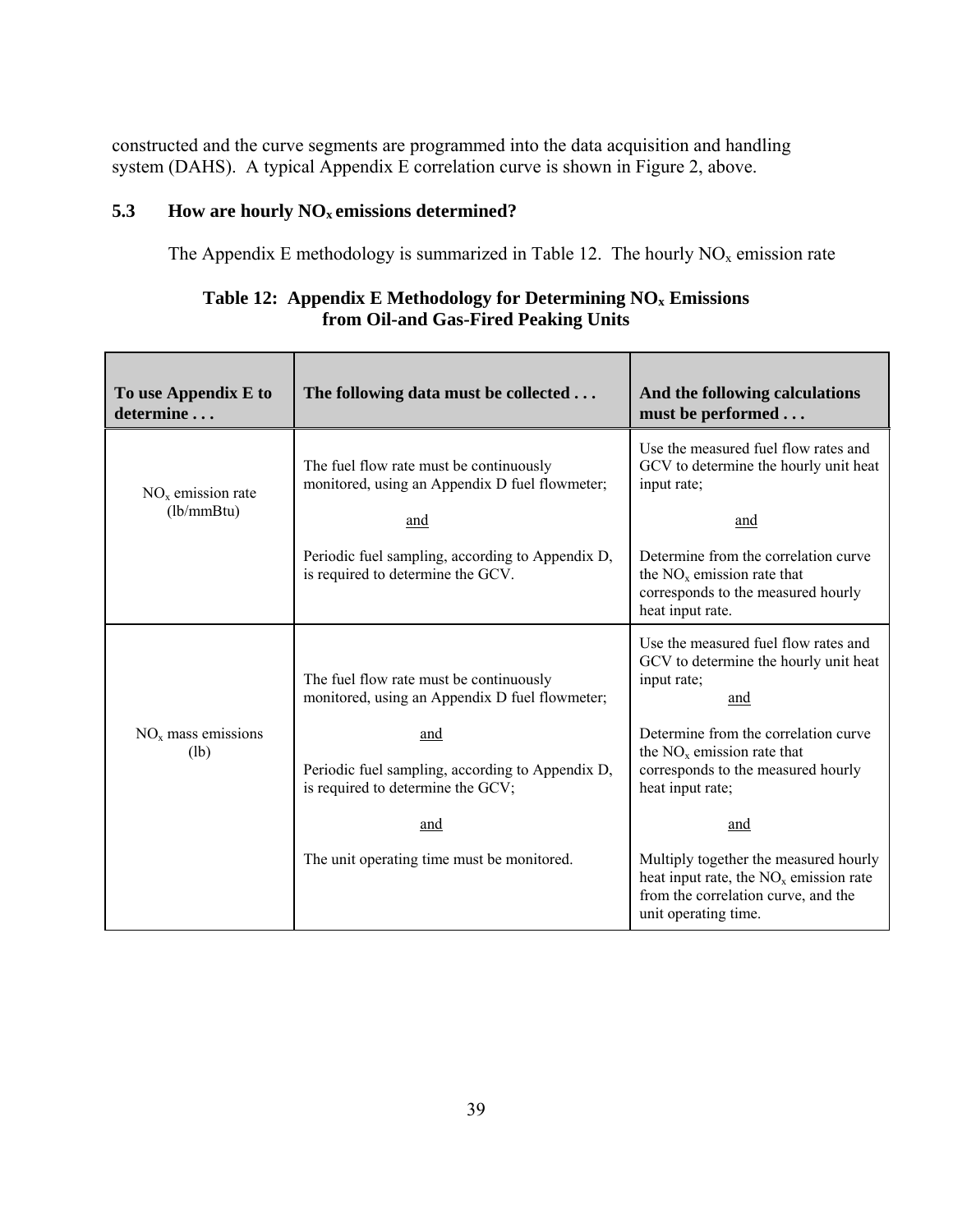constructed and the curve segments are programmed into the data acquisition and handling system (DAHS). A typical Appendix E correlation curve is shown in Figure 2, above.

### 5.3 How are hourly $NO_x$ emissions determined?

The Appendix E methodology is summarized in Table 12. The hourly $NO_x$ emission rate

**Table 12: Appendix E Methodology for Determining $NO_x$ Emissions from Oil-and Gas-Fired Peaking Units**

| To use Appendix E to determine . . . | The following data must be collected . . . | And the following calculations must be performed . . . |
|---|---|---|
| $NO_x$ emission rate (lb/mmBtu) | The fuel flow rate must be continuously monitored, using an Appendix D fuel flowmeter; <br> and <br> Periodic fuel sampling, according to Appendix D, is required to determine the GCV. | Use the measured fuel flow rates and GCV to determine the hourly unit heat input rate; <br> and <br> Determine from the correlation curve the $NO_x$ emission rate that corresponds to the measured hourly heat input rate. |
| $NO_x$ mass emissions (lb) | The fuel flow rate must be continuously monitored, using an Appendix D fuel flowmeter; <br> and <br> Periodic fuel sampling, according to Appendix D, is required to determine the GCV; <br> and <br> The unit operating time must be monitored. | Use the measured fuel flow rates and GCV to determine the hourly unit heat input rate; <br> and <br> Determine from the correlation curve the $NO_x$ emission rate that corresponds to the measured hourly heat input rate; <br> and <br> Multiply together the measured hourly heat input rate, the $NO_x$ emission rate from the correlation curve, and the unit operating time. |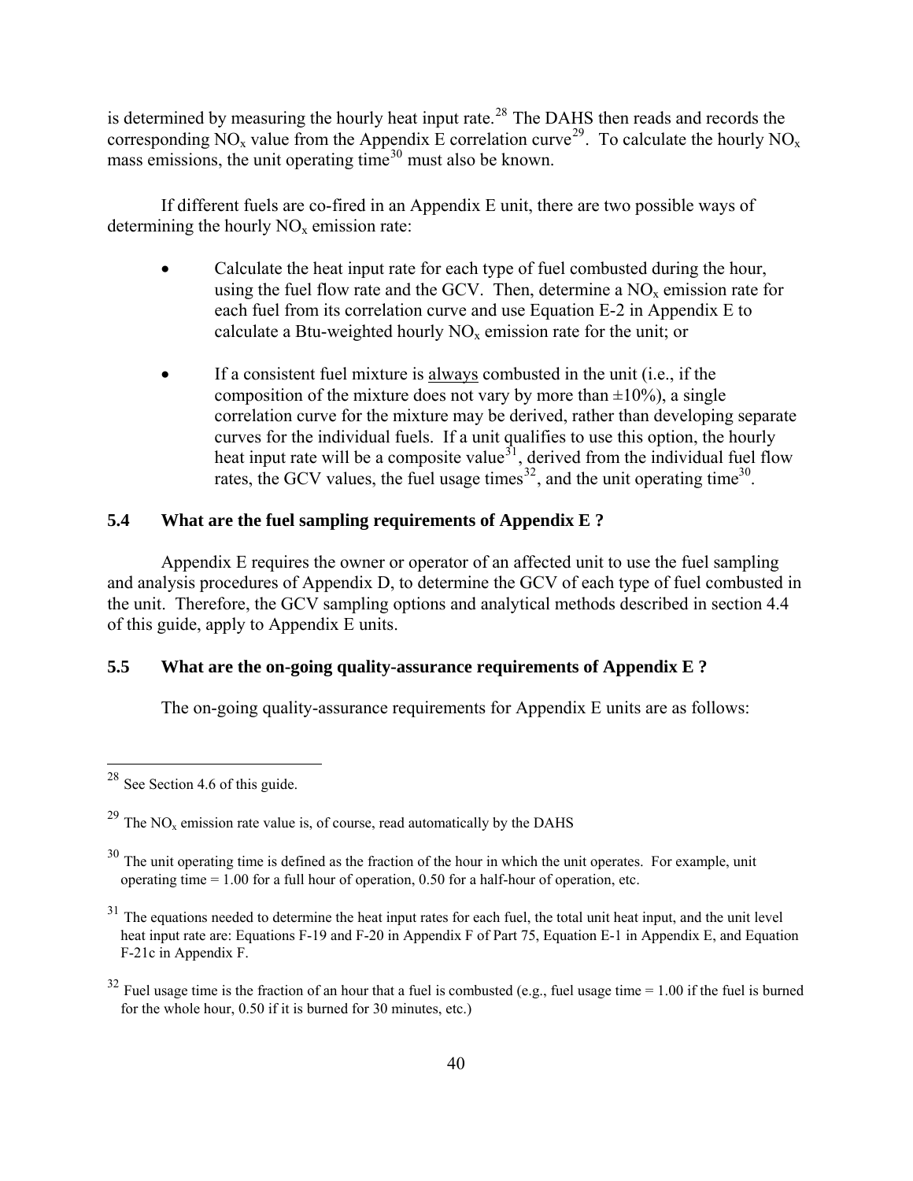is determined by measuring the hourly heat input rate.[28] The DAHS then reads and records the corresponding $NO_x$ value from the Appendix E correlation curve[29]. To calculate the hourly $NO_x$ mass emissions, the unit operating time[30] must also be known.

If different fuels are co-fired in an Appendix E unit, there are two possible ways of determining the hourly $NO_x$ emission rate:

- Calculate the heat input rate for each type of fuel combusted during the hour, using the fuel flow rate and the GCV. Then, determine a $NO_x$ emission rate for each fuel from its correlation curve and use Equation E-2 in Appendix E to calculate a Btu-weighted hourly $NO_x$ emission rate for the unit; or

- If a consistent fuel mixture is always combusted in the unit (i.e., if the composition of the mixture does not vary by more than ±10%), a single correlation curve for the mixture may be derived, rather than developing separate curves for the individual fuels. If a unit qualifies to use this option, the hourly heat input rate will be a composite value[31], derived from the individual fuel flow rates, the GCV values, the fuel usage times[32], and the unit operating time[30].

### 5.4 What are the fuel sampling requirements of Appendix E ?

Appendix E requires the owner or operator of an affected unit to use the fuel sampling and analysis procedures of Appendix D, to determine the GCV of each type of fuel combusted in the unit. Therefore, the GCV sampling options and analytical methods described in section 4.4 of this guide, apply to Appendix E units.

### 5.5 What are the on-going quality-assurance requirements of Appendix E ?

The on-going quality-assurance requirements for Appendix E units are as follows:

---

[28] See Section 4.6 of this guide.

[29] The $NO_x$ emission rate value is, of course, read automatically by the DAHS

[30] The unit operating time is defined as the fraction of the hour in which the unit operates. For example, unit operating time = 1.00 for a full hour of operation, 0.50 for a half-hour of operation, etc.

[31] The equations needed to determine the heat input rates for each fuel, the total unit heat input, and the unit level heat input rate are: Equations F-19 and F-20 in Appendix F of Part 75, Equation E-1 in Appendix E, and Equation F-21c in Appendix F.

[32] Fuel usage time is the fraction of an hour that a fuel is combusted (e.g., fuel usage time = 1.00 if the fuel is burned for the whole hour, 0.50 if it is burned for 30 minutes, etc.)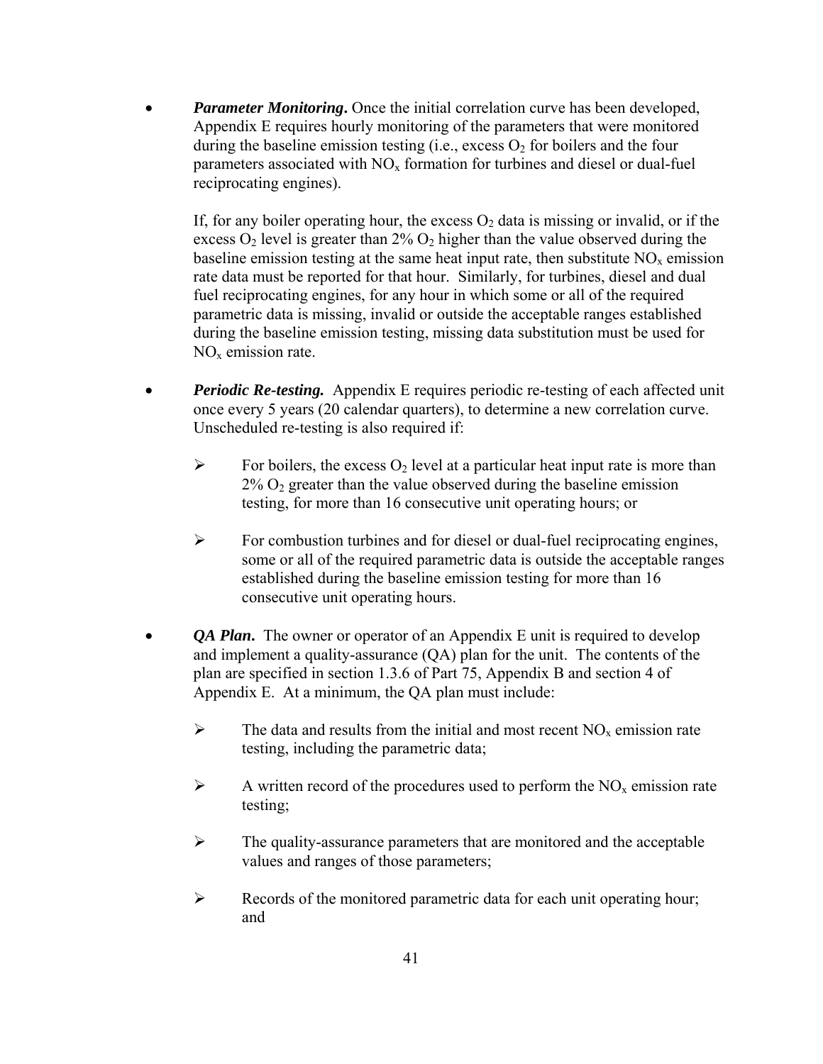- ***Parameter Monitoring***. Once the initial correlation curve has been developed, Appendix E requires hourly monitoring of the parameters that were monitored during the baseline emission testing (i.e., excess $O_2$ for boilers and the four parameters associated with $NO_x$ formation for turbines and diesel or dual-fuel reciprocating engines).

  If, for any boiler operating hour, the excess $O_2$ data is missing or invalid, or if the excess $O_2$ level is greater than 2% $O_2$ higher than the value observed during the baseline emission testing at the same heat input rate, then substitute $NO_x$ emission rate data must be reported for that hour. Similarly, for turbines, diesel and dual fuel reciprocating engines, for any hour in which some or all of the required parametric data is missing, invalid or outside the acceptable ranges established during the baseline emission testing, missing data substitution must be used for $NO_x$ emission rate.

- ***Periodic Re-testing.*** Appendix E requires periodic re-testing of each affected unit once every 5 years (20 calendar quarters), to determine a new correlation curve. Unscheduled re-testing is also required if:

  - For boilers, the excess $O_2$ level at a particular heat input rate is more than 2% $O_2$ greater than the value observed during the baseline emission testing, for more than 16 consecutive unit operating hours; or

  - For combustion turbines and for diesel or dual-fuel reciprocating engines, some or all of the required parametric data is outside the acceptable ranges established during the baseline emission testing for more than 16 consecutive unit operating hours.

- ***QA Plan***. The owner or operator of an Appendix E unit is required to develop and implement a quality-assurance (QA) plan for the unit. The contents of the plan are specified in section 1.3.6 of Part 75, Appendix B and section 4 of Appendix E. At a minimum, the QA plan must include:

  - The data and results from the initial and most recent $NO_x$ emission rate testing, including the parametric data;

  - A written record of the procedures used to perform the $NO_x$ emission rate testing;

  - The quality-assurance parameters that are monitored and the acceptable values and ranges of those parameters;

  - Records of the monitored parametric data for each unit operating hour; and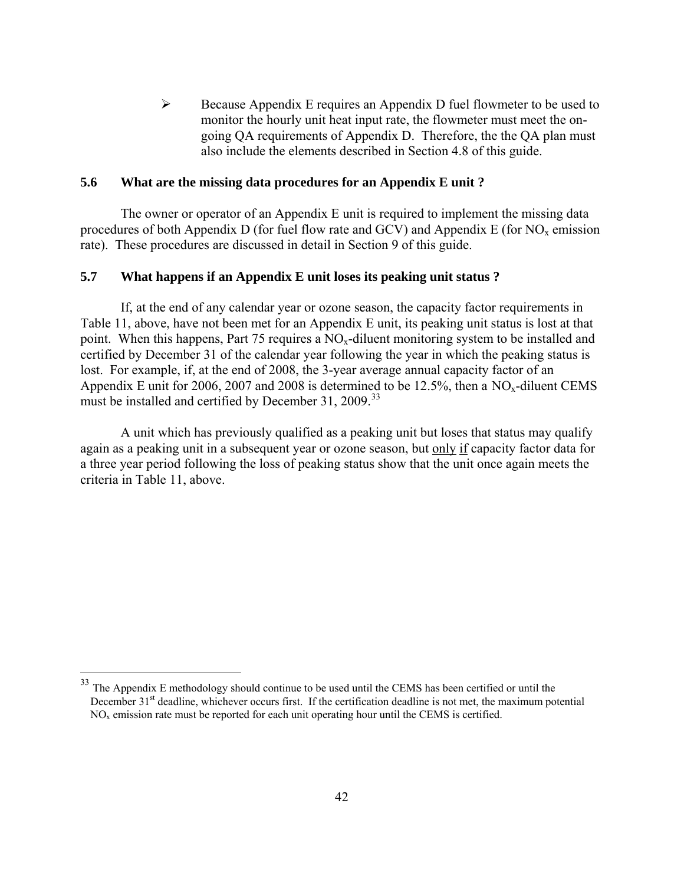- Because Appendix E requires an Appendix D fuel flowmeter to be used to monitor the hourly unit heat input rate, the flowmeter must meet the on-going QA requirements of Appendix D. Therefore, the the QA plan must also include the elements described in Section 4.8 of this guide.

### 5.6 What are the missing data procedures for an Appendix E unit ?

The owner or operator of an Appendix E unit is required to implement the missing data procedures of both Appendix D (for fuel flow rate and GCV) and Appendix E (for $NO_x$ emission rate). These procedures are discussed in detail in Section 9 of this guide.

### 5.7 What happens if an Appendix E unit loses its peaking unit status ?

If, at the end of any calendar year or ozone season, the capacity factor requirements in Table 11, above, have not been met for an Appendix E unit, its peaking unit status is lost at that point. When this happens, Part 75 requires a $NO_x$-diluent monitoring system to be installed and certified by December 31 of the calendar year following the year in which the peaking status is lost. For example, if, at the end of 2008, the 3-year average annual capacity factor of an Appendix E unit for 2006, 2007 and 2008 is determined to be 12.5%, then a $NO_x$-diluent CEMS must be installed and certified by December 31, 2009.[33]

A unit which has previously qualified as a peaking unit but loses that status may qualify again as a peaking unit in a subsequent year or ozone season, but <u>only</u> <u>if</u> capacity factor data for a three year period following the loss of peaking status show that the unit once again meets the criteria in Table 11, above.

---

[33] The Appendix E methodology should continue to be used until the CEMS has been certified or until the December 31st deadline, whichever occurs first. If the certification deadline is not met, the maximum potential $NO_x$ emission rate must be reported for each unit operating hour until the CEMS is certified.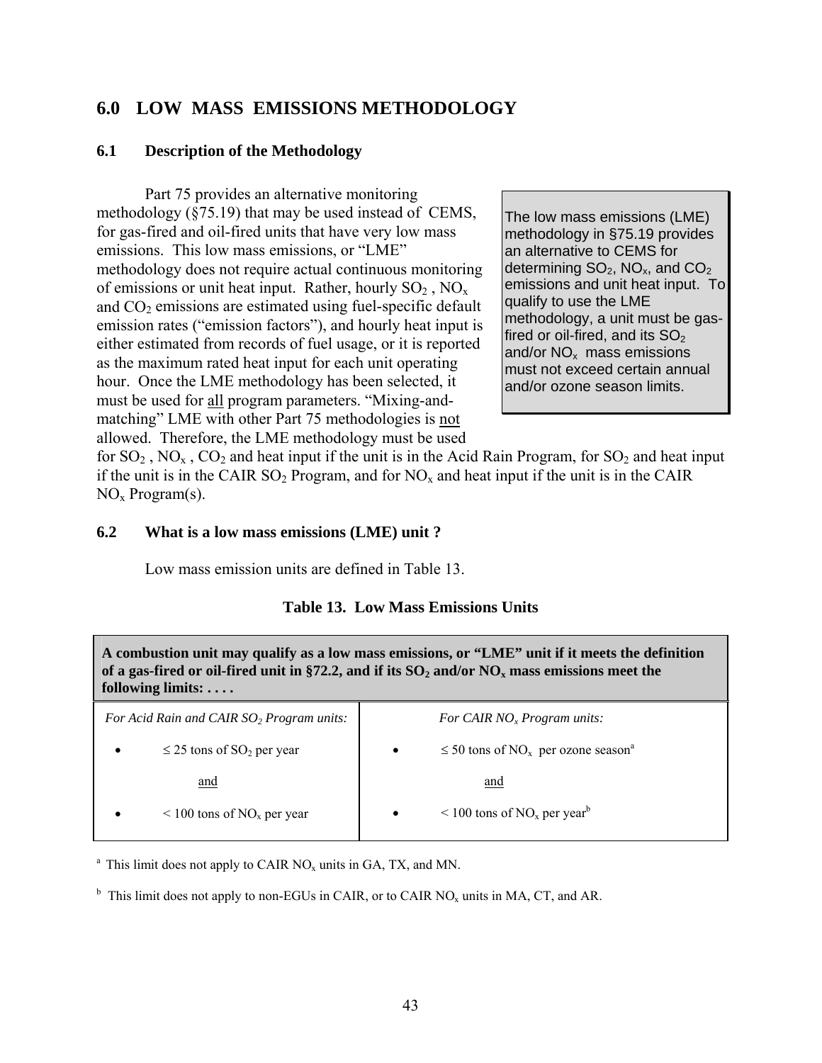## 6.0 LOW MASS EMISSIONS METHODOLOGY

### 6.1 Description of the Methodology

> The low mass emissions (LME) methodology in §75.19 provides an alternative to CEMS for determining $SO_2$, $NO_x$, and $CO_2$ emissions and unit heat input. To qualify to use the LME methodology, a unit must be gas-fired or oil-fired, and its $SO_2$ and/or $NO_x$ mass emissions must not exceed certain annual and/or ozone season limits.

Part 75 provides an alternative monitoring methodology (§75.19) that may be used instead of CEMS, for gas-fired and oil-fired units that have very low mass emissions. This low mass emissions, or "LME" methodology does not require actual continuous monitoring of emissions or unit heat input. Rather, hourly $SO_2$, $NO_x$ and $CO_2$ emissions are estimated using fuel-specific default emission rates ("emission factors"), and hourly heat input is either estimated from records of fuel usage, or it is reported as the maximum rated heat input for each unit operating hour. Once the LME methodology has been selected, it must be used for <u>all</u> program parameters. "Mixing-and-matching" LME with other Part 75 methodologies is <u>not</u> allowed. Therefore, the LME methodology must be used for $SO_2$, $NO_x$, $CO_2$ and heat input if the unit is in the Acid Rain Program, for $SO_2$ and heat input if the unit is in the CAIR $SO_2$ Program, and for $NO_x$ and heat input if the unit is in the CAIR $NO_x$ Program(s).

### 6.2 What is a low mass emissions (LME) unit ?

Low mass emission units are defined in Table 13.

**Table 13. Low Mass Emissions Units**

| **A combustion unit may qualify as a low mass emissions, or "LME" unit if it meets the definition of a gas-fired or oil-fired unit in §72.2, and if its $SO_2$ and/or $NO_x$ mass emissions meet the following limits: . . . .** | |
|---|---|
| *For Acid Rain and CAIR $SO_2$ Program units:* | *For CAIR $NO_x$ Program units:* |
| • $\leq$ 25 tons of $SO_2$ per year | • $\leq$ 50 tons of $NO_x$ per ozone season[a] |
| <u>and</u> | <u>and</u> |
| • < 100 tons of $NO_x$ per year | • < 100 tons of $NO_x$ per year[b] |

[a] This limit does not apply to CAIR $NO_x$ units in GA, TX, and MN.

[b] This limit does not apply to non-EGUs in CAIR, or to CAIR $NO_x$ units in MA, CT, and AR.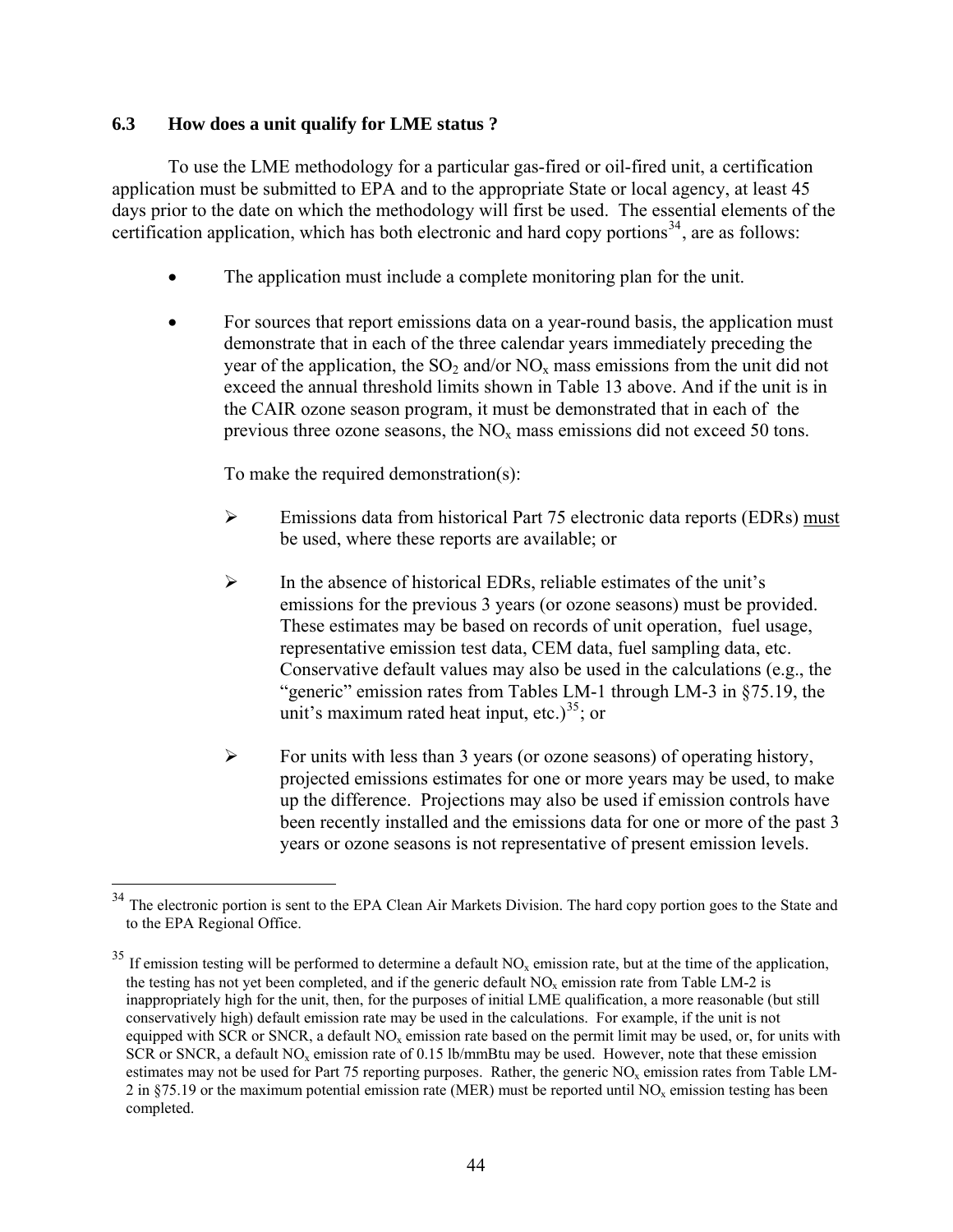### 6.3 How does a unit qualify for LME status ?

To use the LME methodology for a particular gas-fired or oil-fired unit, a certification application must be submitted to EPA and to the appropriate State or local agency, at least 45 days prior to the date on which the methodology will first be used. The essential elements of the certification application, which has both electronic and hard copy portions[34], are as follows:

- The application must include a complete monitoring plan for the unit.

- For sources that report emissions data on a year-round basis, the application must demonstrate that in each of the three calendar years immediately preceding the year of the application, the $SO_2$ and/or $NO_x$ mass emissions from the unit did not exceed the annual threshold limits shown in Table 13 above. And if the unit is in the CAIR ozone season program, it must be demonstrated that in each of the previous three ozone seasons, the $NO_x$ mass emissions did not exceed 50 tons.

  To make the required demonstration(s):

  - Emissions data from historical Part 75 electronic data reports (EDRs) must be used, where these reports are available; or

  - In the absence of historical EDRs, reliable estimates of the unit's emissions for the previous 3 years (or ozone seasons) must be provided. These estimates may be based on records of unit operation, fuel usage, representative emission test data, CEM data, fuel sampling data, etc. Conservative default values may also be used in the calculations (e.g., the "generic" emission rates from Tables LM-1 through LM-3 in §75.19, the unit's maximum rated heat input, etc.)[35]; or

  - For units with less than 3 years (or ozone seasons) of operating history, projected emissions estimates for one or more years may be used, to make up the difference. Projections may also be used if emission controls have been recently installed and the emissions data for one or more of the past 3 years or ozone seasons is not representative of present emission levels.

---

[34] The electronic portion is sent to the EPA Clean Air Markets Division. The hard copy portion goes to the State and to the EPA Regional Office.

[35] If emission testing will be performed to determine a default $NO_x$ emission rate, but at the time of the application, the testing has not yet been completed, and if the generic default $NO_x$ emission rate from Table LM-2 is inappropriately high for the unit, then, for the purposes of initial LME qualification, a more reasonable (but still conservatively high) default emission rate may be used in the calculations. For example, if the unit is not equipped with SCR or SNCR, a default $NO_x$ emission rate based on the permit limit may be used, or, for units with SCR or SNCR, a default $NO_x$ emission rate of 0.15 lb/mmBtu may be used. However, note that these emission estimates may not be used for Part 75 reporting purposes. Rather, the generic $NO_x$ emission rates from Table LM-2 in §75.19 or the maximum potential emission rate (MER) must be reported until $NO_x$ emission testing has been completed.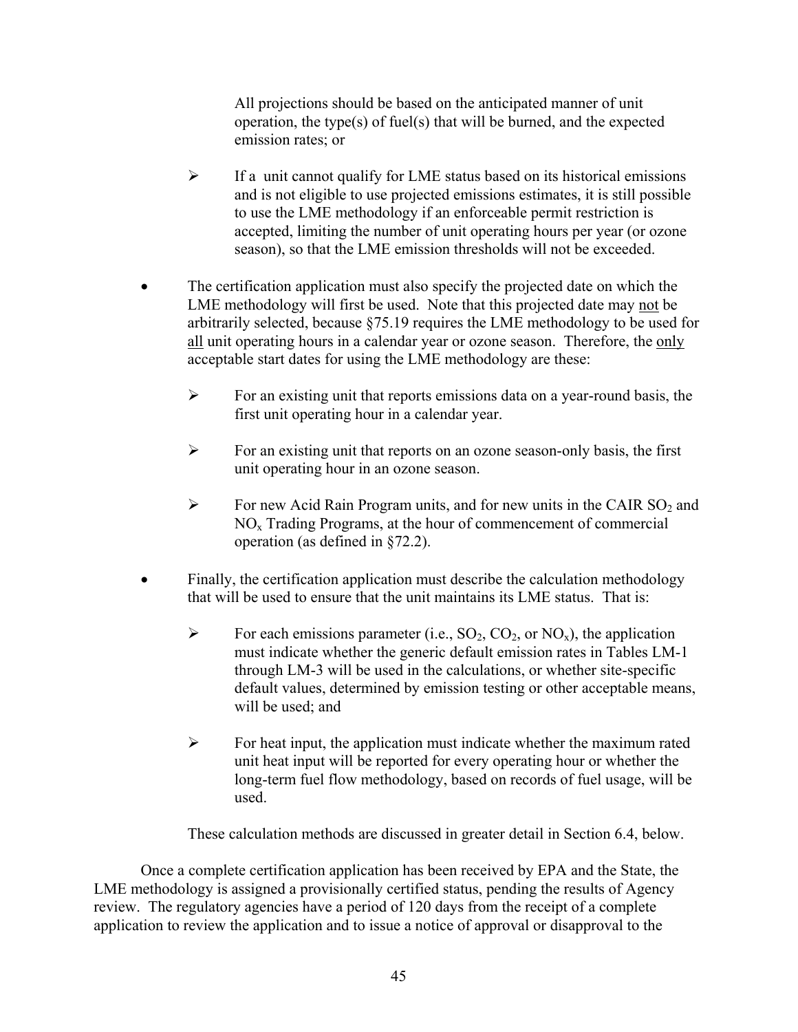All projections should be based on the anticipated manner of unit operation, the type(s) of fuel(s) that will be burned, and the expected emission rates; or

- If a unit cannot qualify for LME status based on its historical emissions and is not eligible to use projected emissions estimates, it is still possible to use the LME methodology if an enforceable permit restriction is accepted, limiting the number of unit operating hours per year (or ozone season), so that the LME emission thresholds will not be exceeded.

- The certification application must also specify the projected date on which the LME methodology will first be used. Note that this projected date may <u>not</u> be arbitrarily selected, because §75.19 requires the LME methodology to be used for <u>all</u> unit operating hours in a calendar year or ozone season. Therefore, the <u>only</u> acceptable start dates for using the LME methodology are these:

  - For an existing unit that reports emissions data on a year-round basis, the first unit operating hour in a calendar year.

  - For an existing unit that reports on an ozone season-only basis, the first unit operating hour in an ozone season.

  - For new Acid Rain Program units, and for new units in the CAIR $SO_2$ and $NO_x$ Trading Programs, at the hour of commencement of commercial operation (as defined in §72.2).

- Finally, the certification application must describe the calculation methodology that will be used to ensure that the unit maintains its LME status. That is:

  - For each emissions parameter (i.e., $SO_2$, $CO_2$, or $NO_x$), the application must indicate whether the generic default emission rates in Tables LM-1 through LM-3 will be used in the calculations, or whether site-specific default values, determined by emission testing or other acceptable means, will be used; and

  - For heat input, the application must indicate whether the maximum rated unit heat input will be reported for every operating hour or whether the long-term fuel flow methodology, based on records of fuel usage, will be used.

  These calculation methods are discussed in greater detail in Section 6.4, below.

Once a complete certification application has been received by EPA and the State, the LME methodology is assigned a provisionally certified status, pending the results of Agency review. The regulatory agencies have a period of 120 days from the receipt of a complete application to review the application and to issue a notice of approval or disapproval to the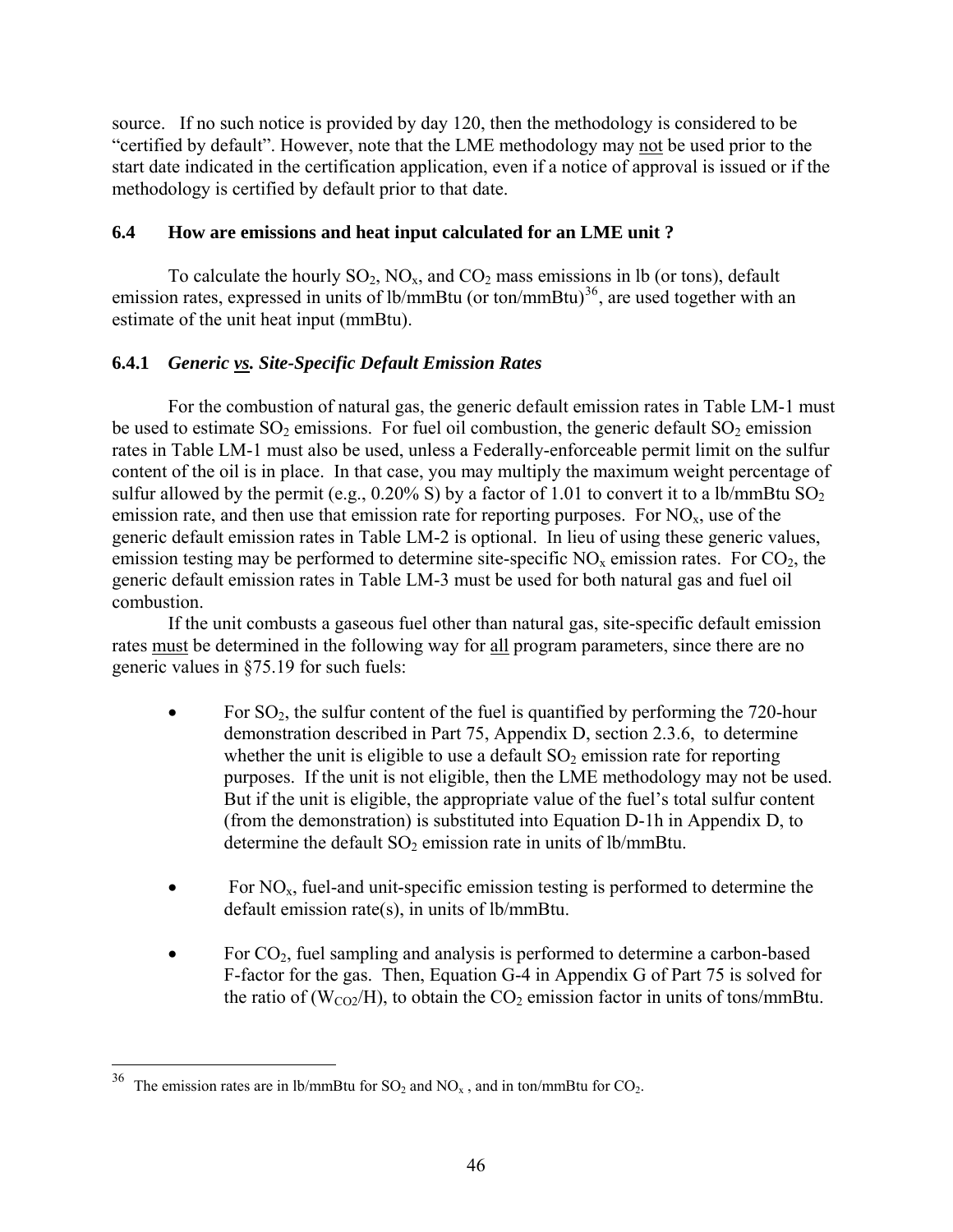source. If no such notice is provided by day 120, then the methodology is considered to be "certified by default". However, note that the LME methodology may not be used prior to the start date indicated in the certification application, even if a notice of approval is issued or if the methodology is certified by default prior to that date.

### 6.4 How are emissions and heat input calculated for an LME unit ?

To calculate the hourly $SO_2$, $NO_x$, and $CO_2$ mass emissions in lb (or tons), default emission rates, expressed in units of lb/mmBtu (or ton/mmBtu)[36], are used together with an estimate of the unit heat input (mmBtu).

#### 6.4.1 *Generic vs. Site-Specific Default Emission Rates*

For the combustion of natural gas, the generic default emission rates in Table LM-1 must be used to estimate $SO_2$ emissions. For fuel oil combustion, the generic default $SO_2$ emission rates in Table LM-1 must also be used, unless a Federally-enforceable permit limit on the sulfur content of the oil is in place. In that case, you may multiply the maximum weight percentage of sulfur allowed by the permit (e.g., 0.20% S) by a factor of 1.01 to convert it to a lb/mmBtu $SO_2$ emission rate, and then use that emission rate for reporting purposes. For $NO_x$, use of the generic default emission rates in Table LM-2 is optional. In lieu of using these generic values, emission testing may be performed to determine site-specific $NO_x$ emission rates. For $CO_2$, the generic default emission rates in Table LM-3 must be used for both natural gas and fuel oil combustion.

If the unit combusts a gaseous fuel other than natural gas, site-specific default emission rates must be determined in the following way for all program parameters, since there are no generic values in §75.19 for such fuels:

- For $SO_2$, the sulfur content of the fuel is quantified by performing the 720-hour demonstration described in Part 75, Appendix D, section 2.3.6, to determine whether the unit is eligible to use a default $SO_2$ emission rate for reporting purposes. If the unit is not eligible, then the LME methodology may not be used. But if the unit is eligible, the appropriate value of the fuel's total sulfur content (from the demonstration) is substituted into Equation D-1h in Appendix D, to determine the default $SO_2$ emission rate in units of lb/mmBtu.

- For $NO_x$, fuel-and unit-specific emission testing is performed to determine the default emission rate(s), in units of lb/mmBtu.

- For $CO_2$, fuel sampling and analysis is performed to determine a carbon-based F-factor for the gas. Then, Equation G-4 in Appendix G of Part 75 is solved for the ratio of ($W_{CO2}$/H), to obtain the $CO_2$ emission factor in units of tons/mmBtu.

---

[36] The emission rates are in lb/mmBtu for $SO_2$ and $NO_x$ , and in ton/mmBtu for $CO_2$.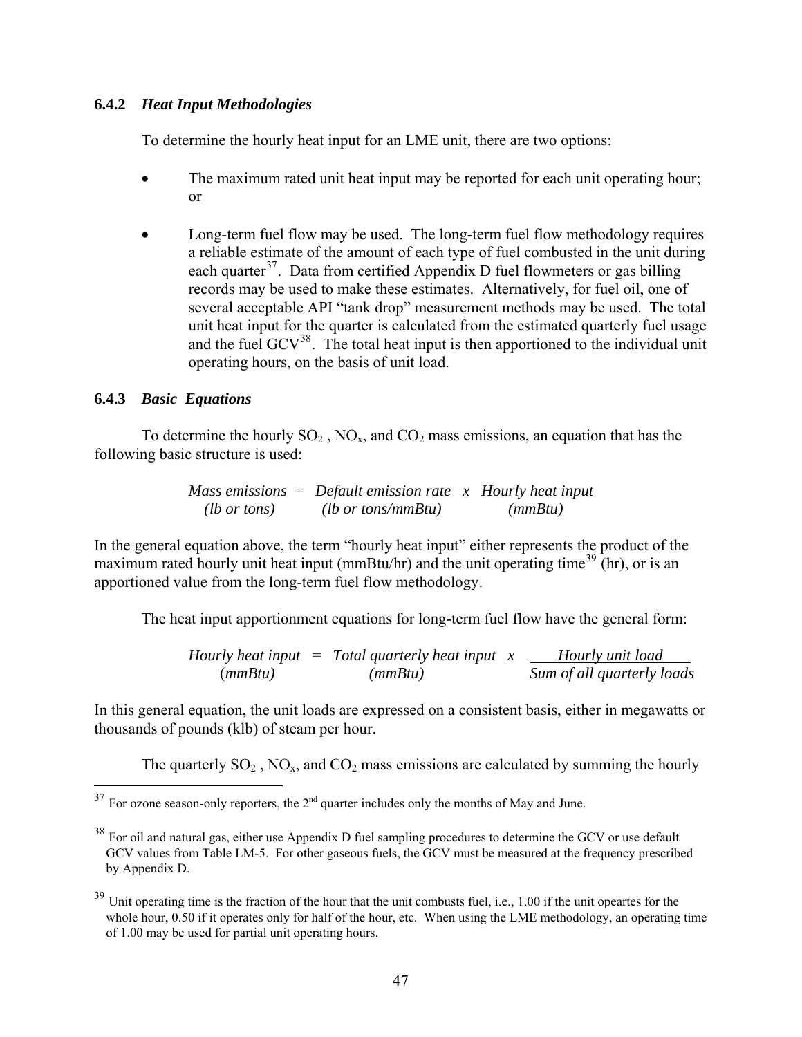### 6.4.2 *Heat Input Methodologies*

To determine the hourly heat input for an LME unit, there are two options:

- The maximum rated unit heat input may be reported for each unit operating hour; or
- Long-term fuel flow may be used. The long-term fuel flow methodology requires a reliable estimate of the amount of each type of fuel combusted in the unit during each quarter[37]. Data from certified Appendix D fuel flowmeters or gas billing records may be used to make these estimates. Alternatively, for fuel oil, one of several acceptable API "tank drop" measurement methods may be used. The total unit heat input for the quarter is calculated from the estimated quarterly fuel usage and the fuel GCV[38]. The total heat input is then apportioned to the individual unit operating hours, on the basis of unit load.

### 6.4.3 *Basic Equations*

To determine the hourly $SO_2$, $NO_x$, and $CO_2$ mass emissions, an equation that has the following basic structure is used:

$$\underset{(lb\ or\ tons)}{Mass\ emissions} = \underset{(lb\ or\ tons/mmBtu)}{Default\ emission\ rate} \times \underset{(mmBtu)}{Hourly\ heat\ input}$$

In the general equation above, the term "hourly heat input" either represents the product of the maximum rated hourly unit heat input (mmBtu/hr) and the unit operating time[39] (hr), or is an apportioned value from the long-term fuel flow methodology.

The heat input apportionment equations for long-term fuel flow have the general form:

$$\underset{(mmBtu)}{Hourly\ heat\ input} = \underset{(mmBtu)}{Total\ quarterly\ heat\ input} \times \frac{Hourly\ unit\ load}{Sum\ of\ all\ quarterly\ loads}$$

In this general equation, the unit loads are expressed on a consistent basis, either in megawatts or thousands of pounds (klb) of steam per hour.

The quarterly $SO_2$, $NO_x$, and $CO_2$ mass emissions are calculated by summing the hourly

---

[37] For ozone season-only reporters, the 2nd quarter includes only the months of May and June.

[38] For oil and natural gas, either use Appendix D fuel sampling procedures to determine the GCV or use default GCV values from Table LM-5. For other gaseous fuels, the GCV must be measured at the frequency prescribed by Appendix D.

[39] Unit operating time is the fraction of the hour that the unit combusts fuel, i.e., 1.00 if the unit opeartes for the whole hour, 0.50 if it operates only for half of the hour, etc. When using the LME methodology, an operating time of 1.00 may be used for partial unit operating hours.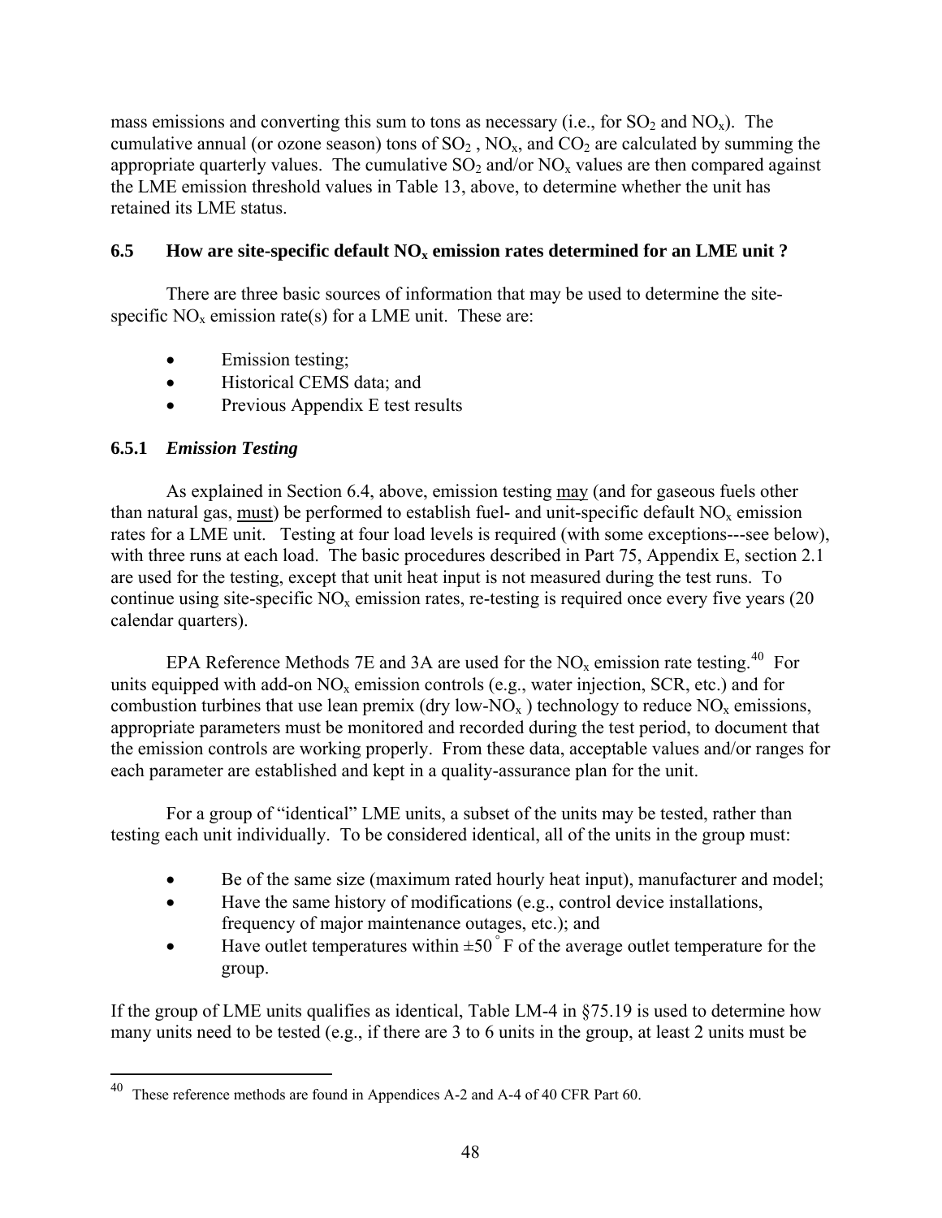mass emissions and converting this sum to tons as necessary (i.e., for $SO_2$ and $NO_x$). The cumulative annual (or ozone season) tons of $SO_2$ , $NO_x$, and $CO_2$ are calculated by summing the appropriate quarterly values. The cumulative $SO_2$ and/or $NO_x$ values are then compared against the LME emission threshold values in Table 13, above, to determine whether the unit has retained its LME status.

### 6.5 How are site-specific default $NO_x$ emission rates determined for an LME unit ?

There are three basic sources of information that may be used to determine the site-specific $NO_x$ emission rate(s) for a LME unit. These are:

- Emission testing;
- Historical CEMS data; and
- Previous Appendix E test results

#### 6.5.1 *Emission Testing*

As explained in Section 6.4, above, emission testing may (and for gaseous fuels other than natural gas, must) be performed to establish fuel- and unit-specific default $NO_x$ emission rates for a LME unit. Testing at four load levels is required (with some exceptions---see below), with three runs at each load. The basic procedures described in Part 75, Appendix E, section 2.1 are used for the testing, except that unit heat input is not measured during the test runs. To continue using site-specific $NO_x$ emission rates, re-testing is required once every five years (20 calendar quarters).

EPA Reference Methods 7E and 3A are used for the $NO_x$ emission rate testing.[40] For units equipped with add-on $NO_x$ emission controls (e.g., water injection, SCR, etc.) and for combustion turbines that use lean premix (dry low-$NO_x$ ) technology to reduce $NO_x$ emissions, appropriate parameters must be monitored and recorded during the test period, to document that the emission controls are working properly. From these data, acceptable values and/or ranges for each parameter are established and kept in a quality-assurance plan for the unit.

For a group of "identical" LME units, a subset of the units may be tested, rather than testing each unit individually. To be considered identical, all of the units in the group must:

- Be of the same size (maximum rated hourly heat input), manufacturer and model;
- Have the same history of modifications (e.g., control device installations, frequency of major maintenance outages, etc.); and
- Have outlet temperatures within ±50 °F of the average outlet temperature for the group.

If the group of LME units qualifies as identical, Table LM-4 in §75.19 is used to determine how many units need to be tested (e.g., if there are 3 to 6 units in the group, at least 2 units must be

---

[40] These reference methods are found in Appendices A-2 and A-4 of 40 CFR Part 60.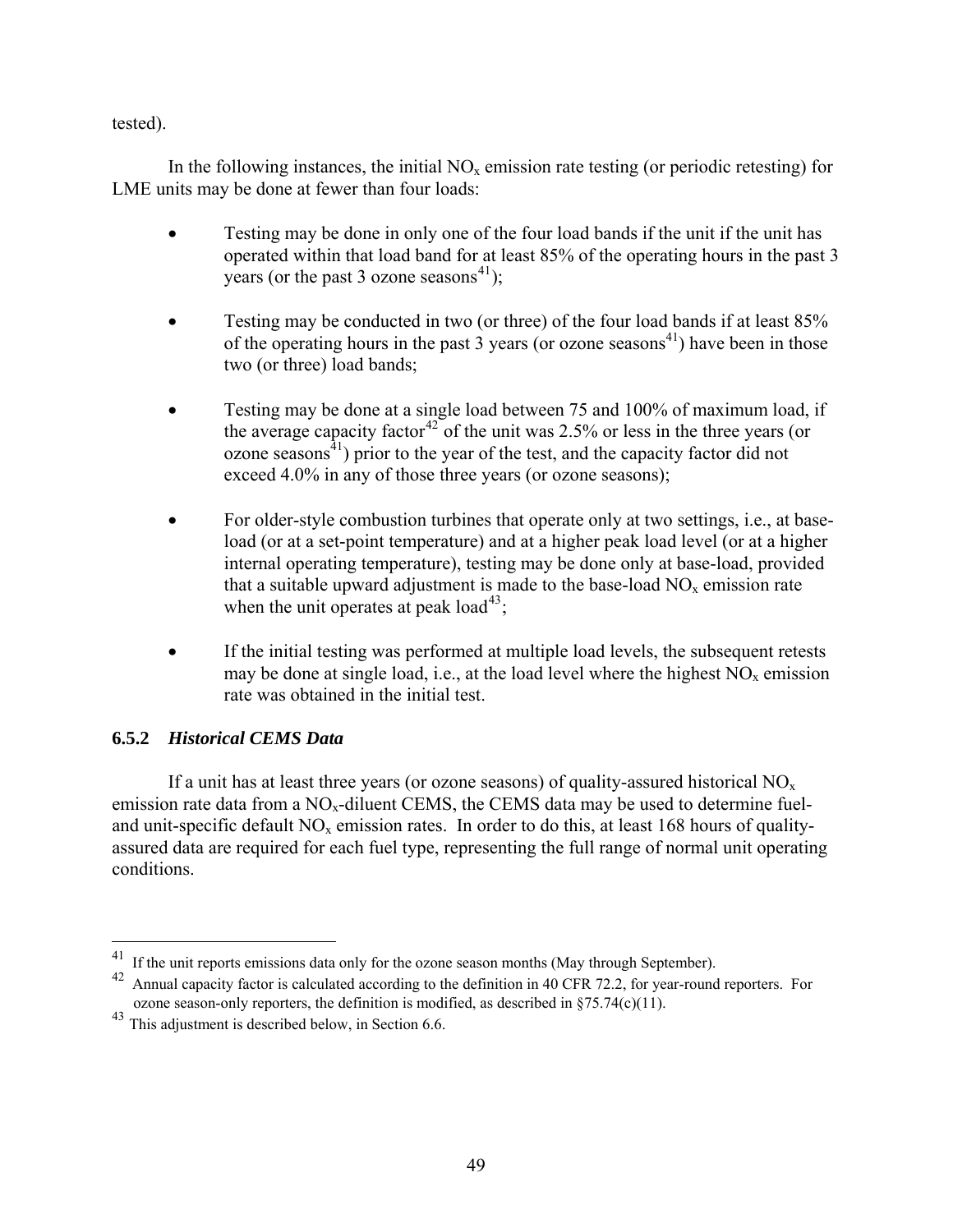tested).

In the following instances, the initial $NO_x$ emission rate testing (or periodic retesting) for LME units may be done at fewer than four loads:

- Testing may be done in only one of the four load bands if the unit if the unit has operated within that load band for at least 85% of the operating hours in the past 3 years (or the past 3 ozone seasons[41]);
- Testing may be conducted in two (or three) of the four load bands if at least 85% of the operating hours in the past 3 years (or ozone seasons[41]) have been in those two (or three) load bands;
- Testing may be done at a single load between 75 and 100% of maximum load, if the average capacity factor[42] of the unit was 2.5% or less in the three years (or ozone seasons[41]) prior to the year of the test, and the capacity factor did not exceed 4.0% in any of those three years (or ozone seasons);
- For older-style combustion turbines that operate only at two settings, i.e., at base-load (or at a set-point temperature) and at a higher peak load level (or at a higher internal operating temperature), testing may be done only at base-load, provided that a suitable upward adjustment is made to the base-load $NO_x$ emission rate when the unit operates at peak load[43];
- If the initial testing was performed at multiple load levels, the subsequent retests may be done at single load, i.e., at the load level where the highest $NO_x$ emission rate was obtained in the initial test.

### 6.5.2 *Historical CEMS Data*

If a unit has at least three years (or ozone seasons) of quality-assured historical $NO_x$ emission rate data from a $NO_x$-diluent CEMS, the CEMS data may be used to determine fuel- and unit-specific default $NO_x$ emission rates. In order to do this, at least 168 hours of quality-assured data are required for each fuel type, representing the full range of normal unit operating conditions.

---

[41] If the unit reports emissions data only for the ozone season months (May through September).

[42] Annual capacity factor is calculated according to the definition in 40 CFR 72.2, for year-round reporters. For ozone season-only reporters, the definition is modified, as described in §75.74(c)(11).

[43] This adjustment is described below, in Section 6.6.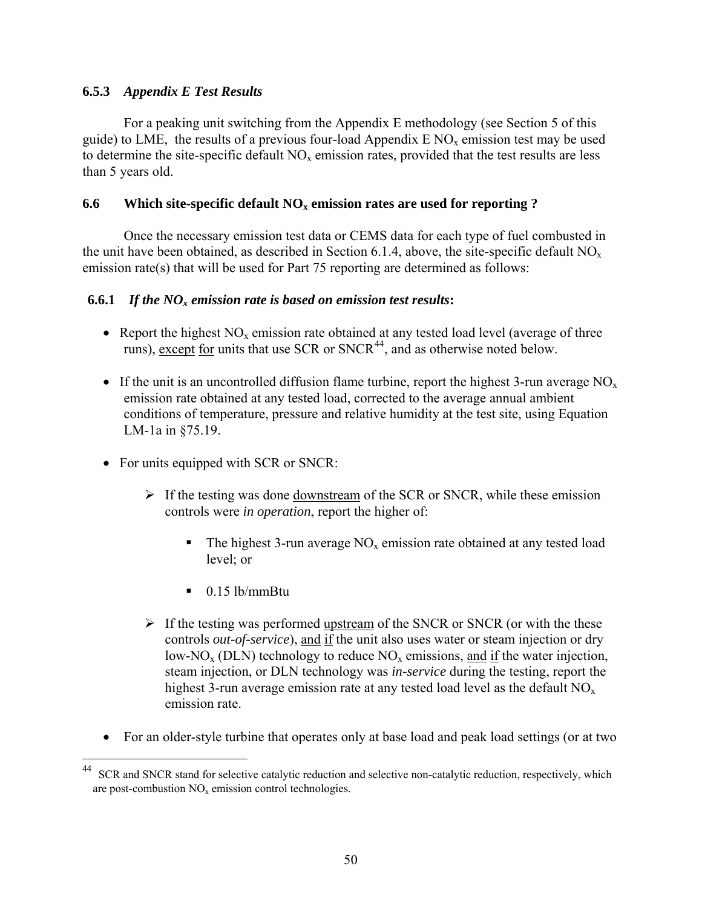### 6.5.3 *Appendix E Test Results*

For a peaking unit switching from the Appendix E methodology (see Section 5 of this guide) to LME, the results of a previous four-load Appendix E $NO_x$ emission test may be used to determine the site-specific default $NO_x$ emission rates, provided that the test results are less than 5 years old.

## 6.6 Which site-specific default $NO_x$ emission rates are used for reporting ?

Once the necessary emission test data or CEMS data for each type of fuel combusted in the unit have been obtained, as described in Section 6.1.4, above, the site-specific default $NO_x$ emission rate(s) that will be used for Part 75 reporting are determined as follows:

### 6.6.1 *If the $NO_x$ emission rate is based on emission test results*:

- Report the highest $NO_x$ emission rate obtained at any tested load level (average of three runs), except for units that use SCR or SNCR[44], and as otherwise noted below.

- If the unit is an uncontrolled diffusion flame turbine, report the highest 3-run average $NO_x$ emission rate obtained at any tested load, corrected to the average annual ambient conditions of temperature, pressure and relative humidity at the test site, using Equation LM-1a in §75.19.

- For units equipped with SCR or SNCR:

  - If the testing was done downstream of the SCR or SNCR, while these emission controls were *in operation*, report the higher of:

    - The highest 3-run average $NO_x$ emission rate obtained at any tested load level; or

    - 0.15 lb/mmBtu

  - If the testing was performed upstream of the SNCR or SNCR (or with the these controls *out-of-service*), and if the unit also uses water or steam injection or dry low-$NO_x$ (DLN) technology to reduce $NO_x$ emissions, and if the water injection, steam injection, or DLN technology was *in-service* during the testing, report the highest 3-run average emission rate at any tested load level as the default $NO_x$ emission rate.

- For an older-style turbine that operates only at base load and peak load settings (or at two

[44] SCR and SNCR stand for selective catalytic reduction and selective non-catalytic reduction, respectively, which are post-combustion $NO_x$ emission control technologies.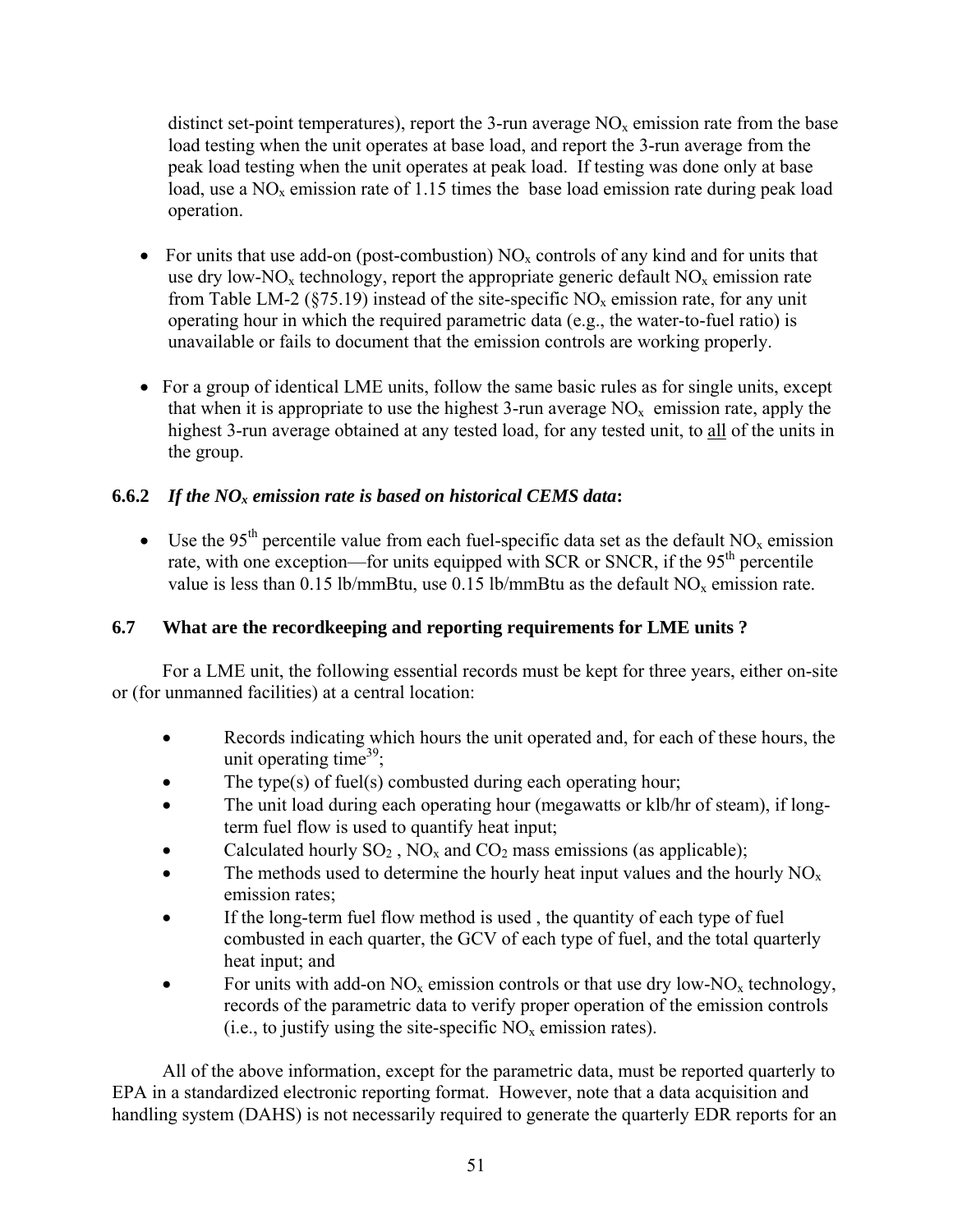distinct set-point temperatures), report the 3-run average $NO_x$ emission rate from the base load testing when the unit operates at base load, and report the 3-run average from the peak load testing when the unit operates at peak load. If testing was done only at base load, use a $NO_x$ emission rate of 1.15 times the base load emission rate during peak load operation.

- For units that use add-on (post-combustion) $NO_x$ controls of any kind and for units that use dry low-$NO_x$ technology, report the appropriate generic default $NO_x$ emission rate from Table LM-2 (§75.19) instead of the site-specific $NO_x$ emission rate, for any unit operating hour in which the required parametric data (e.g., the water-to-fuel ratio) is unavailable or fails to document that the emission controls are working properly.

- For a group of identical LME units, follow the same basic rules as for single units, except that when it is appropriate to use the highest 3-run average $NO_x$ emission rate, apply the highest 3-run average obtained at any tested load, for any tested unit, to all of the units in the group.

### 6.6.2 *If the $NO_x$ emission rate is based on historical CEMS data*:

- Use the 95th percentile value from each fuel-specific data set as the default $NO_x$ emission rate, with one exception—for units equipped with SCR or SNCR, if the 95th percentile value is less than 0.15 lb/mmBtu, use 0.15 lb/mmBtu as the default $NO_x$ emission rate.

## 6.7 What are the recordkeeping and reporting requirements for LME units ?

For a LME unit, the following essential records must be kept for three years, either on-site or (for unmanned facilities) at a central location:

- Records indicating which hours the unit operated and, for each of these hours, the unit operating time[39];
- The type(s) of fuel(s) combusted during each operating hour;
- The unit load during each operating hour (megawatts or klb/hr of steam), if long-term fuel flow is used to quantify heat input;
- Calculated hourly $SO_2$ , $NO_x$ and $CO_2$ mass emissions (as applicable);
- The methods used to determine the hourly heat input values and the hourly $NO_x$ emission rates;
- If the long-term fuel flow method is used , the quantity of each type of fuel combusted in each quarter, the GCV of each type of fuel, and the total quarterly heat input; and
- For units with add-on $NO_x$ emission controls or that use dry low-$NO_x$ technology, records of the parametric data to verify proper operation of the emission controls (i.e., to justify using the site-specific $NO_x$ emission rates).

All of the above information, except for the parametric data, must be reported quarterly to EPA in a standardized electronic reporting format. However, note that a data acquisition and handling system (DAHS) is not necessarily required to generate the quarterly EDR reports for an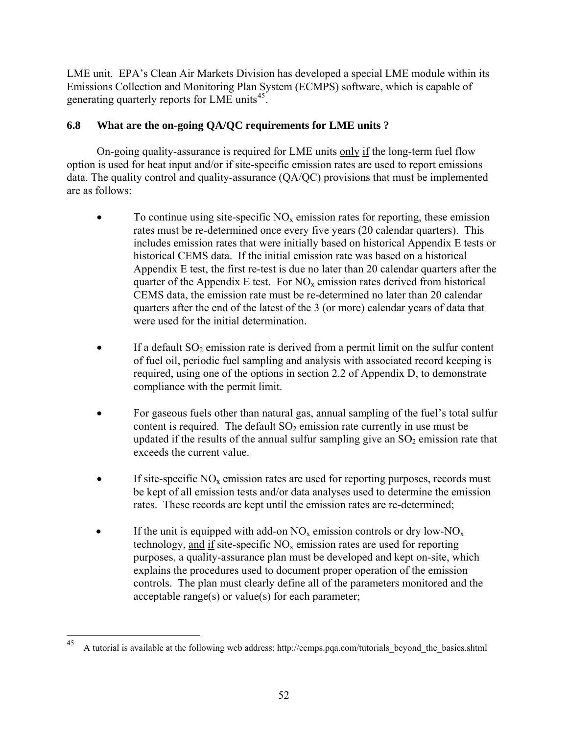LME unit. EPA's Clean Air Markets Division has developed a special LME module within its Emissions Collection and Monitoring Plan System (ECMPS) software, which is capable of generating quarterly reports for LME units[45].

## 6.8 What are the on-going QA/QC requirements for LME units ?

On-going quality-assurance is required for LME units only if the long-term fuel flow option is used for heat input and/or if site-specific emission rates are used to report emissions data. The quality control and quality-assurance (QA/QC) provisions that must be implemented are as follows:

- To continue using site-specific $NO_x$ emission rates for reporting, these emission rates must be re-determined once every five years (20 calendar quarters). This includes emission rates that were initially based on historical Appendix E tests or historical CEMS data. If the initial emission rate was based on a historical Appendix E test, the first re-test is due no later than 20 calendar quarters after the quarter of the Appendix E test. For $NO_x$ emission rates derived from historical CEMS data, the emission rate must be re-determined no later than 20 calendar quarters after the end of the latest of the 3 (or more) calendar years of data that were used for the initial determination.

- If a default $SO_2$ emission rate is derived from a permit limit on the sulfur content of fuel oil, periodic fuel sampling and analysis with associated record keeping is required, using one of the options in section 2.2 of Appendix D, to demonstrate compliance with the permit limit.

- For gaseous fuels other than natural gas, annual sampling of the fuel's total sulfur content is required. The default $SO_2$ emission rate currently in use must be updated if the results of the annual sulfur sampling give an $SO_2$ emission rate that exceeds the current value.

- If site-specific $NO_x$ emission rates are used for reporting purposes, records must be kept of all emission tests and/or data analyses used to determine the emission rates. These records are kept until the emission rates are re-determined;

- If the unit is equipped with add-on $NO_x$ emission controls or dry low-$NO_x$ technology, and if site-specific $NO_x$ emission rates are used for reporting purposes, a quality-assurance plan must be developed and kept on-site, which explains the procedures used to document proper operation of the emission controls. The plan must clearly define all of the parameters monitored and the acceptable range(s) or value(s) for each parameter;

---

[45] A tutorial is available at the following web address: http://ecmps.pqa.com/tutorials_beyond_the_basics.shtml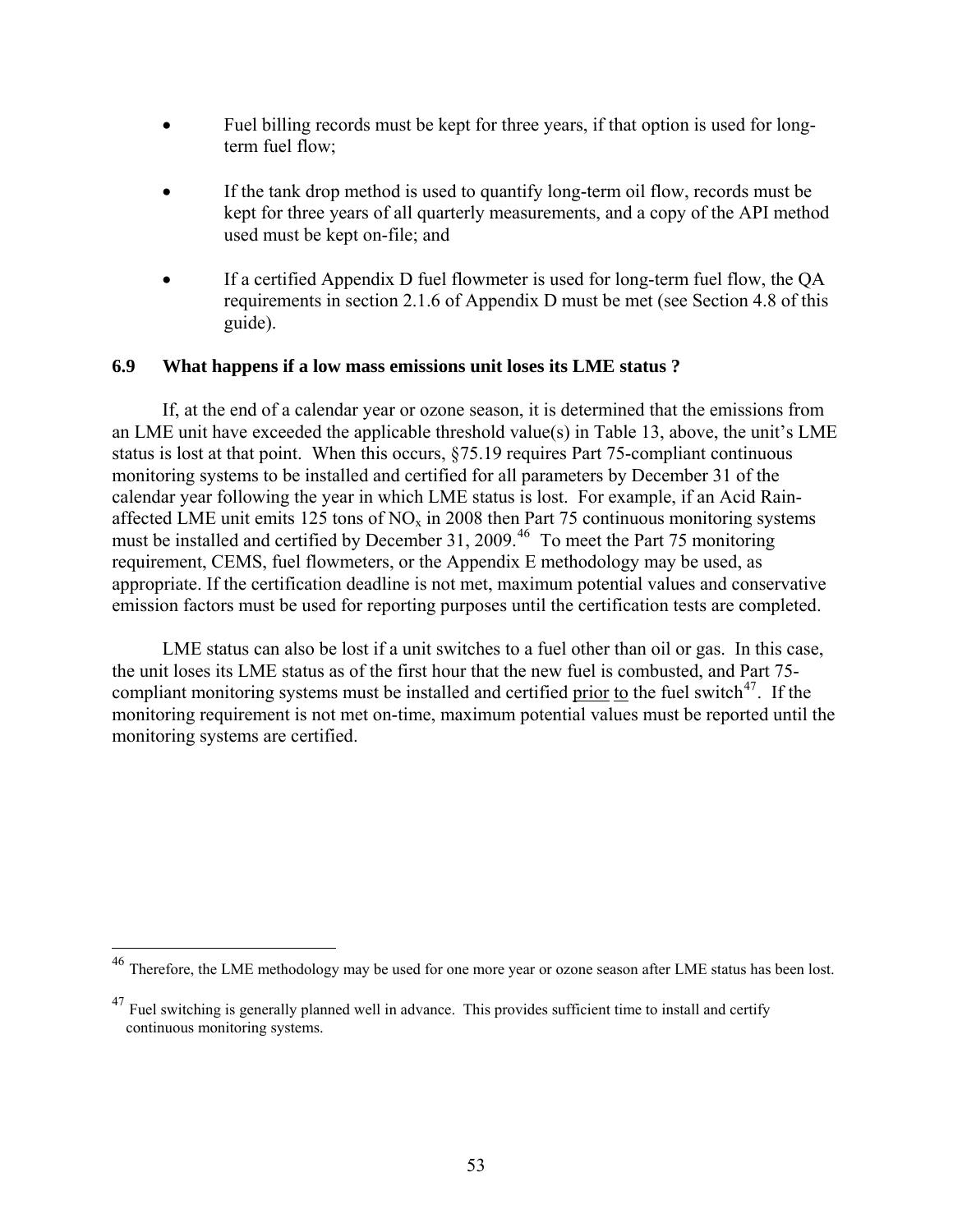- Fuel billing records must be kept for three years, if that option is used for long-term fuel flow;
- If the tank drop method is used to quantify long-term oil flow, records must be kept for three years of all quarterly measurements, and a copy of the API method used must be kept on-file; and
- If a certified Appendix D fuel flowmeter is used for long-term fuel flow, the QA requirements in section 2.1.6 of Appendix D must be met (see Section 4.8 of this guide).

### 6.9 What happens if a low mass emissions unit loses its LME status ?

If, at the end of a calendar year or ozone season, it is determined that the emissions from an LME unit have exceeded the applicable threshold value(s) in Table 13, above, the unit's LME status is lost at that point. When this occurs, §75.19 requires Part 75-compliant continuous monitoring systems to be installed and certified for all parameters by December 31 of the calendar year following the year in which LME status is lost. For example, if an Acid Rain-affected LME unit emits 125 tons of $NO_x$ in 2008 then Part 75 continuous monitoring systems must be installed and certified by December 31, 2009.[46] To meet the Part 75 monitoring requirement, CEMS, fuel flowmeters, or the Appendix E methodology may be used, as appropriate. If the certification deadline is not met, maximum potential values and conservative emission factors must be used for reporting purposes until the certification tests are completed.

LME status can also be lost if a unit switches to a fuel other than oil or gas. In this case, the unit loses its LME status as of the first hour that the new fuel is combusted, and Part 75-compliant monitoring systems must be installed and certified <u>prior</u> <u>to</u> the fuel switch[47]. If the monitoring requirement is not met on-time, maximum potential values must be reported until the monitoring systems are certified.

---

[46] Therefore, the LME methodology may be used for one more year or ozone season after LME status has been lost.

[47] Fuel switching is generally planned well in advance. This provides sufficient time to install and certify continuous monitoring systems.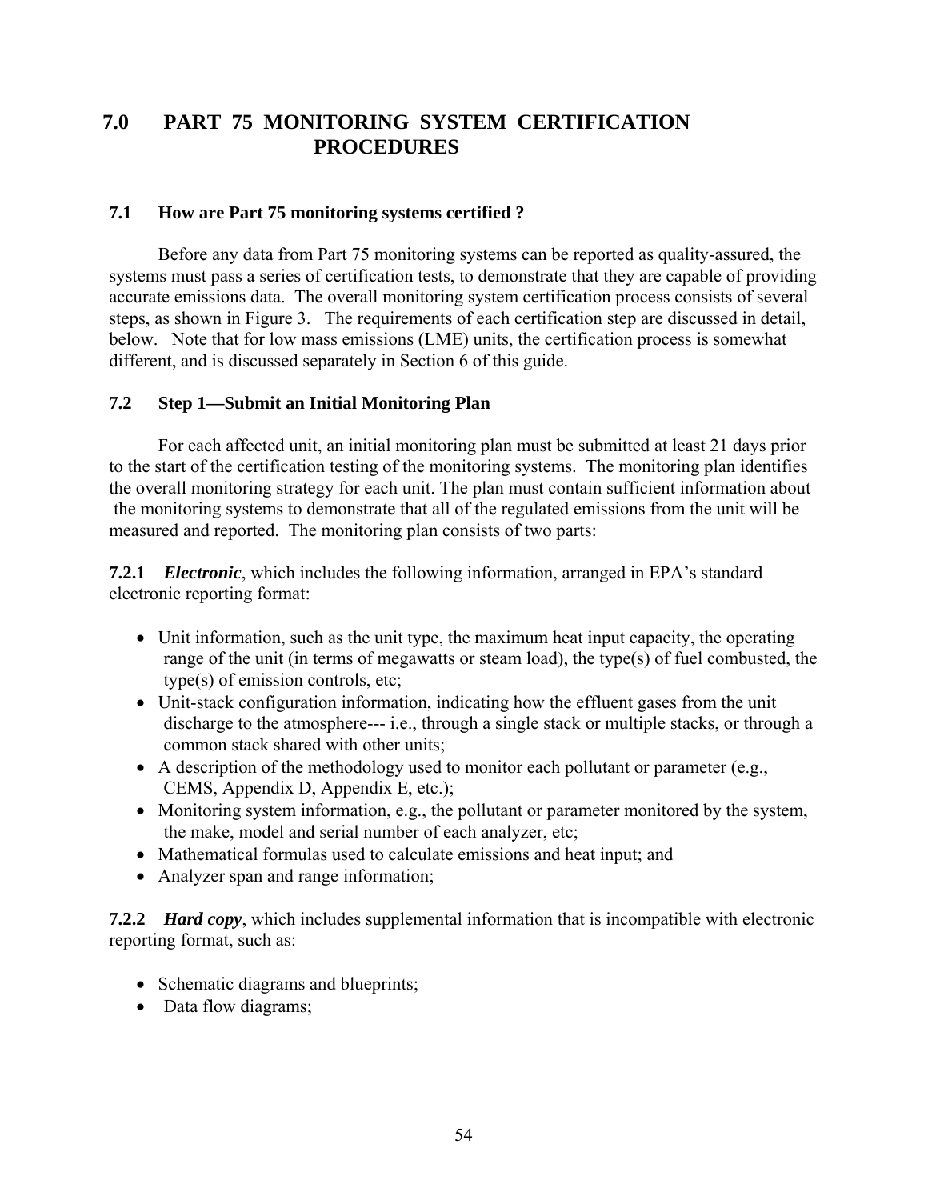# 7.0 PART 75 MONITORING SYSTEM CERTIFICATION PROCEDURES

## 7.1 How are Part 75 monitoring systems certified ?

Before any data from Part 75 monitoring systems can be reported as quality-assured, the systems must pass a series of certification tests, to demonstrate that they are capable of providing accurate emissions data. The overall monitoring system certification process consists of several steps, as shown in Figure 3. The requirements of each certification step are discussed in detail, below. Note that for low mass emissions (LME) units, the certification process is somewhat different, and is discussed separately in Section 6 of this guide.

## 7.2 Step 1—Submit an Initial Monitoring Plan

For each affected unit, an initial monitoring plan must be submitted at least 21 days prior to the start of the certification testing of the monitoring systems. The monitoring plan identifies the overall monitoring strategy for each unit. The plan must contain sufficient information about the monitoring systems to demonstrate that all of the regulated emissions from the unit will be measured and reported. The monitoring plan consists of two parts:

**7.2.1** ***Electronic***, which includes the following information, arranged in EPA's standard electronic reporting format:

- Unit information, such as the unit type, the maximum heat input capacity, the operating range of the unit (in terms of megawatts or steam load), the type(s) of fuel combusted, the type(s) of emission controls, etc;
- Unit-stack configuration information, indicating how the effluent gases from the unit discharge to the atmosphere--- i.e., through a single stack or multiple stacks, or through a common stack shared with other units;
- A description of the methodology used to monitor each pollutant or parameter (e.g., CEMS, Appendix D, Appendix E, etc.);
- Monitoring system information, e.g., the pollutant or parameter monitored by the system, the make, model and serial number of each analyzer, etc;
- Mathematical formulas used to calculate emissions and heat input; and
- Analyzer span and range information;

**7.2.2** ***Hard copy***, which includes supplemental information that is incompatible with electronic reporting format, such as:

- Schematic diagrams and blueprints;
- Data flow diagrams;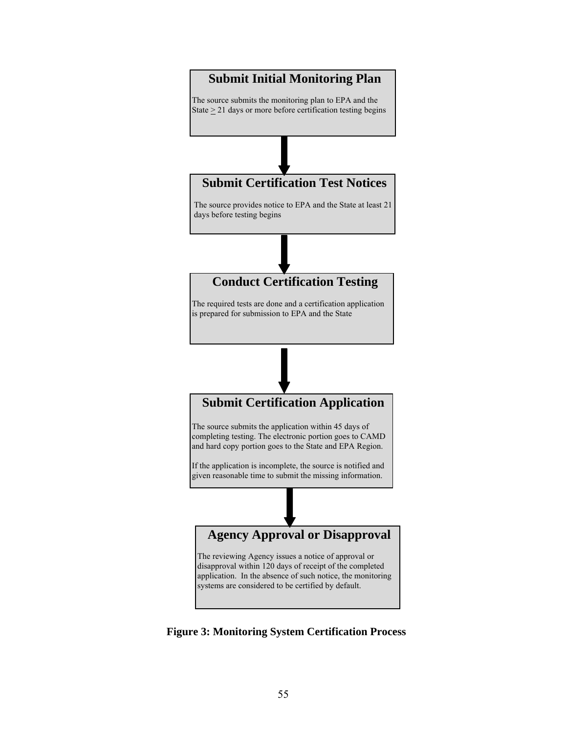**Submit Initial Monitoring Plan**

The source submits the monitoring plan to EPA and the State $\geq$ 21 days or more before certification testing begins

↓

**Submit Certification Test Notices**

The source provides notice to EPA and the State at least 21 days before testing begins

↓

**Conduct Certification Testing**

The required tests are done and a certification application is prepared for submission to EPA and the State

↓

**Submit Certification Application**

The source submits the application within 45 days of completing testing. The electronic portion goes to CAMD and hard copy portion goes to the State and EPA Region.

If the application is incomplete, the source is notified and given reasonable time to submit the missing information.

↓

**Agency Approval or Disapproval**

The reviewing Agency issues a notice of approval or disapproval within 120 days of receipt of the completed application. In the absence of such notice, the monitoring systems are considered to be certified by default.

**Figure 3: Monitoring System Certification Process**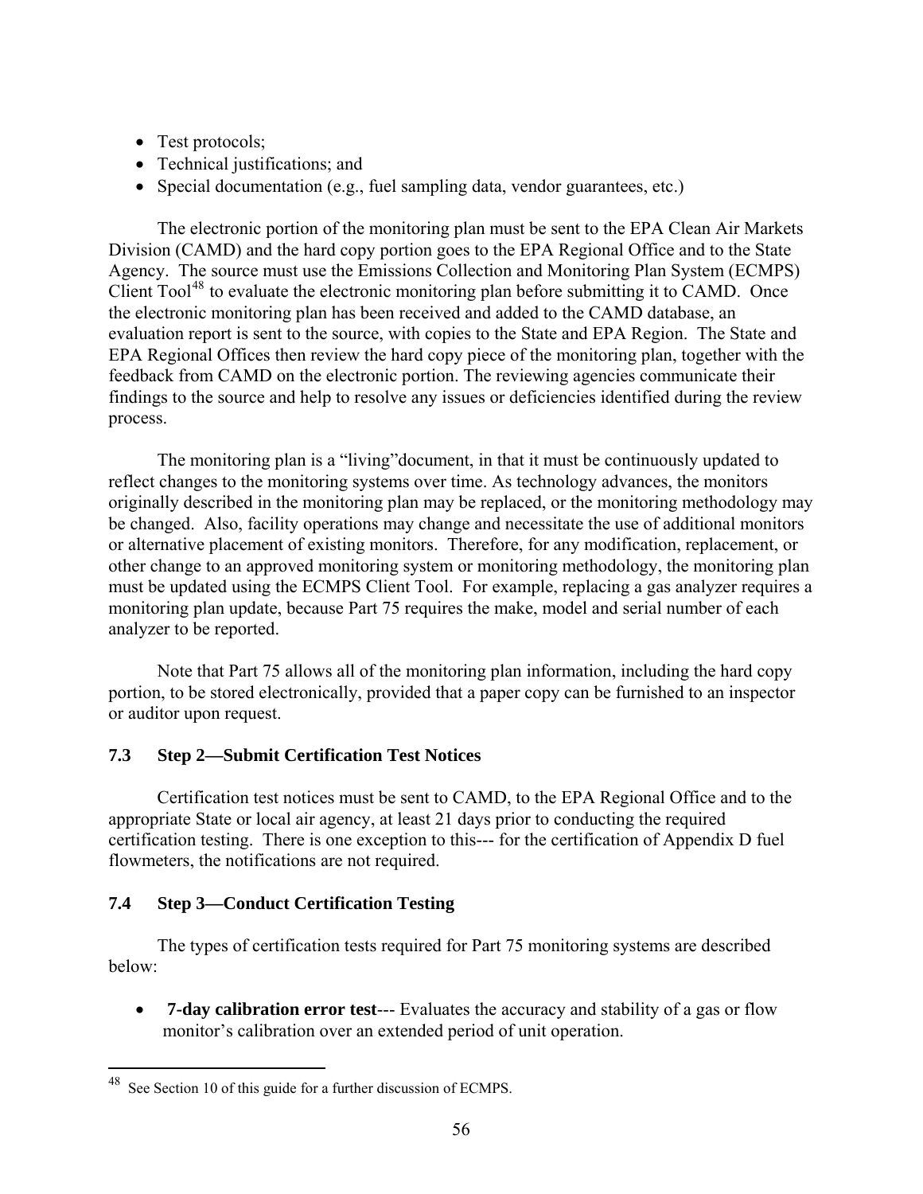- Test protocols;
- Technical justifications; and
- Special documentation (e.g., fuel sampling data, vendor guarantees, etc.)

The electronic portion of the monitoring plan must be sent to the EPA Clean Air Markets Division (CAMD) and the hard copy portion goes to the EPA Regional Office and to the State Agency. The source must use the Emissions Collection and Monitoring Plan System (ECMPS) Client Tool[48] to evaluate the electronic monitoring plan before submitting it to CAMD. Once the electronic monitoring plan has been received and added to the CAMD database, an evaluation report is sent to the source, with copies to the State and EPA Region. The State and EPA Regional Offices then review the hard copy piece of the monitoring plan, together with the feedback from CAMD on the electronic portion. The reviewing agencies communicate their findings to the source and help to resolve any issues or deficiencies identified during the review process.

The monitoring plan is a "living"document, in that it must be continuously updated to reflect changes to the monitoring systems over time. As technology advances, the monitors originally described in the monitoring plan may be replaced, or the monitoring methodology may be changed. Also, facility operations may change and necessitate the use of additional monitors or alternative placement of existing monitors. Therefore, for any modification, replacement, or other change to an approved monitoring system or monitoring methodology, the monitoring plan must be updated using the ECMPS Client Tool. For example, replacing a gas analyzer requires a monitoring plan update, because Part 75 requires the make, model and serial number of each analyzer to be reported.

Note that Part 75 allows all of the monitoring plan information, including the hard copy portion, to be stored electronically, provided that a paper copy can be furnished to an inspector or auditor upon request.

### 7.3 Step 2—Submit Certification Test Notices

Certification test notices must be sent to CAMD, to the EPA Regional Office and to the appropriate State or local air agency, at least 21 days prior to conducting the required certification testing. There is one exception to this--- for the certification of Appendix D fuel flowmeters, the notifications are not required.

### 7.4 Step 3—Conduct Certification Testing

The types of certification tests required for Part 75 monitoring systems are described below:

- **7-day calibration error test**--- Evaluates the accuracy and stability of a gas or flow monitor's calibration over an extended period of unit operation.

---

[48] See Section 10 of this guide for a further discussion of ECMPS.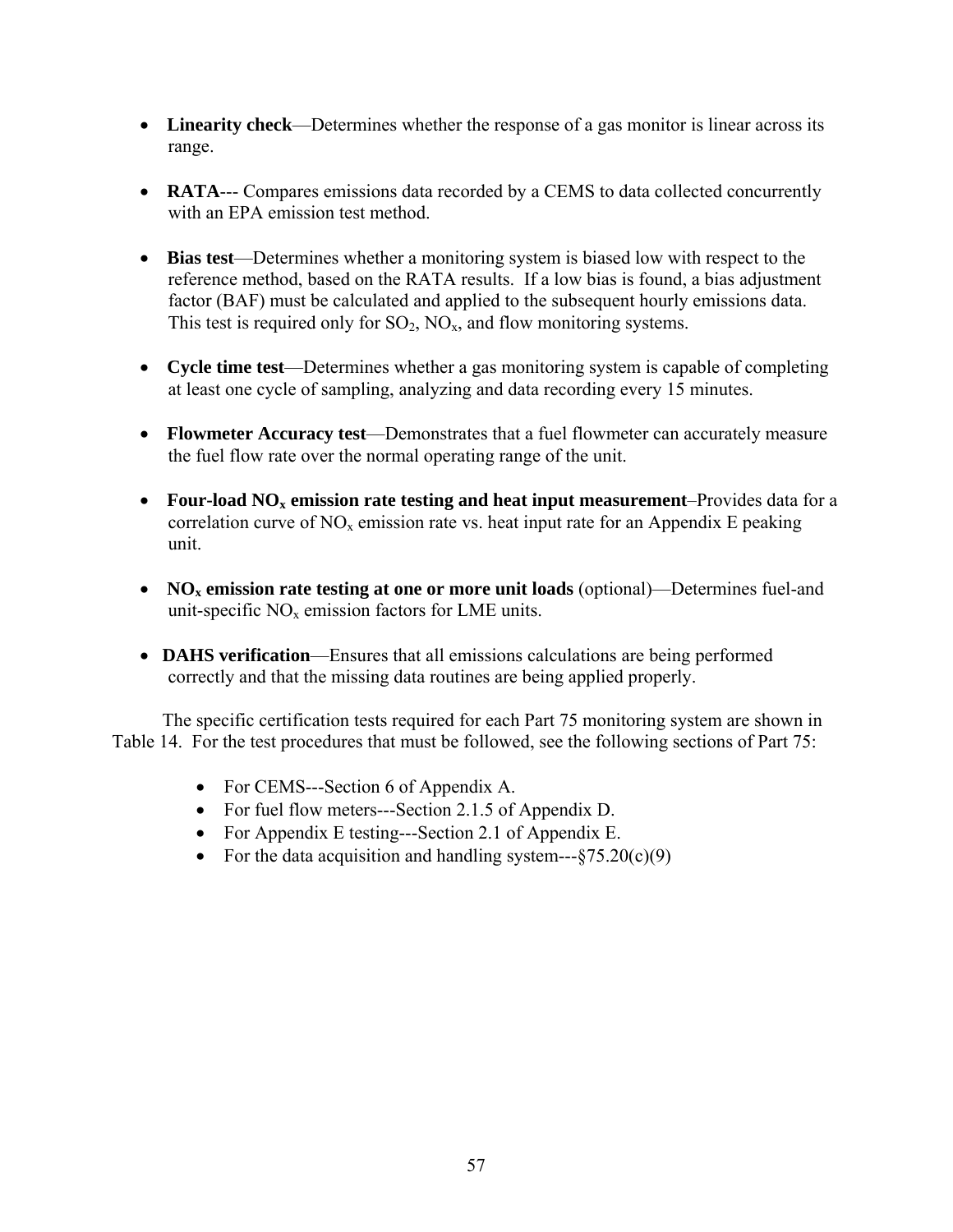- **Linearity check**—Determines whether the response of a gas monitor is linear across its range.

- **RATA**--- Compares emissions data recorded by a CEMS to data collected concurrently with an EPA emission test method.

- **Bias test**—Determines whether a monitoring system is biased low with respect to the reference method, based on the RATA results. If a low bias is found, a bias adjustment factor (BAF) must be calculated and applied to the subsequent hourly emissions data. This test is required only for $SO_2$, $NO_x$, and flow monitoring systems.

- **Cycle time test**—Determines whether a gas monitoring system is capable of completing at least one cycle of sampling, analyzing and data recording every 15 minutes.

- **Flowmeter Accuracy test**—Demonstrates that a fuel flowmeter can accurately measure the fuel flow rate over the normal operating range of the unit.

- **Four-load $NO_x$ emission rate testing and heat input measurement**–Provides data for a correlation curve of $NO_x$ emission rate vs. heat input rate for an Appendix E peaking unit.

- **$NO_x$ emission rate testing at one or more unit loads** (optional)—Determines fuel-and unit-specific $NO_x$ emission factors for LME units.

- **DAHS verification**—Ensures that all emissions calculations are being performed correctly and that the missing data routines are being applied properly.

The specific certification tests required for each Part 75 monitoring system are shown in Table 14. For the test procedures that must be followed, see the following sections of Part 75:

- For CEMS---Section 6 of Appendix A.
- For fuel flow meters---Section 2.1.5 of Appendix D.
- For Appendix E testing---Section 2.1 of Appendix E.
- For the data acquisition and handling system---§75.20(c)(9)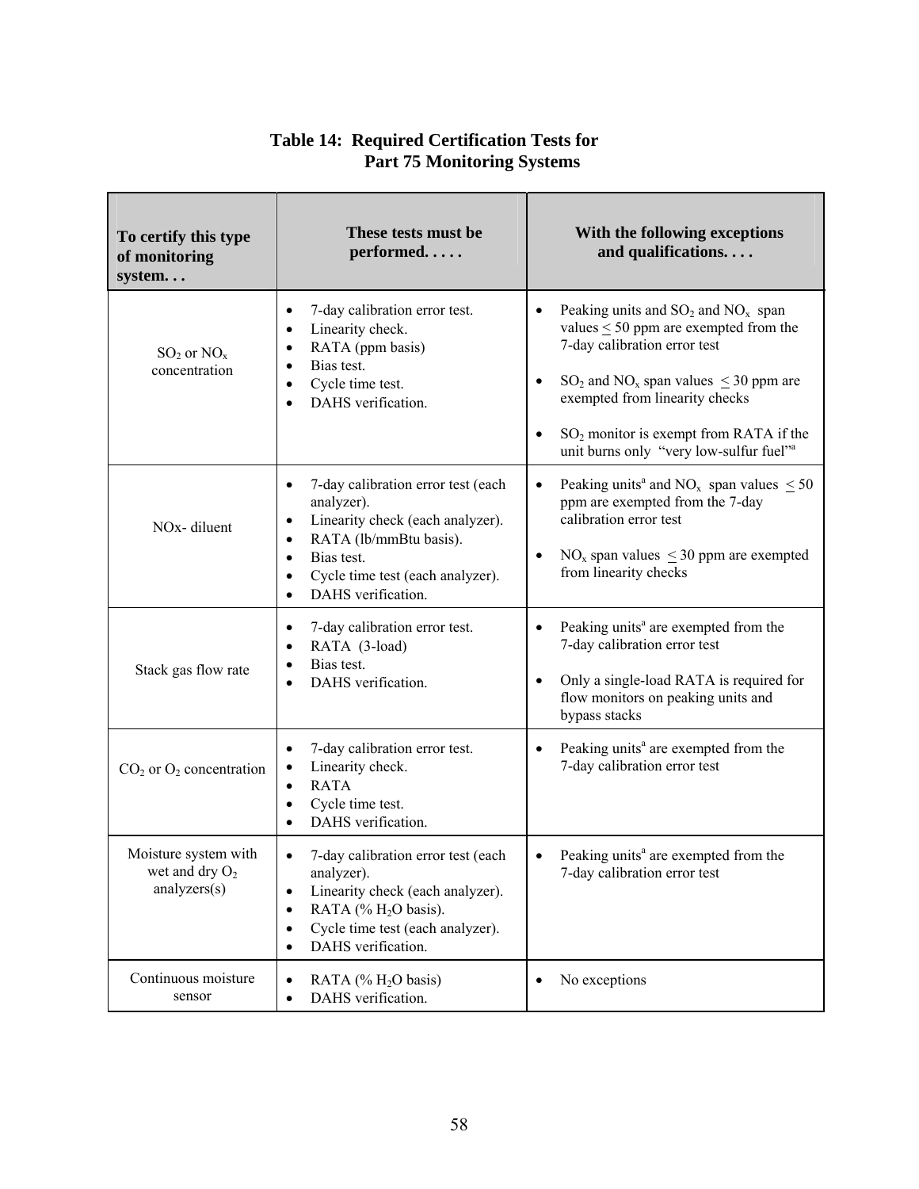**Table 14: Required Certification Tests for Part 75 Monitoring Systems**

| To certify this type of monitoring system. . . | These tests must be performed. . . . . | With the following exceptions and qualifications. . . . |
|---|---|---|
| $SO_2$ or $NO_x$ concentration | • 7-day calibration error test.<br>• Linearity check.<br>• RATA (ppm basis)<br>• Bias test.<br>• Cycle time test.<br>• DAHS verification. | • Peaking units and $SO_2$ and $NO_x$ span values $\leq$ 50 ppm are exempted from the 7-day calibration error test<br>• $SO_2$ and $NO_x$ span values $\leq$ 30 ppm are exempted from linearity checks<br>• $SO_2$ monitor is exempt from RATA if the unit burns only "very low-sulfur fuel"[a] |
| NOx- diluent | • 7-day calibration error test (each analyzer).<br>• Linearity check (each analyzer).<br>• RATA (lb/mmBtu basis).<br>• Bias test.<br>• Cycle time test (each analyzer).<br>• DAHS verification. | • Peaking units[a] and $NO_x$ span values $\leq$ 50 ppm are exempted from the 7-day calibration error test<br>• $NO_x$ span values $\leq$ 30 ppm are exempted from linearity checks |
| Stack gas flow rate | • 7-day calibration error test.<br>• RATA (3-load)<br>• Bias test.<br>• DAHS verification. | • Peaking units[a] are exempted from the 7-day calibration error test<br>• Only a single-load RATA is required for flow monitors on peaking units and bypass stacks |
| $CO_2$ or $O_2$ concentration | • 7-day calibration error test.<br>• Linearity check.<br>• RATA<br>• Cycle time test.<br>• DAHS verification. | • Peaking units[a] are exempted from the 7-day calibration error test |
| Moisture system with wet and dry $O_2$ analyzers(s) | • 7-day calibration error test (each analyzer).<br>• Linearity check (each analyzer).<br>• RATA (% $H_2O$ basis).<br>• Cycle time test (each analyzer).<br>• DAHS verification. | • Peaking units[a] are exempted from the 7-day calibration error test |
| Continuous moisture sensor | • RATA (% $H_2O$ basis)<br>• DAHS verification. | • No exceptions |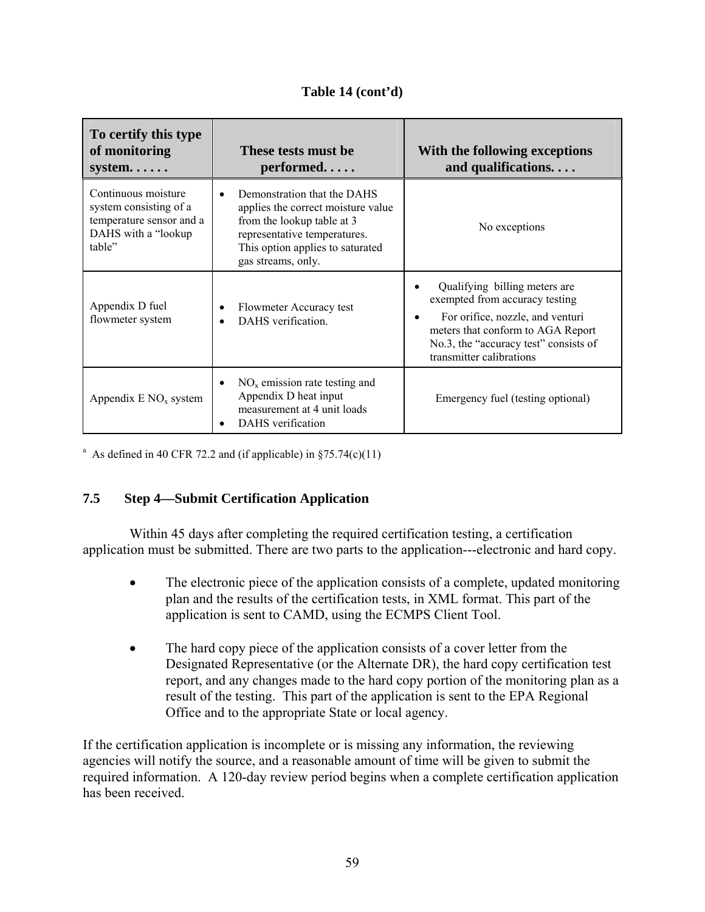**Table 14 (cont'd)**

| To certify this type of monitoring system. . . . . . | These tests must be performed. . . . . | With the following exceptions and qualifications. . . . |
|---|---|---|
| Continuous moisture system consisting of a temperature sensor and a DAHS with a "lookup table" | • Demonstration that the DAHS applies the correct moisture value from the lookup table at 3 representative temperatures. This option applies to saturated gas streams, only. | No exceptions |
| Appendix D fuel flowmeter system | • Flowmeter Accuracy test<br>• DAHS verification. | • Qualifying billing meters are exempted from accuracy testing<br>• For orifice, nozzle, and venturi meters that conform to AGA Report No.3, the "accuracy test" consists of transmitter calibrations |
| Appendix E $NO_x$ system | • $NO_x$ emission rate testing and Appendix D heat input measurement at 4 unit loads<br>• DAHS verification | Emergency fuel (testing optional) |

[a] As defined in 40 CFR 72.2 and (if applicable) in §75.74(c)(11)

## 7.5 Step 4—Submit Certification Application

Within 45 days after completing the required certification testing, a certification application must be submitted. There are two parts to the application---electronic and hard copy.

- The electronic piece of the application consists of a complete, updated monitoring plan and the results of the certification tests, in XML format. This part of the application is sent to CAMD, using the ECMPS Client Tool.
- The hard copy piece of the application consists of a cover letter from the Designated Representative (or the Alternate DR), the hard copy certification test report, and any changes made to the hard copy portion of the monitoring plan as a result of the testing. This part of the application is sent to the EPA Regional Office and to the appropriate State or local agency.

If the certification application is incomplete or is missing any information, the reviewing agencies will notify the source, and a reasonable amount of time will be given to submit the required information. A 120-day review period begins when a complete certification application has been received.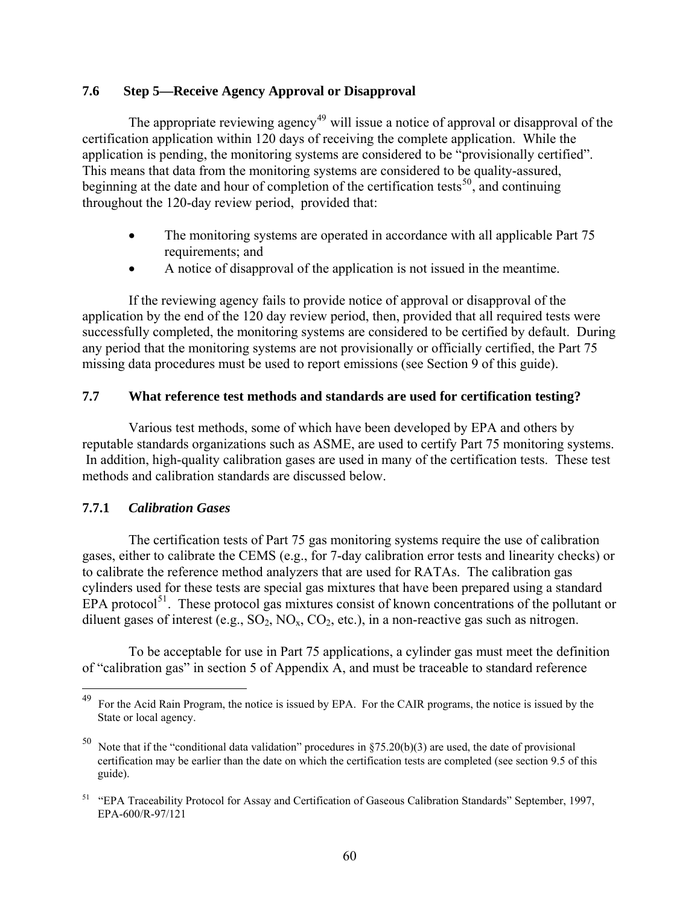## 7.6 Step 5—Receive Agency Approval or Disapproval

The appropriate reviewing agency[49] will issue a notice of approval or disapproval of the certification application within 120 days of receiving the complete application. While the application is pending, the monitoring systems are considered to be "provisionally certified". This means that data from the monitoring systems are considered to be quality-assured, beginning at the date and hour of completion of the certification tests[50], and continuing throughout the 120-day review period, provided that:

- The monitoring systems are operated in accordance with all applicable Part 75 requirements; and
- A notice of disapproval of the application is not issued in the meantime.

If the reviewing agency fails to provide notice of approval or disapproval of the application by the end of the 120 day review period, then, provided that all required tests were successfully completed, the monitoring systems are considered to be certified by default. During any period that the monitoring systems are not provisionally or officially certified, the Part 75 missing data procedures must be used to report emissions (see Section 9 of this guide).

## 7.7 What reference test methods and standards are used for certification testing?

Various test methods, some of which have been developed by EPA and others by reputable standards organizations such as ASME, are used to certify Part 75 monitoring systems. In addition, high-quality calibration gases are used in many of the certification tests. These test methods and calibration standards are discussed below.

### 7.7.1 *Calibration Gases*

The certification tests of Part 75 gas monitoring systems require the use of calibration gases, either to calibrate the CEMS (e.g., for 7-day calibration error tests and linearity checks) or to calibrate the reference method analyzers that are used for RATAs. The calibration gas cylinders used for these tests are special gas mixtures that have been prepared using a standard EPA protocol[51]. These protocol gas mixtures consist of known concentrations of the pollutant or diluent gases of interest (e.g., $SO_2$, $NO_x$, $CO_2$, etc.), in a non-reactive gas such as nitrogen.

To be acceptable for use in Part 75 applications, a cylinder gas must meet the definition of "calibration gas" in section 5 of Appendix A, and must be traceable to standard reference

---

[49] For the Acid Rain Program, the notice is issued by EPA. For the CAIR programs, the notice is issued by the State or local agency.

[50] Note that if the "conditional data validation" procedures in §75.20(b)(3) are used, the date of provisional certification may be earlier than the date on which the certification tests are completed (see section 9.5 of this guide).

[51] "EPA Traceability Protocol for Assay and Certification of Gaseous Calibration Standards" September, 1997, EPA-600/R-97/121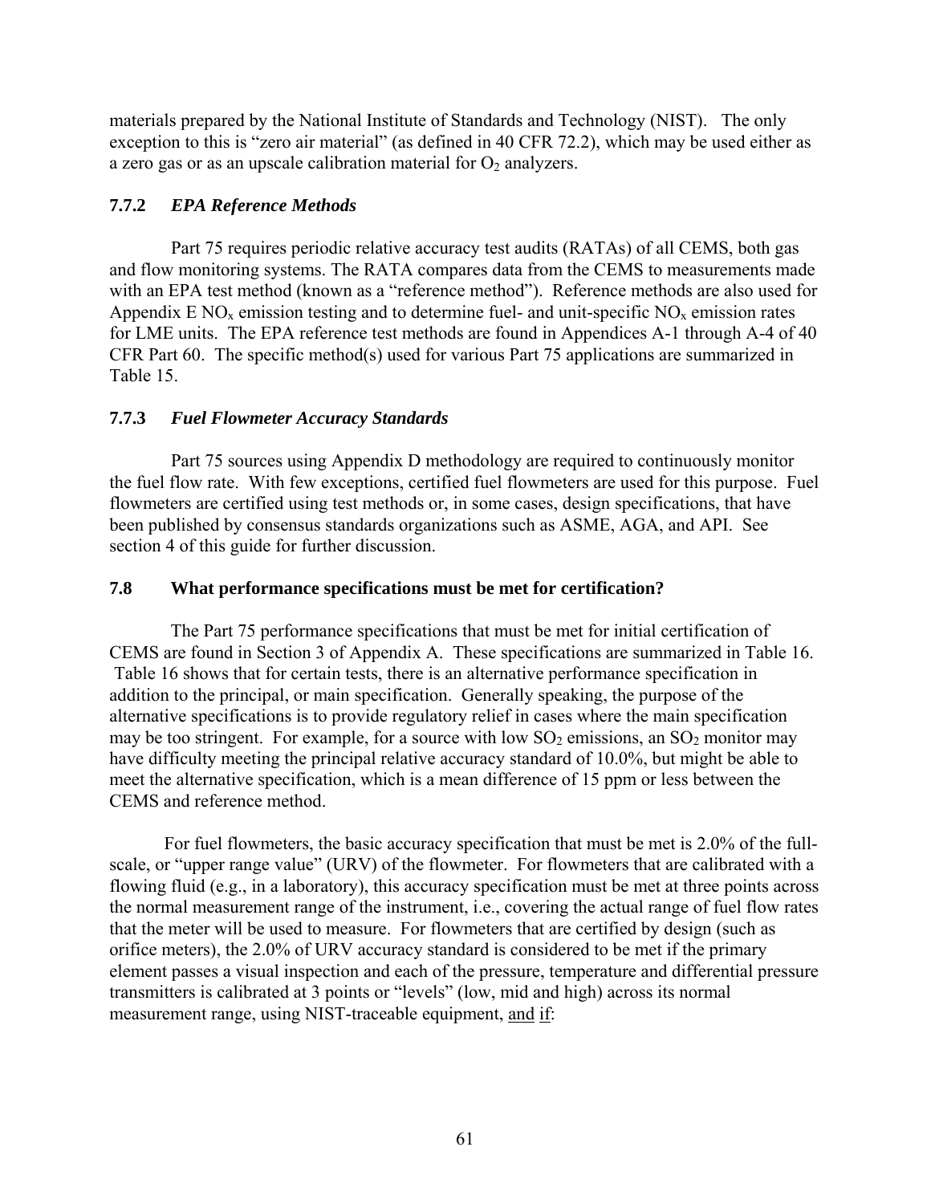materials prepared by the National Institute of Standards and Technology (NIST). The only exception to this is "zero air material" (as defined in 40 CFR 72.2), which may be used either as a zero gas or as an upscale calibration material for $O_2$ analyzers.

### 7.7.2 *EPA Reference Methods*

Part 75 requires periodic relative accuracy test audits (RATAs) of all CEMS, both gas and flow monitoring systems. The RATA compares data from the CEMS to measurements made with an EPA test method (known as a "reference method"). Reference methods are also used for Appendix E $NO_x$ emission testing and to determine fuel- and unit-specific $NO_x$ emission rates for LME units. The EPA reference test methods are found in Appendices A-1 through A-4 of 40 CFR Part 60. The specific method(s) used for various Part 75 applications are summarized in Table 15.

### 7.7.3 *Fuel Flowmeter Accuracy Standards*

Part 75 sources using Appendix D methodology are required to continuously monitor the fuel flow rate. With few exceptions, certified fuel flowmeters are used for this purpose. Fuel flowmeters are certified using test methods or, in some cases, design specifications, that have been published by consensus standards organizations such as ASME, AGA, and API. See section 4 of this guide for further discussion.

## 7.8 What performance specifications must be met for certification?

The Part 75 performance specifications that must be met for initial certification of CEMS are found in Section 3 of Appendix A. These specifications are summarized in Table 16. Table 16 shows that for certain tests, there is an alternative performance specification in addition to the principal, or main specification. Generally speaking, the purpose of the alternative specifications is to provide regulatory relief in cases where the main specification may be too stringent. For example, for a source with low $SO_2$ emissions, an $SO_2$ monitor may have difficulty meeting the principal relative accuracy standard of 10.0%, but might be able to meet the alternative specification, which is a mean difference of 15 ppm or less between the CEMS and reference method.

For fuel flowmeters, the basic accuracy specification that must be met is 2.0% of the full-scale, or "upper range value" (URV) of the flowmeter. For flowmeters that are calibrated with a flowing fluid (e.g., in a laboratory), this accuracy specification must be met at three points across the normal measurement range of the instrument, i.e., covering the actual range of fuel flow rates that the meter will be used to measure. For flowmeters that are certified by design (such as orifice meters), the 2.0% of URV accuracy standard is considered to be met if the primary element passes a visual inspection and each of the pressure, temperature and differential pressure transmitters is calibrated at 3 points or "levels" (low, mid and high) across its normal measurement range, using NIST-traceable equipment, <u>and</u> <u>if</u>: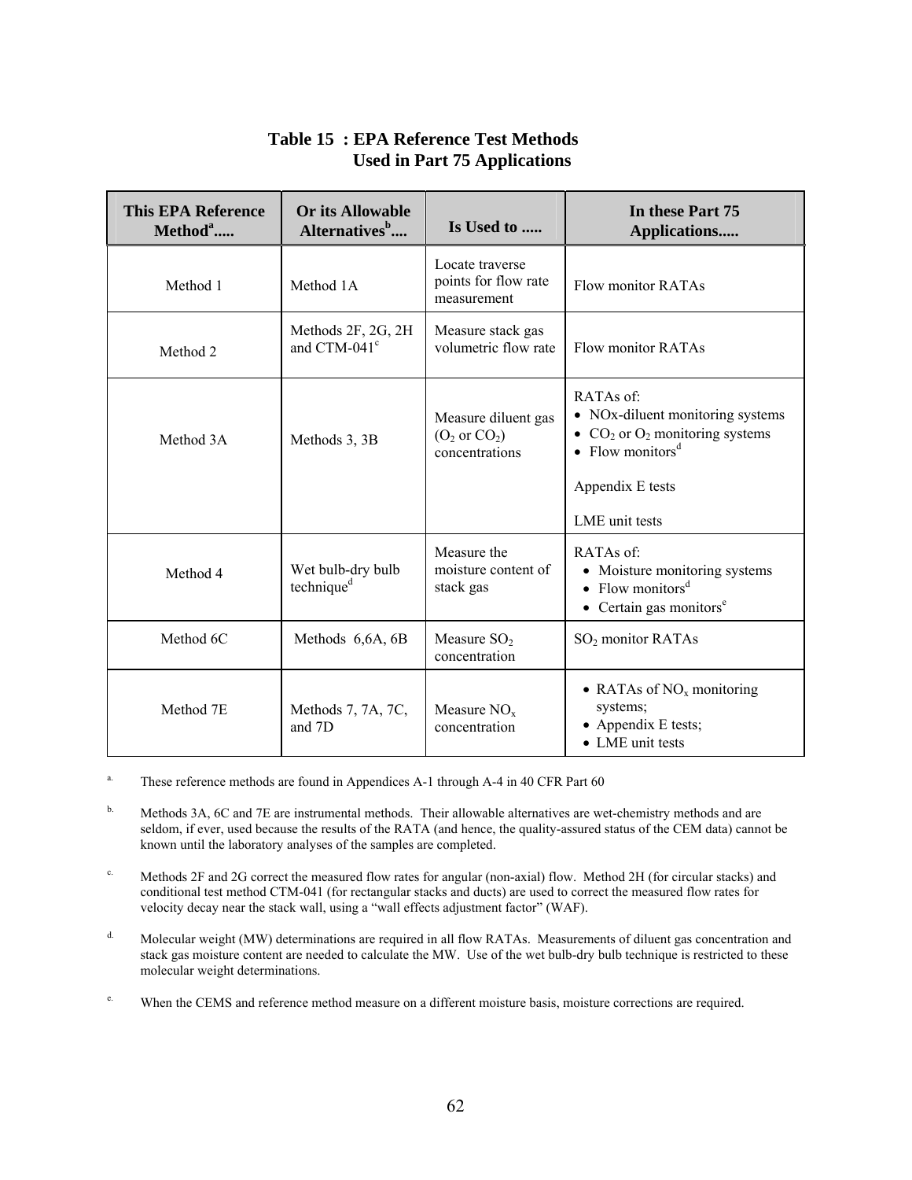**Table 15 : EPA Reference Test Methods Used in Part 75 Applications**

| This EPA Reference Method[a]..... | Or its Allowable Alternatives[b].... | Is Used to ..... | In these Part 75 Applications..... |
|---|---|---|---|
| Method 1 | Method 1A | Locate traverse points for flow rate measurement | Flow monitor RATAs |
| Method 2 | Methods 2F, 2G, 2H and CTM-041[c] | Measure stack gas volumetric flow rate | Flow monitor RATAs |
| Method 3A | Methods 3, 3B | Measure diluent gas ($O_2$ or $CO_2$) concentrations | RATAs of:<br>• NOx-diluent monitoring systems<br>• $CO_2$ or $O_2$ monitoring systems<br>• Flow monitors[d]<br><br>Appendix E tests<br><br>LME unit tests |
| Method 4 | Wet bulb-dry bulb technique[d] | Measure the moisture content of stack gas | RATAs of:<br>• Moisture monitoring systems<br>• Flow monitors[d]<br>• Certain gas monitors[e] |
| Method 6C | Methods 6,6A, 6B | Measure $SO_2$ concentration | $SO_2$ monitor RATAs |
| Method 7E | Methods 7, 7A, 7C, and 7D | Measure $NO_x$ concentration | • RATAs of $NO_x$ monitoring systems;<br>• Appendix E tests;<br>• LME unit tests |

a. These reference methods are found in Appendices A-1 through A-4 in 40 CFR Part 60

b. Methods 3A, 6C and 7E are instrumental methods. Their allowable alternatives are wet-chemistry methods and are seldom, if ever, used because the results of the RATA (and hence, the quality-assured status of the CEM data) cannot be known until the laboratory analyses of the samples are completed.

c. Methods 2F and 2G correct the measured flow rates for angular (non-axial) flow. Method 2H (for circular stacks) and conditional test method CTM-041 (for rectangular stacks and ducts) are used to correct the measured flow rates for velocity decay near the stack wall, using a "wall effects adjustment factor" (WAF).

d. Molecular weight (MW) determinations are required in all flow RATAs. Measurements of diluent gas concentration and stack gas moisture content are needed to calculate the MW. Use of the wet bulb-dry bulb technique is restricted to these molecular weight determinations.

e. When the CEMS and reference method measure on a different moisture basis, moisture corrections are required.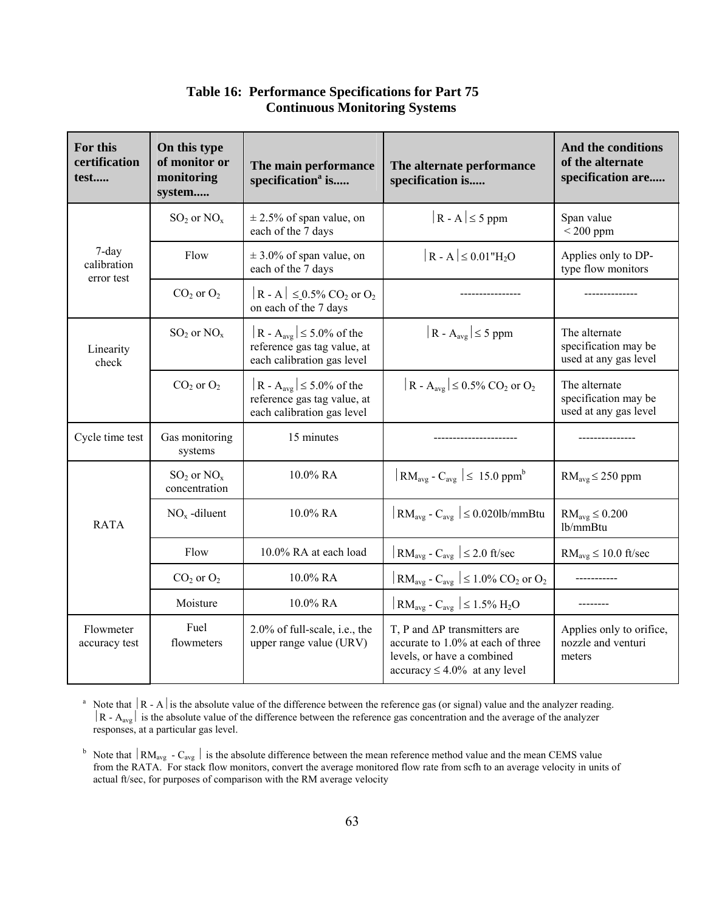**Table 16: Performance Specifications for Part 75 Continuous Monitoring Systems**

| For this certification test..... | On this type of monitor or monitoring system..... | The main performance specification[a] is..... | The alternate performance specification is..... | And the conditions of the alternate specification are..... |
|---|---|---|---|---|
| 7-day calibration error test | $SO_2$ or $NO_x$ | ± 2.5% of span value, on each of the 7 days | $\|R - A\| \leq 5$ ppm | Span value < 200 ppm |
| | Flow | ± 3.0% of span value, on each of the 7 days | $\|R - A\| \leq 0.01$"$H_2O$ | Applies only to DP-type flow monitors |
| | $CO_2$ or $O_2$ | $\|R - A\| \leq 0.5\%$ $CO_2$ or $O_2$ on each of the 7 days | ---------------- | -------------- |
| Linearity check | $SO_2$ or $NO_x$ | $\|R - A_{avg}\| \leq 5.0\%$ of the reference gas tag value, at each calibration gas level | $\|R - A_{avg}\| \leq 5$ ppm | The alternate specification may be used at any gas level |
| | $CO_2$ or $O_2$ | $\|R - A_{avg}\| \leq 5.0\%$ of the reference gas tag value, at each calibration gas level | $\|R - A_{avg}\| \leq 0.5\%$ $CO_2$ or $O_2$ | The alternate specification may be used at any gas level |
| Cycle time test | Gas monitoring systems | 15 minutes | ---------------------- | --------------- |
| RATA | $SO_2$ or $NO_x$ concentration | 10.0% RA | $\|RM_{avg} - C_{avg}\| \leq 15.0$ ppm[b] | $RM_{avg} \leq 250$ ppm |
| | $NO_x$ -diluent | 10.0% RA | $\|RM_{avg} - C_{avg}\| \leq 0.020$lb/mmBtu | $RM_{avg} \leq 0.200$ lb/mmBtu |
| | Flow | 10.0% RA at each load | $\|RM_{avg} - C_{avg}\| \leq 2.0$ ft/sec | $RM_{avg} \leq 10.0$ ft/sec |
| | $CO_2$ or $O_2$ | 10.0% RA | $\|RM_{avg} - C_{avg}\| \leq 1.0\%$ $CO_2$ or $O_2$ | ----------- |
| | Moisture | 10.0% RA | $\|RM_{avg} - C_{avg}\| \leq 1.5\%$ $H_2O$ | -------- |
| Flowmeter accuracy test | Fuel flowmeters | 2.0% of full-scale, i.e., the upper range value (URV) | T, P and ΔP transmitters are accurate to 1.0% at each of three levels, or have a combined accuracy ≤ 4.0% at any level | Applies only to orifice, nozzle and venturi meters |

[a] Note that $|R - A|$ is the absolute value of the difference between the reference gas (or signal) value and the analyzer reading. $|R - A_{avg}|$ is the absolute value of the difference between the reference gas concentration and the average of the analyzer responses, at a particular gas level.

[b] Note that $|RM_{avg} - C_{avg}|$ is the absolute difference between the mean reference method value and the mean CEMS value from the RATA. For stack flow monitors, convert the average monitored flow rate from scfh to an average velocity in units of actual ft/sec, for purposes of comparison with the RM average velocity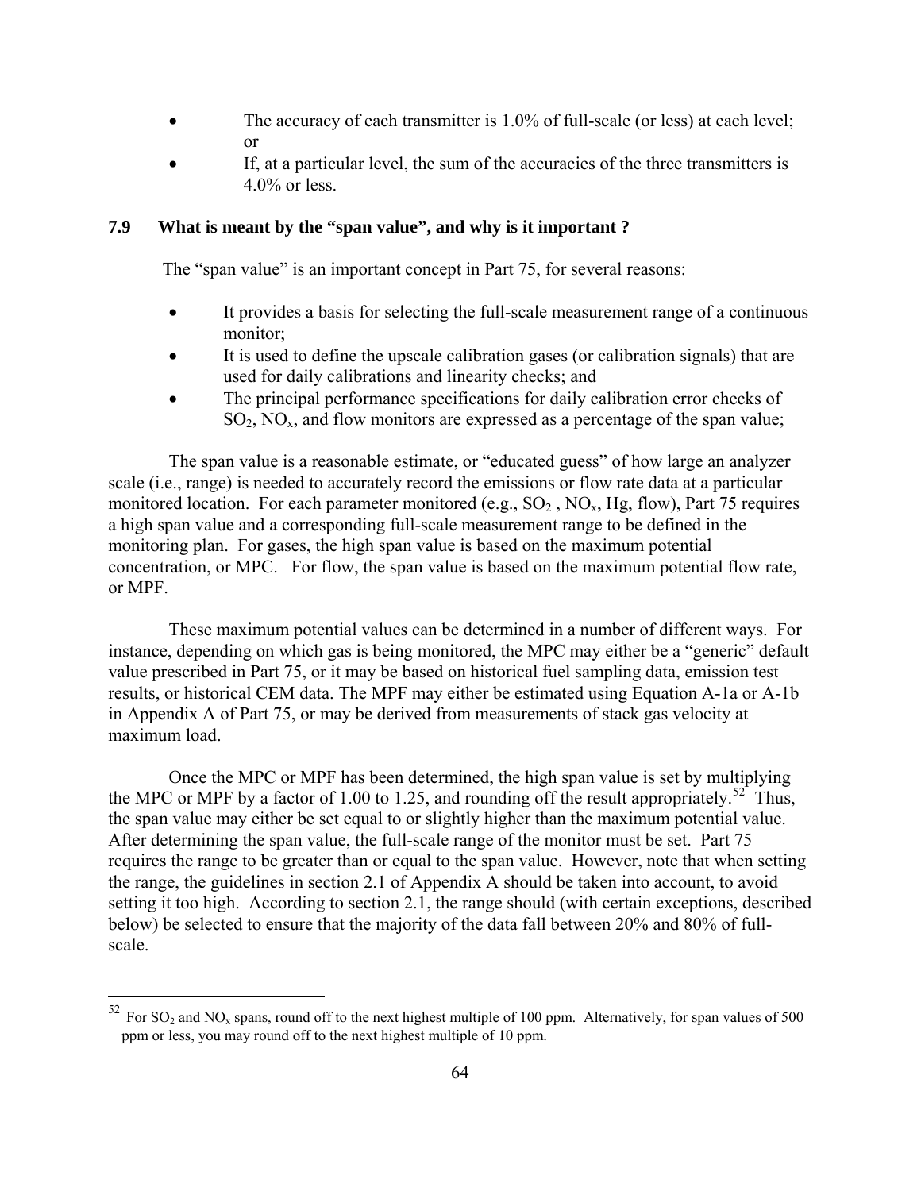- The accuracy of each transmitter is 1.0% of full-scale (or less) at each level; or
- If, at a particular level, the sum of the accuracies of the three transmitters is 4.0% or less.

### 7.9 What is meant by the "span value", and why is it important ?

The "span value" is an important concept in Part 75, for several reasons:

- It provides a basis for selecting the full-scale measurement range of a continuous monitor;
- It is used to define the upscale calibration gases (or calibration signals) that are used for daily calibrations and linearity checks; and
- The principal performance specifications for daily calibration error checks of $SO_2$, $NO_x$, and flow monitors are expressed as a percentage of the span value;

The span value is a reasonable estimate, or "educated guess" of how large an analyzer scale (i.e., range) is needed to accurately record the emissions or flow rate data at a particular monitored location. For each parameter monitored (e.g., $SO_2$ , $NO_x$, Hg, flow), Part 75 requires a high span value and a corresponding full-scale measurement range to be defined in the monitoring plan. For gases, the high span value is based on the maximum potential concentration, or MPC. For flow, the span value is based on the maximum potential flow rate, or MPF.

These maximum potential values can be determined in a number of different ways. For instance, depending on which gas is being monitored, the MPC may either be a "generic" default value prescribed in Part 75, or it may be based on historical fuel sampling data, emission test results, or historical CEM data. The MPF may either be estimated using Equation A-1a or A-1b in Appendix A of Part 75, or may be derived from measurements of stack gas velocity at maximum load.

Once the MPC or MPF has been determined, the high span value is set by multiplying the MPC or MPF by a factor of 1.00 to 1.25, and rounding off the result appropriately.[52] Thus, the span value may either be set equal to or slightly higher than the maximum potential value. After determining the span value, the full-scale range of the monitor must be set. Part 75 requires the range to be greater than or equal to the span value. However, note that when setting the range, the guidelines in section 2.1 of Appendix A should be taken into account, to avoid setting it too high. According to section 2.1, the range should (with certain exceptions, described below) be selected to ensure that the majority of the data fall between 20% and 80% of full-scale.

---

[52] For $SO_2$ and $NO_x$ spans, round off to the next highest multiple of 100 ppm. Alternatively, for span values of 500 ppm or less, you may round off to the next highest multiple of 10 ppm.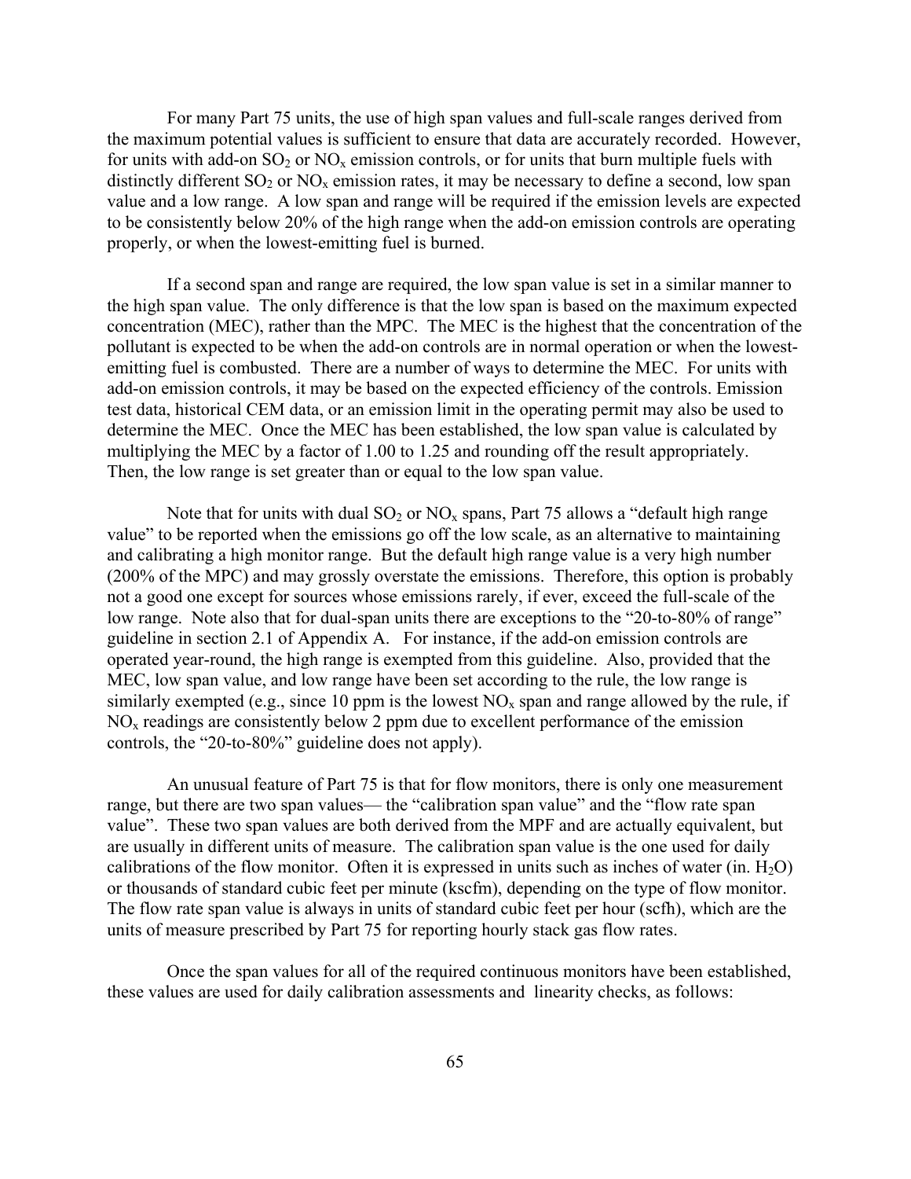For many Part 75 units, the use of high span values and full-scale ranges derived from the maximum potential values is sufficient to ensure that data are accurately recorded. However, for units with add-on $SO_2$ or $NO_x$ emission controls, or for units that burn multiple fuels with distinctly different $SO_2$ or $NO_x$ emission rates, it may be necessary to define a second, low span value and a low range. A low span and range will be required if the emission levels are expected to be consistently below 20% of the high range when the add-on emission controls are operating properly, or when the lowest-emitting fuel is burned.

If a second span and range are required, the low span value is set in a similar manner to the high span value. The only difference is that the low span is based on the maximum expected concentration (MEC), rather than the MPC. The MEC is the highest that the concentration of the pollutant is expected to be when the add-on controls are in normal operation or when the lowest-emitting fuel is combusted. There are a number of ways to determine the MEC. For units with add-on emission controls, it may be based on the expected efficiency of the controls. Emission test data, historical CEM data, or an emission limit in the operating permit may also be used to determine the MEC. Once the MEC has been established, the low span value is calculated by multiplying the MEC by a factor of 1.00 to 1.25 and rounding off the result appropriately. Then, the low range is set greater than or equal to the low span value.

Note that for units with dual $SO_2$ or $NO_x$ spans, Part 75 allows a "default high range value" to be reported when the emissions go off the low scale, as an alternative to maintaining and calibrating a high monitor range. But the default high range value is a very high number (200% of the MPC) and may grossly overstate the emissions. Therefore, this option is probably not a good one except for sources whose emissions rarely, if ever, exceed the full-scale of the low range. Note also that for dual-span units there are exceptions to the "20-to-80% of range" guideline in section 2.1 of Appendix A. For instance, if the add-on emission controls are operated year-round, the high range is exempted from this guideline. Also, provided that the MEC, low span value, and low range have been set according to the rule, the low range is similarly exempted (e.g., since 10 ppm is the lowest $NO_x$ span and range allowed by the rule, if $NO_x$ readings are consistently below 2 ppm due to excellent performance of the emission controls, the "20-to-80%" guideline does not apply).

An unusual feature of Part 75 is that for flow monitors, there is only one measurement range, but there are two span values— the "calibration span value" and the "flow rate span value". These two span values are both derived from the MPF and are actually equivalent, but are usually in different units of measure. The calibration span value is the one used for daily calibrations of the flow monitor. Often it is expressed in units such as inches of water (in. $H_2O$) or thousands of standard cubic feet per minute (kscfm), depending on the type of flow monitor. The flow rate span value is always in units of standard cubic feet per hour (scfh), which are the units of measure prescribed by Part 75 for reporting hourly stack gas flow rates.

Once the span values for all of the required continuous monitors have been established, these values are used for daily calibration assessments and linearity checks, as follows: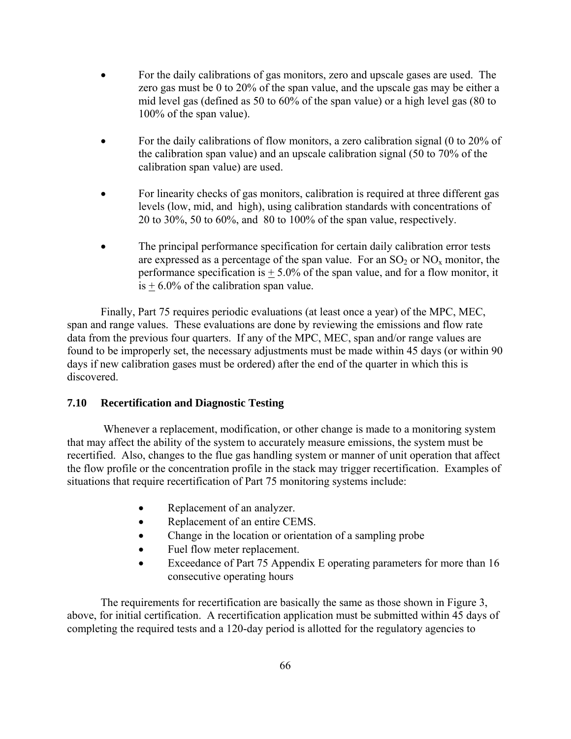- For the daily calibrations of gas monitors, zero and upscale gases are used. The zero gas must be 0 to 20% of the span value, and the upscale gas may be either a mid level gas (defined as 50 to 60% of the span value) or a high level gas (80 to 100% of the span value).

- For the daily calibrations of flow monitors, a zero calibration signal (0 to 20% of the calibration span value) and an upscale calibration signal (50 to 70% of the calibration span value) are used.

- For linearity checks of gas monitors, calibration is required at three different gas levels (low, mid, and high), using calibration standards with concentrations of 20 to 30%, 50 to 60%, and 80 to 100% of the span value, respectively.

- The principal performance specification for certain daily calibration error tests are expressed as a percentage of the span value. For an $SO_2$ or $NO_x$ monitor, the performance specification is $\pm$ 5.0% of the span value, and for a flow monitor, it is $\pm$ 6.0% of the calibration span value.

Finally, Part 75 requires periodic evaluations (at least once a year) of the MPC, MEC, span and range values. These evaluations are done by reviewing the emissions and flow rate data from the previous four quarters. If any of the MPC, MEC, span and/or range values are found to be improperly set, the necessary adjustments must be made within 45 days (or within 90 days if new calibration gases must be ordered) after the end of the quarter in which this is discovered.

### 7.10 Recertification and Diagnostic Testing

Whenever a replacement, modification, or other change is made to a monitoring system that may affect the ability of the system to accurately measure emissions, the system must be recertified. Also, changes to the flue gas handling system or manner of unit operation that affect the flow profile or the concentration profile in the stack may trigger recertification. Examples of situations that require recertification of Part 75 monitoring systems include:

- Replacement of an analyzer.
- Replacement of an entire CEMS.
- Change in the location or orientation of a sampling probe
- Fuel flow meter replacement.
- Exceedance of Part 75 Appendix E operating parameters for more than 16 consecutive operating hours

The requirements for recertification are basically the same as those shown in Figure 3, above, for initial certification. A recertification application must be submitted within 45 days of completing the required tests and a 120-day period is allotted for the regulatory agencies to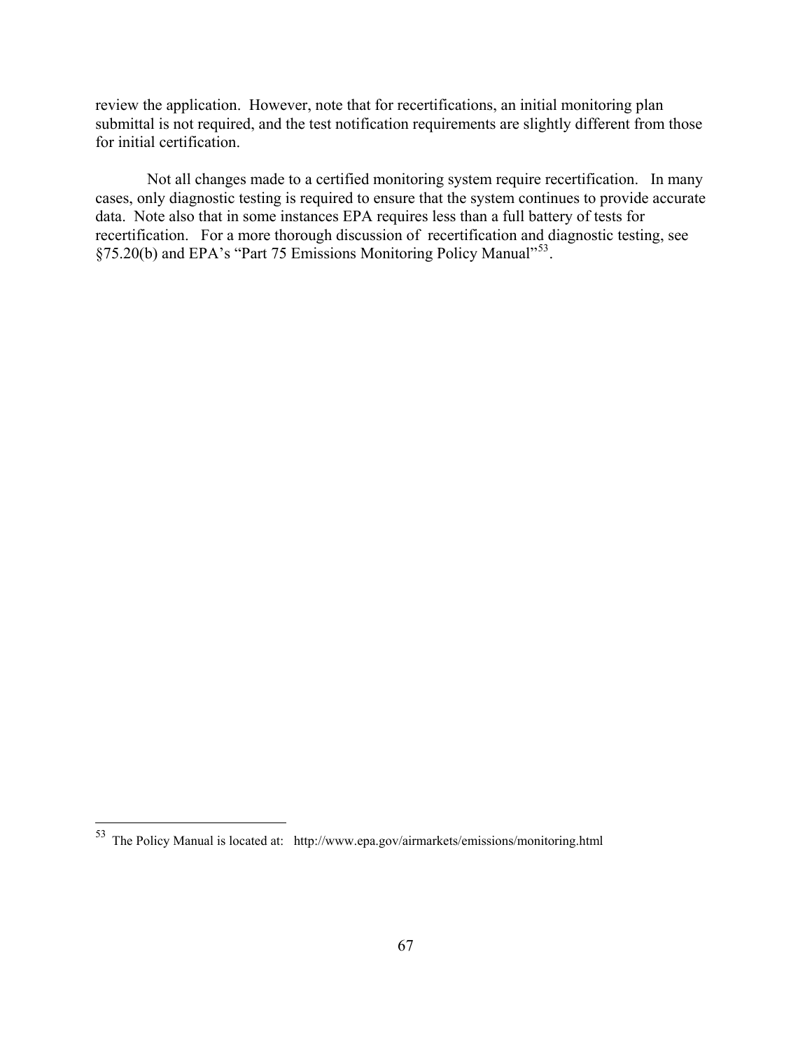review the application. However, note that for recertifications, an initial monitoring plan submittal is not required, and the test notification requirements are slightly different from those for initial certification.

Not all changes made to a certified monitoring system require recertification. In many cases, only diagnostic testing is required to ensure that the system continues to provide accurate data. Note also that in some instances EPA requires less than a full battery of tests for recertification. For a more thorough discussion of recertification and diagnostic testing, see §75.20(b) and EPA's "Part 75 Emissions Monitoring Policy Manual"[53].

---

[53] The Policy Manual is located at: http://www.epa.gov/airmarkets/emissions/monitoring.html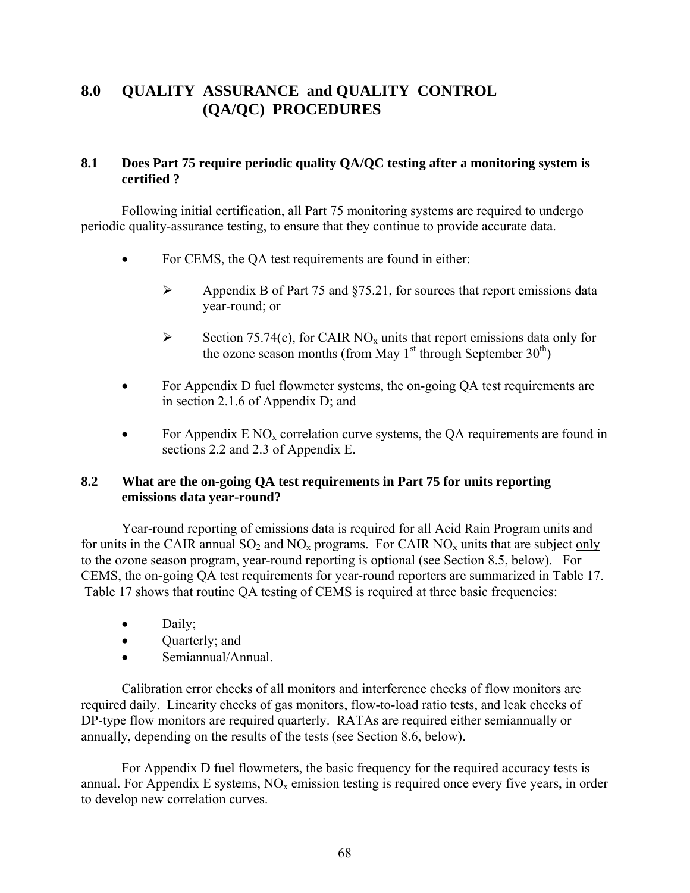# 8.0 QUALITY ASSURANCE and QUALITY CONTROL (QA/QC) PROCEDURES

## 8.1 Does Part 75 require periodic quality QA/QC testing after a monitoring system is certified ?

Following initial certification, all Part 75 monitoring systems are required to undergo periodic quality-assurance testing, to ensure that they continue to provide accurate data.

- For CEMS, the QA test requirements are found in either:
  - Appendix B of Part 75 and §75.21, for sources that report emissions data year-round; or
  - Section 75.74(c), for CAIR $NO_x$ units that report emissions data only for the ozone season months (from May 1st through September 30th)
- For Appendix D fuel flowmeter systems, the on-going QA test requirements are in section 2.1.6 of Appendix D; and
- For Appendix E $NO_x$ correlation curve systems, the QA requirements are found in sections 2.2 and 2.3 of Appendix E.

## 8.2 What are the on-going QA test requirements in Part 75 for units reporting emissions data year-round?

Year-round reporting of emissions data is required for all Acid Rain Program units and for units in the CAIR annual $SO_2$ and $NO_x$ programs. For CAIR $NO_x$ units that are subject only to the ozone season program, year-round reporting is optional (see Section 8.5, below). For CEMS, the on-going QA test requirements for year-round reporters are summarized in Table 17. Table 17 shows that routine QA testing of CEMS is required at three basic frequencies:

- Daily;
- Quarterly; and
- Semiannual/Annual.

Calibration error checks of all monitors and interference checks of flow monitors are required daily. Linearity checks of gas monitors, flow-to-load ratio tests, and leak checks of DP-type flow monitors are required quarterly. RATAs are required either semiannually or annually, depending on the results of the tests (see Section 8.6, below).

For Appendix D fuel flowmeters, the basic frequency for the required accuracy tests is annual. For Appendix E systems, $NO_x$ emission testing is required once every five years, in order to develop new correlation curves.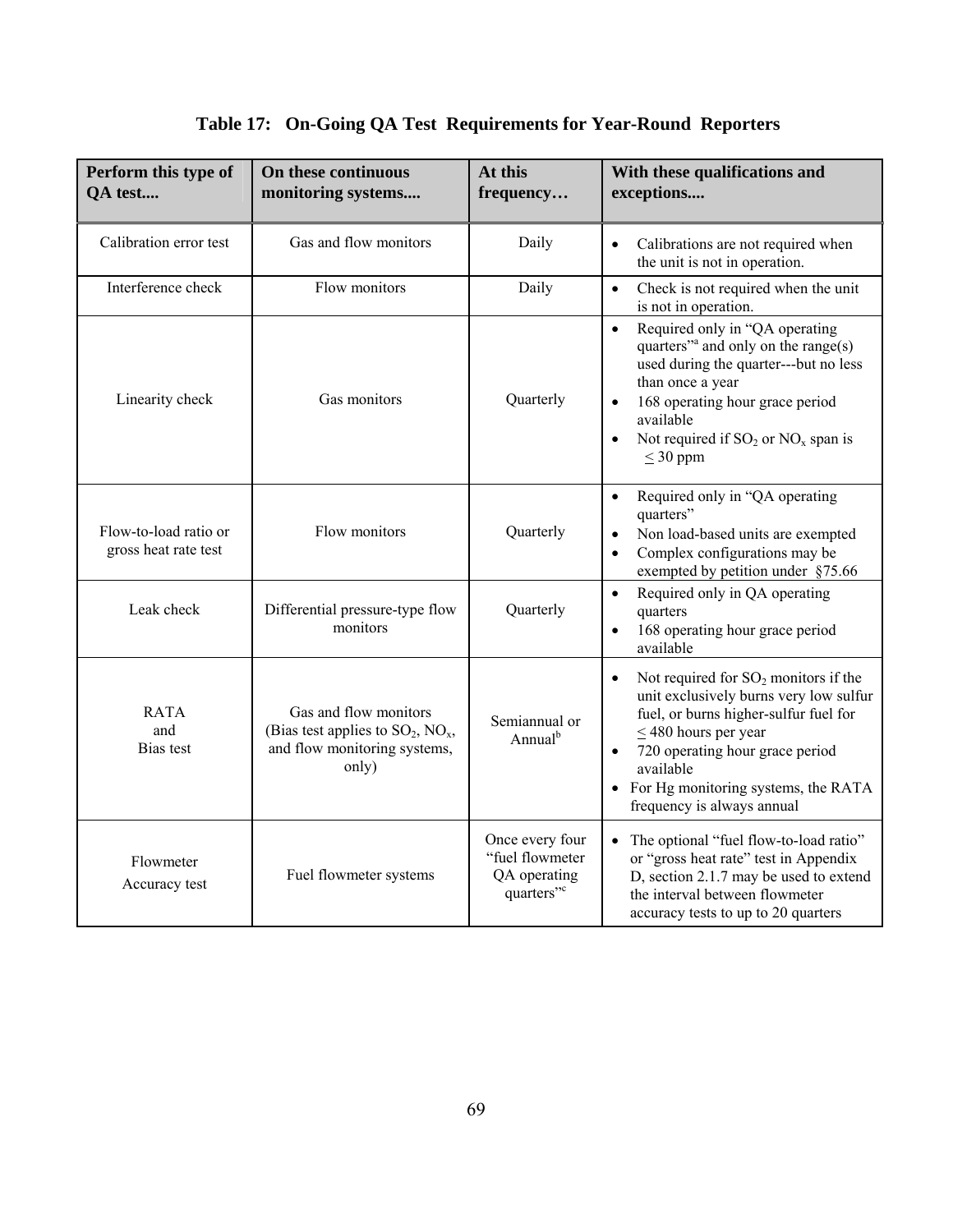**Table 17: On-Going QA Test Requirements for Year-Round Reporters**

| Perform this type of QA test.... | On these continuous monitoring systems.... | At this frequency… | With these qualifications and exceptions.... |
|---|---|---|---|
| Calibration error test | Gas and flow monitors | Daily | • Calibrations are not required when the unit is not in operation. |
| Interference check | Flow monitors | Daily | • Check is not required when the unit is not in operation. |
| Linearity check | Gas monitors | Quarterly | • Required only in "QA operating quarters"[a] and only on the range(s) used during the quarter---but no less than once a year<br>• 168 operating hour grace period available<br>• Not required if $SO_2$ or $NO_x$ span is $\leq$ 30 ppm |
| Flow-to-load ratio or gross heat rate test | Flow monitors | Quarterly | • Required only in "QA operating quarters"<br>• Non load-based units are exempted<br>• Complex configurations may be exempted by petition under §75.66 |
| Leak check | Differential pressure-type flow monitors | Quarterly | • Required only in QA operating quarters<br>• 168 operating hour grace period available |
| RATA and Bias test | Gas and flow monitors (Bias test applies to $SO_2$, $NO_x$, and flow monitoring systems, only) | Semiannual or Annual[b] | • Not required for $SO_2$ monitors if the unit exclusively burns very low sulfur fuel, or burns higher-sulfur fuel for $\leq$ 480 hours per year<br>• 720 operating hour grace period available<br>• For Hg monitoring systems, the RATA frequency is always annual |
| Flowmeter Accuracy test | Fuel flowmeter systems | Once every four "fuel flowmeter QA operating quarters"[c] | • The optional "fuel flow-to-load ratio" or "gross heat rate" test in Appendix D, section 2.1.7 may be used to extend the interval between flowmeter accuracy tests to up to 20 quarters |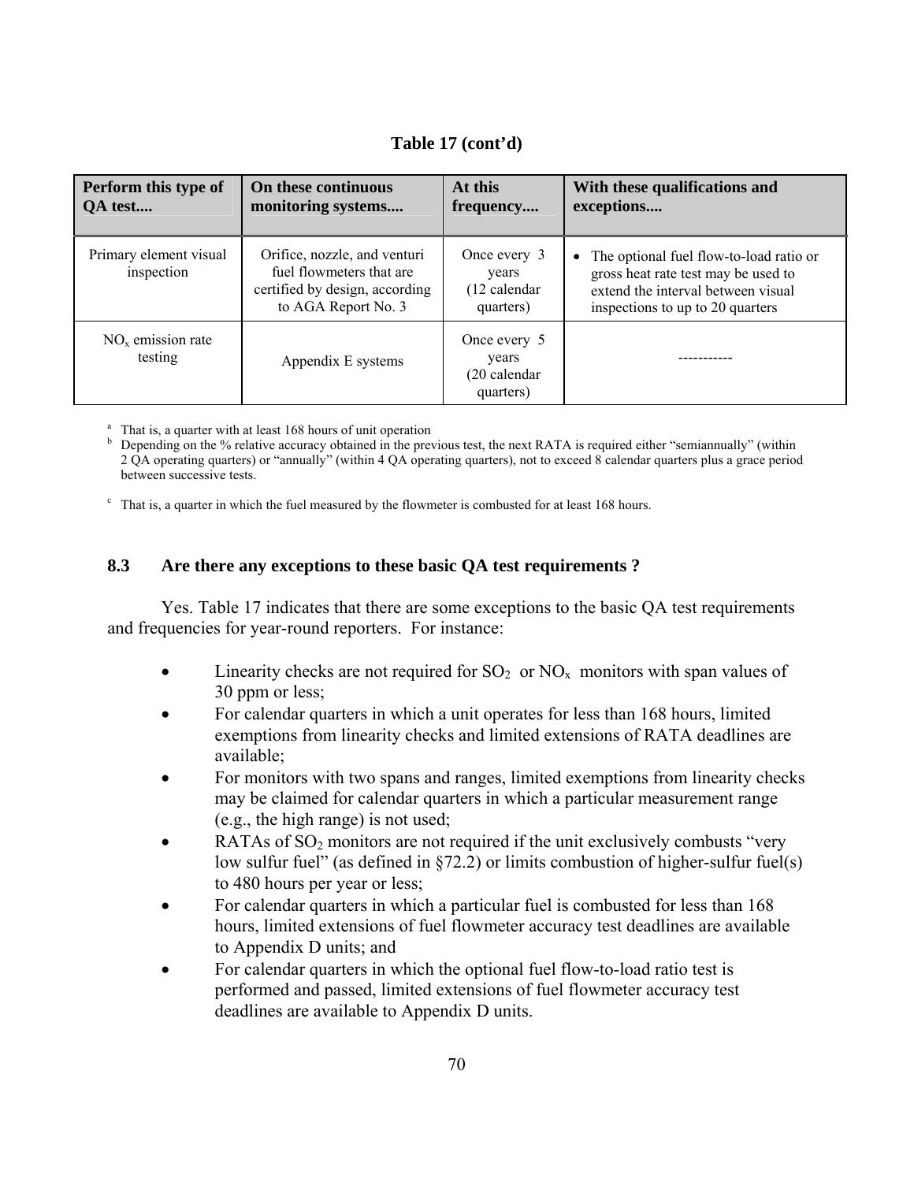**Table 17 (cont'd)**

| Perform this type of QA test.... | On these continuous monitoring systems.... | At this frequency.... | With these qualifications and exceptions.... |
|---|---|---|---|
| Primary element visual inspection | Orifice, nozzle, and venturi fuel flowmeters that are certified by design, according to AGA Report No. 3 | Once every 3 years (12 calendar quarters) | • The optional fuel flow-to-load ratio or gross heat rate test may be used to extend the interval between visual inspections to up to 20 quarters |
| $NO_x$ emission rate testing | Appendix E systems | Once every 5 years (20 calendar quarters) | ----------- |

[a] That is, a quarter with at least 168 hours of unit operation

[b] Depending on the % relative accuracy obtained in the previous test, the next RATA is required either "semiannually" (within 2 QA operating quarters) or "annually" (within 4 QA operating quarters), not to exceed 8 calendar quarters plus a grace period between successive tests.

[c] That is, a quarter in which the fuel measured by the flowmeter is combusted for at least 168 hours.

## 8.3 Are there any exceptions to these basic QA test requirements ?

Yes. Table 17 indicates that there are some exceptions to the basic QA test requirements and frequencies for year-round reporters. For instance:

- Linearity checks are not required for $SO_2$ or $NO_x$ monitors with span values of 30 ppm or less;
- For calendar quarters in which a unit operates for less than 168 hours, limited exemptions from linearity checks and limited extensions of RATA deadlines are available;
- For monitors with two spans and ranges, limited exemptions from linearity checks may be claimed for calendar quarters in which a particular measurement range (e.g., the high range) is not used;
- RATAs of $SO_2$ monitors are not required if the unit exclusively combusts "very low sulfur fuel" (as defined in §72.2) or limits combustion of higher-sulfur fuel(s) to 480 hours per year or less;
- For calendar quarters in which a particular fuel is combusted for less than 168 hours, limited extensions of fuel flowmeter accuracy test deadlines are available to Appendix D units; and
- For calendar quarters in which the optional fuel flow-to-load ratio test is performed and passed, limited extensions of fuel flowmeter accuracy test deadlines are available to Appendix D units.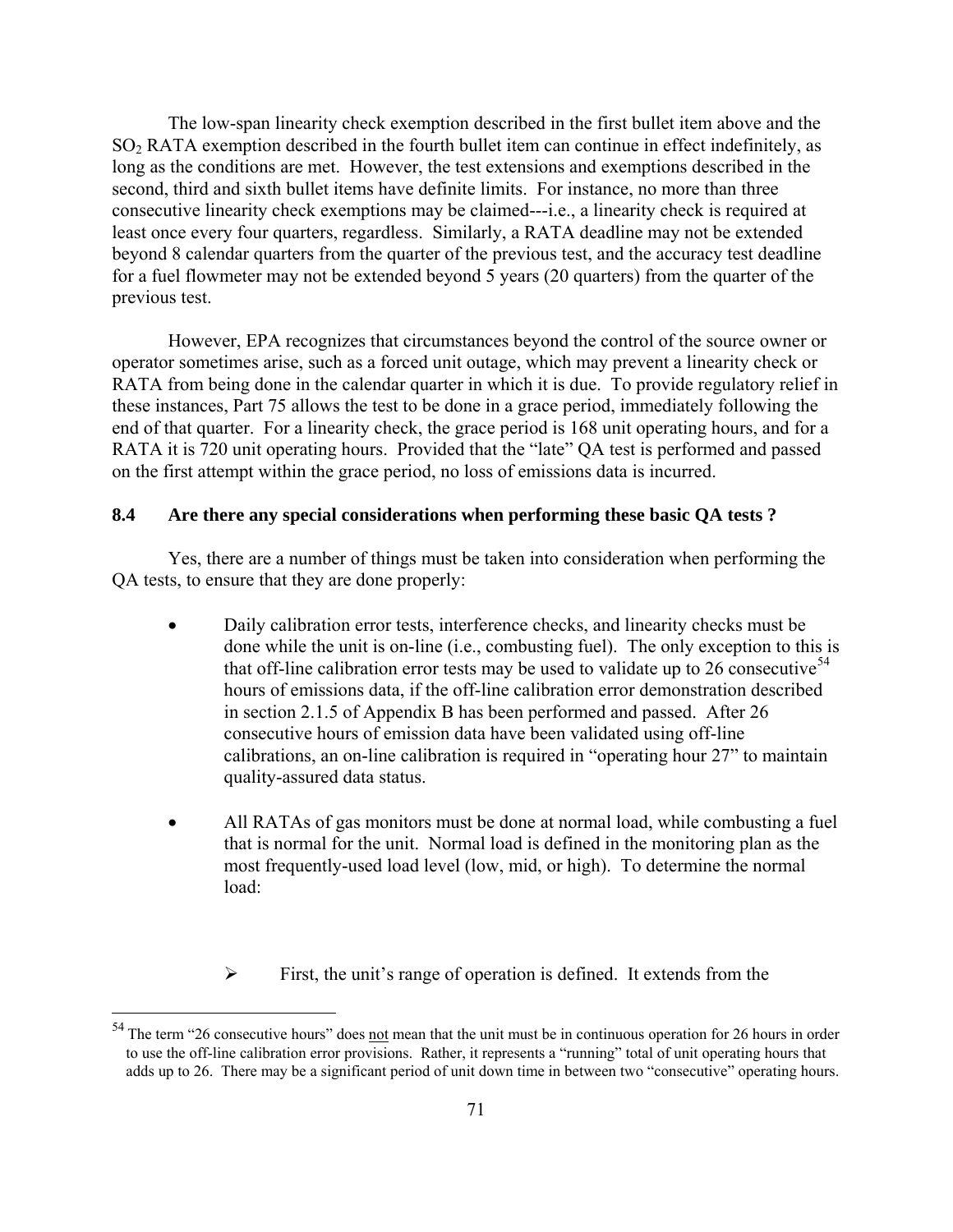The low-span linearity check exemption described in the first bullet item above and the $SO_2$ RATA exemption described in the fourth bullet item can continue in effect indefinitely, as long as the conditions are met. However, the test extensions and exemptions described in the second, third and sixth bullet items have definite limits. For instance, no more than three consecutive linearity check exemptions may be claimed---i.e., a linearity check is required at least once every four quarters, regardless. Similarly, a RATA deadline may not be extended beyond 8 calendar quarters from the quarter of the previous test, and the accuracy test deadline for a fuel flowmeter may not be extended beyond 5 years (20 quarters) from the quarter of the previous test.

However, EPA recognizes that circumstances beyond the control of the source owner or operator sometimes arise, such as a forced unit outage, which may prevent a linearity check or RATA from being done in the calendar quarter in which it is due. To provide regulatory relief in these instances, Part 75 allows the test to be done in a grace period, immediately following the end of that quarter. For a linearity check, the grace period is 168 unit operating hours, and for a RATA it is 720 unit operating hours. Provided that the "late" QA test is performed and passed on the first attempt within the grace period, no loss of emissions data is incurred.

### 8.4 Are there any special considerations when performing these basic QA tests ?

Yes, there are a number of things must be taken into consideration when performing the QA tests, to ensure that they are done properly:

- Daily calibration error tests, interference checks, and linearity checks must be done while the unit is on-line (i.e., combusting fuel). The only exception to this is that off-line calibration error tests may be used to validate up to 26 consecutive[54] hours of emissions data, if the off-line calibration error demonstration described in section 2.1.5 of Appendix B has been performed and passed. After 26 consecutive hours of emission data have been validated using off-line calibrations, an on-line calibration is required in "operating hour 27" to maintain quality-assured data status.

- All RATAs of gas monitors must be done at normal load, while combusting a fuel that is normal for the unit. Normal load is defined in the monitoring plan as the most frequently-used load level (low, mid, or high). To determine the normal load:

  - First, the unit's range of operation is defined. It extends from the

[54] The term "26 consecutive hours" does not mean that the unit must be in continuous operation for 26 hours in order to use the off-line calibration error provisions. Rather, it represents a "running" total of unit operating hours that adds up to 26. There may be a significant period of unit down time in between two "consecutive" operating hours.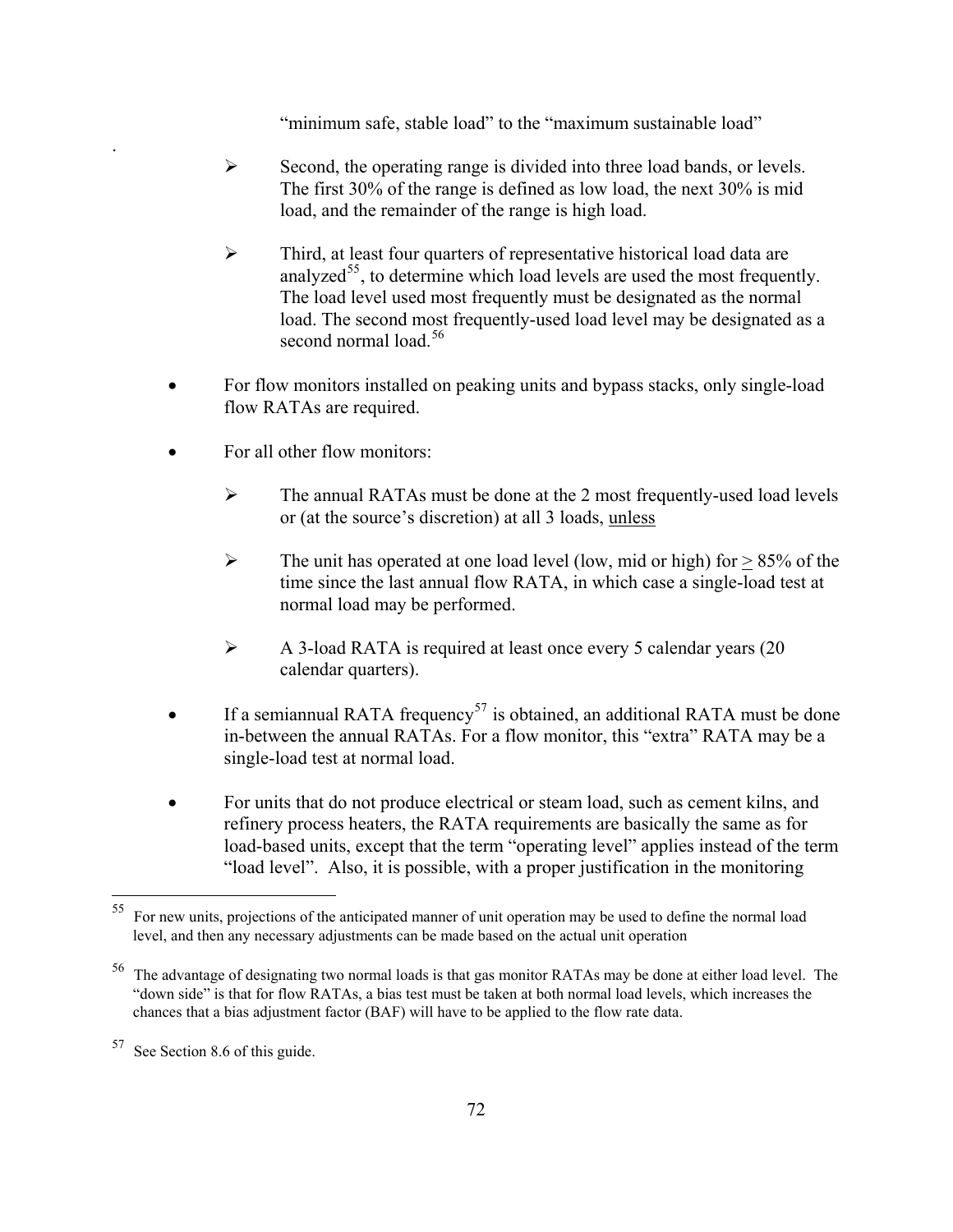"minimum safe, stable load" to the "maximum sustainable load"

.

- Second, the operating range is divided into three load bands, or levels. The first 30% of the range is defined as low load, the next 30% is mid load, and the remainder of the range is high load.

- Third, at least four quarters of representative historical load data are analyzed[55], to determine which load levels are used the most frequently. The load level used most frequently must be designated as the normal load. The second most frequently-used load level may be designated as a second normal load.[56]

- For flow monitors installed on peaking units and bypass stacks, only single-load flow RATAs are required.

- For all other flow monitors:

  - The annual RATAs must be done at the 2 most frequently-used load levels or (at the source's discretion) at all 3 loads, <u>unless</u>

  - The unit has operated at one load level (low, mid or high) for $\geq$ 85% of the time since the last annual flow RATA, in which case a single-load test at normal load may be performed.

  - A 3-load RATA is required at least once every 5 calendar years (20 calendar quarters).

- If a semiannual RATA frequency[57] is obtained, an additional RATA must be done in-between the annual RATAs. For a flow monitor, this "extra" RATA may be a single-load test at normal load.

- For units that do not produce electrical or steam load, such as cement kilns, and refinery process heaters, the RATA requirements are basically the same as for load-based units, except that the term "operating level" applies instead of the term "load level". Also, it is possible, with a proper justification in the monitoring

---

[55] For new units, projections of the anticipated manner of unit operation may be used to define the normal load level, and then any necessary adjustments can be made based on the actual unit operation

[56] The advantage of designating two normal loads is that gas monitor RATAs may be done at either load level. The "down side" is that for flow RATAs, a bias test must be taken at both normal load levels, which increases the chances that a bias adjustment factor (BAF) will have to be applied to the flow rate data.

[57] See Section 8.6 of this guide.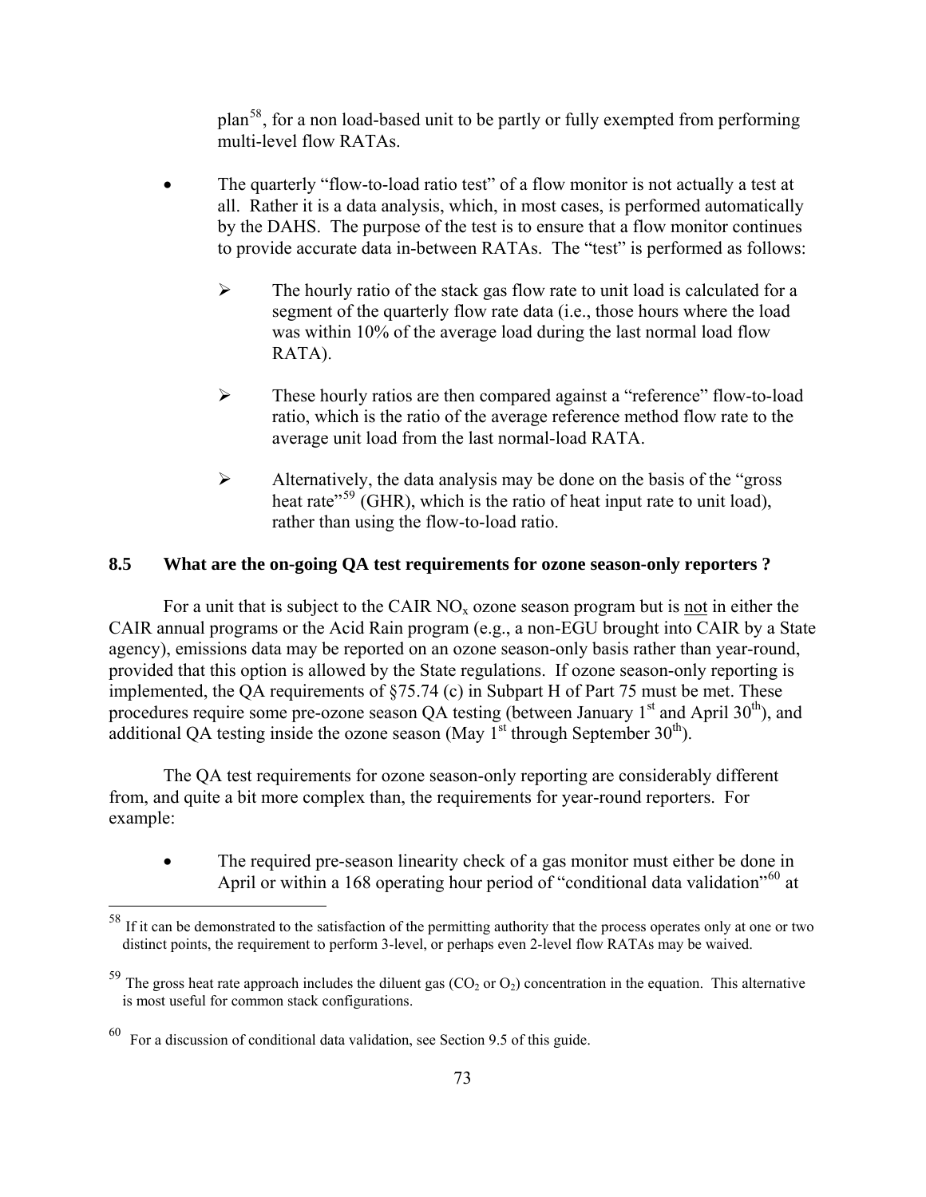plan[58], for a non load-based unit to be partly or fully exempted from performing multi-level flow RATAs.

- The quarterly "flow-to-load ratio test" of a flow monitor is not actually a test at all. Rather it is a data analysis, which, in most cases, is performed automatically by the DAHS. The purpose of the test is to ensure that a flow monitor continues to provide accurate data in-between RATAs. The "test" is performed as follows:

  - The hourly ratio of the stack gas flow rate to unit load is calculated for a segment of the quarterly flow rate data (i.e., those hours where the load was within 10% of the average load during the last normal load flow RATA).

  - These hourly ratios are then compared against a "reference" flow-to-load ratio, which is the ratio of the average reference method flow rate to the average unit load from the last normal-load RATA.

  - Alternatively, the data analysis may be done on the basis of the "gross heat rate"[59] (GHR), which is the ratio of heat input rate to unit load), rather than using the flow-to-load ratio.

## 8.5 What are the on-going QA test requirements for ozone season-only reporters ?

For a unit that is subject to the CAIR $NO_x$ ozone season program but is not in either the CAIR annual programs or the Acid Rain program (e.g., a non-EGU brought into CAIR by a State agency), emissions data may be reported on an ozone season-only basis rather than year-round, provided that this option is allowed by the State regulations. If ozone season-only reporting is implemented, the QA requirements of §75.74 (c) in Subpart H of Part 75 must be met. These procedures require some pre-ozone season QA testing (between January 1st and April 30th), and additional QA testing inside the ozone season (May 1st through September 30th).

The QA test requirements for ozone season-only reporting are considerably different from, and quite a bit more complex than, the requirements for year-round reporters. For example:

- The required pre-season linearity check of a gas monitor must either be done in April or within a 168 operating hour period of "conditional data validation"[60] at

---

[58] If it can be demonstrated to the satisfaction of the permitting authority that the process operates only at one or two distinct points, the requirement to perform 3-level, or perhaps even 2-level flow RATAs may be waived.

[59] The gross heat rate approach includes the diluent gas ($CO_2$ or $O_2$) concentration in the equation. This alternative is most useful for common stack configurations.

[60] For a discussion of conditional data validation, see Section 9.5 of this guide.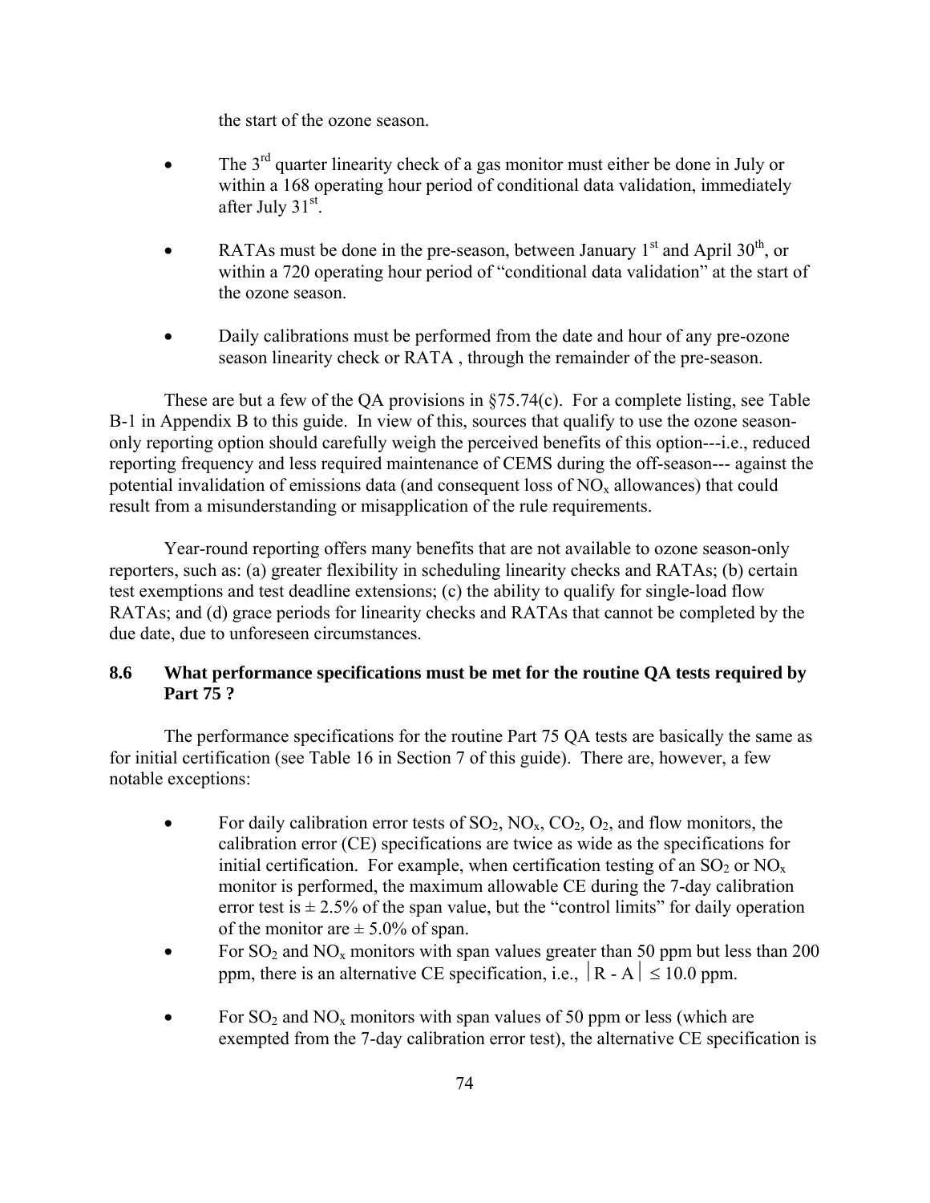the start of the ozone season.

- The 3rd quarter linearity check of a gas monitor must either be done in July or within a 168 operating hour period of conditional data validation, immediately after July 31st.

- RATAs must be done in the pre-season, between January 1st and April 30th, or within a 720 operating hour period of "conditional data validation" at the start of the ozone season.

- Daily calibrations must be performed from the date and hour of any pre-ozone season linearity check or RATA , through the remainder of the pre-season.

These are but a few of the QA provisions in §75.74(c). For a complete listing, see Table B-1 in Appendix B to this guide. In view of this, sources that qualify to use the ozone season-only reporting option should carefully weigh the perceived benefits of this option---i.e., reduced reporting frequency and less required maintenance of CEMS during the off-season--- against the potential invalidation of emissions data (and consequent loss of $NO_x$ allowances) that could result from a misunderstanding or misapplication of the rule requirements.

Year-round reporting offers many benefits that are not available to ozone season-only reporters, such as: (a) greater flexibility in scheduling linearity checks and RATAs; (b) certain test exemptions and test deadline extensions; (c) the ability to qualify for single-load flow RATAs; and (d) grace periods for linearity checks and RATAs that cannot be completed by the due date, due to unforeseen circumstances.

## 8.6 What performance specifications must be met for the routine QA tests required by Part 75 ?

The performance specifications for the routine Part 75 QA tests are basically the same as for initial certification (see Table 16 in Section 7 of this guide). There are, however, a few notable exceptions:

- For daily calibration error tests of $SO_2$, $NO_x$, $CO_2$, $O_2$, and flow monitors, the calibration error (CE) specifications are twice as wide as the specifications for initial certification. For example, when certification testing of an $SO_2$ or $NO_x$ monitor is performed, the maximum allowable CE during the 7-day calibration error test is ± 2.5% of the span value, but the "control limits" for daily operation of the monitor are ± 5.0% of span.
- For $SO_2$ and $NO_x$ monitors with span values greater than 50 ppm but less than 200 ppm, there is an alternative CE specification, i.e., $|R - A| \leq 10.0$ ppm.

- For $SO_2$ and $NO_x$ monitors with span values of 50 ppm or less (which are exempted from the 7-day calibration error test), the alternative CE specification is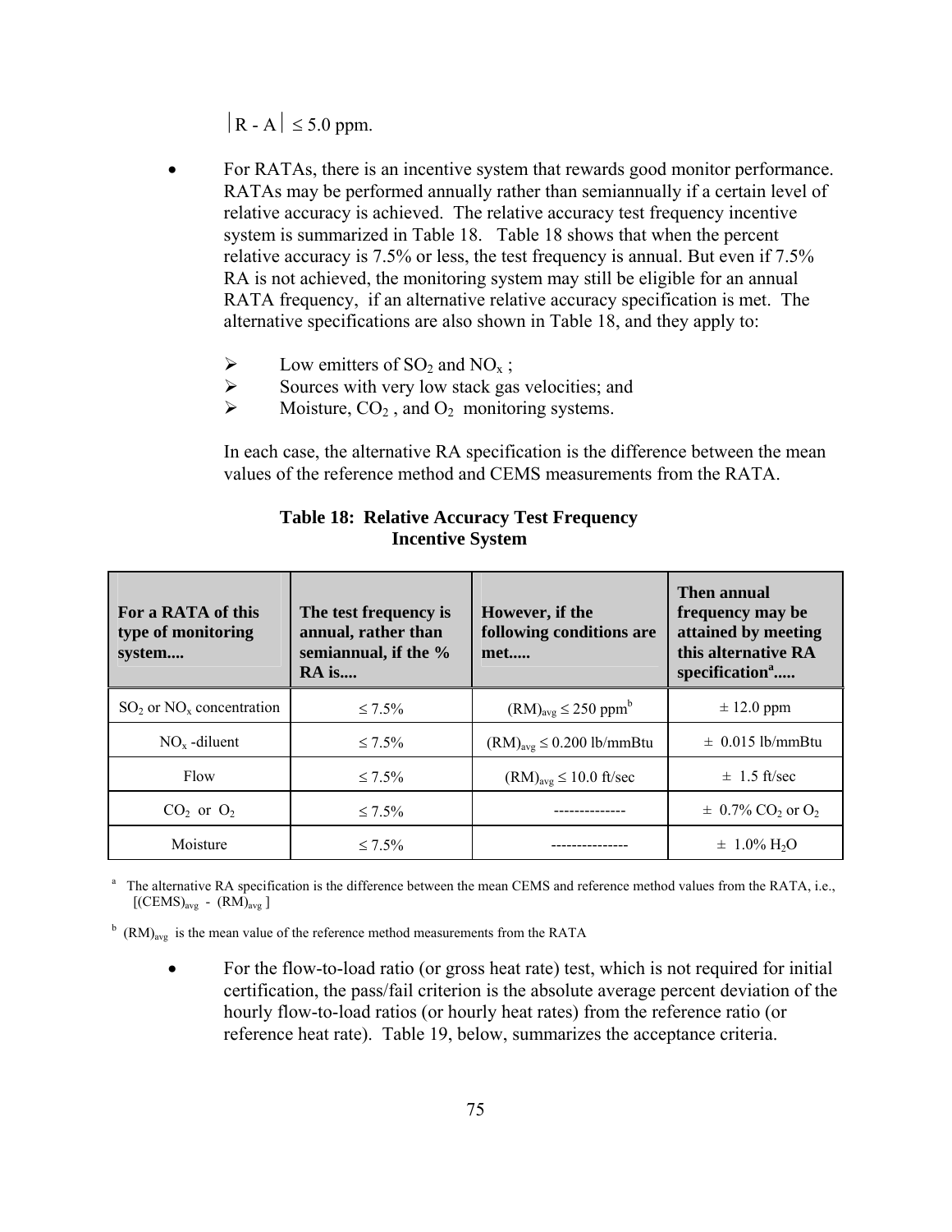$|R - A| \leq 5.0$ ppm.

- For RATAs, there is an incentive system that rewards good monitor performance. RATAs may be performed annually rather than semiannually if a certain level of relative accuracy is achieved. The relative accuracy test frequency incentive system is summarized in Table 18. Table 18 shows that when the percent relative accuracy is 7.5% or less, the test frequency is annual. But even if 7.5% RA is not achieved, the monitoring system may still be eligible for an annual RATA frequency, if an alternative relative accuracy specification is met. The alternative specifications are also shown in Table 18, and they apply to:

  - Low emitters of $SO_2$ and $NO_x$ ;
  - Sources with very low stack gas velocities; and
  - Moisture, $CO_2$ , and $O_2$ monitoring systems.

  In each case, the alternative RA specification is the difference between the mean values of the reference method and CEMS measurements from the RATA.

**Table 18: Relative Accuracy Test Frequency Incentive System**

| For a RATA of this type of monitoring system.... | The test frequency is annual, rather than semiannual, if the % RA is.... | However, if the following conditions are met..... | Then annual frequency may be attained by meeting this alternative RA specification[a]..... |
|---|---|---|---|
| $SO_2$ or $NO_x$ concentration | ≤ 7.5% | $(RM)_{avg} \leq 250$ ppm[b] | ± 12.0 ppm |
| $NO_x$ -diluent | ≤ 7.5% | $(RM)_{avg} \leq 0.200$ lb/mmBtu | ± 0.015 lb/mmBtu |
| Flow | ≤ 7.5% | $(RM)_{avg} \leq 10.0$ ft/sec | ± 1.5 ft/sec |
| $CO_2$ or $O_2$ | ≤ 7.5% | ------------- | ± 0.7% $CO_2$ or $O_2$ |
| Moisture | ≤ 7.5% | -------------- | ± 1.0% $H_2O$ |

[a] The alternative RA specification is the difference between the mean CEMS and reference method values from the RATA, i.e., $[(CEMS)_{avg} - (RM)_{avg}]$

[b] $(RM)_{avg}$ is the mean value of the reference method measurements from the RATA

- For the flow-to-load ratio (or gross heat rate) test, which is not required for initial certification, the pass/fail criterion is the absolute average percent deviation of the hourly flow-to-load ratios (or hourly heat rates) from the reference ratio (or reference heat rate). Table 19, below, summarizes the acceptance criteria.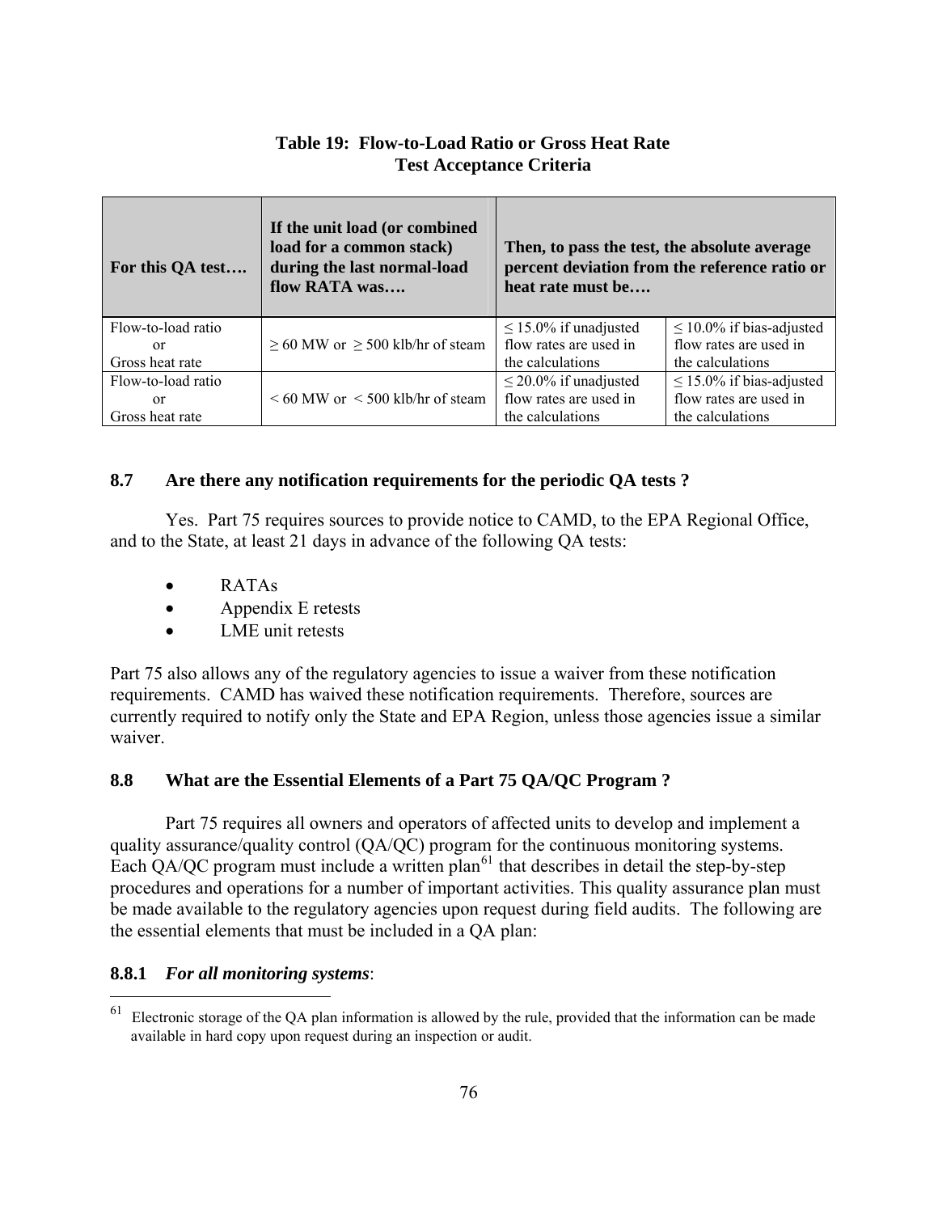**Table 19: Flow-to-Load Ratio or Gross Heat Rate Test Acceptance Criteria**

| For this QA test…. | If the unit load (or combined load for a common stack) during the last normal-load flow RATA was…. | Then, to pass the test, the absolute average percent deviation from the reference ratio or heat rate must be…. | |
|---|---|---|---|
| Flow-to-load ratio or Gross heat rate | ≥ 60 MW or ≥ 500 klb/hr of steam | ≤ 15.0% if unadjusted flow rates are used in the calculations | ≤ 10.0% if bias-adjusted flow rates are used in the calculations |
| Flow-to-load ratio or Gross heat rate | < 60 MW or < 500 klb/hr of steam | ≤ 20.0% if unadjusted flow rates are used in the calculations | ≤ 15.0% if bias-adjusted flow rates are used in the calculations |

## 8.7 Are there any notification requirements for the periodic QA tests ?

Yes. Part 75 requires sources to provide notice to CAMD, to the EPA Regional Office, and to the State, at least 21 days in advance of the following QA tests:

- RATAs
- Appendix E retests
- LME unit retests

Part 75 also allows any of the regulatory agencies to issue a waiver from these notification requirements. CAMD has waived these notification requirements. Therefore, sources are currently required to notify only the State and EPA Region, unless those agencies issue a similar waiver.

## 8.8 What are the Essential Elements of a Part 75 QA/QC Program ?

Part 75 requires all owners and operators of affected units to develop and implement a quality assurance/quality control (QA/QC) program for the continuous monitoring systems. Each QA/QC program must include a written plan[61] that describes in detail the step-by-step procedures and operations for a number of important activities. This quality assurance plan must be made available to the regulatory agencies upon request during field audits. The following are the essential elements that must be included in a QA plan:

### 8.8.1 *For all monitoring systems*:

[61] Electronic storage of the QA plan information is allowed by the rule, provided that the information can be made available in hard copy upon request during an inspection or audit.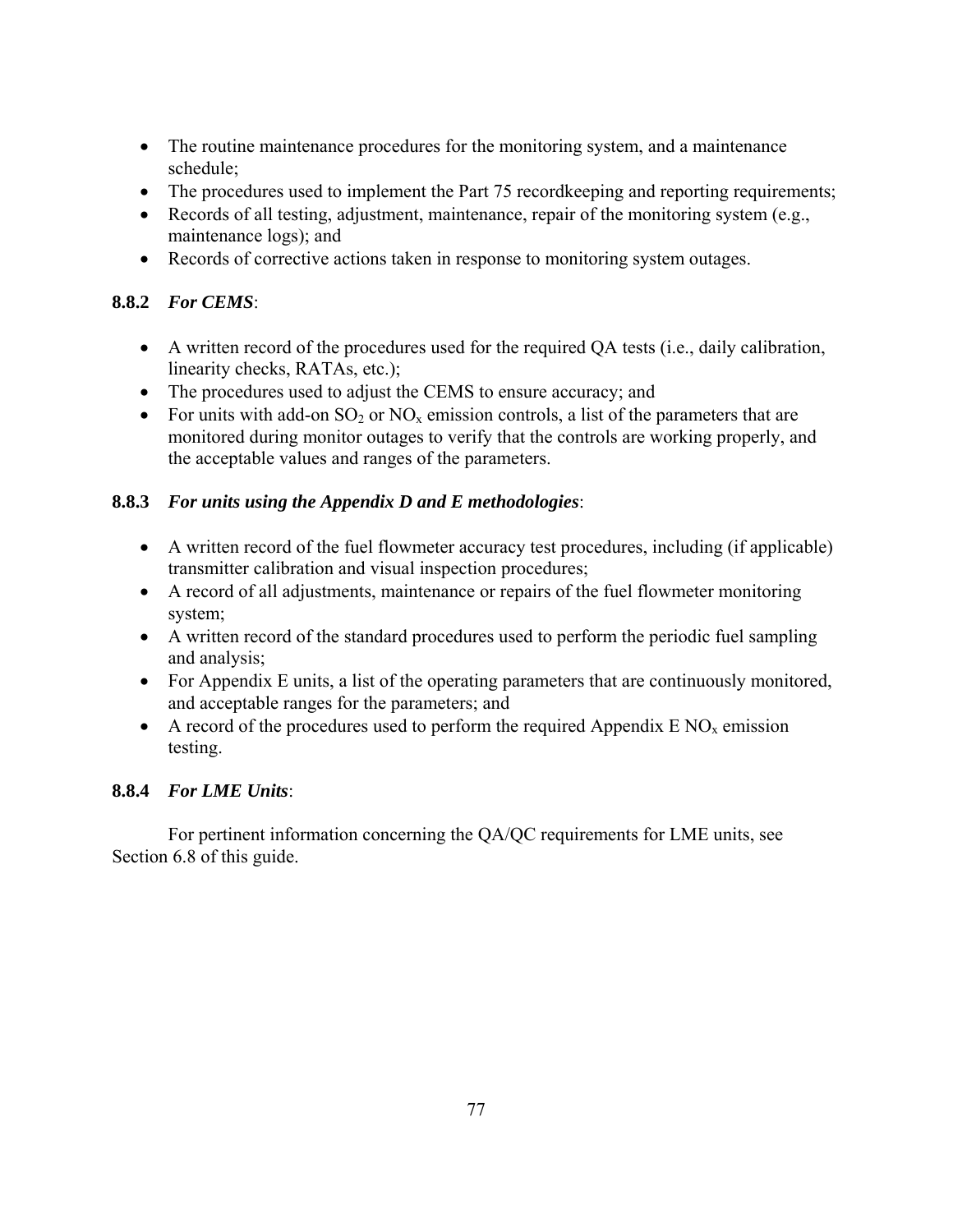- The routine maintenance procedures for the monitoring system, and a maintenance schedule;
- The procedures used to implement the Part 75 recordkeeping and reporting requirements;
- Records of all testing, adjustment, maintenance, repair of the monitoring system (e.g., maintenance logs); and
- Records of corrective actions taken in response to monitoring system outages.

### 8.8.2 *For CEMS*:

- A written record of the procedures used for the required QA tests (i.e., daily calibration, linearity checks, RATAs, etc.);
- The procedures used to adjust the CEMS to ensure accuracy; and
- For units with add-on $SO_2$ or $NO_x$ emission controls, a list of the parameters that are monitored during monitor outages to verify that the controls are working properly, and the acceptable values and ranges of the parameters.

### 8.8.3 *For units using the Appendix D and E methodologies*:

- A written record of the fuel flowmeter accuracy test procedures, including (if applicable) transmitter calibration and visual inspection procedures;
- A record of all adjustments, maintenance or repairs of the fuel flowmeter monitoring system;
- A written record of the standard procedures used to perform the periodic fuel sampling and analysis;
- For Appendix E units, a list of the operating parameters that are continuously monitored, and acceptable ranges for the parameters; and
- A record of the procedures used to perform the required Appendix E $NO_x$ emission testing.

### 8.8.4 *For LME Units*:

For pertinent information concerning the QA/QC requirements for LME units, see Section 6.8 of this guide.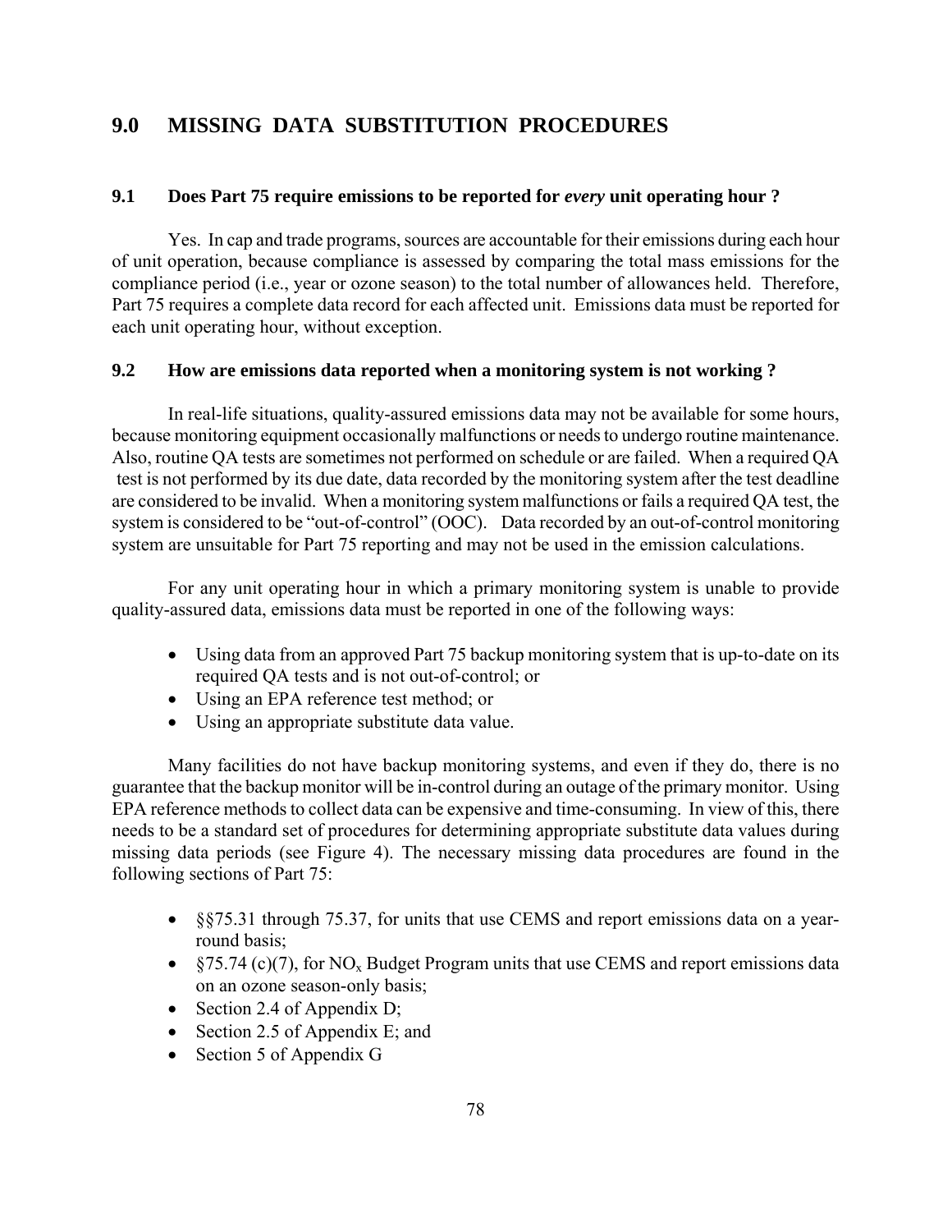## 9.0 MISSING DATA SUBSTITUTION PROCEDURES

### 9.1 Does Part 75 require emissions to be reported for *every* unit operating hour ?

Yes. In cap and trade programs, sources are accountable for their emissions during each hour of unit operation, because compliance is assessed by comparing the total mass emissions for the compliance period (i.e., year or ozone season) to the total number of allowances held. Therefore, Part 75 requires a complete data record for each affected unit. Emissions data must be reported for each unit operating hour, without exception.

### 9.2 How are emissions data reported when a monitoring system is not working ?

In real-life situations, quality-assured emissions data may not be available for some hours, because monitoring equipment occasionally malfunctions or needs to undergo routine maintenance. Also, routine QA tests are sometimes not performed on schedule or are failed. When a required QA test is not performed by its due date, data recorded by the monitoring system after the test deadline are considered to be invalid. When a monitoring system malfunctions or fails a required QA test, the system is considered to be "out-of-control" (OOC). Data recorded by an out-of-control monitoring system are unsuitable for Part 75 reporting and may not be used in the emission calculations.

For any unit operating hour in which a primary monitoring system is unable to provide quality-assured data, emissions data must be reported in one of the following ways:

- Using data from an approved Part 75 backup monitoring system that is up-to-date on its required QA tests and is not out-of-control; or
- Using an EPA reference test method; or
- Using an appropriate substitute data value.

Many facilities do not have backup monitoring systems, and even if they do, there is no guarantee that the backup monitor will be in-control during an outage of the primary monitor. Using EPA reference methods to collect data can be expensive and time-consuming. In view of this, there needs to be a standard set of procedures for determining appropriate substitute data values during missing data periods (see Figure 4). The necessary missing data procedures are found in the following sections of Part 75:

- §§75.31 through 75.37, for units that use CEMS and report emissions data on a year-round basis;
- §75.74 (c)(7), for $NO_x$ Budget Program units that use CEMS and report emissions data on an ozone season-only basis;
- Section 2.4 of Appendix D;
- Section 2.5 of Appendix E; and
- Section 5 of Appendix G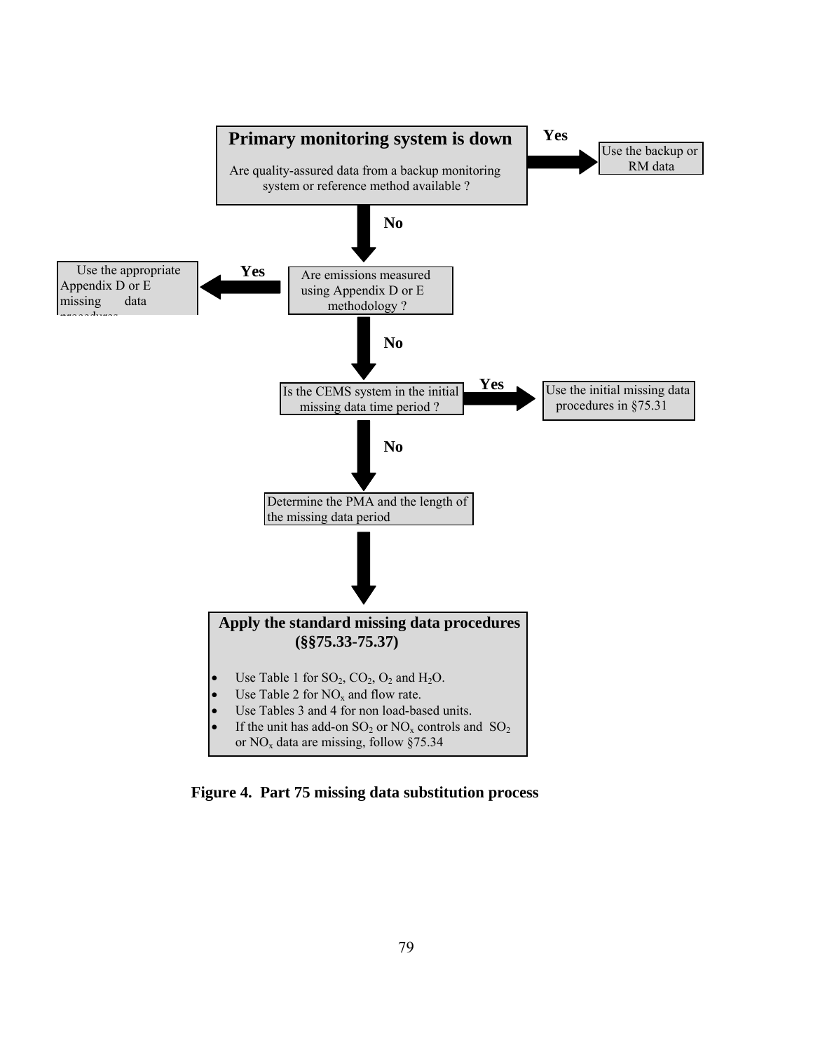**Primary monitoring system is down**

Are quality-assured data from a backup monitoring system or reference method available ?

- **Yes** → Use the backup or RM data
- **No** ↓

Are emissions measured using Appendix D or E methodology ?

- **Yes** → Use the appropriate Appendix D or E missing data procedures
- **No** ↓

Is the CEMS system in the initial missing data time period ?

- **Yes** → Use the initial missing data procedures in §75.31
- **No** ↓

Determine the PMA and the length of the missing data period

↓

**Apply the standard missing data procedures (§§75.33-75.37)**

- Use Table 1 for $SO_2$, $CO_2$, $O_2$ and $H_2O$.
- Use Table 2 for $NO_x$ and flow rate.
- Use Tables 3 and 4 for non load-based units.
- If the unit has add-on $SO_2$ or $NO_x$ controls and $SO_2$ or $NO_x$ data are missing, follow §75.34

**Figure 4. Part 75 missing data substitution process**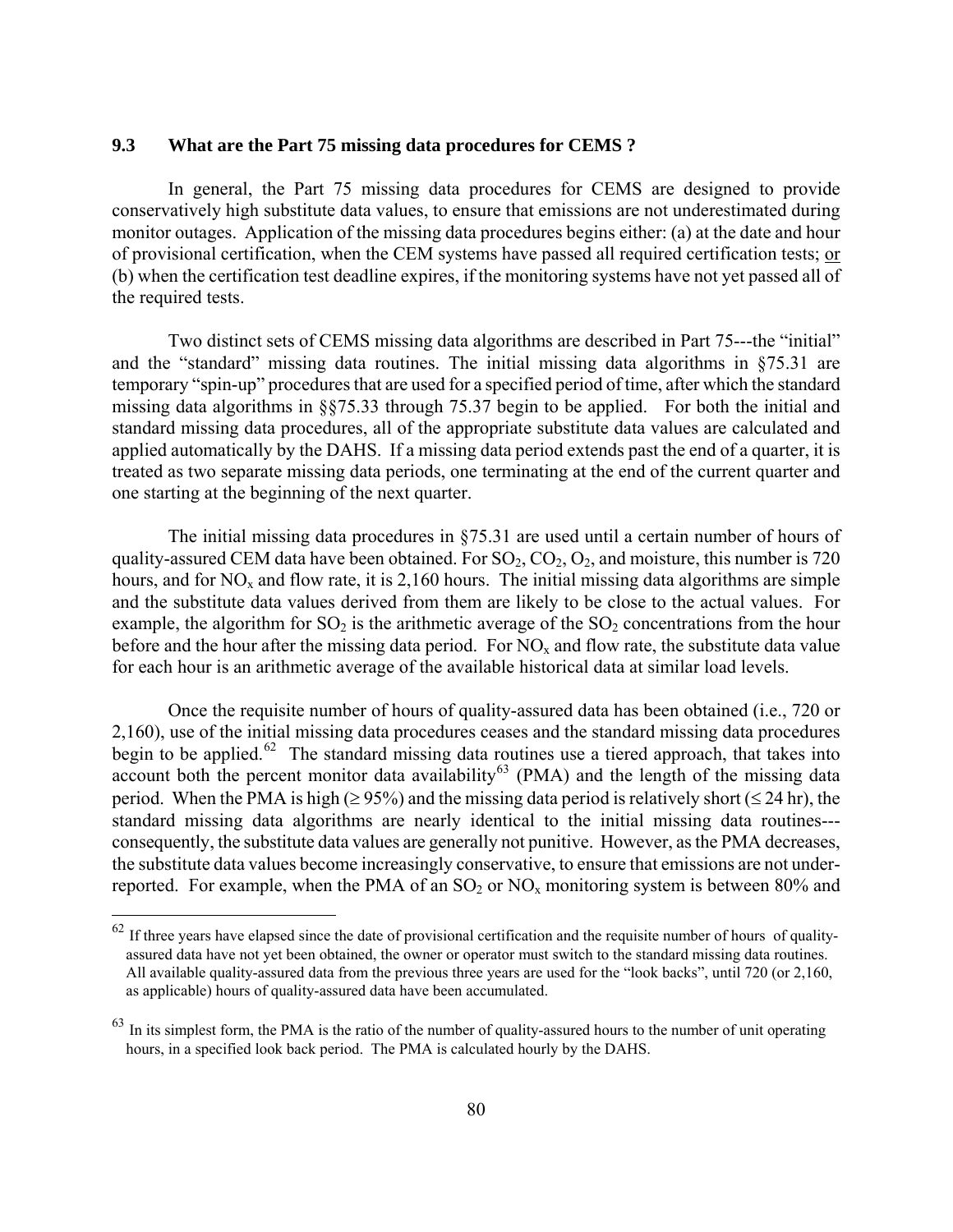### 9.3 What are the Part 75 missing data procedures for CEMS ?

In general, the Part 75 missing data procedures for CEMS are designed to provide conservatively high substitute data values, to ensure that emissions are not underestimated during monitor outages. Application of the missing data procedures begins either: (a) at the date and hour of provisional certification, when the CEM systems have passed all required certification tests; <u>or</u> (b) when the certification test deadline expires, if the monitoring systems have not yet passed all of the required tests.

Two distinct sets of CEMS missing data algorithms are described in Part 75---the "initial" and the "standard" missing data routines. The initial missing data algorithms in §75.31 are temporary "spin-up" procedures that are used for a specified period of time, after which the standard missing data algorithms in §§75.33 through 75.37 begin to be applied. For both the initial and standard missing data procedures, all of the appropriate substitute data values are calculated and applied automatically by the DAHS. If a missing data period extends past the end of a quarter, it is treated as two separate missing data periods, one terminating at the end of the current quarter and one starting at the beginning of the next quarter.

The initial missing data procedures in §75.31 are used until a certain number of hours of quality-assured CEM data have been obtained. For $SO_2$, $CO_2$, $O_2$, and moisture, this number is 720 hours, and for $NO_x$ and flow rate, it is 2,160 hours. The initial missing data algorithms are simple and the substitute data values derived from them are likely to be close to the actual values. For example, the algorithm for $SO_2$ is the arithmetic average of the $SO_2$ concentrations from the hour before and the hour after the missing data period. For $NO_x$ and flow rate, the substitute data value for each hour is an arithmetic average of the available historical data at similar load levels.

Once the requisite number of hours of quality-assured data has been obtained (i.e., 720 or 2,160), use of the initial missing data procedures ceases and the standard missing data procedures begin to be applied.[62] The standard missing data routines use a tiered approach, that takes into account both the percent monitor data availability[63] (PMA) and the length of the missing data period. When the PMA is high (≥ 95%) and the missing data period is relatively short (≤ 24 hr), the standard missing data algorithms are nearly identical to the initial missing data routines---consequently, the substitute data values are generally not punitive. However, as the PMA decreases, the substitute data values become increasingly conservative, to ensure that emissions are not under-reported. For example, when the PMA of an $SO_2$ or $NO_x$ monitoring system is between 80% and

---

[62] If three years have elapsed since the date of provisional certification and the requisite number of hours of quality-assured data have not yet been obtained, the owner or operator must switch to the standard missing data routines. All available quality-assured data from the previous three years are used for the "look backs", until 720 (or 2,160, as applicable) hours of quality-assured data have been accumulated.

[63] In its simplest form, the PMA is the ratio of the number of quality-assured hours to the number of unit operating hours, in a specified look back period. The PMA is calculated hourly by the DAHS.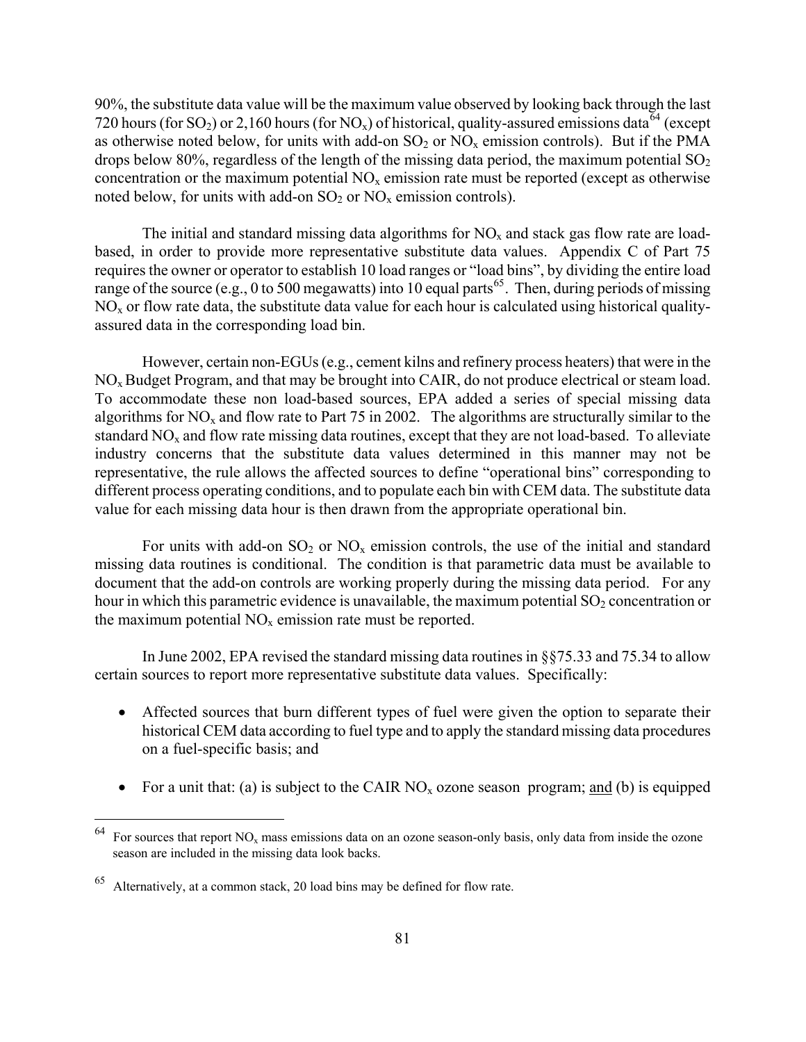90%, the substitute data value will be the maximum value observed by looking back through the last 720 hours (for $SO_2$) or 2,160 hours (for $NO_x$) of historical, quality-assured emissions data[64] (except as otherwise noted below, for units with add-on $SO_2$ or $NO_x$ emission controls). But if the PMA drops below 80%, regardless of the length of the missing data period, the maximum potential $SO_2$ concentration or the maximum potential $NO_x$ emission rate must be reported (except as otherwise noted below, for units with add-on $SO_2$ or $NO_x$ emission controls).

The initial and standard missing data algorithms for $NO_x$ and stack gas flow rate are load-based, in order to provide more representative substitute data values. Appendix C of Part 75 requires the owner or operator to establish 10 load ranges or "load bins", by dividing the entire load range of the source (e.g., 0 to 500 megawatts) into 10 equal parts[65]. Then, during periods of missing $NO_x$ or flow rate data, the substitute data value for each hour is calculated using historical quality-assured data in the corresponding load bin.

However, certain non-EGUs (e.g., cement kilns and refinery process heaters) that were in the $NO_x$ Budget Program, and that may be brought into CAIR, do not produce electrical or steam load. To accommodate these non load-based sources, EPA added a series of special missing data algorithms for $NO_x$ and flow rate to Part 75 in 2002. The algorithms are structurally similar to the standard $NO_x$ and flow rate missing data routines, except that they are not load-based. To alleviate industry concerns that the substitute data values determined in this manner may not be representative, the rule allows the affected sources to define "operational bins" corresponding to different process operating conditions, and to populate each bin with CEM data. The substitute data value for each missing data hour is then drawn from the appropriate operational bin.

For units with add-on $SO_2$ or $NO_x$ emission controls, the use of the initial and standard missing data routines is conditional. The condition is that parametric data must be available to document that the add-on controls are working properly during the missing data period. For any hour in which this parametric evidence is unavailable, the maximum potential $SO_2$ concentration or the maximum potential $NO_x$ emission rate must be reported.

In June 2002, EPA revised the standard missing data routines in §§75.33 and 75.34 to allow certain sources to report more representative substitute data values. Specifically:

- Affected sources that burn different types of fuel were given the option to separate their historical CEM data according to fuel type and to apply the standard missing data procedures on a fuel-specific basis; and
- For a unit that: (a) is subject to the CAIR $NO_x$ ozone season program; <u>and</u> (b) is equipped

---

[64] For sources that report $NO_x$ mass emissions data on an ozone season-only basis, only data from inside the ozone season are included in the missing data look backs.

[65] Alternatively, at a common stack, 20 load bins may be defined for flow rate.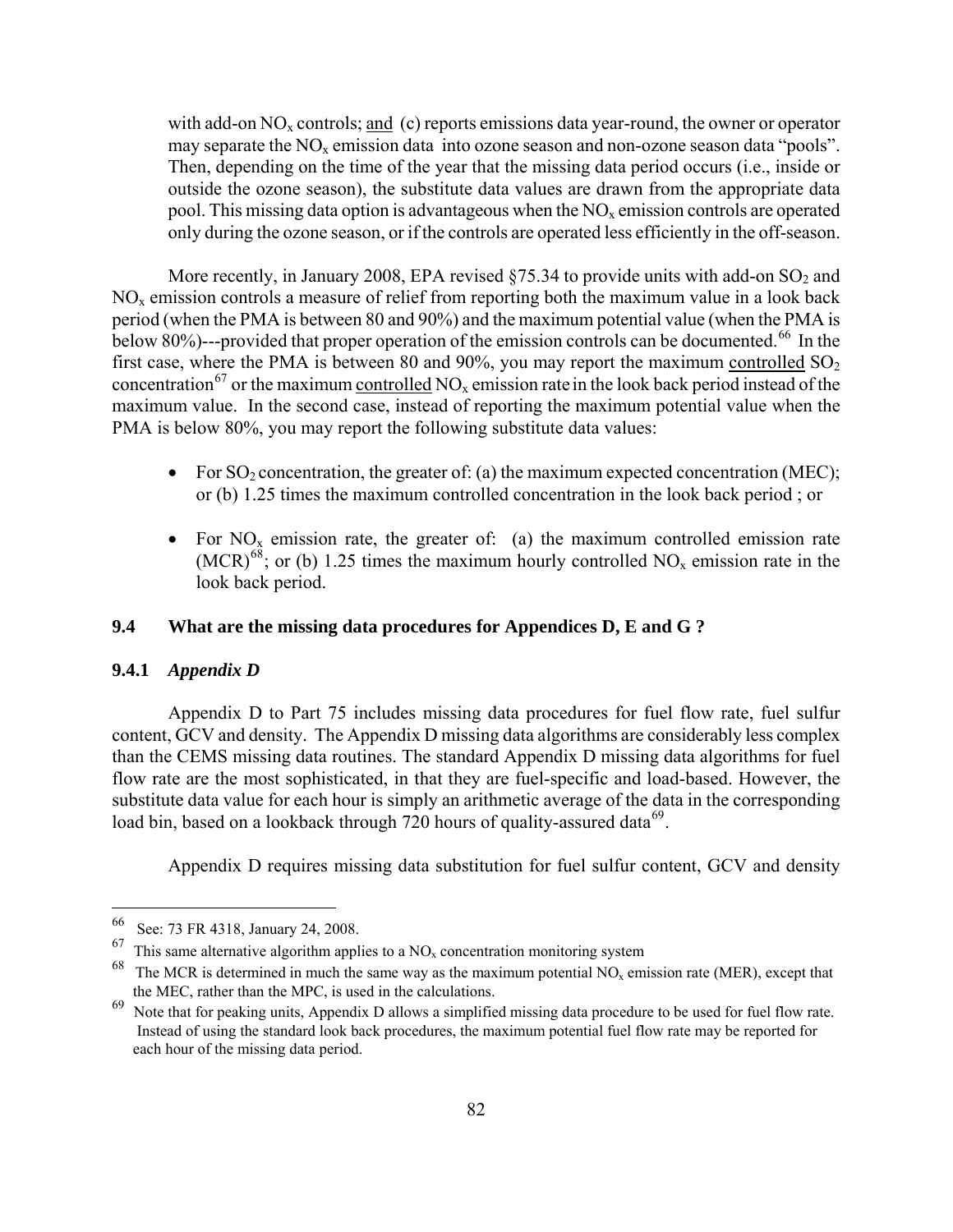with add-on $NO_x$ controls; and (c) reports emissions data year-round, the owner or operator may separate the $NO_x$ emission data into ozone season and non-ozone season data "pools". Then, depending on the time of the year that the missing data period occurs (i.e., inside or outside the ozone season), the substitute data values are drawn from the appropriate data pool. This missing data option is advantageous when the $NO_x$ emission controls are operated only during the ozone season, or if the controls are operated less efficiently in the off-season.

More recently, in January 2008, EPA revised §75.34 to provide units with add-on $SO_2$ and $NO_x$ emission controls a measure of relief from reporting both the maximum value in a look back period (when the PMA is between 80 and 90%) and the maximum potential value (when the PMA is below 80%)---provided that proper operation of the emission controls can be documented.[66] In the first case, where the PMA is between 80 and 90%, you may report the maximum controlled $SO_2$ concentration[67] or the maximum controlled $NO_x$ emission rate in the look back period instead of the maximum value. In the second case, instead of reporting the maximum potential value when the PMA is below 80%, you may report the following substitute data values:

- For $SO_2$ concentration, the greater of: (a) the maximum expected concentration (MEC); or (b) 1.25 times the maximum controlled concentration in the look back period ; or
- For $NO_x$ emission rate, the greater of: (a) the maximum controlled emission rate (MCR)[68]; or (b) 1.25 times the maximum hourly controlled $NO_x$ emission rate in the look back period.

## 9.4 What are the missing data procedures for Appendices D, E and G ?

### 9.4.1 *Appendix D*

Appendix D to Part 75 includes missing data procedures for fuel flow rate, fuel sulfur content, GCV and density. The Appendix D missing data algorithms are considerably less complex than the CEMS missing data routines. The standard Appendix D missing data algorithms for fuel flow rate are the most sophisticated, in that they are fuel-specific and load-based. However, the substitute data value for each hour is simply an arithmetic average of the data in the corresponding load bin, based on a lookback through 720 hours of quality-assured data[69].

Appendix D requires missing data substitution for fuel sulfur content, GCV and density

---

[66] See: 73 FR 4318, January 24, 2008.

[67] This same alternative algorithm applies to a $NO_x$ concentration monitoring system

[68] The MCR is determined in much the same way as the maximum potential $NO_x$ emission rate (MER), except that the MEC, rather than the MPC, is used in the calculations.

[69] Note that for peaking units, Appendix D allows a simplified missing data procedure to be used for fuel flow rate. Instead of using the standard look back procedures, the maximum potential fuel flow rate may be reported for each hour of the missing data period.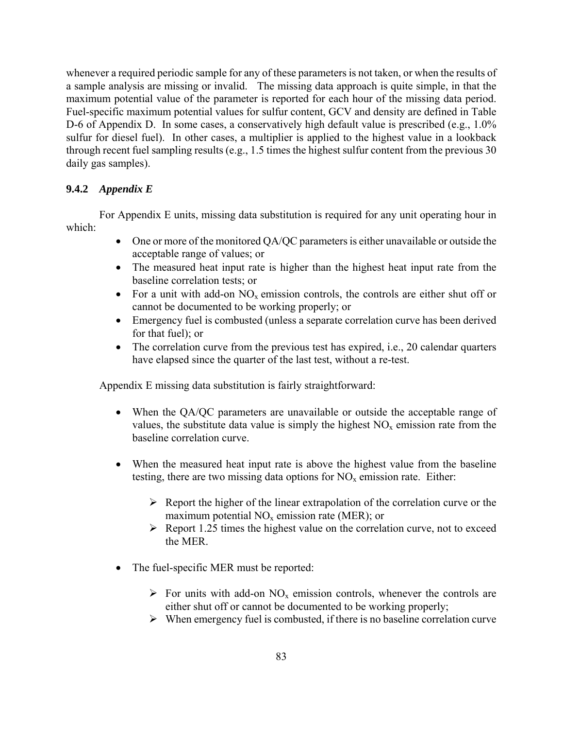whenever a required periodic sample for any of these parameters is not taken, or when the results of a sample analysis are missing or invalid. The missing data approach is quite simple, in that the maximum potential value of the parameter is reported for each hour of the missing data period. Fuel-specific maximum potential values for sulfur content, GCV and density are defined in Table D-6 of Appendix D. In some cases, a conservatively high default value is prescribed (e.g., 1.0% sulfur for diesel fuel). In other cases, a multiplier is applied to the highest value in a lookback through recent fuel sampling results (e.g., 1.5 times the highest sulfur content from the previous 30 daily gas samples).

### 9.4.2 *Appendix E*

For Appendix E units, missing data substitution is required for any unit operating hour in which:

- One or more of the monitored QA/QC parameters is either unavailable or outside the acceptable range of values; or
- The measured heat input rate is higher than the highest heat input rate from the baseline correlation tests; or
- For a unit with add-on $NO_x$ emission controls, the controls are either shut off or cannot be documented to be working properly; or
- Emergency fuel is combusted (unless a separate correlation curve has been derived for that fuel); or
- The correlation curve from the previous test has expired, i.e., 20 calendar quarters have elapsed since the quarter of the last test, without a re-test.

Appendix E missing data substitution is fairly straightforward:

- When the QA/QC parameters are unavailable or outside the acceptable range of values, the substitute data value is simply the highest $NO_x$ emission rate from the baseline correlation curve.

- When the measured heat input rate is above the highest value from the baseline testing, there are two missing data options for $NO_x$ emission rate. Either:

  - Report the higher of the linear extrapolation of the correlation curve or the maximum potential $NO_x$ emission rate (MER); or
  - Report 1.25 times the highest value on the correlation curve, not to exceed the MER.

- The fuel-specific MER must be reported:

  - For units with add-on $NO_x$ emission controls, whenever the controls are either shut off or cannot be documented to be working properly;
  - When emergency fuel is combusted, if there is no baseline correlation curve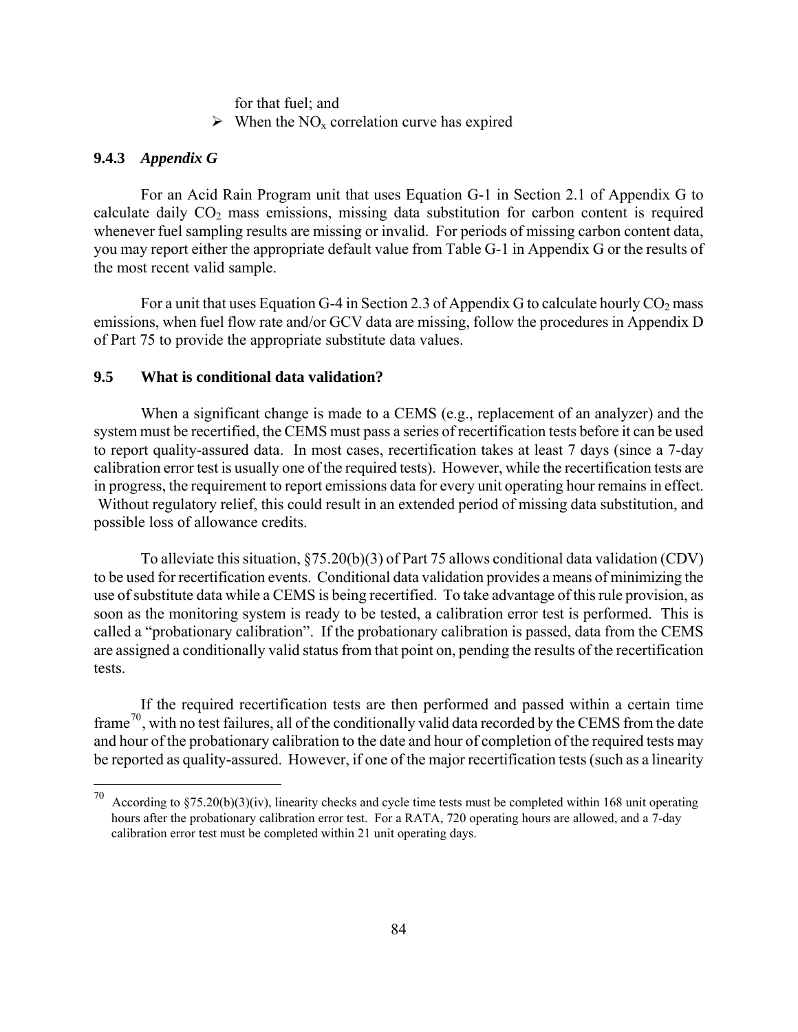for that fuel; and

- When the $NO_x$ correlation curve has expired

### 9.4.3 *Appendix G*

For an Acid Rain Program unit that uses Equation G-1 in Section 2.1 of Appendix G to calculate daily $CO_2$ mass emissions, missing data substitution for carbon content is required whenever fuel sampling results are missing or invalid. For periods of missing carbon content data, you may report either the appropriate default value from Table G-1 in Appendix G or the results of the most recent valid sample.

For a unit that uses Equation G-4 in Section 2.3 of Appendix G to calculate hourly $CO_2$ mass emissions, when fuel flow rate and/or GCV data are missing, follow the procedures in Appendix D of Part 75 to provide the appropriate substitute data values.

## 9.5 What is conditional data validation?

When a significant change is made to a CEMS (e.g., replacement of an analyzer) and the system must be recertified, the CEMS must pass a series of recertification tests before it can be used to report quality-assured data. In most cases, recertification takes at least 7 days (since a 7-day calibration error test is usually one of the required tests). However, while the recertification tests are in progress, the requirement to report emissions data for every unit operating hour remains in effect. Without regulatory relief, this could result in an extended period of missing data substitution, and possible loss of allowance credits.

To alleviate this situation, §75.20(b)(3) of Part 75 allows conditional data validation (CDV) to be used for recertification events. Conditional data validation provides a means of minimizing the use of substitute data while a CEMS is being recertified. To take advantage of this rule provision, as soon as the monitoring system is ready to be tested, a calibration error test is performed. This is called a "probationary calibration". If the probationary calibration is passed, data from the CEMS are assigned a conditionally valid status from that point on, pending the results of the recertification tests.

If the required recertification tests are then performed and passed within a certain time frame[70], with no test failures, all of the conditionally valid data recorded by the CEMS from the date and hour of the probationary calibration to the date and hour of completion of the required tests may be reported as quality-assured. However, if one of the major recertification tests (such as a linearity

---

[70] According to §75.20(b)(3)(iv), linearity checks and cycle time tests must be completed within 168 unit operating hours after the probationary calibration error test. For a RATA, 720 operating hours are allowed, and a 7-day calibration error test must be completed within 21 unit operating days.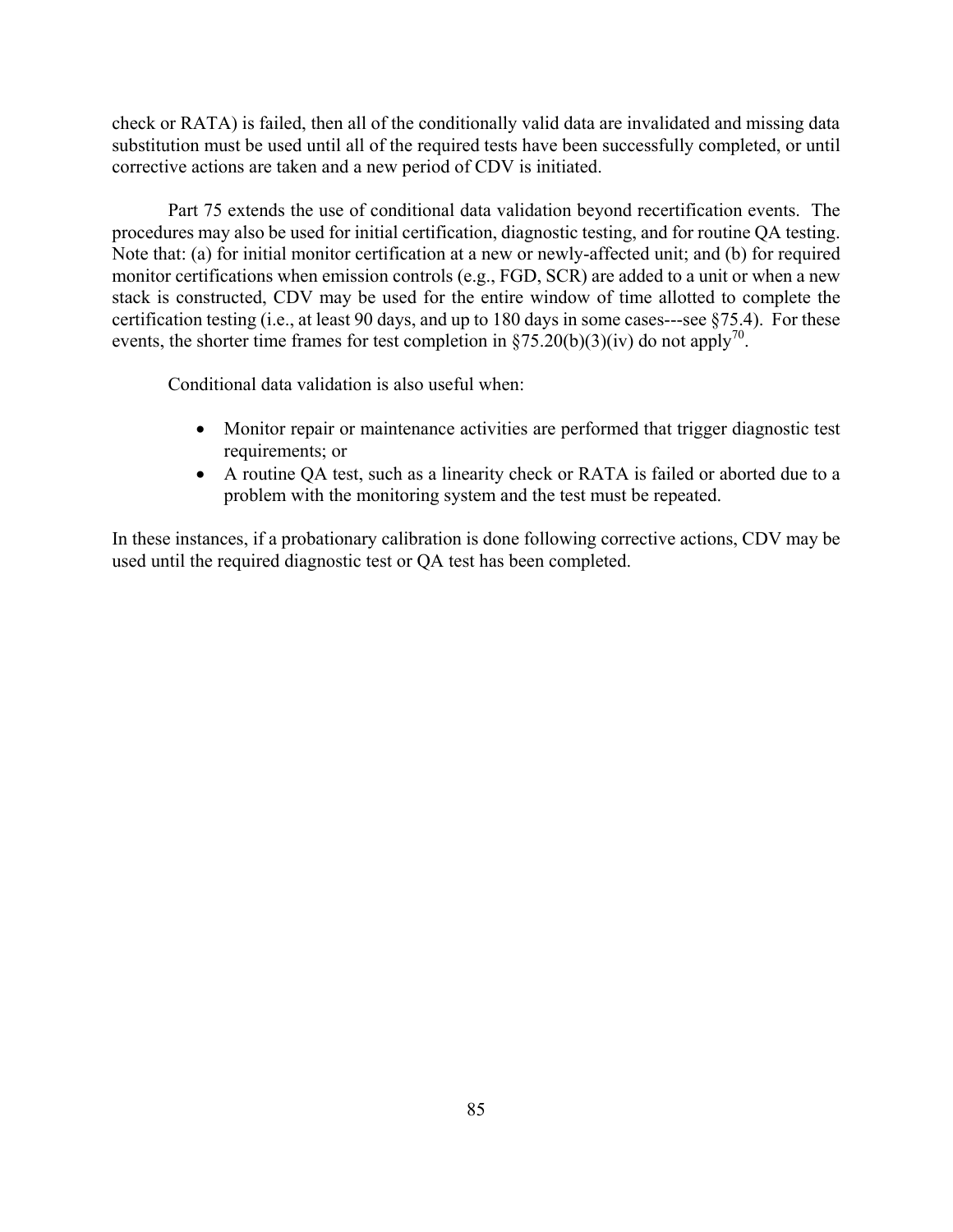check or RATA) is failed, then all of the conditionally valid data are invalidated and missing data substitution must be used until all of the required tests have been successfully completed, or until corrective actions are taken and a new period of CDV is initiated.

Part 75 extends the use of conditional data validation beyond recertification events. The procedures may also be used for initial certification, diagnostic testing, and for routine QA testing. Note that: (a) for initial monitor certification at a new or newly-affected unit; and (b) for required monitor certifications when emission controls (e.g., FGD, SCR) are added to a unit or when a new stack is constructed, CDV may be used for the entire window of time allotted to complete the certification testing (i.e., at least 90 days, and up to 180 days in some cases---see §75.4). For these events, the shorter time frames for test completion in §75.20(b)(3)(iv) do not apply[70].

Conditional data validation is also useful when:

- Monitor repair or maintenance activities are performed that trigger diagnostic test requirements; or
- A routine QA test, such as a linearity check or RATA is failed or aborted due to a problem with the monitoring system and the test must be repeated.

In these instances, if a probationary calibration is done following corrective actions, CDV may be used until the required diagnostic test or QA test has been completed.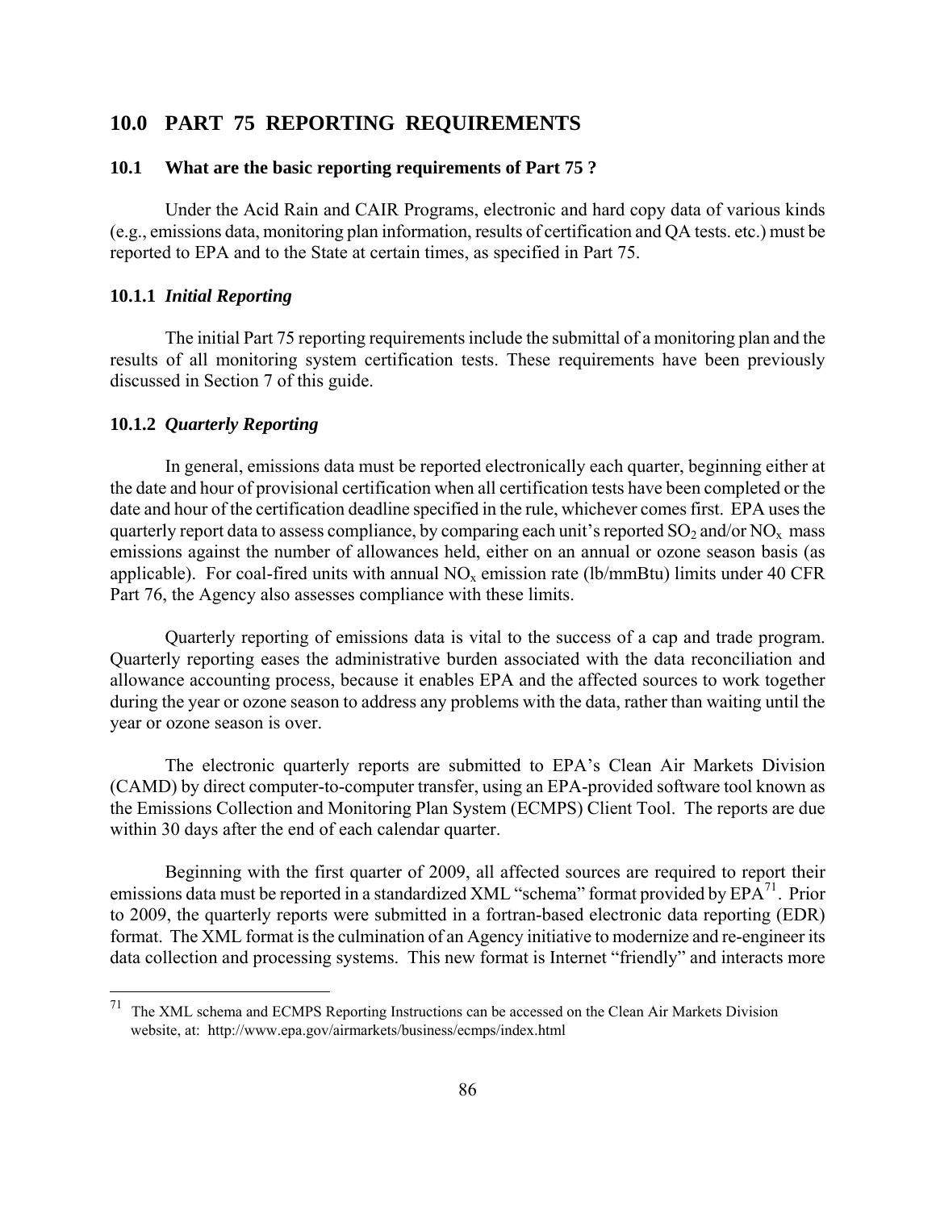# 10.0 PART 75 REPORTING REQUIREMENTS

## 10.1 What are the basic reporting requirements of Part 75 ?

Under the Acid Rain and CAIR Programs, electronic and hard copy data of various kinds (e.g., emissions data, monitoring plan information, results of certification and QA tests. etc.) must be reported to EPA and to the State at certain times, as specified in Part 75.

### 10.1.1 *Initial Reporting*

The initial Part 75 reporting requirements include the submittal of a monitoring plan and the results of all monitoring system certification tests. These requirements have been previously discussed in Section 7 of this guide.

### 10.1.2 *Quarterly Reporting*

In general, emissions data must be reported electronically each quarter, beginning either at the date and hour of provisional certification when all certification tests have been completed or the date and hour of the certification deadline specified in the rule, whichever comes first. EPA uses the quarterly report data to assess compliance, by comparing each unit's reported $SO_2$ and/or $NO_x$ mass emissions against the number of allowances held, either on an annual or ozone season basis (as applicable). For coal-fired units with annual $NO_x$ emission rate (lb/mmBtu) limits under 40 CFR Part 76, the Agency also assesses compliance with these limits.

Quarterly reporting of emissions data is vital to the success of a cap and trade program. Quarterly reporting eases the administrative burden associated with the data reconciliation and allowance accounting process, because it enables EPA and the affected sources to work together during the year or ozone season to address any problems with the data, rather than waiting until the year or ozone season is over.

The electronic quarterly reports are submitted to EPA's Clean Air Markets Division (CAMD) by direct computer-to-computer transfer, using an EPA-provided software tool known as the Emissions Collection and Monitoring Plan System (ECMPS) Client Tool. The reports are due within 30 days after the end of each calendar quarter.

Beginning with the first quarter of 2009, all affected sources are required to report their emissions data must be reported in a standardized XML "schema" format provided by EPA[71]. Prior to 2009, the quarterly reports were submitted in a fortran-based electronic data reporting (EDR) format. The XML format is the culmination of an Agency initiative to modernize and re-engineer its data collection and processing systems. This new format is Internet "friendly" and interacts more

[71] The XML schema and ECMPS Reporting Instructions can be accessed on the Clean Air Markets Division website, at: http://www.epa.gov/airmarkets/business/ecmps/index.html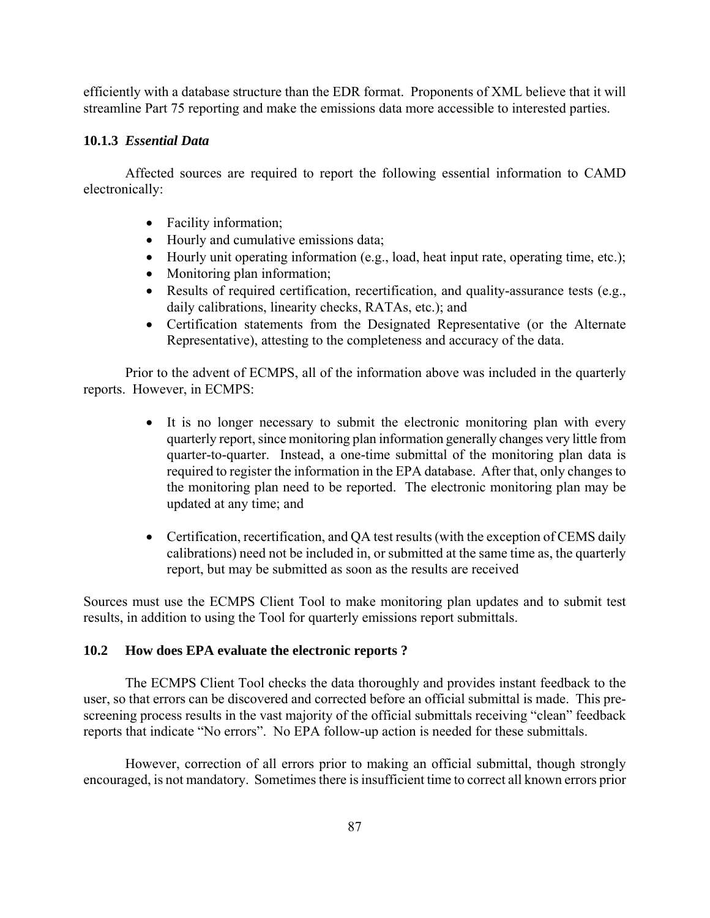efficiently with a database structure than the EDR format. Proponents of XML believe that it will streamline Part 75 reporting and make the emissions data more accessible to interested parties.

### 10.1.3 *Essential Data*

Affected sources are required to report the following essential information to CAMD electronically:

- Facility information;
- Hourly and cumulative emissions data;
- Hourly unit operating information (e.g., load, heat input rate, operating time, etc.);
- Monitoring plan information;
- Results of required certification, recertification, and quality-assurance tests (e.g., daily calibrations, linearity checks, RATAs, etc.); and
- Certification statements from the Designated Representative (or the Alternate Representative), attesting to the completeness and accuracy of the data.

Prior to the advent of ECMPS, all of the information above was included in the quarterly reports. However, in ECMPS:

- It is no longer necessary to submit the electronic monitoring plan with every quarterly report, since monitoring plan information generally changes very little from quarter-to-quarter. Instead, a one-time submittal of the monitoring plan data is required to register the information in the EPA database. After that, only changes to the monitoring plan need to be reported. The electronic monitoring plan may be updated at any time; and

- Certification, recertification, and QA test results (with the exception of CEMS daily calibrations) need not be included in, or submitted at the same time as, the quarterly report, but may be submitted as soon as the results are received

Sources must use the ECMPS Client Tool to make monitoring plan updates and to submit test results, in addition to using the Tool for quarterly emissions report submittals.

## 10.2 How does EPA evaluate the electronic reports ?

The ECMPS Client Tool checks the data thoroughly and provides instant feedback to the user, so that errors can be discovered and corrected before an official submittal is made. This pre-screening process results in the vast majority of the official submittals receiving "clean" feedback reports that indicate "No errors". No EPA follow-up action is needed for these submittals.

However, correction of all errors prior to making an official submittal, though strongly encouraged, is not mandatory. Sometimes there is insufficient time to correct all known errors prior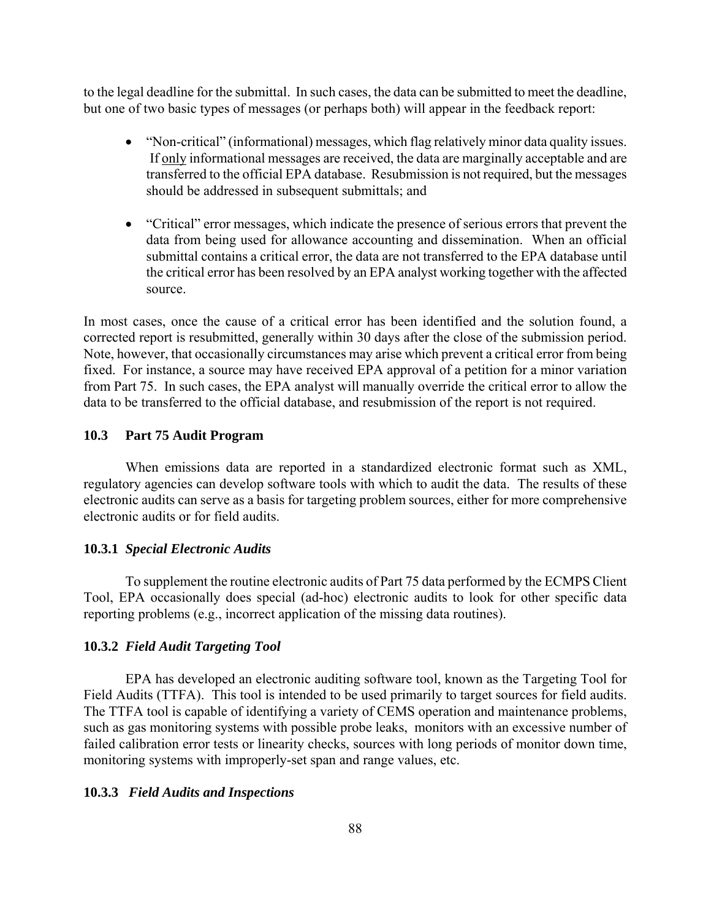to the legal deadline for the submittal. In such cases, the data can be submitted to meet the deadline, but one of two basic types of messages (or perhaps both) will appear in the feedback report:

- "Non-critical" (informational) messages, which flag relatively minor data quality issues. If <u>only</u> informational messages are received, the data are marginally acceptable and are transferred to the official EPA database. Resubmission is not required, but the messages should be addressed in subsequent submittals; and

- "Critical" error messages, which indicate the presence of serious errors that prevent the data from being used for allowance accounting and dissemination. When an official submittal contains a critical error, the data are not transferred to the EPA database until the critical error has been resolved by an EPA analyst working together with the affected source.

In most cases, once the cause of a critical error has been identified and the solution found, a corrected report is resubmitted, generally within 30 days after the close of the submission period. Note, however, that occasionally circumstances may arise which prevent a critical error from being fixed. For instance, a source may have received EPA approval of a petition for a minor variation from Part 75. In such cases, the EPA analyst will manually override the critical error to allow the data to be transferred to the official database, and resubmission of the report is not required.

### 10.3 Part 75 Audit Program

When emissions data are reported in a standardized electronic format such as XML, regulatory agencies can develop software tools with which to audit the data. The results of these electronic audits can serve as a basis for targeting problem sources, either for more comprehensive electronic audits or for field audits.

#### 10.3.1 *Special Electronic Audits*

To supplement the routine electronic audits of Part 75 data performed by the ECMPS Client Tool, EPA occasionally does special (ad-hoc) electronic audits to look for other specific data reporting problems (e.g., incorrect application of the missing data routines).

#### 10.3.2 *Field Audit Targeting Tool*

EPA has developed an electronic auditing software tool, known as the Targeting Tool for Field Audits (TTFA). This tool is intended to be used primarily to target sources for field audits. The TTFA tool is capable of identifying a variety of CEMS operation and maintenance problems, such as gas monitoring systems with possible probe leaks, monitors with an excessive number of failed calibration error tests or linearity checks, sources with long periods of monitor down time, monitoring systems with improperly-set span and range values, etc.

#### 10.3.3 *Field Audits and Inspections*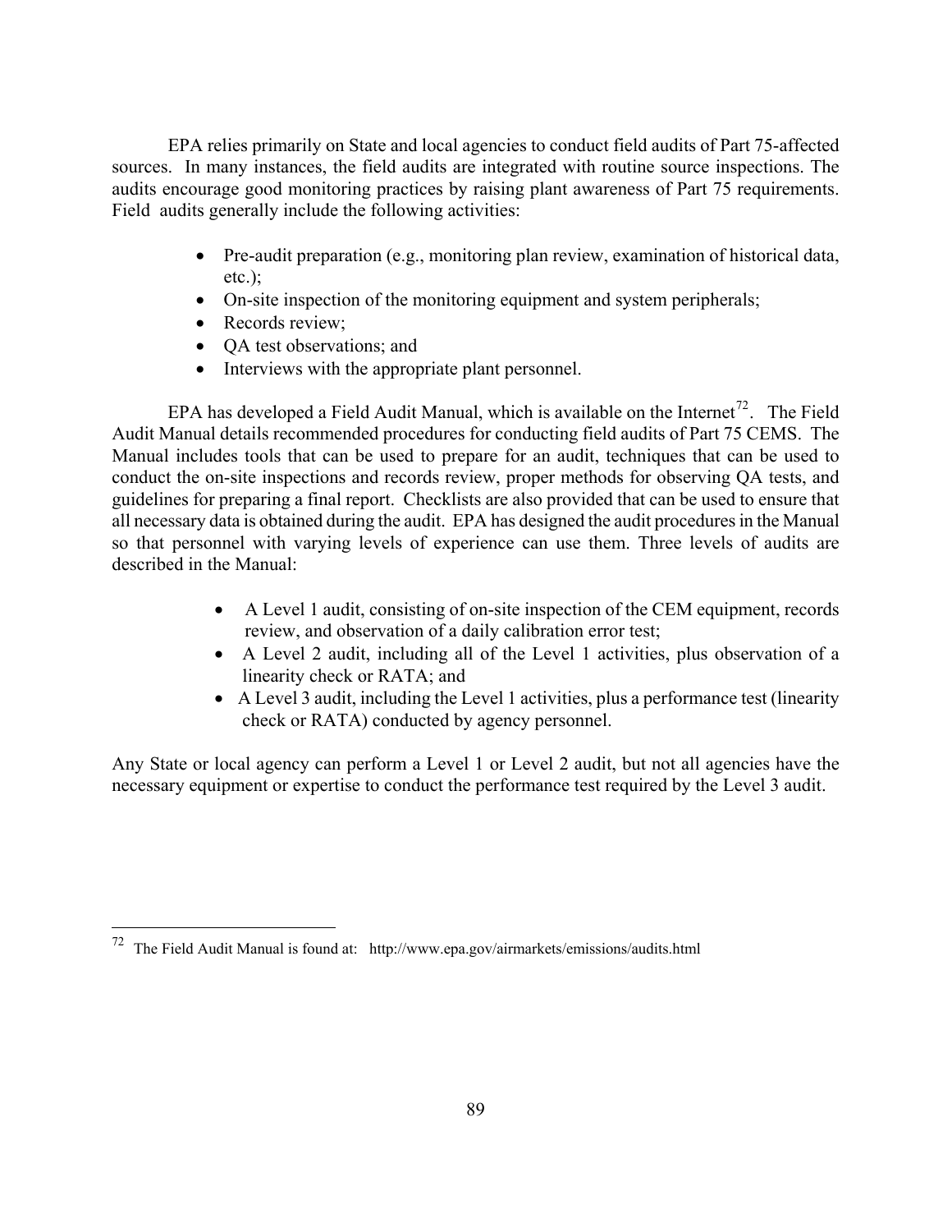EPA relies primarily on State and local agencies to conduct field audits of Part 75-affected sources. In many instances, the field audits are integrated with routine source inspections. The audits encourage good monitoring practices by raising plant awareness of Part 75 requirements. Field audits generally include the following activities:

- Pre-audit preparation (e.g., monitoring plan review, examination of historical data, etc.);
- On-site inspection of the monitoring equipment and system peripherals;
- Records review;
- QA test observations; and
- Interviews with the appropriate plant personnel.

EPA has developed a Field Audit Manual, which is available on the Internet[72]. The Field Audit Manual details recommended procedures for conducting field audits of Part 75 CEMS. The Manual includes tools that can be used to prepare for an audit, techniques that can be used to conduct the on-site inspections and records review, proper methods for observing QA tests, and guidelines for preparing a final report. Checklists are also provided that can be used to ensure that all necessary data is obtained during the audit. EPA has designed the audit procedures in the Manual so that personnel with varying levels of experience can use them. Three levels of audits are described in the Manual:

- A Level 1 audit, consisting of on-site inspection of the CEM equipment, records review, and observation of a daily calibration error test;
- A Level 2 audit, including all of the Level 1 activities, plus observation of a linearity check or RATA; and
- A Level 3 audit, including the Level 1 activities, plus a performance test (linearity check or RATA) conducted by agency personnel.

Any State or local agency can perform a Level 1 or Level 2 audit, but not all agencies have the necessary equipment or expertise to conduct the performance test required by the Level 3 audit.

[72] The Field Audit Manual is found at: http://www.epa.gov/airmarkets/emissions/audits.html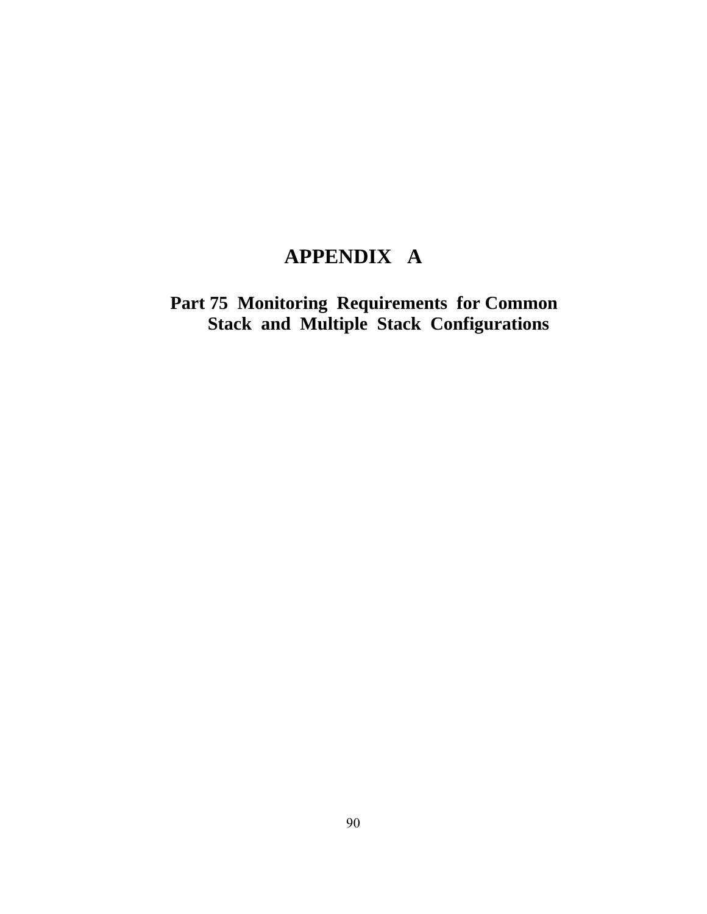# APPENDIX A

## Part 75 Monitoring Requirements for Common Stack and Multiple Stack Configurations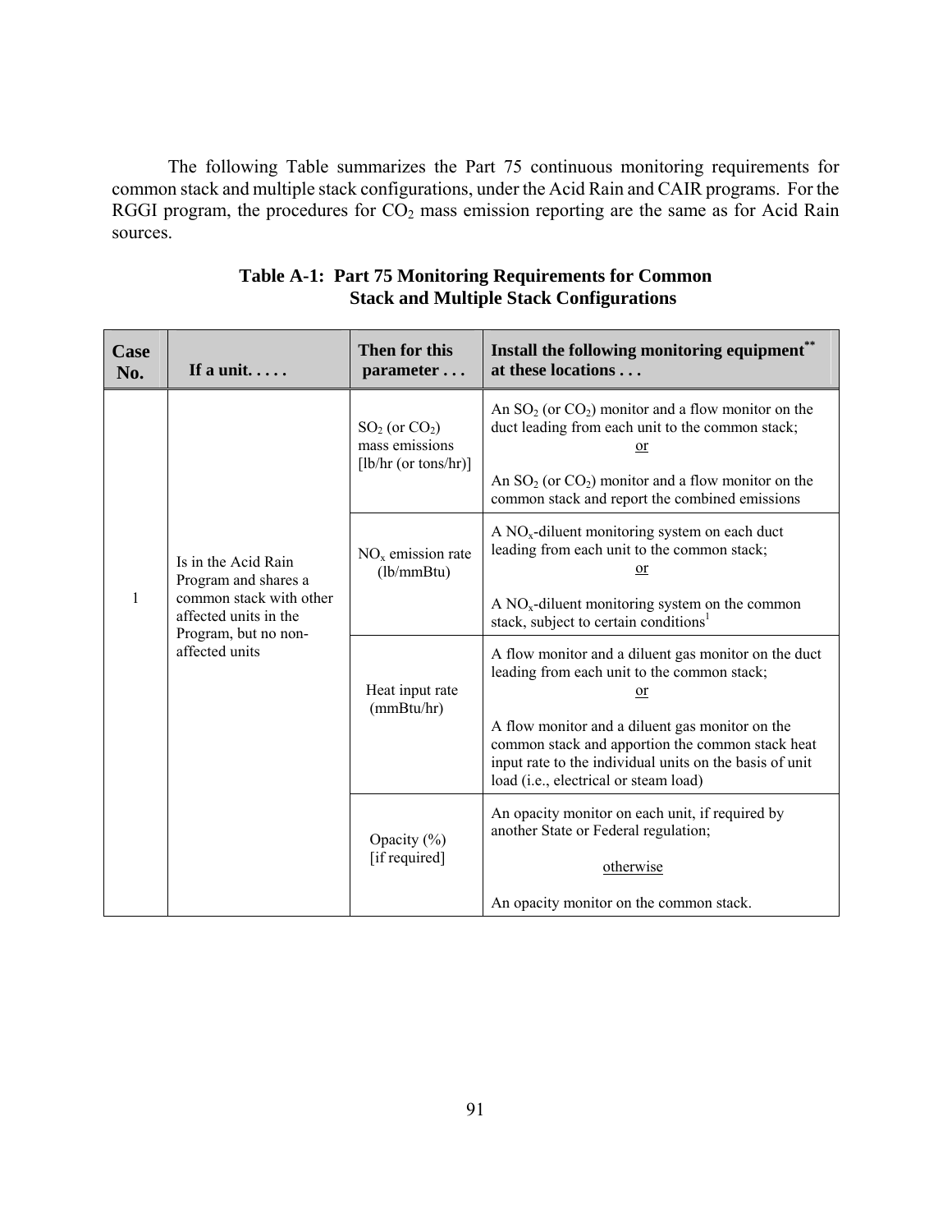The following Table summarizes the Part 75 continuous monitoring requirements for common stack and multiple stack configurations, under the Acid Rain and CAIR programs. For the RGGI program, the procedures for $CO_2$ mass emission reporting are the same as for Acid Rain sources.

**Table A-1: Part 75 Monitoring Requirements for Common Stack and Multiple Stack Configurations**

| Case No. | If a unit. . . . . | Then for this parameter . . . | Install the following monitoring equipment** at these locations . . . |
|---|---|---|---|
| 1 | Is in the Acid Rain Program and shares a common stack with other affected units in the Program, but no non-affected units | $SO_2$ (or $CO_2$) mass emissions [lb/hr (or tons/hr)] | An $SO_2$ (or $CO_2$) monitor and a flow monitor on the duct leading from each unit to the common stack; <br>or<br> An $SO_2$ (or $CO_2$) monitor and a flow monitor on the common stack and report the combined emissions |
| | | $NO_x$ emission rate (lb/mmBtu) | A $NO_x$-diluent monitoring system on each duct leading from each unit to the common stack; <br>or<br> A $NO_x$-diluent monitoring system on the common stack, subject to certain conditions[1] |
| | | Heat input rate (mmBtu/hr) | A flow monitor and a diluent gas monitor on the duct leading from each unit to the common stack; <br>or<br> A flow monitor and a diluent gas monitor on the common stack and apportion the common stack heat input rate to the individual units on the basis of unit load (i.e., electrical or steam load) |
| | | Opacity (%) [if required] | An opacity monitor on each unit, if required by another State or Federal regulation; <br>otherwise<br> An opacity monitor on the common stack. |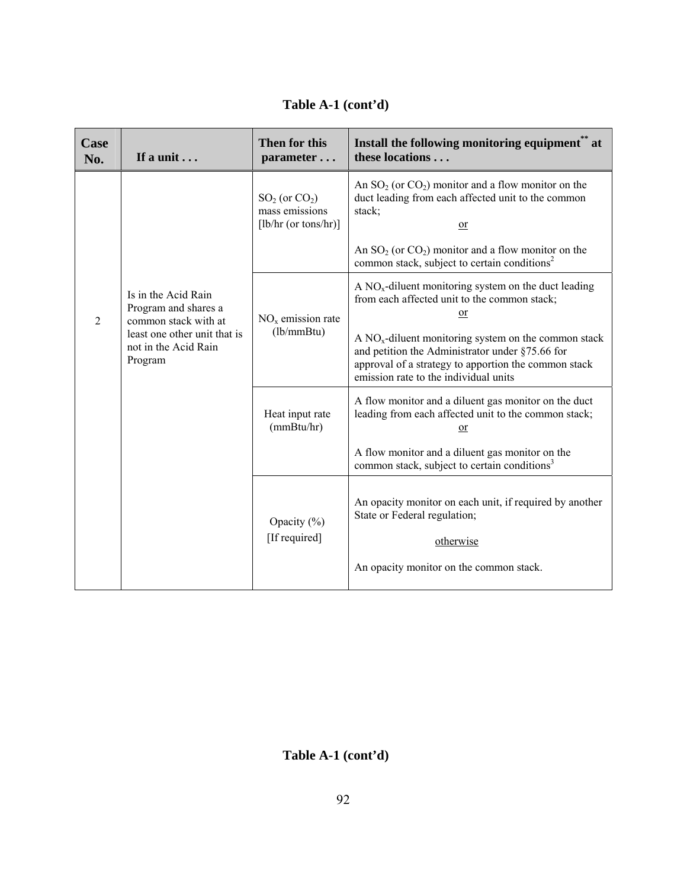**Table A-1 (cont'd)**

| Case No. | If a unit . . . | Then for this parameter . . . | Install the following monitoring equipment** at these locations . . . |
|---|---|---|---|
| 2 | Is in the Acid Rain Program and shares a common stack with at least one other unit that is not in the Acid Rain Program | $SO_2$ (or $CO_2$) mass emissions [lb/hr (or tons/hr)] | An $SO_2$ (or $CO_2$) monitor and a flow monitor on the duct leading from each affected unit to the common stack; <u>or</u> An $SO_2$ (or $CO_2$) monitor and a flow monitor on the common stack, subject to certain conditions[2] |
| | | $NO_x$ emission rate (lb/mmBtu) | A $NO_x$-diluent monitoring system on the duct leading from each affected unit to the common stack; <u>or</u> A $NO_x$-diluent monitoring system on the common stack and petition the Administrator under §75.66 for approval of a strategy to apportion the common stack emission rate to the individual units |
| | | Heat input rate (mmBtu/hr) | A flow monitor and a diluent gas monitor on the duct leading from each affected unit to the common stack; <u>or</u> A flow monitor and a diluent gas monitor on the common stack, subject to certain conditions[3] |
| | | Opacity (%) [If required] | An opacity monitor on each unit, if required by another State or Federal regulation; <u>otherwise</u> An opacity monitor on the common stack. |

**Table A-1 (cont'd)**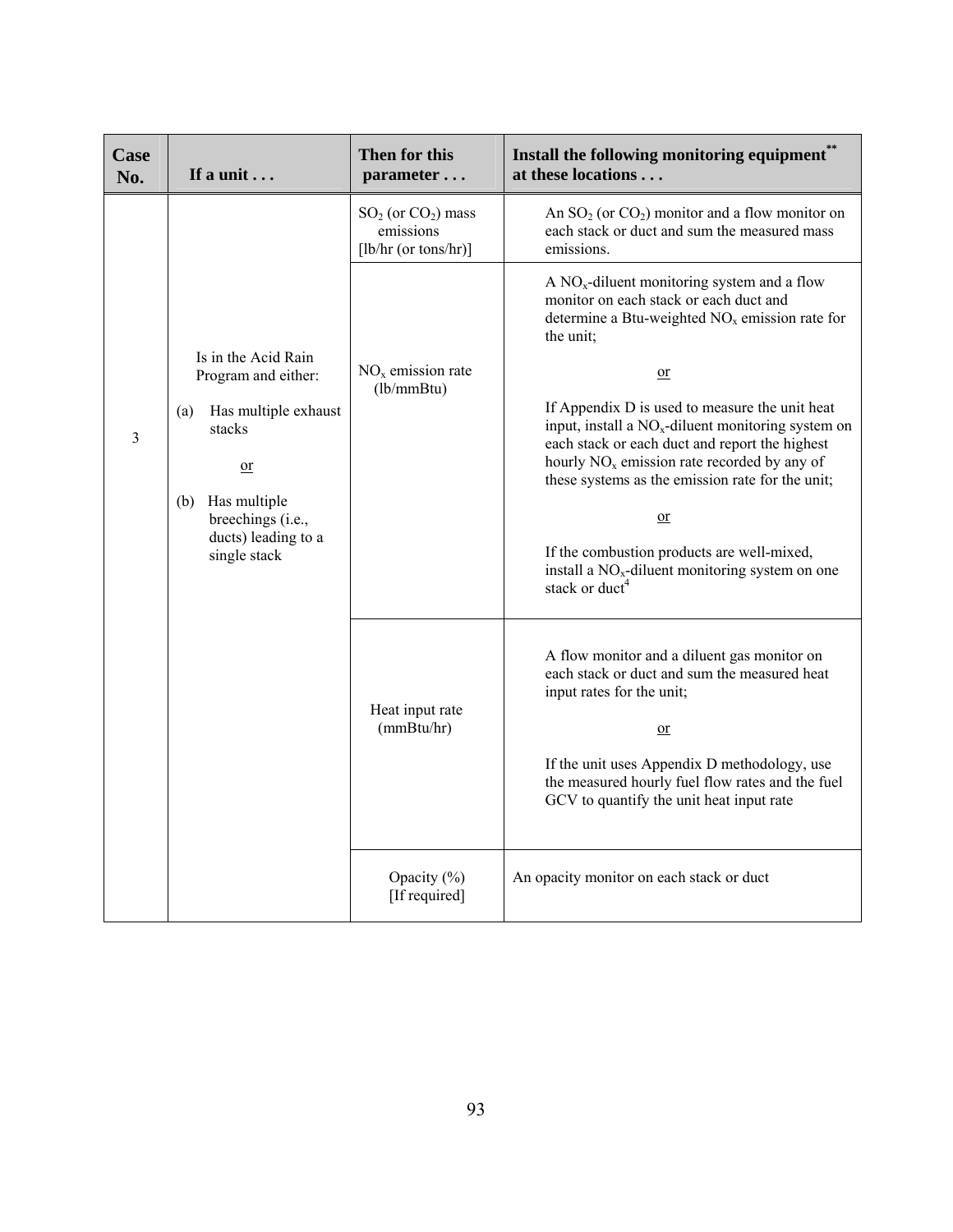| Case No. | If a unit . . . | Then for this parameter . . . | Install the following monitoring equipment[**] at these locations . . . |
|---|---|---|---|
| 3 | Is in the Acid Rain Program and either: (a) Has multiple exhaust stacks <u>or</u> (b) Has multiple breechings (i.e., ducts) leading to a single stack | $SO_2$ (or $CO_2$) mass emissions [lb/hr (or tons/hr)] | An $SO_2$ (or $CO_2$) monitor and a flow monitor on each stack or duct and sum the measured mass emissions. |
| | | $NO_x$ emission rate (lb/mmBtu) | A $NO_x$-diluent monitoring system and a flow monitor on each stack or each duct and determine a Btu-weighted $NO_x$ emission rate for the unit; <u>or</u> If Appendix D is used to measure the unit heat input, install a $NO_x$-diluent monitoring system on each stack or each duct and report the highest hourly $NO_x$ emission rate recorded by any of these systems as the emission rate for the unit; <u>or</u> If the combustion products are well-mixed, install a $NO_x$-diluent monitoring system on one stack or duct[4] |
| | | Heat input rate (mmBtu/hr) | A flow monitor and a diluent gas monitor on each stack or duct and sum the measured heat input rates for the unit; <u>or</u> If the unit uses Appendix D methodology, use the measured hourly fuel flow rates and the fuel GCV to quantify the unit heat input rate |
| | | Opacity (%) [If required] | An opacity monitor on each stack or duct |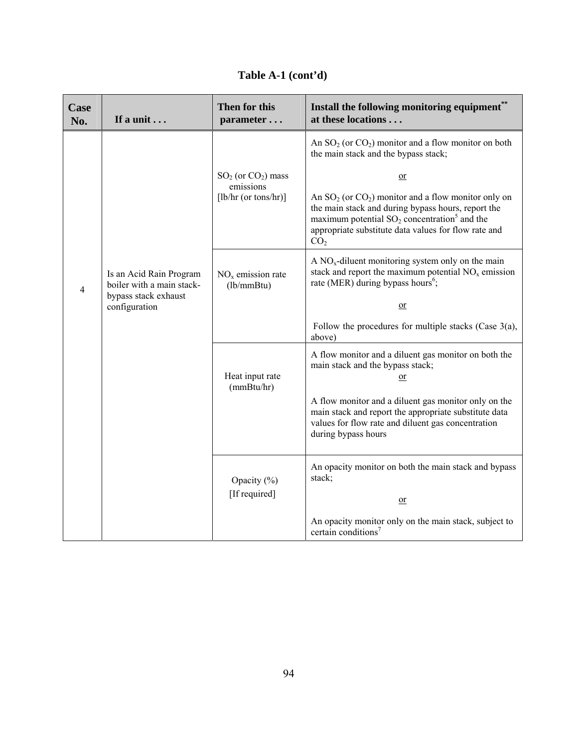**Table A-1 (cont'd)**

| Case No. | If a unit . . . | Then for this parameter . . . | Install the following monitoring equipment** at these locations . . . |
|---|---|---|---|
| 4 | Is an Acid Rain Program boiler with a main stack-bypass stack exhaust configuration | $SO_2$ (or $CO_2$) mass emissions [lb/hr (or tons/hr)] | An $SO_2$ (or $CO_2$) monitor and a flow monitor on both the main stack and the bypass stack; <br><br> or <br><br> An $SO_2$ (or $CO_2$) monitor and a flow monitor only on the main stack and during bypass hours, report the maximum potential $SO_2$ concentration[5] and the appropriate substitute data values for flow rate and $CO_2$ |
| | | $NO_x$ emission rate (lb/mmBtu) | A $NO_x$-diluent monitoring system only on the main stack and report the maximum potential $NO_x$ emission rate (MER) during bypass hours[6]; <br><br> or <br><br> Follow the procedures for multiple stacks (Case 3(a), above) |
| | | Heat input rate (mmBtu/hr) | A flow monitor and a diluent gas monitor on both the main stack and the bypass stack; <br> or <br><br> A flow monitor and a diluent gas monitor only on the main stack and report the appropriate substitute data values for flow rate and diluent gas concentration during bypass hours |
| | | Opacity (%) [If required] | An opacity monitor on both the main stack and bypass stack; <br><br> or <br><br> An opacity monitor only on the main stack, subject to certain conditions[7] |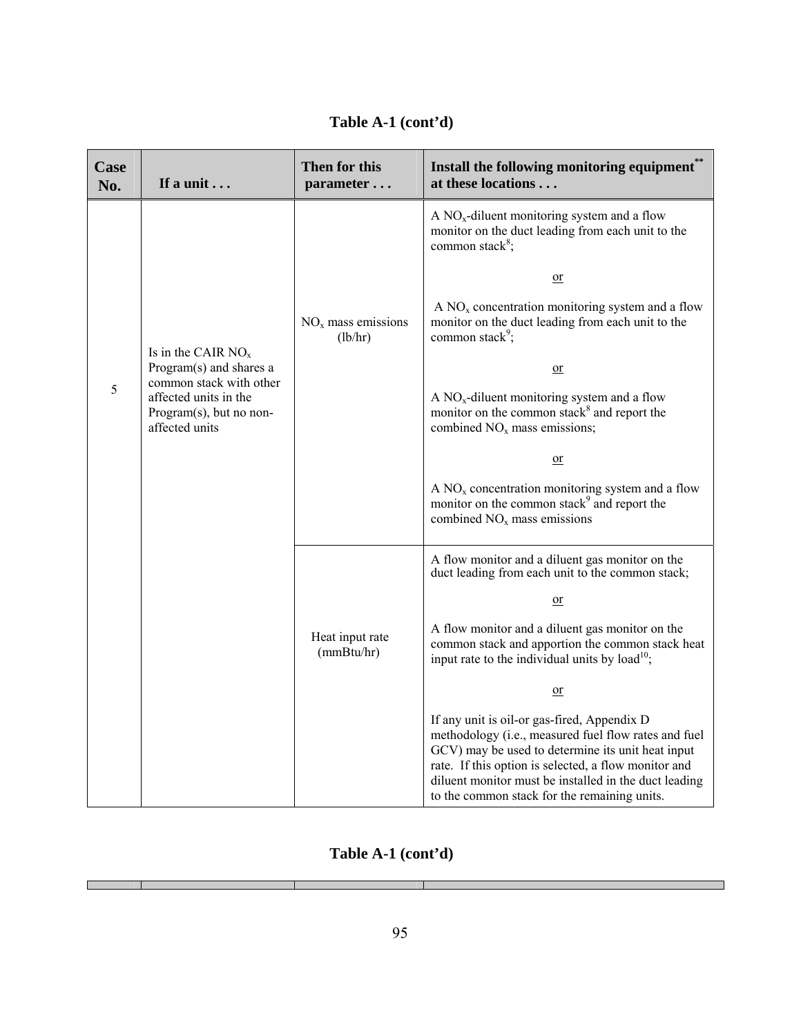## Table A-1 (cont'd)

| Case No. | If a unit . . . | Then for this parameter . . . | Install the following monitoring equipment[**] at these locations . . . |
|---|---|---|---|
| 5 | Is in the CAIR $NO_x$ Program(s) and shares a common stack with other affected units in the Program(s), but no non-affected units | $NO_x$ mass emissions (lb/hr) | A $NO_x$-diluent monitoring system and a flow monitor on the duct leading from each unit to the common stack[8]; <br><br> or <br><br> A $NO_x$ concentration monitoring system and a flow monitor on the duct leading from each unit to the common stack[9]; <br><br> or <br><br> A $NO_x$-diluent monitoring system and a flow monitor on the common stack[8] and report the combined $NO_x$ mass emissions; <br><br> or <br><br> A $NO_x$ concentration monitoring system and a flow monitor on the common stack[9] and report the combined $NO_x$ mass emissions |
| | | Heat input rate (mmBtu/hr) | A flow monitor and a diluent gas monitor on the duct leading from each unit to the common stack; <br><br> or <br><br> A flow monitor and a diluent gas monitor on the common stack and apportion the common stack heat input rate to the individual units by load[10]; <br><br> or <br><br> If any unit is oil-or gas-fired, Appendix D methodology (i.e., measured fuel flow rates and fuel GCV) may be used to determine its unit heat input rate. If this option is selected, a flow monitor and diluent monitor must be installed in the duct leading to the common stack for the remaining units. |

## Table A-1 (cont'd)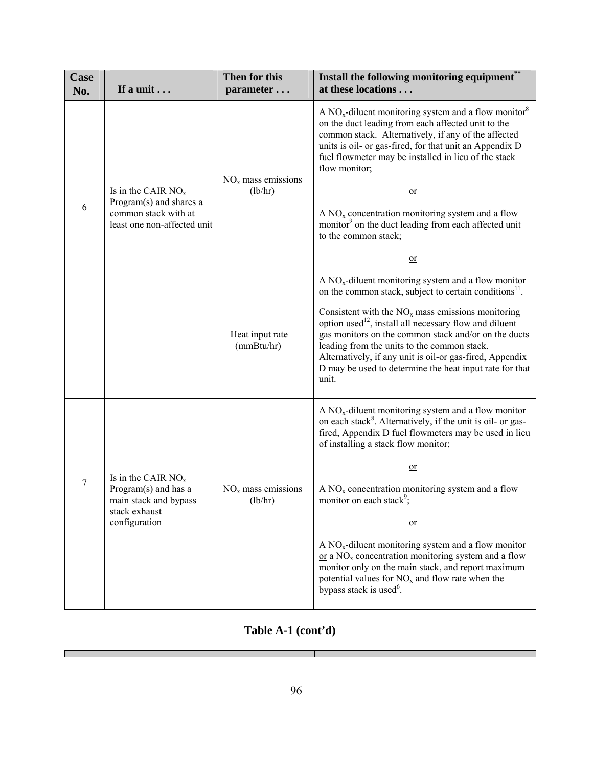| Case No. | If a unit . . . | Then for this parameter . . . | Install the following monitoring equipment** at these locations . . . |
|---|---|---|---|
| 6 | Is in the CAIR $NO_x$ Program(s) and shares a common stack with at least one non-affected unit | $NO_x$ mass emissions (lb/hr) | A $NO_x$-diluent monitoring system and a flow monitor[8] on the duct leading from each <u>affected</u> unit to the common stack. Alternatively, if any of the affected units is oil- or gas-fired, for that unit an Appendix D fuel flowmeter may be installed in lieu of the stack flow monitor;<br><br><u>or</u><br><br>A $NO_x$ concentration monitoring system and a flow monitor[9] on the duct leading from each <u>affected</u> unit to the common stack;<br><br><u>or</u><br><br>A $NO_x$-diluent monitoring system and a flow monitor on the common stack, subject to certain conditions[11]. |
| | | Heat input rate (mmBtu/hr) | Consistent with the $NO_x$ mass emissions monitoring option used[12], install all necessary flow and diluent gas monitors on the common stack and/or on the ducts leading from the units to the common stack. Alternatively, if any unit is oil-or gas-fired, Appendix D may be used to determine the heat input rate for that unit. |
| 7 | Is in the CAIR $NO_x$ Program(s) and has a main stack and bypass stack exhaust configuration | $NO_x$ mass emissions (lb/hr) | A $NO_x$-diluent monitoring system and a flow monitor on each stack[8]. Alternatively, if the unit is oil- or gas-fired, Appendix D fuel flowmeters may be used in lieu of installing a stack flow monitor;<br><br><u>or</u><br><br>A $NO_x$ concentration monitoring system and a flow monitor on each stack[9];<br><br><u>or</u><br><br>A $NO_x$-diluent monitoring system and a flow monitor <u>or</u> a $NO_x$ concentration monitoring system and a flow monitor only on the main stack, and report maximum potential values for $NO_x$ and flow rate when the bypass stack is used[6]. |

**Table A-1 (cont'd)**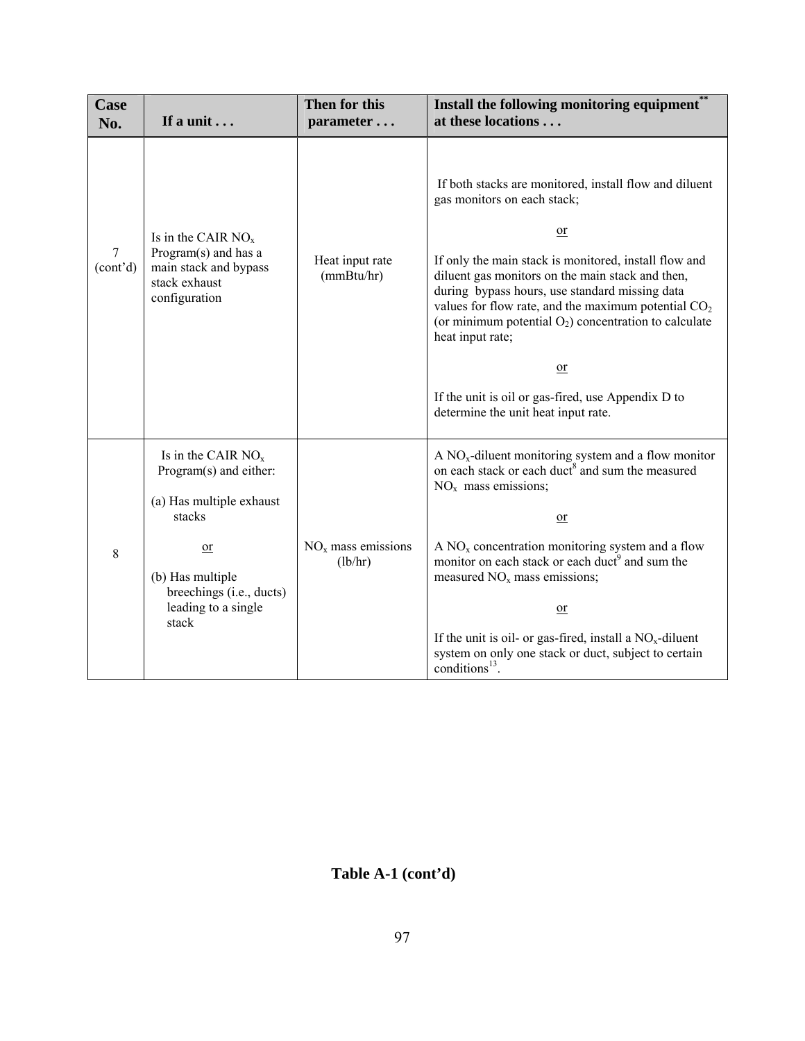| Case No. | If a unit . . . | Then for this parameter . . . | Install the following monitoring equipment** at these locations . . . |
|---|---|---|---|
| 7 (cont'd) | Is in the CAIR $NO_x$ Program(s) and has a main stack and bypass stack exhaust configuration | Heat input rate (mmBtu/hr) | If both stacks are monitored, install flow and diluent gas monitors on each stack;<br><br>or<br><br>If only the main stack is monitored, install flow and diluent gas monitors on the main stack and then, during bypass hours, use standard missing data values for flow rate, and the maximum potential $CO_2$ (or minimum potential $O_2$) concentration to calculate heat input rate;<br><br>or<br><br>If the unit is oil or gas-fired, use Appendix D to determine the unit heat input rate. |
| 8 | Is in the CAIR $NO_x$ Program(s) and either:<br><br>(a) Has multiple exhaust stacks<br><br>or<br><br>(b) Has multiple breechings (i.e., ducts) leading to a single stack | $NO_x$ mass emissions (lb/hr) | A $NO_x$-diluent monitoring system and a flow monitor on each stack or each duct[8] and sum the measured $NO_x$ mass emissions;<br><br>or<br><br>A $NO_x$ concentration monitoring system and a flow monitor on each stack or each duct[9] and sum the measured $NO_x$ mass emissions;<br><br>or<br><br>If the unit is oil- or gas-fired, install a $NO_x$-diluent system on only one stack or duct, subject to certain conditions[13]. |

**Table A-1 (cont'd)**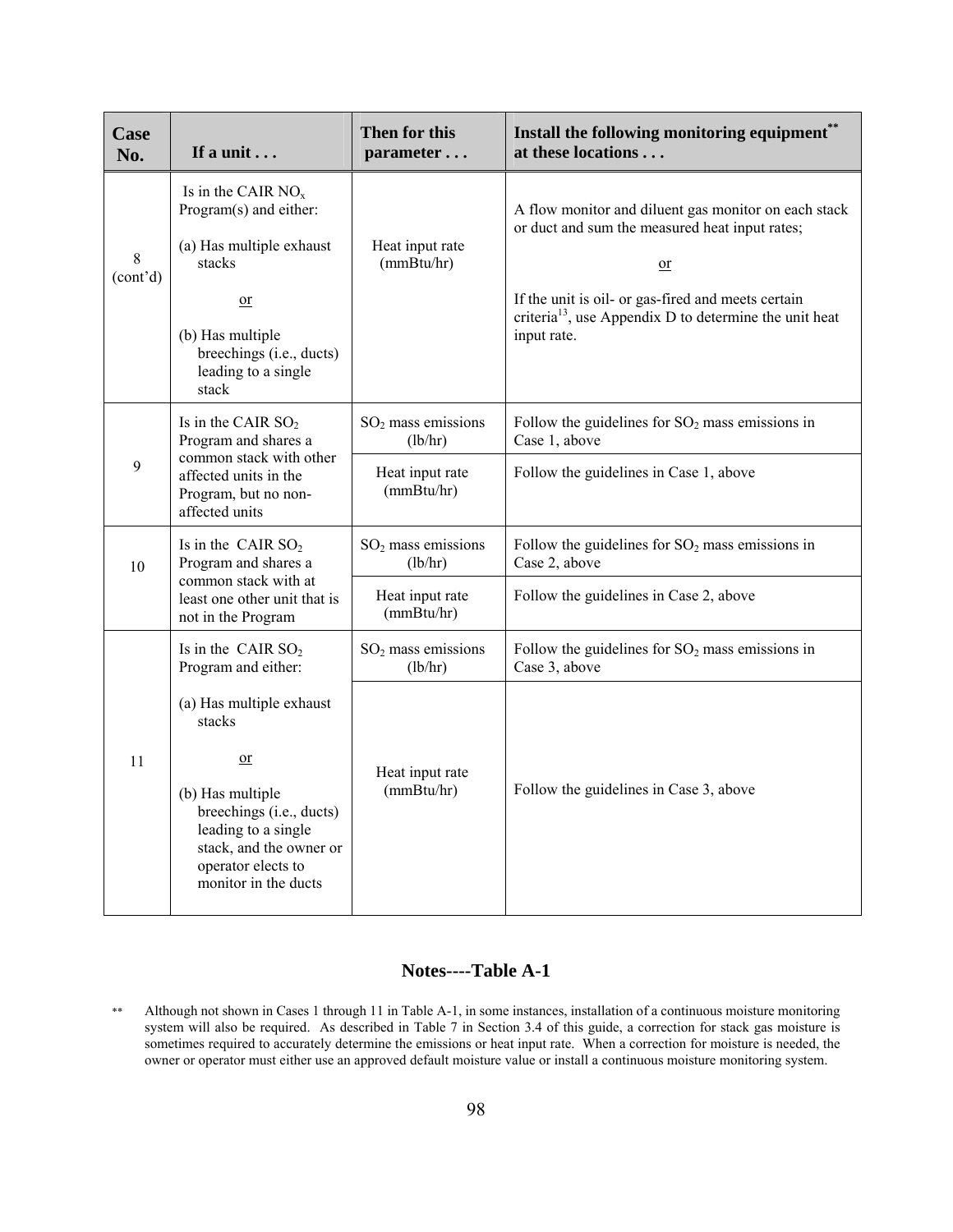| Case No. | If a unit . . . | Then for this parameter . . . | Install the following monitoring equipment** at these locations . . . |
|---|---|---|---|
| 8 (cont'd) | Is in the CAIR $NO_x$ Program(s) and either:<br><br>(a) Has multiple exhaust stacks<br><br>or<br><br>(b) Has multiple breechings (i.e., ducts) leading to a single stack | Heat input rate (mmBtu/hr) | A flow monitor and diluent gas monitor on each stack or duct and sum the measured heat input rates;<br><br>or<br><br>If the unit is oil- or gas-fired and meets certain criteria[13], use Appendix D to determine the unit heat input rate. |
| 9 | Is in the CAIR $SO_2$ Program and shares a common stack with other affected units in the Program, but no non-affected units | $SO_2$ mass emissions (lb/hr) | Follow the guidelines for $SO_2$ mass emissions in Case 1, above |
| | | Heat input rate (mmBtu/hr) | Follow the guidelines in Case 1, above |
| 10 | Is in the CAIR $SO_2$ Program and shares a common stack with at least one other unit that is not in the Program | $SO_2$ mass emissions (lb/hr) | Follow the guidelines for $SO_2$ mass emissions in Case 2, above |
| | | Heat input rate (mmBtu/hr) | Follow the guidelines in Case 2, above |
| 11 | Is in the CAIR $SO_2$ Program and either:<br><br>(a) Has multiple exhaust stacks<br><br>or<br><br>(b) Has multiple breechings (i.e., ducts) leading to a single stack, and the owner or operator elects to monitor in the ducts | $SO_2$ mass emissions (lb/hr) | Follow the guidelines for $SO_2$ mass emissions in Case 3, above |
| | | Heat input rate (mmBtu/hr) | Follow the guidelines in Case 3, above |

## Notes----Table A-1

** Although not shown in Cases 1 through 11 in Table A-1, in some instances, installation of a continuous moisture monitoring system will also be required. As described in Table 7 in Section 3.4 of this guide, a correction for stack gas moisture is sometimes required to accurately determine the emissions or heat input rate. When a correction for moisture is needed, the owner or operator must either use an approved default moisture value or install a continuous moisture monitoring system.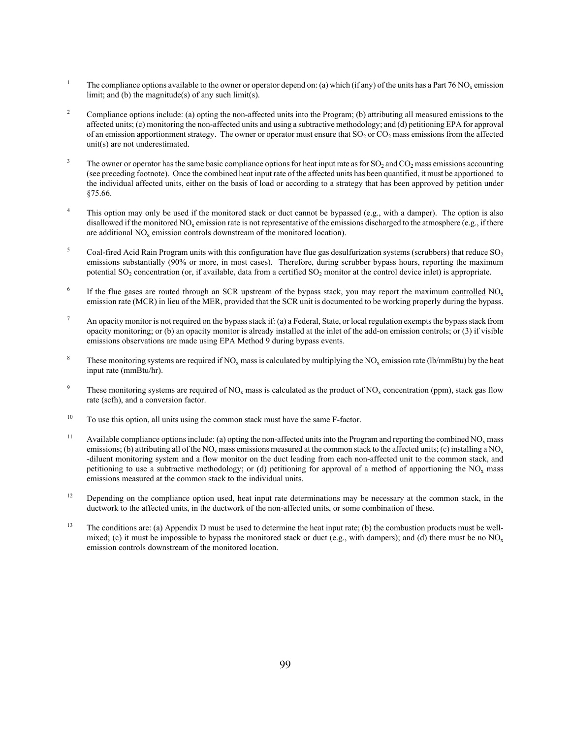[1] The compliance options available to the owner or operator depend on: (a) which (if any) of the units has a Part 76 $NO_x$ emission limit; and (b) the magnitude(s) of any such limit(s).

[2] Compliance options include: (a) opting the non-affected units into the Program; (b) attributing all measured emissions to the affected units; (c) monitoring the non-affected units and using a subtractive methodology; and (d) petitioning EPA for approval of an emission apportionment strategy. The owner or operator must ensure that $SO_2$ or $CO_2$ mass emissions from the affected unit(s) are not underestimated.

[3] The owner or operator has the same basic compliance options for heat input rate as for $SO_2$ and $CO_2$ mass emissions accounting (see preceding footnote). Once the combined heat input rate of the affected units has been quantified, it must be apportioned to the individual affected units, either on the basis of load or according to a strategy that has been approved by petition under §75.66.

[4] This option may only be used if the monitored stack or duct cannot be bypassed (e.g., with a damper). The option is also disallowed if the monitored $NO_x$ emission rate is not representative of the emissions discharged to the atmosphere (e.g., if there are additional $NO_x$ emission controls downstream of the monitored location).

[5] Coal-fired Acid Rain Program units with this configuration have flue gas desulfurization systems (scrubbers) that reduce $SO_2$ emissions substantially (90% or more, in most cases). Therefore, during scrubber bypass hours, reporting the maximum potential $SO_2$ concentration (or, if available, data from a certified $SO_2$ monitor at the control device inlet) is appropriate.

[6] If the flue gases are routed through an SCR upstream of the bypass stack, you may report the maximum controlled $NO_x$ emission rate (MCR) in lieu of the MER, provided that the SCR unit is documented to be working properly during the bypass.

[7] An opacity monitor is not required on the bypass stack if: (a) a Federal, State, or local regulation exempts the bypass stack from opacity monitoring; or (b) an opacity monitor is already installed at the inlet of the add-on emission controls; or (3) if visible emissions observations are made using EPA Method 9 during bypass events.

[8] These monitoring systems are required if $NO_x$ mass is calculated by multiplying the $NO_x$ emission rate (lb/mmBtu) by the heat input rate (mmBtu/hr).

[9] These monitoring systems are required of $NO_x$ mass is calculated as the product of $NO_x$ concentration (ppm), stack gas flow rate (scfh), and a conversion factor.

[10] To use this option, all units using the common stack must have the same F-factor.

[11] Available compliance options include: (a) opting the non-affected units into the Program and reporting the combined $NO_x$ mass emissions; (b) attributing all of the $NO_x$ mass emissions measured at the common stack to the affected units; (c) installing a $NO_x$ -diluent monitoring system and a flow monitor on the duct leading from each non-affected unit to the common stack, and petitioning to use a subtractive methodology; or (d) petitioning for approval of a method of apportioning the $NO_x$ mass emissions measured at the common stack to the individual units.

[12] Depending on the compliance option used, heat input rate determinations may be necessary at the common stack, in the ductwork to the affected units, in the ductwork of the non-affected units, or some combination of these.

[13] The conditions are: (a) Appendix D must be used to determine the heat input rate; (b) the combustion products must be well-mixed; (c) it must be impossible to bypass the monitored stack or duct (e.g., with dampers); and (d) there must be no $NO_x$ emission controls downstream of the monitored location.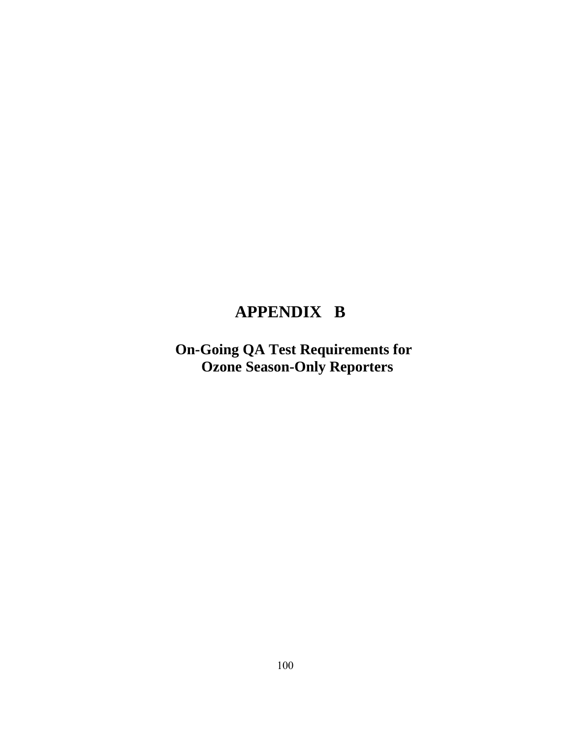# APPENDIX B

## On-Going QA Test Requirements for Ozone Season-Only Reporters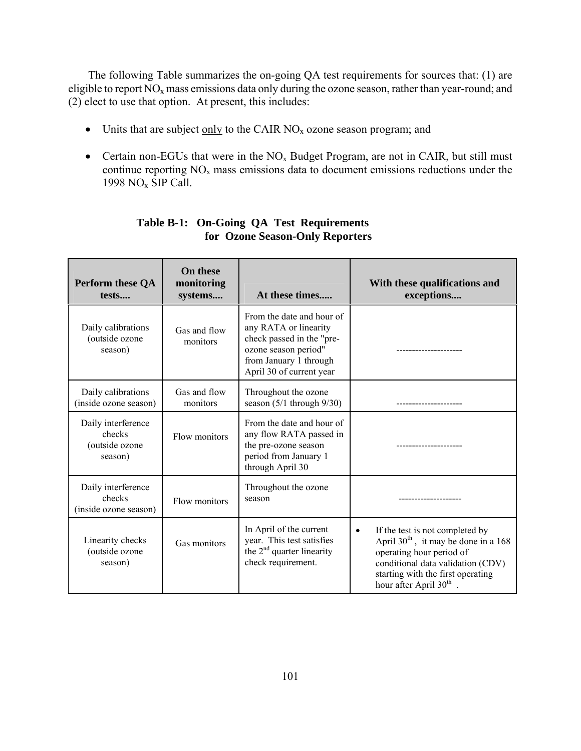The following Table summarizes the on-going QA test requirements for sources that: (1) are eligible to report $NO_x$ mass emissions data only during the ozone season, rather than year-round; and (2) elect to use that option. At present, this includes:

- Units that are subject only to the CAIR $NO_x$ ozone season program; and
- Certain non-EGUs that were in the $NO_x$ Budget Program, are not in CAIR, but still must continue reporting $NO_x$ mass emissions data to document emissions reductions under the 1998 $NO_x$ SIP Call.

**Table B-1: On-Going QA Test Requirements for Ozone Season-Only Reporters**

| Perform these QA tests.... | On these monitoring systems.... | At these times..... | With these qualifications and exceptions.... |
|---|---|---|---|
| Daily calibrations (outside ozone season) | Gas and flow monitors | From the date and hour of any RATA or linearity check passed in the "pre-ozone season period" from January 1 through April 30 of current year | --------------------- |
| Daily calibrations (inside ozone season) | Gas and flow monitors | Throughout the ozone season (5/1 through 9/30) | --------------------- |
| Daily interference checks (outside ozone season) | Flow monitors | From the date and hour of any flow RATA passed in the pre-ozone season period from January 1 through April 30 | --------------------- |
| Daily interference checks (inside ozone season) | Flow monitors | Throughout the ozone season | -------------------- |
| Linearity checks (outside ozone season) | Gas monitors | In April of the current year. This test satisfies the 2nd quarter linearity check requirement. | • If the test is not completed by April 30th, it may be done in a 168 operating hour period of conditional data validation (CDV) starting with the first operating hour after April 30th. |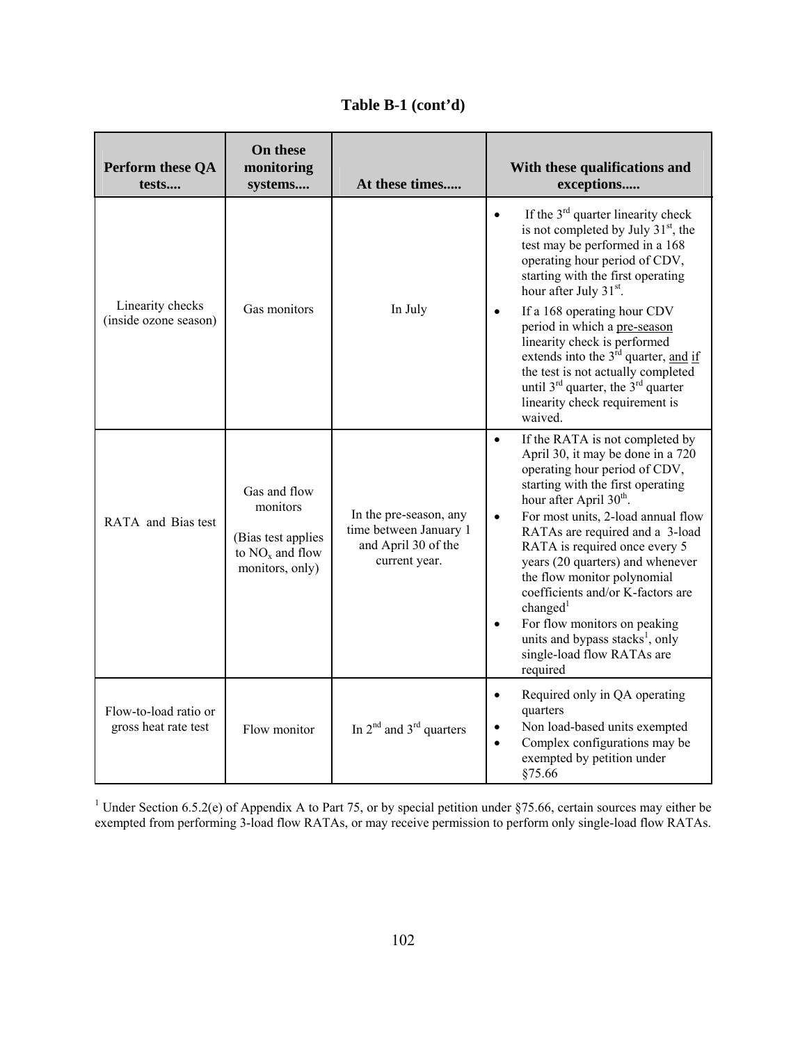**Table B-1 (cont'd)**

| Perform these QA tests.... | On these monitoring systems.... | At these times..... | With these qualifications and exceptions..... |
|---|---|---|---|
| Linearity checks (inside ozone season) | Gas monitors | In July | • If the 3rd quarter linearity check is not completed by July 31st, the test may be performed in a 168 operating hour period of CDV, starting with the first operating hour after July 31st. <br> • If a 168 operating hour CDV period in which a <u>pre-season</u> linearity check is performed extends into the 3rd quarter, <u>and</u> <u>if</u> the test is not actually completed until 3rd quarter, the 3rd quarter linearity check requirement is waived. |
| RATA and Bias test | Gas and flow monitors <br><br> (Bias test applies to $NO_x$ and flow monitors, only) | In the pre-season, any time between January 1 and April 30 of the current year. | • If the RATA is not completed by April 30, it may be done in a 720 operating hour period of CDV, starting with the first operating hour after April 30th. <br> • For most units, 2-load annual flow RATAs are required and a 3-load RATA is required once every 5 years (20 quarters) and whenever the flow monitor polynomial coefficients and/or K-factors are changed[1] <br> • For flow monitors on peaking units and bypass stacks[1], only single-load flow RATAs are required |
| Flow-to-load ratio or gross heat rate test | Flow monitor | In 2nd and 3rd quarters | • Required only in QA operating quarters <br> • Non load-based units exempted <br> • Complex configurations may be exempted by petition under §75.66 |

[1] Under Section 6.5.2(e) of Appendix A to Part 75, or by special petition under §75.66, certain sources may either be exempted from performing 3-load flow RATAs, or may receive permission to perform only single-load flow RATAs.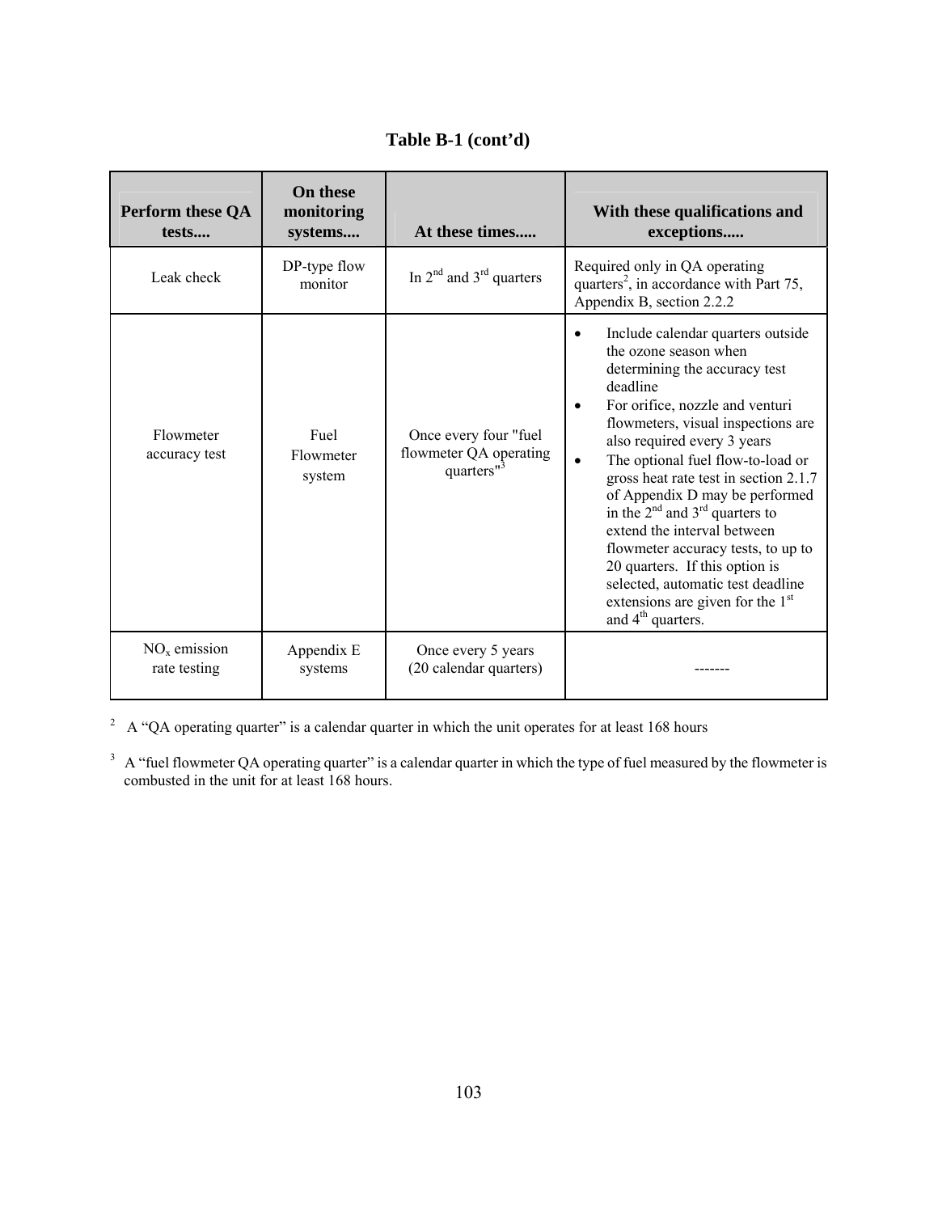**Table B-1 (cont'd)**

| Perform these QA tests.... | On these monitoring systems.... | At these times..... | With these qualifications and exceptions..... |
|---|---|---|---|
| Leak check | DP-type flow monitor | In 2nd and 3rd quarters | Required only in QA operating quarters[2], in accordance with Part 75, Appendix B, section 2.2.2 |
| Flowmeter accuracy test | Fuel Flowmeter system | Once every four "fuel flowmeter QA operating quarters"[3] | • Include calendar quarters outside the ozone season when determining the accuracy test deadline<br>• For orifice, nozzle and venturi flowmeters, visual inspections are also required every 3 years<br>• The optional fuel flow-to-load or gross heat rate test in section 2.1.7 of Appendix D may be performed in the 2nd and 3rd quarters to extend the interval between flowmeter accuracy tests, to up to 20 quarters. If this option is selected, automatic test deadline extensions are given for the 1st and 4th quarters. |
| $NO_x$ emission rate testing | Appendix E systems | Once every 5 years (20 calendar quarters) | ------- |

[2] A "QA operating quarter" is a calendar quarter in which the unit operates for at least 168 hours

[3] A "fuel flowmeter QA operating quarter" is a calendar quarter in which the type of fuel measured by the flowmeter is combusted in the unit for at least 168 hours.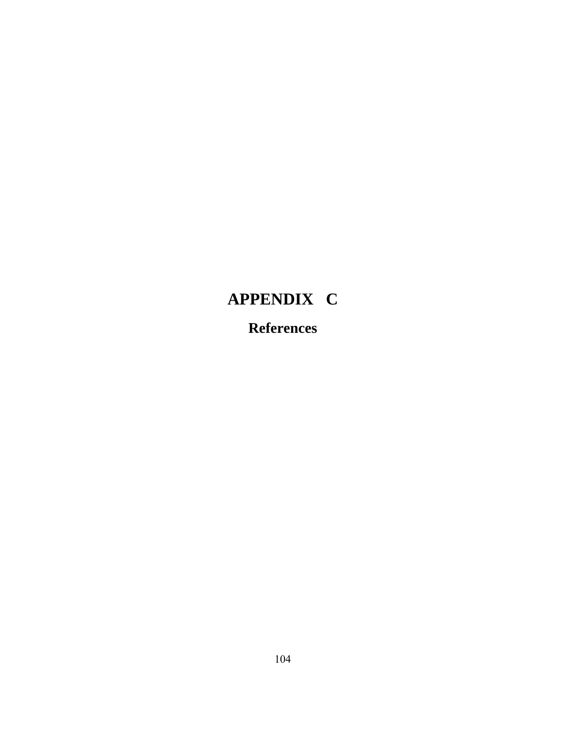# APPENDIX C

## References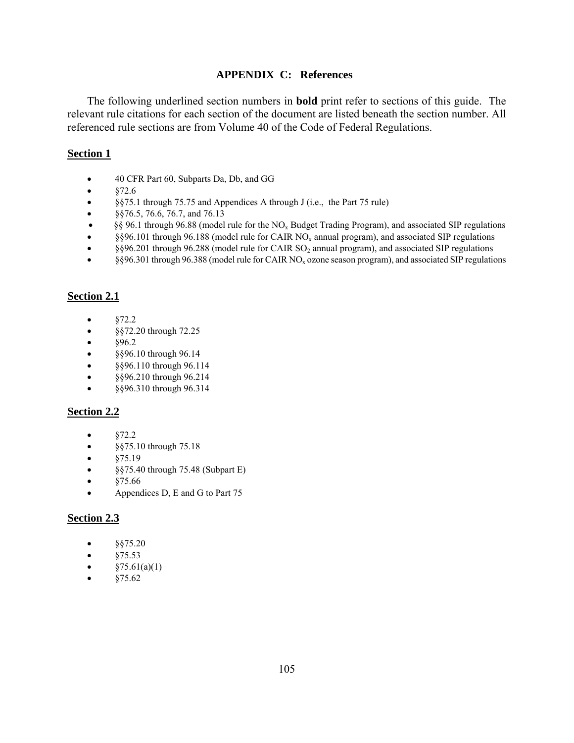# APPENDIX C: References

The following underlined section numbers in **bold** print refer to sections of this guide. The relevant rule citations for each section of the document are listed beneath the section number. All referenced rule sections are from Volume 40 of the Code of Federal Regulations.

## Section 1

- 40 CFR Part 60, Subparts Da, Db, and GG
- §72.6
- §§75.1 through 75.75 and Appendices A through J (i.e., the Part 75 rule)
- §§76.5, 76.6, 76.7, and 76.13
- §§ 96.1 through 96.88 (model rule for the $NO_x$ Budget Trading Program), and associated SIP regulations
- §§96.101 through 96.188 (model rule for CAIR $NO_x$ annual program), and associated SIP regulations
- §§96.201 through 96.288 (model rule for CAIR $SO_2$ annual program), and associated SIP regulations
- §§96.301 through 96.388 (model rule for CAIR $NO_x$ ozone season program), and associated SIP regulations

## Section 2.1

- §72.2
- §§72.20 through 72.25
- §96.2
- §§96.10 through 96.14
- §§96.110 through 96.114
- §§96.210 through 96.214
- §§96.310 through 96.314

## Section 2.2

- §72.2
- §§75.10 through 75.18
- §75.19
- §§75.40 through 75.48 (Subpart E)
- §75.66
- Appendices D, E and G to Part 75

## Section 2.3

- §§75.20
- §75.53
- §75.61(a)(1)
- §75.62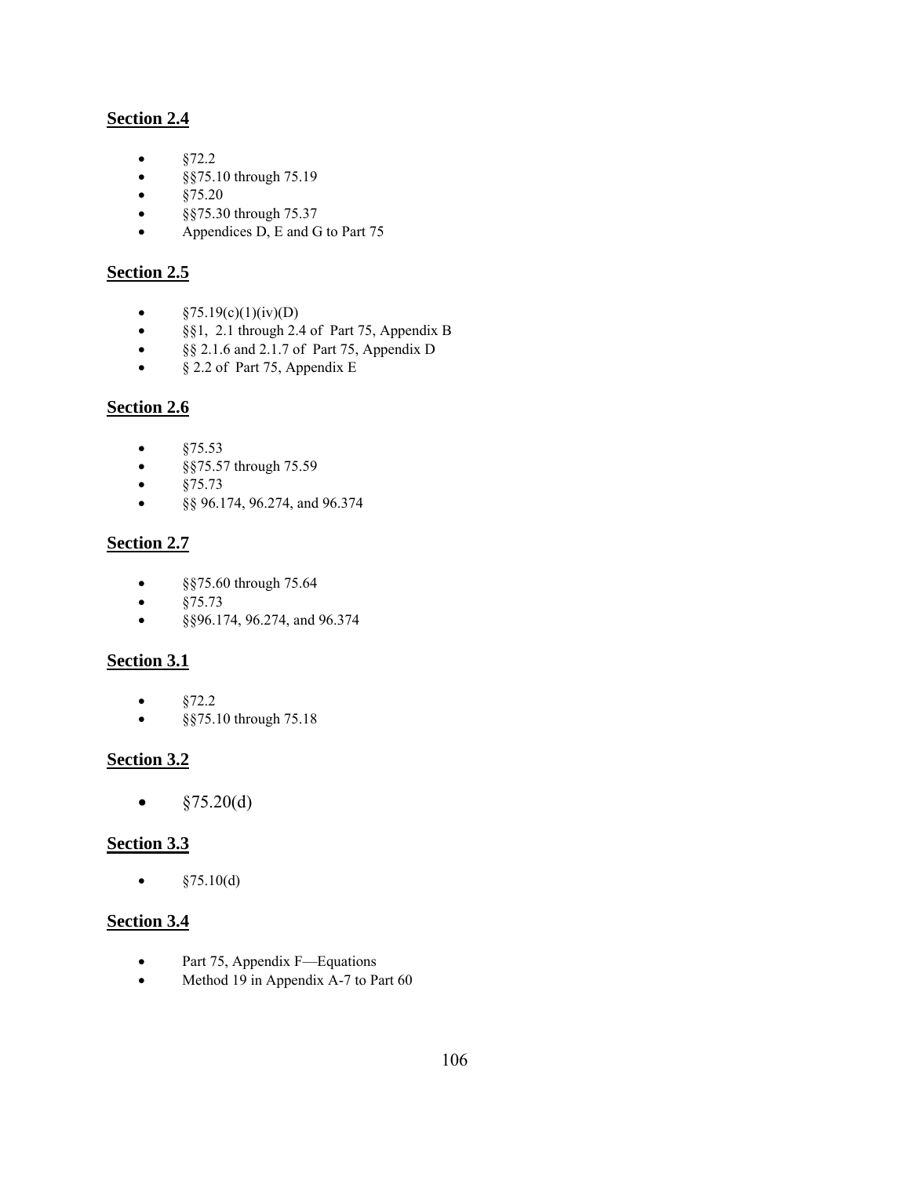## Section 2.4

- §72.2
- §§75.10 through 75.19
- §75.20
- §§75.30 through 75.37
- Appendices D, E and G to Part 75

## Section 2.5

- §75.19(c)(1)(iv)(D)
- §§1, 2.1 through 2.4 of Part 75, Appendix B
- §§ 2.1.6 and 2.1.7 of Part 75, Appendix D
- § 2.2 of Part 75, Appendix E

## Section 2.6

- §75.53
- §§75.57 through 75.59
- §75.73
- §§ 96.174, 96.274, and 96.374

## Section 2.7

- §§75.60 through 75.64
- §75.73
- §§96.174, 96.274, and 96.374

## Section 3.1

- §72.2
- §§75.10 through 75.18

## Section 3.2

- §75.20(d)

## Section 3.3

- §75.10(d)

## Section 3.4

- Part 75, Appendix F—Equations
- Method 19 in Appendix A-7 to Part 60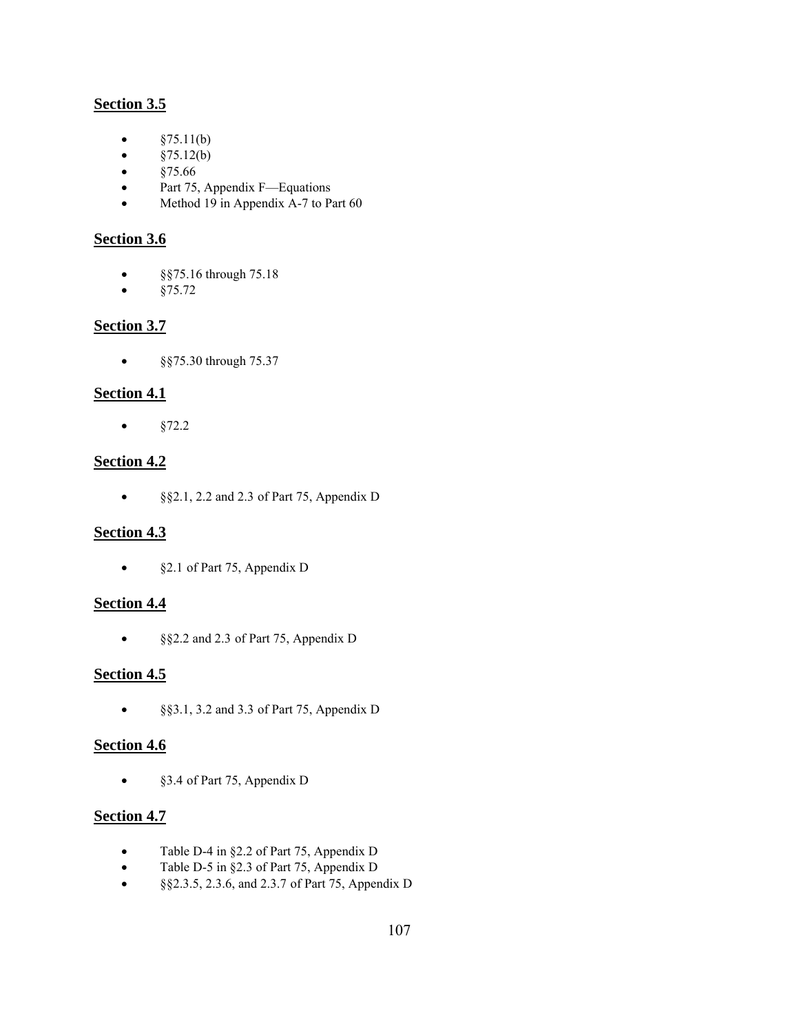## Section 3.5

- §75.11(b)
- §75.12(b)
- §75.66
- Part 75, Appendix F—Equations
- Method 19 in Appendix A-7 to Part 60

## Section 3.6

- §§75.16 through 75.18
- §75.72

## Section 3.7

- §§75.30 through 75.37

## Section 4.1

- §72.2

## Section 4.2

- §§2.1, 2.2 and 2.3 of Part 75, Appendix D

## Section 4.3

- §2.1 of Part 75, Appendix D

## Section 4.4

- §§2.2 and 2.3 of Part 75, Appendix D

## Section 4.5

- §§3.1, 3.2 and 3.3 of Part 75, Appendix D

## Section 4.6

- §3.4 of Part 75, Appendix D

## Section 4.7

- Table D-4 in §2.2 of Part 75, Appendix D
- Table D-5 in §2.3 of Part 75, Appendix D
- §§2.3.5, 2.3.6, and 2.3.7 of Part 75, Appendix D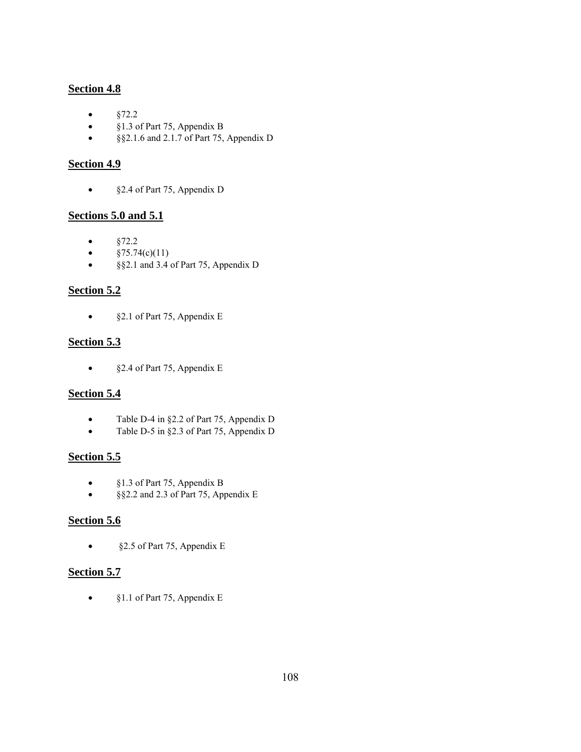## Section 4.8

- §72.2
- §1.3 of Part 75, Appendix B
- §§2.1.6 and 2.1.7 of Part 75, Appendix D

## Section 4.9

- §2.4 of Part 75, Appendix D

## Sections 5.0 and 5.1

- §72.2
- §75.74(c)(11)
- §§2.1 and 3.4 of Part 75, Appendix D

## Section 5.2

- §2.1 of Part 75, Appendix E

## Section 5.3

- §2.4 of Part 75, Appendix E

## Section 5.4

- Table D-4 in §2.2 of Part 75, Appendix D
- Table D-5 in §2.3 of Part 75, Appendix D

## Section 5.5

- §1.3 of Part 75, Appendix B
- §§2.2 and 2.3 of Part 75, Appendix E

## Section 5.6

- §2.5 of Part 75, Appendix E

## Section 5.7

- §1.1 of Part 75, Appendix E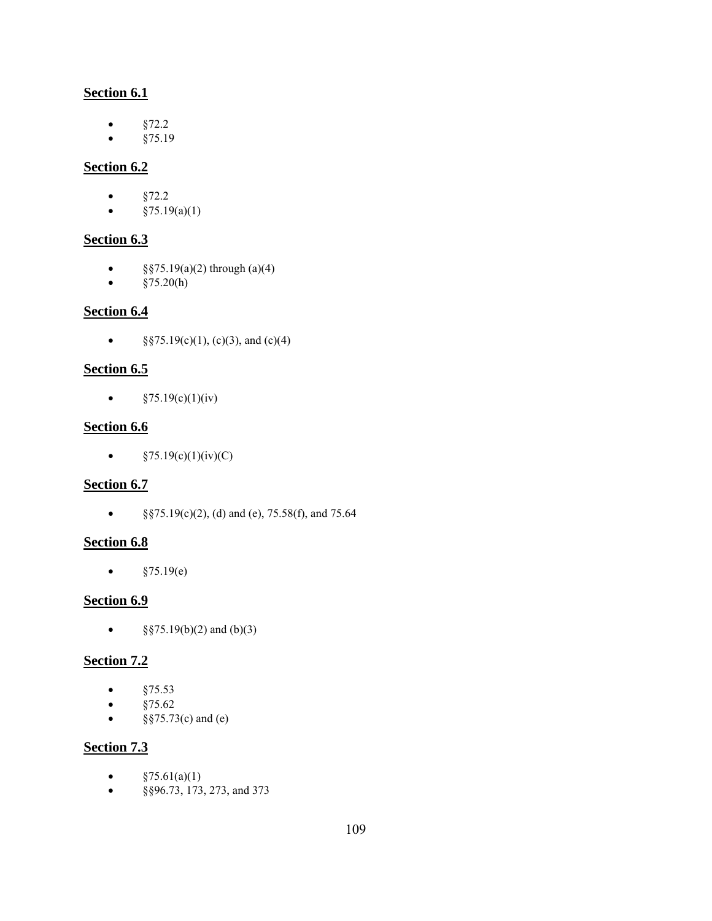**Section 6.1**

- §72.2
- §75.19

**Section 6.2**

- §72.2
- §75.19(a)(1)

**Section 6.3**

- §§75.19(a)(2) through (a)(4)
- §75.20(h)

**Section 6.4**

- §§75.19(c)(1), (c)(3), and (c)(4)

**Section 6.5**

- §75.19(c)(1)(iv)

**Section 6.6**

- §75.19(c)(1)(iv)(C)

**Section 6.7**

- §§75.19(c)(2), (d) and (e), 75.58(f), and 75.64

**Section 6.8**

- §75.19(e)

**Section 6.9**

- §§75.19(b)(2) and (b)(3)

**Section 7.2**

- §75.53
- §75.62
- §§75.73(c) and (e)

**Section 7.3**

- §75.61(a)(1)
- §§96.73, 173, 273, and 373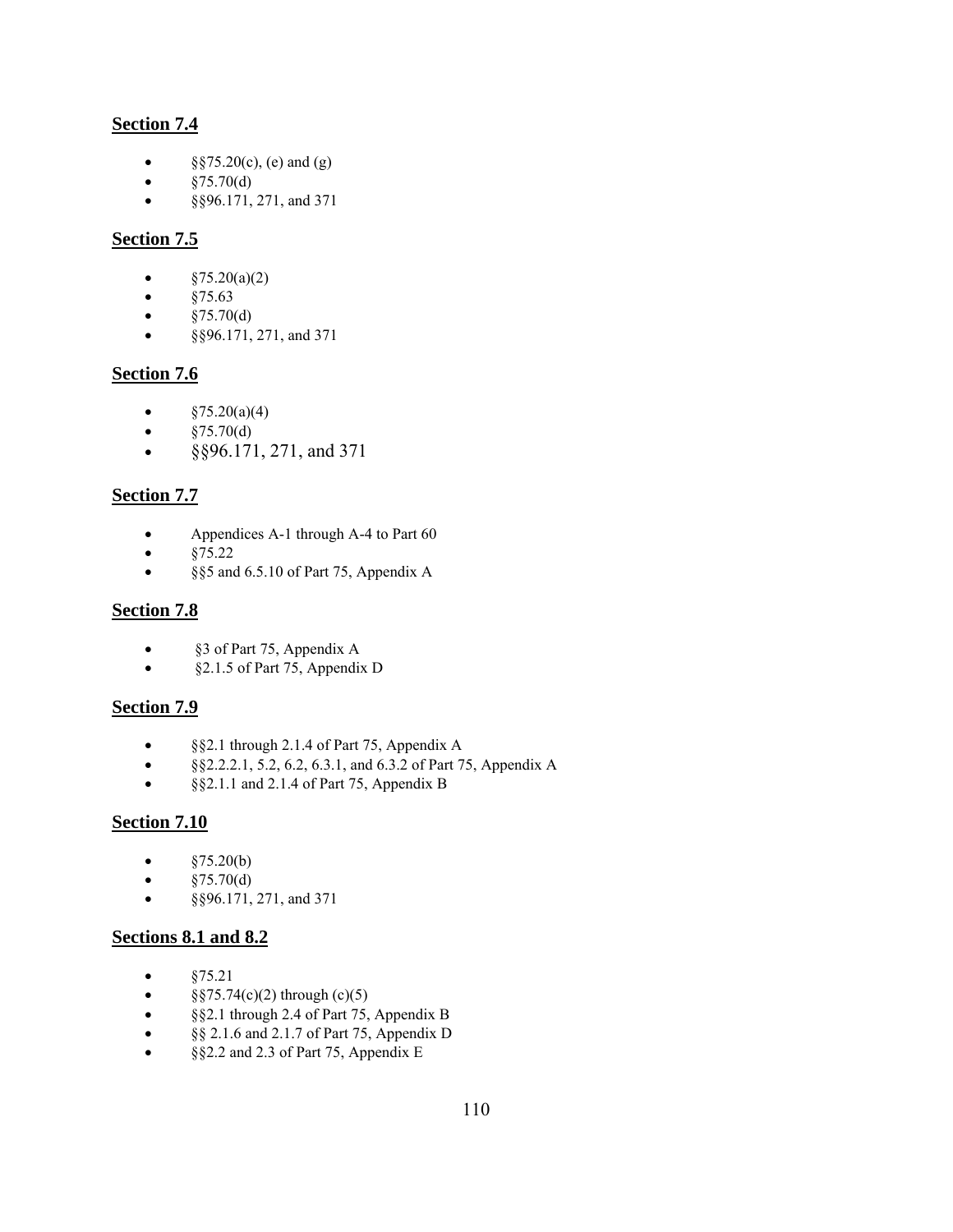## Section 7.4

- §§75.20(c), (e) and (g)
- §75.70(d)
- §§96.171, 271, and 371

## Section 7.5

- §75.20(a)(2)
- §75.63
- §75.70(d)
- §§96.171, 271, and 371

## Section 7.6

- §75.20(a)(4)
- §75.70(d)
- §§96.171, 271, and 371

## Section 7.7

- Appendices A-1 through A-4 to Part 60
- §75.22
- §§5 and 6.5.10 of Part 75, Appendix A

## Section 7.8

- §3 of Part 75, Appendix A
- §2.1.5 of Part 75, Appendix D

## Section 7.9

- §§2.1 through 2.1.4 of Part 75, Appendix A
- §§2.2.2.1, 5.2, 6.2, 6.3.1, and 6.3.2 of Part 75, Appendix A
- §§2.1.1 and 2.1.4 of Part 75, Appendix B

## Section 7.10

- §75.20(b)
- §75.70(d)
- §§96.171, 271, and 371

## Sections 8.1 and 8.2

- §75.21
- §§75.74(c)(2) through (c)(5)
- §§2.1 through 2.4 of Part 75, Appendix B
- §§ 2.1.6 and 2.1.7 of Part 75, Appendix D
- §§2.2 and 2.3 of Part 75, Appendix E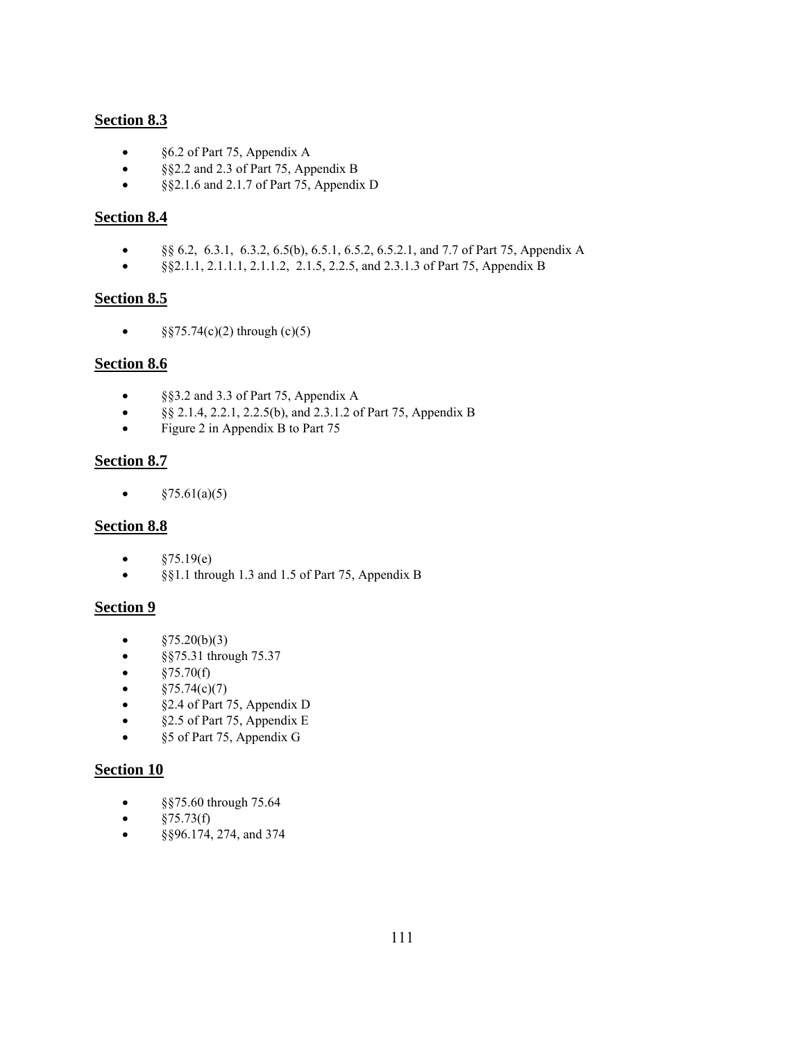## Section 8.3

- §6.2 of Part 75, Appendix A
- §§2.2 and 2.3 of Part 75, Appendix B
- §§2.1.6 and 2.1.7 of Part 75, Appendix D

## Section 8.4

- §§ 6.2, 6.3.1, 6.3.2, 6.5(b), 6.5.1, 6.5.2, 6.5.2.1, and 7.7 of Part 75, Appendix A
- §§2.1.1, 2.1.1.1, 2.1.1.2, 2.1.5, 2.2.5, and 2.3.1.3 of Part 75, Appendix B

## Section 8.5

- §§75.74(c)(2) through (c)(5)

## Section 8.6

- §§3.2 and 3.3 of Part 75, Appendix A
- §§ 2.1.4, 2.2.1, 2.2.5(b), and 2.3.1.2 of Part 75, Appendix B
- Figure 2 in Appendix B to Part 75

## Section 8.7

- §75.61(a)(5)

## Section 8.8

- §75.19(e)
- §§1.1 through 1.3 and 1.5 of Part 75, Appendix B

## Section 9

- §75.20(b)(3)
- §§75.31 through 75.37
- §75.70(f)
- §75.74(c)(7)
- §2.4 of Part 75, Appendix D
- §2.5 of Part 75, Appendix E
- §5 of Part 75, Appendix G

## Section 10

- §§75.60 through 75.64
- §75.73(f)
- §§96.174, 274, and 374